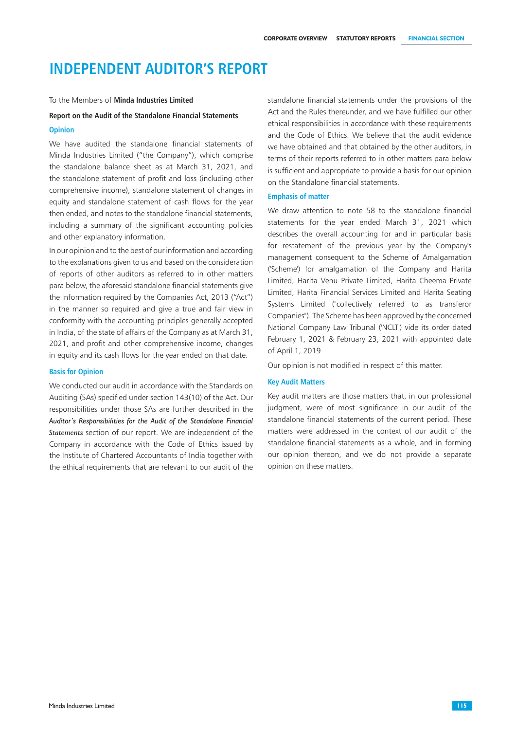# INDEPENDENT AUDITOR'S REPORT

To the Members of **Minda Industries Limited**

**Report on the Audit of the Standalone Financial Statements**

## Opinion

We have audited the standalone financial statements of Minda Industries Limited ("the Company"), which comprise the standalone balance sheet as at March 31, 2021, and the standalone statement of profit and loss (including other comprehensive income), standalone statement of changes in equity and standalone statement of cash flows for the year then ended, and notes to the standalone financial statements, including a summary of the significant accounting policies and other explanatory information.

In our opinion and to the best of our information and according to the explanations given to us and based on the consideration of reports of other auditors as referred to in other matters para below, the aforesaid standalone financial statements give the information required by the Companies Act, 2013 ("Act") in the manner so required and give a true and fair view in conformity with the accounting principles generally accepted in India, of the state of affairs of the Company as at March 31, 2021, and profit and other comprehensive income, changes in equity and its cash flows for the year ended on that date.

## Basis for Opinion

We conducted our audit in accordance with the Standards on Auditing (SAs) specified under section 143(10) of the Act. Our responsibilities under those SAs are further described in the ***Auditor's Responsibilities for the Audit of the Standalone Financial Statements*** section of our report. We are independent of the Company in accordance with the Code of Ethics issued by the Institute of Chartered Accountants of India together with the ethical requirements that are relevant to our audit of the standalone financial statements under the provisions of the Act and the Rules thereunder, and we have fulfilled our other ethical responsibilities in accordance with these requirements and the Code of Ethics. We believe that the audit evidence we have obtained and that obtained by the other auditors, in terms of their reports referred to in other matters para below is sufficient and appropriate to provide a basis for our opinion on the Standalone financial statements.

## Emphasis of matter

We draw attention to note 58 to the standalone financial statements for the year ended March 31, 2021 which describes the overall accounting for and in particular basis for restatement of the previous year by the Company's management consequent to the Scheme of Amalgamation ('Scheme') for amalgamation of the Company and Harita Limited, Harita Venu Private Limited, Harita Cheema Private Limited, Harita Financial Services Limited and Harita Seating Systems Limited ("collectively referred to as transferor Companies"). The Scheme has been approved by the concerned National Company Law Tribunal ('NCLT') vide its order dated February 1, 2021 & February 23, 2021 with appointed date of April 1, 2019

Our opinion is not modified in respect of this matter.

## Key Audit Matters

Key audit matters are those matters that, in our professional judgment, were of most significance in our audit of the standalone financial statements of the current period. These matters were addressed in the context of our audit of the standalone financial statements as a whole, and in forming our opinion thereon, and we do not provide a separate opinion on these matters.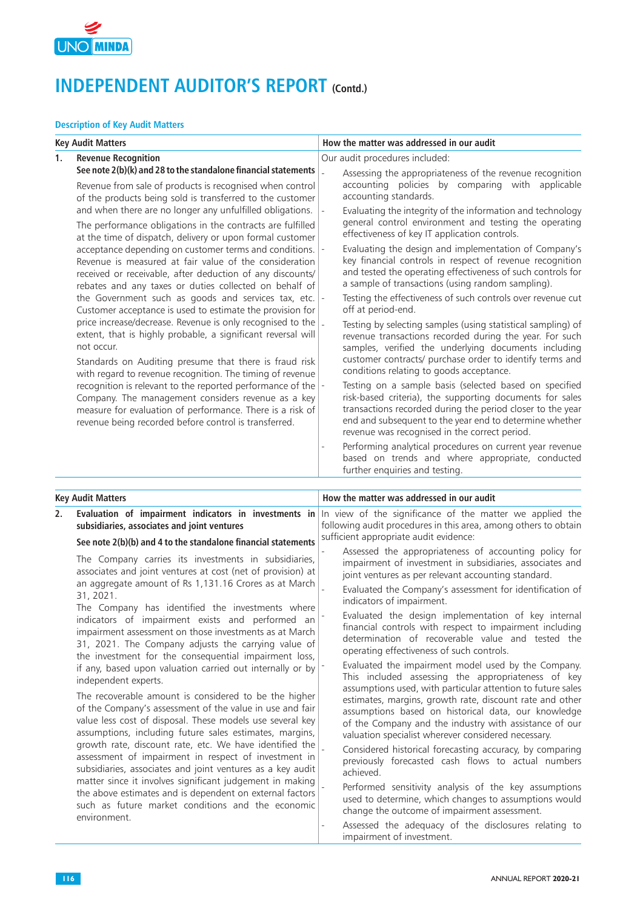# INDEPENDENT AUDITOR'S REPORT (Contd.)

### Description of Key Audit Matters

| Key Audit Matters | How the matter was addressed in our audit |
|---|---|
| **1. Revenue Recognition**<br>**See note 2(b)(k) and 28 to the standalone financial statements**<br>Revenue from sale of products is recognised when control of the products being sold is transferred to the customer and when there are no longer any unfulfilled obligations.<br>The performance obligations in the contracts are fulfilled at the time of dispatch, delivery or upon formal customer acceptance depending on customer terms and conditions. Revenue is measured at fair value of the consideration received or receivable, after deduction of any discounts/ rebates and any taxes or duties collected on behalf of the Government such as goods and services tax, etc. Customer acceptance is used to estimate the provision for price increase/decrease. Revenue is only recognised to the extent, that is highly probable, a significant reversal will not occur.<br>Standards on Auditing presume that there is fraud risk with regard to revenue recognition. The timing of revenue recognition is relevant to the reported performance of the Company. The management considers revenue as a key measure for evaluation of performance. There is a risk of revenue being recorded before control is transferred. | Our audit procedures included:<br>- Assessing the appropriateness of the revenue recognition accounting policies by comparing with applicable accounting standards.<br>- Evaluating the integrity of the information and technology general control environment and testing the operating effectiveness of key IT application controls.<br>- Evaluating the design and implementation of Company's key financial controls in respect of revenue recognition and tested the operating effectiveness of such controls for a sample of transactions (using random sampling).<br>- Testing the effectiveness of such controls over revenue cut off at period-end.<br>- Testing by selecting samples (using statistical sampling) of revenue transactions recorded during the year. For such samples, verified the underlying documents including customer contracts/ purchase order to identify terms and conditions relating to goods acceptance.<br>- Testing on a sample basis (selected based on specified risk-based criteria), the supporting documents for sales transactions recorded during the period closer to the year end and subsequent to the year end to determine whether revenue was recognised in the correct period.<br>- Performing analytical procedures on current year revenue based on trends and where appropriate, conducted further enquiries and testing. |

| Key Audit Matters | How the matter was addressed in our audit |
|---|---|
| **2. Evaluation of impairment indicators in investments in subsidiaries, associates and joint ventures**<br>**See note 2(b)(b) and 4 to the standalone financial statements**<br>The Company carries its investments in subsidiaries, associates and joint ventures at cost (net of provision) at an aggregate amount of Rs 1,131.16 Crores as at March 31, 2021.<br>The Company has identified the investments where indicators of impairment exists and performed an impairment assessment on those investments as at March 31, 2021. The Company adjusts the carrying value of the investment for the consequential impairment loss, if any, based upon valuation carried out internally or by independent experts.<br>The recoverable amount is considered to be the higher of the Company's assessment of the value in use and fair value less cost of disposal. These models use several key assumptions, including future sales estimates, margins, growth rate, discount rate, etc. We have identified the assessment of impairment in respect of investment in subsidiaries, associates and joint ventures as a key audit matter since it involves significant judgement in making the above estimates and is dependent on external factors such as future market conditions and the economic environment. | In view of the significance of the matter we applied the following audit procedures in this area, among others to obtain sufficient appropriate audit evidence:<br>- Assessed the appropriateness of accounting policy for impairment of investment in subsidiaries, associates and joint ventures as per relevant accounting standard.<br>- Evaluated the Company's assessment for identification of indicators of impairment.<br>- Evaluated the design implementation of key internal financial controls with respect to impairment including determination of recoverable value and tested the operating effectiveness of such controls.<br>- Evaluated the impairment model used by the Company. This included assessing the appropriateness of key assumptions used, with particular attention to future sales estimates, margins, growth rate, discount rate and other assumptions based on historical data, our knowledge of the Company and the industry with assistance of our valuation specialist wherever considered necessary.<br>- Considered historical forecasting accuracy, by comparing previously forecasted cash flows to actual numbers achieved.<br>- Performed sensitivity analysis of the key assumptions used to determine, which changes to assumptions would change the outcome of impairment assessment.<br>- Assessed the adequacy of the disclosures relating to impairment of investment. |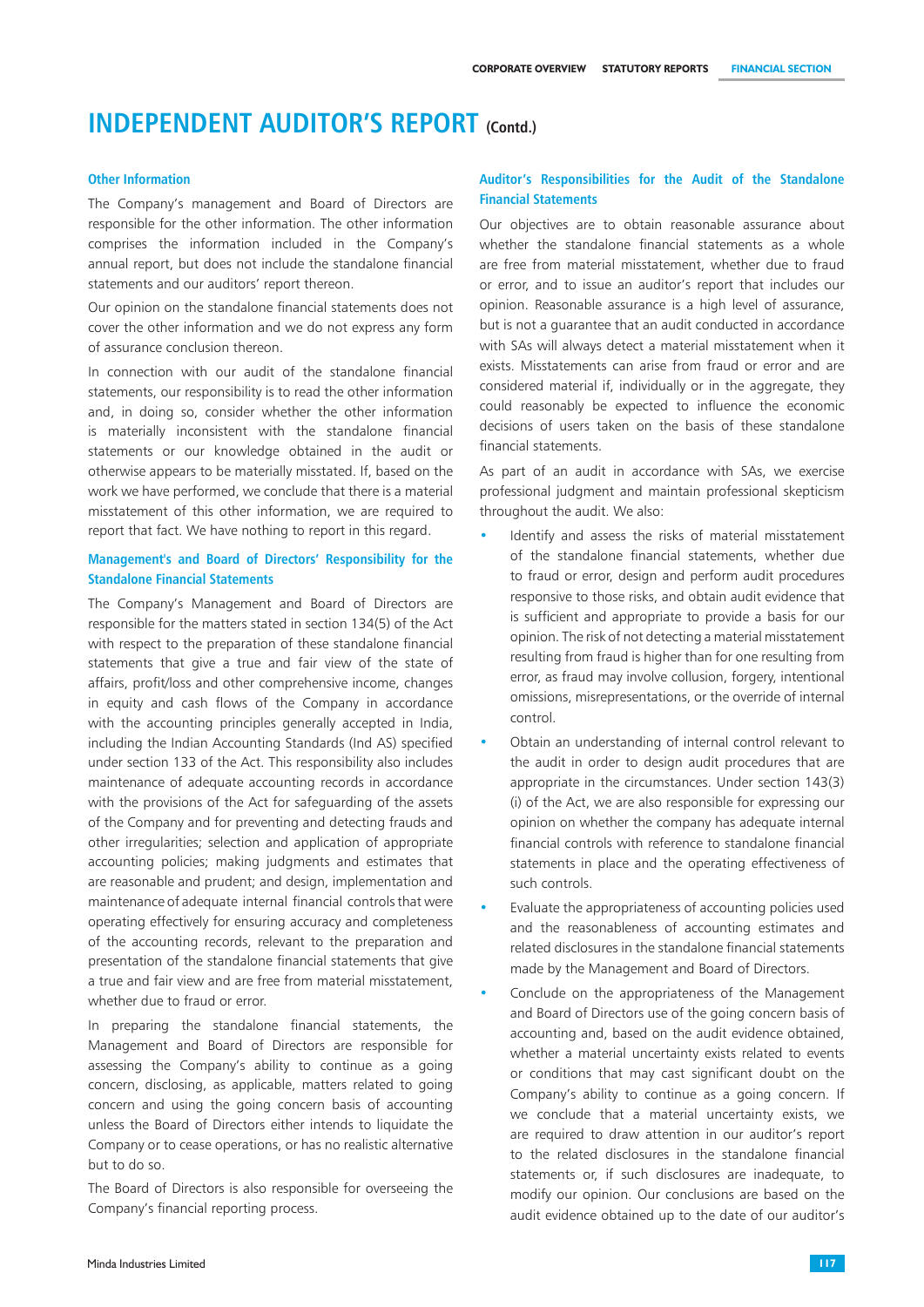# INDEPENDENT AUDITOR'S REPORT (Contd.)

### Other Information

The Company's management and Board of Directors are responsible for the other information. The other information comprises the information included in the Company's annual report, but does not include the standalone financial statements and our auditors' report thereon.

Our opinion on the standalone financial statements does not cover the other information and we do not express any form of assurance conclusion thereon.

In connection with our audit of the standalone financial statements, our responsibility is to read the other information and, in doing so, consider whether the other information is materially inconsistent with the standalone financial statements or our knowledge obtained in the audit or otherwise appears to be materially misstated. If, based on the work we have performed, we conclude that there is a material misstatement of this other information, we are required to report that fact. We have nothing to report in this regard.

### Management's and Board of Directors' Responsibility for the Standalone Financial Statements

The Company's Management and Board of Directors are responsible for the matters stated in section 134(5) of the Act with respect to the preparation of these standalone financial statements that give a true and fair view of the state of affairs, profit/loss and other comprehensive income, changes in equity and cash flows of the Company in accordance with the accounting principles generally accepted in India, including the Indian Accounting Standards (Ind AS) specified under section 133 of the Act. This responsibility also includes maintenance of adequate accounting records in accordance with the provisions of the Act for safeguarding of the assets of the Company and for preventing and detecting frauds and other irregularities; selection and application of appropriate accounting policies; making judgments and estimates that are reasonable and prudent; and design, implementation and maintenance of adequate internal financial controls that were operating effectively for ensuring accuracy and completeness of the accounting records, relevant to the preparation and presentation of the standalone financial statements that give a true and fair view and are free from material misstatement, whether due to fraud or error.

In preparing the standalone financial statements, the Management and Board of Directors are responsible for assessing the Company's ability to continue as a going concern, disclosing, as applicable, matters related to going concern and using the going concern basis of accounting unless the Board of Directors either intends to liquidate the Company or to cease operations, or has no realistic alternative but to do so.

The Board of Directors is also responsible for overseeing the Company's financial reporting process.

### Auditor's Responsibilities for the Audit of the Standalone Financial Statements

Our objectives are to obtain reasonable assurance about whether the standalone financial statements as a whole are free from material misstatement, whether due to fraud or error, and to issue an auditor's report that includes our opinion. Reasonable assurance is a high level of assurance, but is not a guarantee that an audit conducted in accordance with SAs will always detect a material misstatement when it exists. Misstatements can arise from fraud or error and are considered material if, individually or in the aggregate, they could reasonably be expected to influence the economic decisions of users taken on the basis of these standalone financial statements.

As part of an audit in accordance with SAs, we exercise professional judgment and maintain professional skepticism throughout the audit. We also:

- Identify and assess the risks of material misstatement of the standalone financial statements, whether due to fraud or error, design and perform audit procedures responsive to those risks, and obtain audit evidence that is sufficient and appropriate to provide a basis for our opinion. The risk of not detecting a material misstatement resulting from fraud is higher than for one resulting from error, as fraud may involve collusion, forgery, intentional omissions, misrepresentations, or the override of internal control.
- Obtain an understanding of internal control relevant to the audit in order to design audit procedures that are appropriate in the circumstances. Under section 143(3)(i) of the Act, we are also responsible for expressing our opinion on whether the company has adequate internal financial controls with reference to standalone financial statements in place and the operating effectiveness of such controls.
- Evaluate the appropriateness of accounting policies used and the reasonableness of accounting estimates and related disclosures in the standalone financial statements made by the Management and Board of Directors.
- Conclude on the appropriateness of the Management and Board of Directors use of the going concern basis of accounting and, based on the audit evidence obtained, whether a material uncertainty exists related to events or conditions that may cast significant doubt on the Company's ability to continue as a going concern. If we conclude that a material uncertainty exists, we are required to draw attention in our auditor's report to the related disclosures in the standalone financial statements or, if such disclosures are inadequate, to modify our opinion. Our conclusions are based on the audit evidence obtained up to the date of our auditor's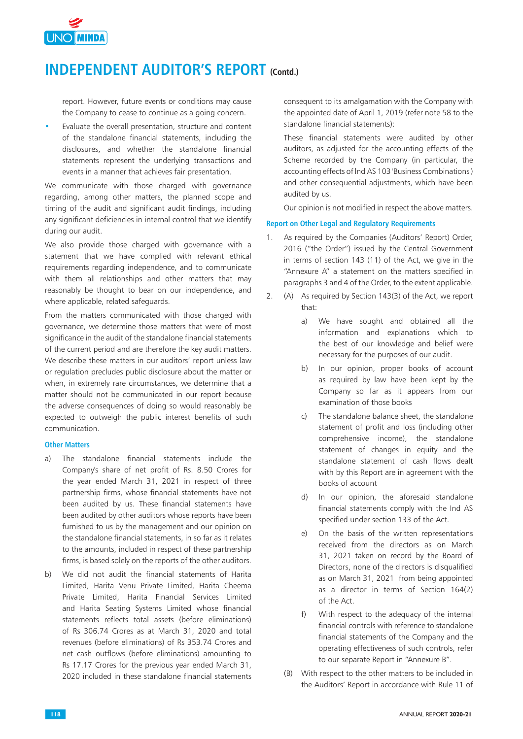## INDEPENDENT AUDITOR'S REPORT (Contd.)

report. However, future events or conditions may cause the Company to cease to continue as a going concern.

- Evaluate the overall presentation, structure and content of the standalone financial statements, including the disclosures, and whether the standalone financial statements represent the underlying transactions and events in a manner that achieves fair presentation.

We communicate with those charged with governance regarding, among other matters, the planned scope and timing of the audit and significant audit findings, including any significant deficiencies in internal control that we identify during our audit.

We also provide those charged with governance with a statement that we have complied with relevant ethical requirements regarding independence, and to communicate with them all relationships and other matters that may reasonably be thought to bear on our independence, and where applicable, related safeguards.

From the matters communicated with those charged with governance, we determine those matters that were of most significance in the audit of the standalone financial statements of the current period and are therefore the key audit matters. We describe these matters in our auditors' report unless law or regulation precludes public disclosure about the matter or when, in extremely rare circumstances, we determine that a matter should not be communicated in our report because the adverse consequences of doing so would reasonably be expected to outweigh the public interest benefits of such communication.

### Other Matters

a) The standalone financial statements include the Company's share of net profit of Rs. 8.50 Crores for the year ended March 31, 2021 in respect of three partnership firms, whose financial statements have not been audited by us. These financial statements have been audited by other auditors whose reports have been furnished to us by the management and our opinion on the standalone financial statements, in so far as it relates to the amounts, included in respect of these partnership firms, is based solely on the reports of the other auditors.

b) We did not audit the financial statements of Harita Limited, Harita Venu Private Limited, Harita Cheema Private Limited, Harita Financial Services Limited and Harita Seating Systems Limited whose financial statements reflects total assets (before eliminations) of Rs 306.74 Crores as at March 31, 2020 and total revenues (before eliminations) of Rs 353.74 Crores and net cash outflows (before eliminations) amounting to Rs 17.17 Crores for the previous year ended March 31, 2020 included in these standalone financial statements consequent to its amalgamation with the Company with the appointed date of April 1, 2019 (refer note 58 to the standalone financial statements):

   These financial statements were audited by other auditors, as adjusted for the accounting effects of the Scheme recorded by the Company (in particular, the accounting effects of Ind AS 103 'Business Combinations') and other consequential adjustments, which have been audited by us.

   Our opinion is not modified in respect the above matters.

### Report on Other Legal and Regulatory Requirements

1. As required by the Companies (Auditors' Report) Order, 2016 ("the Order") issued by the Central Government in terms of section 143 (11) of the Act, we give in the "Annexure A" a statement on the matters specified in paragraphs 3 and 4 of the Order, to the extent applicable.

2. (A) As required by Section 143(3) of the Act, we report that:

   a) We have sought and obtained all the information and explanations which to the best of our knowledge and belief were necessary for the purposes of our audit.

   b) In our opinion, proper books of account as required by law have been kept by the Company so far as it appears from our examination of those books

   c) The standalone balance sheet, the standalone statement of profit and loss (including other comprehensive income), the standalone statement of changes in equity and the standalone statement of cash flows dealt with by this Report are in agreement with the books of account

   d) In our opinion, the aforesaid standalone financial statements comply with the Ind AS specified under section 133 of the Act.

   e) On the basis of the written representations received from the directors as on March 31, 2021 taken on record by the Board of Directors, none of the directors is disqualified as on March 31, 2021 from being appointed as a director in terms of Section 164(2) of the Act.

   f) With respect to the adequacy of the internal financial controls with reference to standalone financial statements of the Company and the operating effectiveness of such controls, refer to our separate Report in "Annexure B".

   (B) With respect to the other matters to be included in the Auditors' Report in accordance with Rule 11 of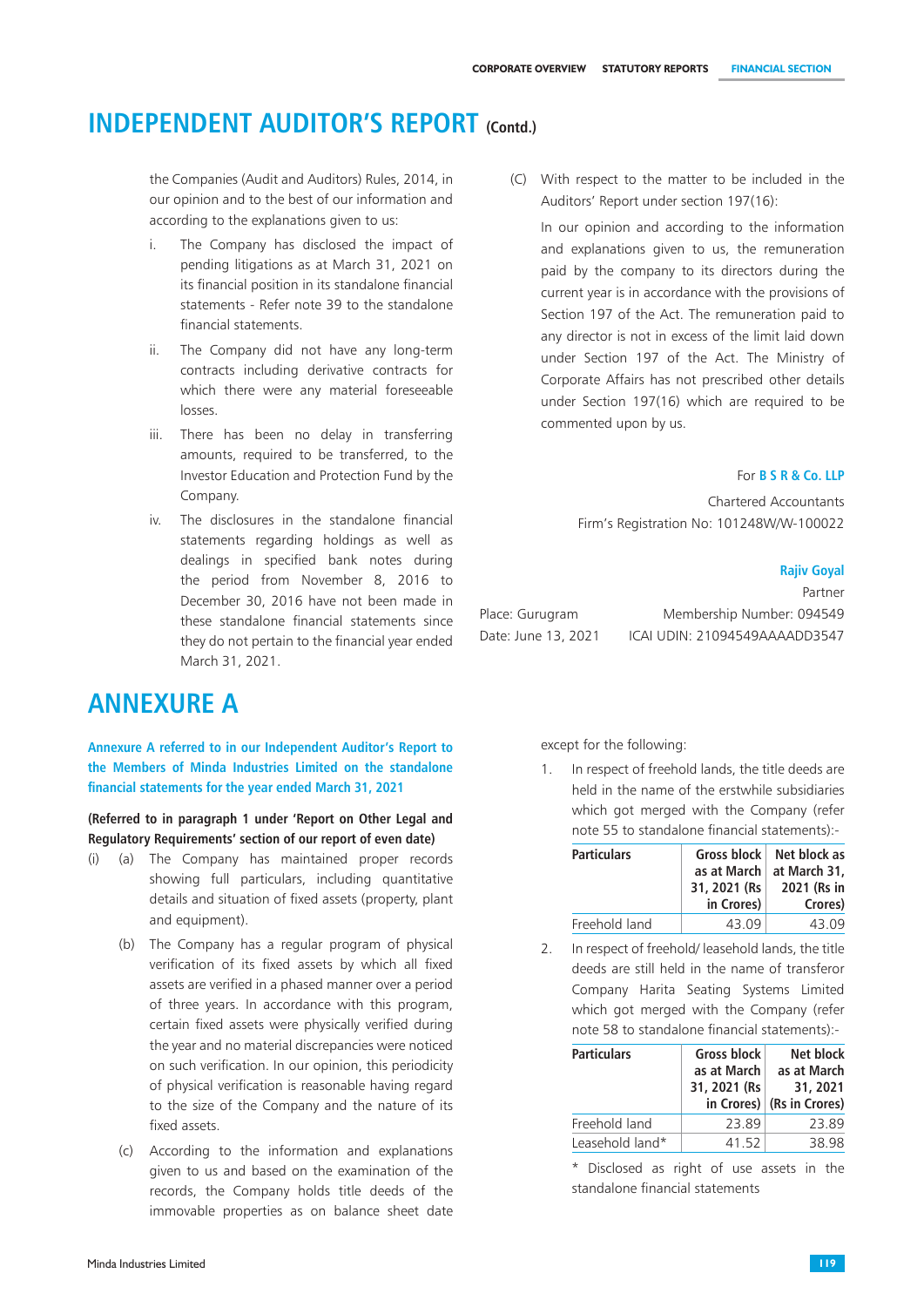# INDEPENDENT AUDITOR'S REPORT (Contd.)

the Companies (Audit and Auditors) Rules, 2014, in our opinion and to the best of our information and according to the explanations given to us:

i. The Company has disclosed the impact of pending litigations as at March 31, 2021 on its financial position in its standalone financial statements - Refer note 39 to the standalone financial statements.

ii. The Company did not have any long-term contracts including derivative contracts for which there were any material foreseeable losses.

iii. There has been no delay in transferring amounts, required to be transferred, to the Investor Education and Protection Fund by the Company.

iv. The disclosures in the standalone financial statements regarding holdings as well as dealings in specified bank notes during the period from November 8, 2016 to December 30, 2016 have not been made in these standalone financial statements since they do not pertain to the financial year ended March 31, 2021.

(C) With respect to the matter to be included in the Auditors' Report under section 197(16):

In our opinion and according to the information and explanations given to us, the remuneration paid by the company to its directors during the current year is in accordance with the provisions of Section 197 of the Act. The remuneration paid to any director is not in excess of the limit laid down under Section 197 of the Act. The Ministry of Corporate Affairs has not prescribed other details under Section 197(16) which are required to be commented upon by us.

For **B S R & Co. LLP**

Chartered Accountants

Firm's Registration No: 101248W/W-100022

**Rajiv Goyal**

Partner

Membership Number: 094549

ICAI UDIN: 21094549AAAADD3547

Place: Gurugram

Date: June 13, 2021

# ANNEXURE A

**Annexure A referred to in our Independent Auditor's Report to the Members of Minda Industries Limited on the standalone financial statements for the year ended March 31, 2021**

**(Referred to in paragraph 1 under 'Report on Other Legal and Regulatory Requirements' section of our report of even date)**

(i) (a) The Company has maintained proper records showing full particulars, including quantitative details and situation of fixed assets (property, plant and equipment).

(b) The Company has a regular program of physical verification of its fixed assets by which all fixed assets are verified in a phased manner over a period of three years. In accordance with this program, certain fixed assets were physically verified during the year and no material discrepancies were noticed on such verification. In our opinion, this periodicity of physical verification is reasonable having regard to the size of the Company and the nature of its fixed assets.

(c) According to the information and explanations given to us and based on the examination of the records, the Company holds title deeds of the immovable properties as on balance sheet date except for the following:

1. In respect of freehold lands, the title deeds are held in the name of the erstwhile subsidiaries which got merged with the Company (refer note 55 to standalone financial statements):-

| Particulars | Gross block as at March 31, 2021 (Rs in Crores) | Net block as at March 31, 2021 (Rs in Crores) |
|---|---|---|
| Freehold land | 43.09 | 43.09 |

2. In respect of freehold/ leasehold lands, the title deeds are still held in the name of transferor Company Harita Seating Systems Limited which got merged with the Company (refer note 58 to standalone financial statements):-

| Particulars | Gross block as at March 31, 2021 (Rs in Crores) | Net block as at March 31, 2021 (Rs in Crores) |
|---|---|---|
| Freehold land | 23.89 | 23.89 |
| Leasehold land* | 41.52 | 38.98 |

\* Disclosed as right of use assets in the standalone financial statements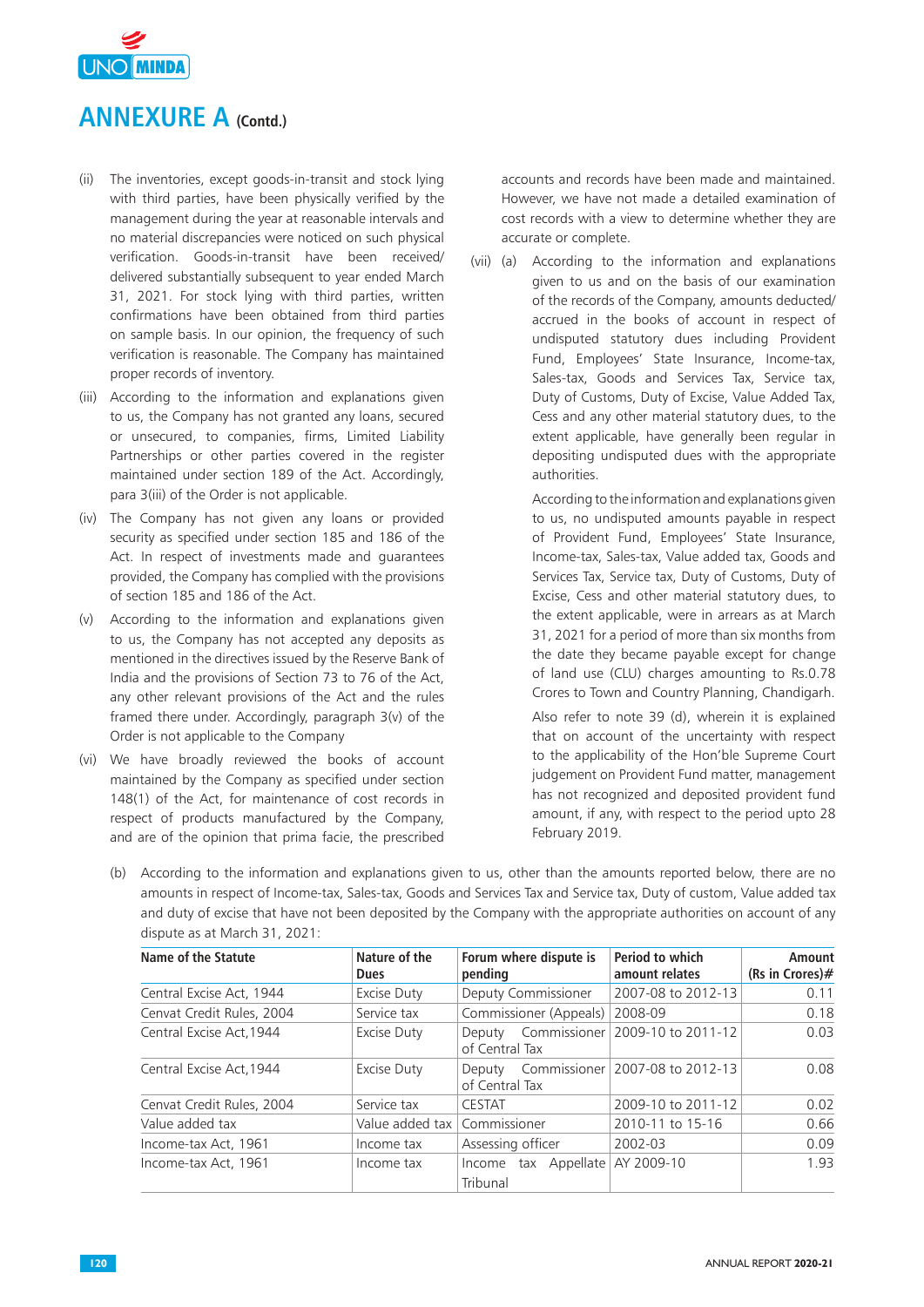# ANNEXURE A (Contd.)

(ii) The inventories, except goods-in-transit and stock lying with third parties, have been physically verified by the management during the year at reasonable intervals and no material discrepancies were noticed on such physical verification. Goods-in-transit have been received/ delivered substantially subsequent to year ended March 31, 2021. For stock lying with third parties, written confirmations have been obtained from third parties on sample basis. In our opinion, the frequency of such verification is reasonable. The Company has maintained proper records of inventory.

(iii) According to the information and explanations given to us, the Company has not granted any loans, secured or unsecured, to companies, firms, Limited Liability Partnerships or other parties covered in the register maintained under section 189 of the Act. Accordingly, para 3(iii) of the Order is not applicable.

(iv) The Company has not given any loans or provided security as specified under section 185 and 186 of the Act. In respect of investments made and guarantees provided, the Company has complied with the provisions of section 185 and 186 of the Act.

(v) According to the information and explanations given to us, the Company has not accepted any deposits as mentioned in the directives issued by the Reserve Bank of India and the provisions of Section 73 to 76 of the Act, any other relevant provisions of the Act and the rules framed there under. Accordingly, paragraph 3(v) of the Order is not applicable to the Company

(vi) We have broadly reviewed the books of account maintained by the Company as specified under section 148(1) of the Act, for maintenance of cost records in respect of products manufactured by the Company, and are of the opinion that prima facie, the prescribed accounts and records have been made and maintained. However, we have not made a detailed examination of cost records with a view to determine whether they are accurate or complete.

(vii) (a) According to the information and explanations given to us and on the basis of our examination of the records of the Company, amounts deducted/ accrued in the books of account in respect of undisputed statutory dues including Provident Fund, Employees' State Insurance, Income-tax, Sales-tax, Goods and Services Tax, Service tax, Duty of Customs, Duty of Excise, Value Added Tax, Cess and any other material statutory dues, to the extent applicable, have generally been regular in depositing undisputed dues with the appropriate authorities.

According to the information and explanations given to us, no undisputed amounts payable in respect of Provident Fund, Employees' State Insurance, Income-tax, Sales-tax, Value added tax, Goods and Services Tax, Service tax, Duty of Customs, Duty of Excise, Cess and other material statutory dues, to the extent applicable, were in arrears as at March 31, 2021 for a period of more than six months from the date they became payable except for change of land use (CLU) charges amounting to Rs.0.78 Crores to Town and Country Planning, Chandigarh.

Also refer to note 39 (d), wherein it is explained that on account of the uncertainty with respect to the applicability of the Hon'ble Supreme Court judgement on Provident Fund matter, management has not recognized and deposited provident fund amount, if any, with respect to the period upto 28 February 2019.

(b) According to the information and explanations given to us, other than the amounts reported below, there are no amounts in respect of Income-tax, Sales-tax, Goods and Services Tax and Service tax, Duty of custom, Value added tax and duty of excise that have not been deposited by the Company with the appropriate authorities on account of any dispute as at March 31, 2021:

| Name of the Statute | Nature of the Dues | Forum where dispute is pending | Period to which amount relates | Amount (Rs in Crores)# |
|---|---|---|---|---|
| Central Excise Act, 1944 | Excise Duty | Deputy Commissioner | 2007-08 to 2012-13 | 0.11 |
| Cenvat Credit Rules, 2004 | Service tax | Commissioner (Appeals) | 2008-09 | 0.18 |
| Central Excise Act,1944 | Excise Duty | Deputy Commissioner of Central Tax | 2009-10 to 2011-12 | 0.03 |
| Central Excise Act,1944 | Excise Duty | Deputy Commissioner of Central Tax | 2007-08 to 2012-13 | 0.08 |
| Cenvat Credit Rules, 2004 | Service tax | CESTAT | 2009-10 to 2011-12 | 0.02 |
| Value added tax | Value added tax | Commissioner | 2010-11 to 15-16 | 0.66 |
| Income-tax Act, 1961 | Income tax | Assessing officer | 2002-03 | 0.09 |
| Income-tax Act, 1961 | Income tax | Income tax Appellate Tribunal | AY 2009-10 | 1.93 |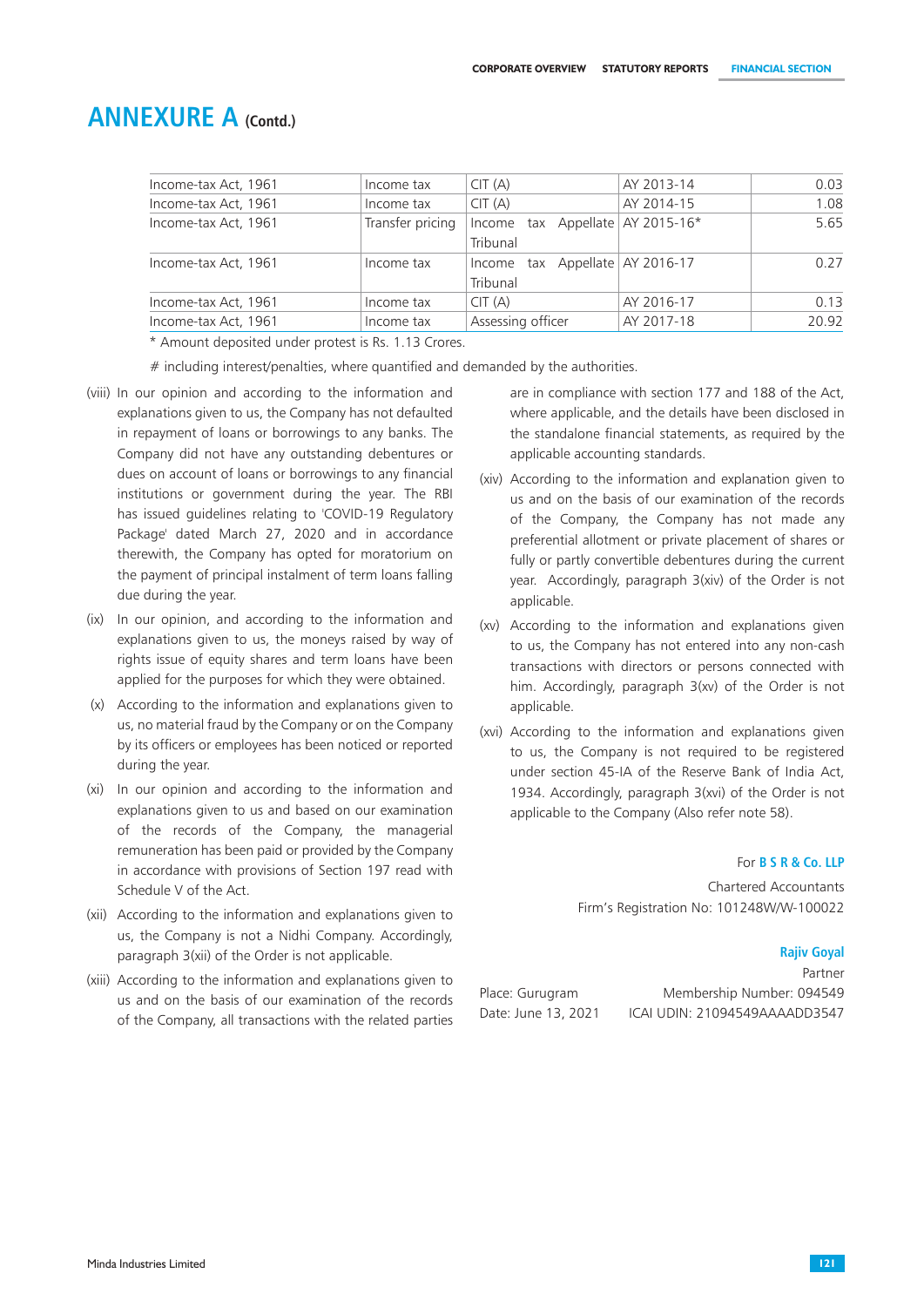# ANNEXURE A (Contd.)

| Income-tax Act, 1961 | Income tax | CIT (A) | AY 2013-14 | 0.03 |
|---|---|---|---|---|
| Income-tax Act, 1961 | Income tax | CIT (A) | AY 2014-15 | 1.08 |
| Income-tax Act, 1961 | Transfer pricing | Income tax Appellate Tribunal | AY 2015-16* | 5.65 |
| Income-tax Act, 1961 | Income tax | Income tax Appellate Tribunal | AY 2016-17 | 0.27 |
| Income-tax Act, 1961 | Income tax | CIT (A) | AY 2016-17 | 0.13 |
| Income-tax Act, 1961 | Income tax | Assessing officer | AY 2017-18 | 20.92 |

* Amount deposited under protest is Rs. 1.13 Crores.

# including interest/penalties, where quantified and demanded by the authorities.

(viii) In our opinion and according to the information and explanations given to us, the Company has not defaulted in repayment of loans or borrowings to any banks. The Company did not have any outstanding debentures or dues on account of loans or borrowings to any financial institutions or government during the year. The RBI has issued guidelines relating to 'COVID-19 Regulatory Package' dated March 27, 2020 and in accordance therewith, the Company has opted for moratorium on the payment of principal instalment of term loans falling due during the year.

(ix) In our opinion, and according to the information and explanations given to us, the moneys raised by way of rights issue of equity shares and term loans have been applied for the purposes for which they were obtained.

(x) According to the information and explanations given to us, no material fraud by the Company or on the Company by its officers or employees has been noticed or reported during the year.

(xi) In our opinion and according to the information and explanations given to us and based on our examination of the records of the Company, the managerial remuneration has been paid or provided by the Company in accordance with provisions of Section 197 read with Schedule V of the Act.

(xii) According to the information and explanations given to us, the Company is not a Nidhi Company. Accordingly, paragraph 3(xii) of the Order is not applicable.

(xiii) According to the information and explanations given to us and on the basis of our examination of the records of the Company, all transactions with the related parties are in compliance with section 177 and 188 of the Act, where applicable, and the details have been disclosed in the standalone financial statements, as required by the applicable accounting standards.

(xiv) According to the information and explanation given to us and on the basis of our examination of the records of the Company, the Company has not made any preferential allotment or private placement of shares or fully or partly convertible debentures during the current year. Accordingly, paragraph 3(xiv) of the Order is not applicable.

(xv) According to the information and explanations given to us, the Company has not entered into any non-cash transactions with directors or persons connected with him. Accordingly, paragraph 3(xv) of the Order is not applicable.

(xvi) According to the information and explanations given to us, the Company is not required to be registered under section 45-IA of the Reserve Bank of India Act, 1934. Accordingly, paragraph 3(xvi) of the Order is not applicable to the Company (Also refer note 58).

For **B S R & Co. LLP**
Chartered Accountants
Firm's Registration No: 101248W/W-100022

**Rajiv Goyal**
Partner
Membership Number: 094549
ICAI UDIN: 21094549AAAADD3547

Place: Gurugram
Date: June 13, 2021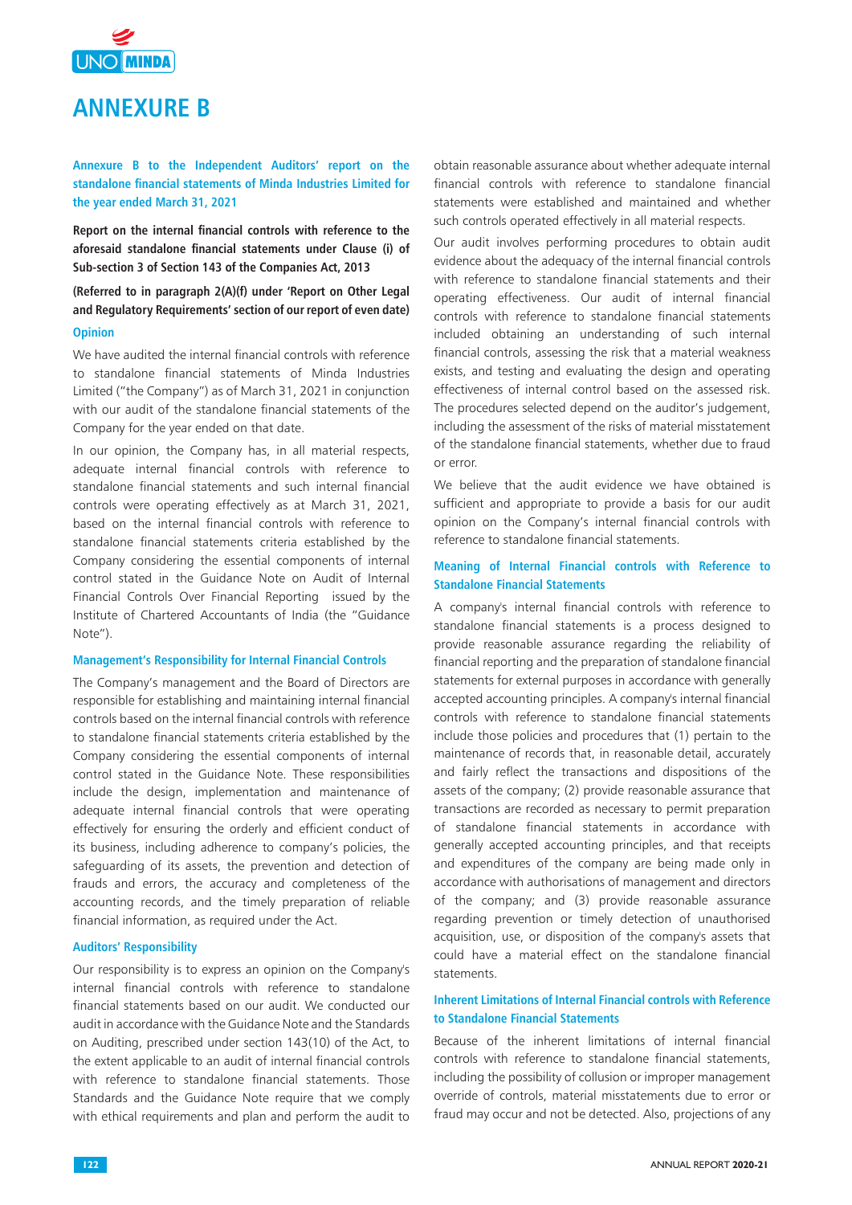# ANNEXURE B

**Annexure B to the Independent Auditors' report on the standalone financial statements of Minda Industries Limited for the year ended March 31, 2021**

**Report on the internal financial controls with reference to the aforesaid standalone financial statements under Clause (i) of Sub-section 3 of Section 143 of the Companies Act, 2013**

**(Referred to in paragraph 2(A)(f) under 'Report on Other Legal and Regulatory Requirements' section of our report of even date)**

### Opinion

We have audited the internal financial controls with reference to standalone financial statements of Minda Industries Limited ("the Company") as of March 31, 2021 in conjunction with our audit of the standalone financial statements of the Company for the year ended on that date.

In our opinion, the Company has, in all material respects, adequate internal financial controls with reference to standalone financial statements and such internal financial controls were operating effectively as at March 31, 2021, based on the internal financial controls with reference to standalone financial statements criteria established by the Company considering the essential components of internal control stated in the Guidance Note on Audit of Internal Financial Controls Over Financial Reporting issued by the Institute of Chartered Accountants of India (the "Guidance Note").

### Management's Responsibility for Internal Financial Controls

The Company's management and the Board of Directors are responsible for establishing and maintaining internal financial controls based on the internal financial controls with reference to standalone financial statements criteria established by the Company considering the essential components of internal control stated in the Guidance Note. These responsibilities include the design, implementation and maintenance of adequate internal financial controls that were operating effectively for ensuring the orderly and efficient conduct of its business, including adherence to company's policies, the safeguarding of its assets, the prevention and detection of frauds and errors, the accuracy and completeness of the accounting records, and the timely preparation of reliable financial information, as required under the Act.

### Auditors' Responsibility

Our responsibility is to express an opinion on the Company's internal financial controls with reference to standalone financial statements based on our audit. We conducted our audit in accordance with the Guidance Note and the Standards on Auditing, prescribed under section 143(10) of the Act, to the extent applicable to an audit of internal financial controls with reference to standalone financial statements. Those Standards and the Guidance Note require that we comply with ethical requirements and plan and perform the audit to obtain reasonable assurance about whether adequate internal financial controls with reference to standalone financial statements were established and maintained and whether such controls operated effectively in all material respects.

Our audit involves performing procedures to obtain audit evidence about the adequacy of the internal financial controls with reference to standalone financial statements and their operating effectiveness. Our audit of internal financial controls with reference to standalone financial statements included obtaining an understanding of such internal financial controls, assessing the risk that a material weakness exists, and testing and evaluating the design and operating effectiveness of internal control based on the assessed risk. The procedures selected depend on the auditor's judgement, including the assessment of the risks of material misstatement of the standalone financial statements, whether due to fraud or error.

We believe that the audit evidence we have obtained is sufficient and appropriate to provide a basis for our audit opinion on the Company's internal financial controls with reference to standalone financial statements.

### Meaning of Internal Financial controls with Reference to Standalone Financial Statements

A company's internal financial controls with reference to standalone financial statements is a process designed to provide reasonable assurance regarding the reliability of financial reporting and the preparation of standalone financial statements for external purposes in accordance with generally accepted accounting principles. A company's internal financial controls with reference to standalone financial statements include those policies and procedures that (1) pertain to the maintenance of records that, in reasonable detail, accurately and fairly reflect the transactions and dispositions of the assets of the company; (2) provide reasonable assurance that transactions are recorded as necessary to permit preparation of standalone financial statements in accordance with generally accepted accounting principles, and that receipts and expenditures of the company are being made only in accordance with authorisations of management and directors of the company; and (3) provide reasonable assurance regarding prevention or timely detection of unauthorised acquisition, use, or disposition of the company's assets that could have a material effect on the standalone financial statements.

### Inherent Limitations of Internal Financial controls with Reference to Standalone Financial Statements

Because of the inherent limitations of internal financial controls with reference to standalone financial statements, including the possibility of collusion or improper management override of controls, material misstatements due to error or fraud may occur and not be detected. Also, projections of any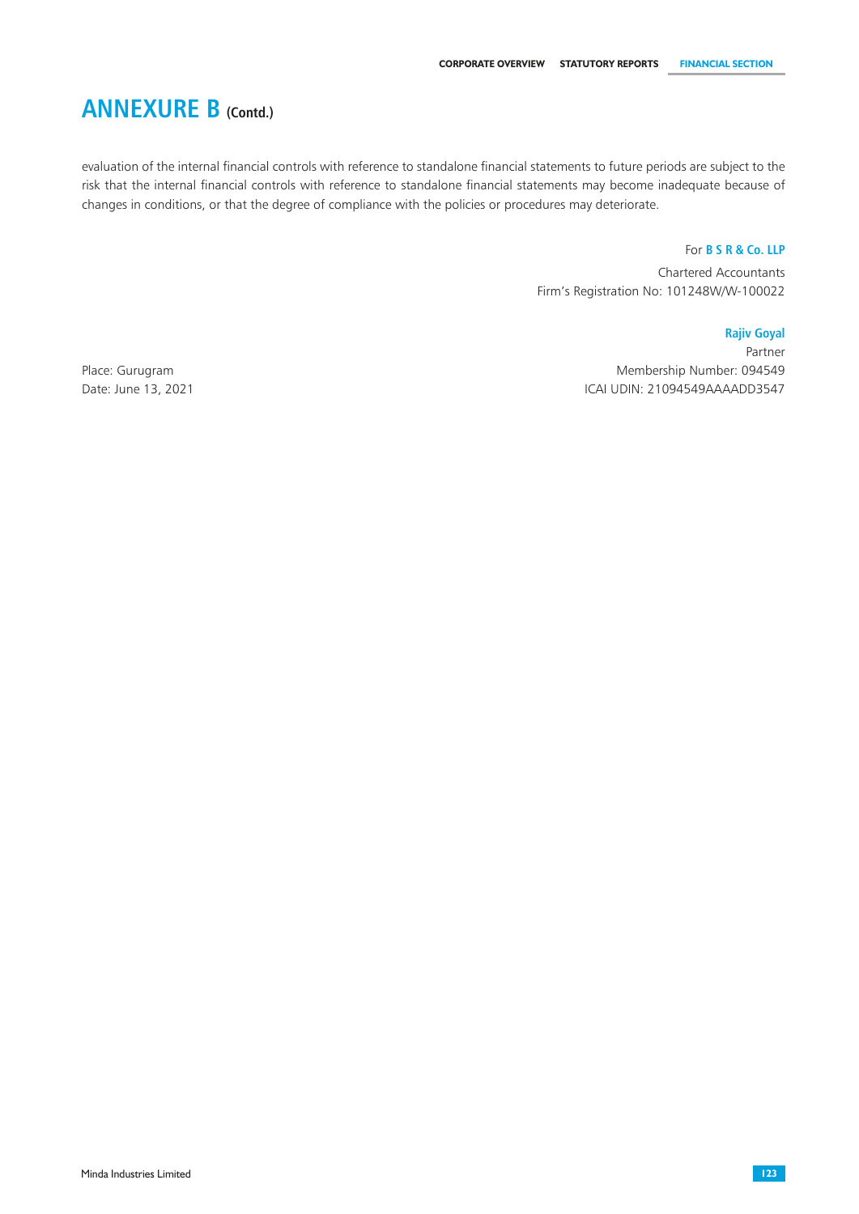# ANNEXURE B (Contd.)

evaluation of the internal financial controls with reference to standalone financial statements to future periods are subject to the risk that the internal financial controls with reference to standalone financial statements may become inadequate because of changes in conditions, or that the degree of compliance with the policies or procedures may deteriorate.

For **B S R & Co. LLP**

Chartered Accountants

Firm's Registration No: 101248W/W-100022

**Rajiv Goyal**

Partner

Membership Number: 094549

ICAI UDIN: 21094549AAAADD3547

Place: Gurugram

Date: June 13, 2021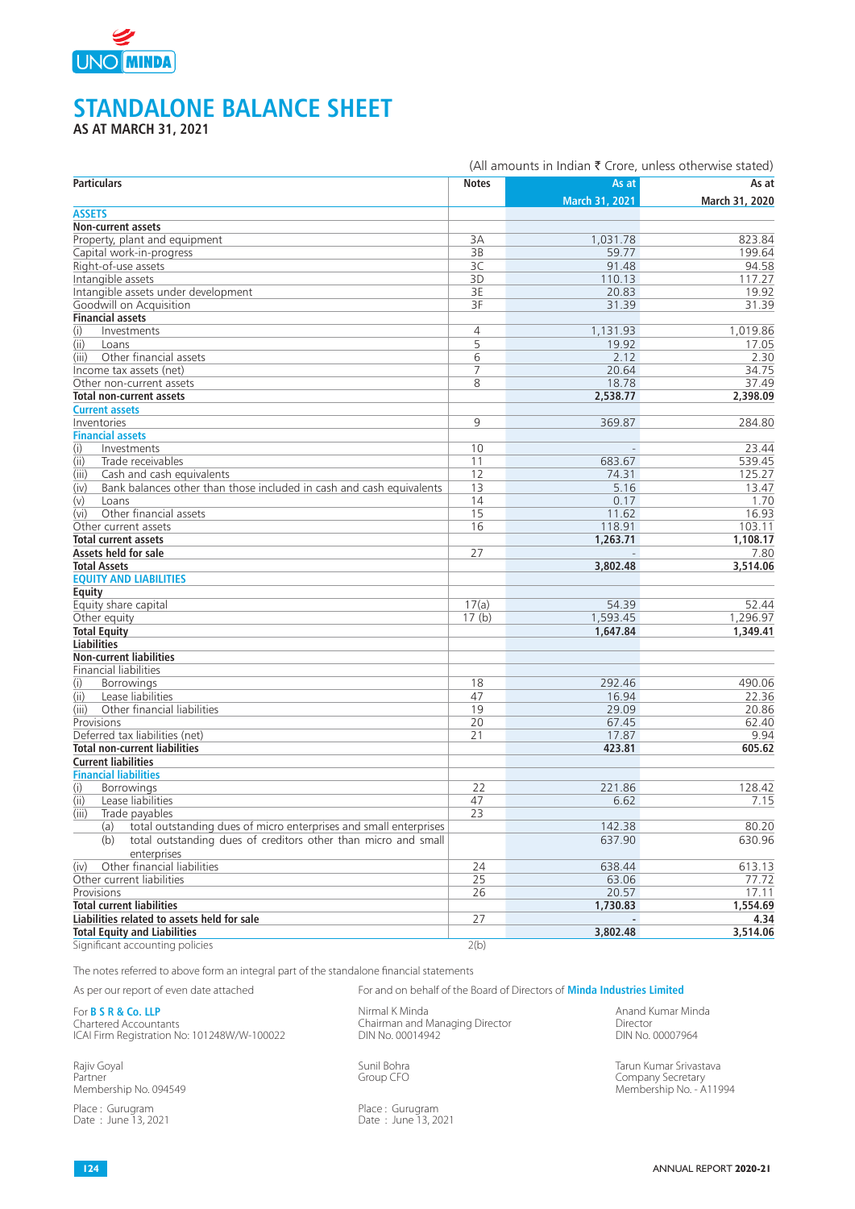# STANDALONE BALANCE SHEET

**AS AT MARCH 31, 2021**

(All amounts in Indian ₹ Crore, unless otherwise stated)

| Particulars | Notes | As at March 31, 2021 | As at March 31, 2020 |
|---|---|---|---|
| **ASSETS** | | | |
| **Non-current assets** | | | |
| Property, plant and equipment | 3A | 1,031.78 | 823.84 |
| Capital work-in-progress | 3B | 59.77 | 199.64 |
| Right-of-use assets | 3C | 91.48 | 94.58 |
| Intangible assets | 3D | 110.13 | 117.27 |
| Intangible assets under development | 3E | 20.83 | 19.92 |
| Goodwill on Acquisition | 3F | 31.39 | 31.39 |
| **Financial assets** | | | |
| (i) Investments | 4 | 1,131.93 | 1,019.86 |
| (ii) Loans | 5 | 19.92 | 17.05 |
| (iii) Other financial assets | 6 | 2.12 | 2.30 |
| Income tax assets (net) | 7 | 20.64 | 34.75 |
| Other non-current assets | 8 | 18.78 | 37.49 |
| **Total non-current assets** | | **2,538.77** | **2,398.09** |
| **Current assets** | | | |
| Inventories | 9 | 369.87 | 284.80 |
| **Financial assets** | | | |
| (i) Investments | 10 | - | 23.44 |
| (ii) Trade receivables | 11 | 683.67 | 539.45 |
| (iii) Cash and cash equivalents | 12 | 74.31 | 125.27 |
| (iv) Bank balances other than those included in cash and cash equivalents | 13 | 5.16 | 13.47 |
| (v) Loans | 14 | 0.17 | 1.70 |
| (vi) Other financial assets | 15 | 11.62 | 16.93 |
| Other current assets | 16 | 118.91 | 103.11 |
| **Total current assets** | | **1,263.71** | **1,108.17** |
| **Assets held for sale** | 27 | - | 7.80 |
| **Total Assets** | | **3,802.48** | **3,514.06** |
| **EQUITY AND LIABILITIES** | | | |
| **Equity** | | | |
| Equity share capital | 17(a) | 54.39 | 52.44 |
| Other equity | 17 (b) | 1,593.45 | 1,296.97 |
| **Total Equity** | | **1,647.84** | **1,349.41** |
| **Liabilities** | | | |
| **Non-current liabilities** | | | |
| Financial liabilities | | | |
| (i) Borrowings | 18 | 292.46 | 490.06 |
| (ii) Lease liabilities | 47 | 16.94 | 22.36 |
| (iii) Other financial liabilities | 19 | 29.09 | 20.86 |
| Provisions | 20 | 67.45 | 62.40 |
| Deferred tax liabilities (net) | 21 | 17.87 | 9.94 |
| **Total non-current liabilities** | | **423.81** | **605.62** |
| **Current liabilities** | | | |
| **Financial liabilities** | | | |
| (i) Borrowings | 22 | 221.86 | 128.42 |
| (ii) Lease liabilities | 47 | 6.62 | 7.15 |
| (iii) Trade payables | 23 | | |
| (a) total outstanding dues of micro enterprises and small enterprises | | 142.38 | 80.20 |
| (b) total outstanding dues of creditors other than micro and small enterprises | | 637.90 | 630.96 |
| (iv) Other financial liabilities | 24 | 638.44 | 613.13 |
| Other current liabilities | 25 | 63.06 | 77.72 |
| Provisions | 26 | 20.57 | 17.11 |
| **Total current liabilities** | | **1,730.83** | **1,554.69** |
| **Liabilities related to assets held for sale** | 27 | **-** | **4.34** |
| **Total Equity and Liabilities** | | **3,802.48** | **3,514.06** |
| Significant accounting policies | 2(b) | | |

The notes referred to above form an integral part of the standalone financial statements

As per our report of even date attached

For **B S R & Co. LLP**
Chartered Accountants
ICAI Firm Registration No: 101248W/W-100022

Rajiv Goyal
Partner
Membership No. 094549

Place : Gurugram
Date : June 13, 2021

For and on behalf of the Board of Directors of **Minda Industries Limited**

Nirmal K Minda
Chairman and Managing Director
DIN No. 00014942

Anand Kumar Minda
Director
DIN No. 00007964

Sunil Bohra
Group CFO

Tarun Kumar Srivastava
Company Secretary
Membership No. - A11994

Place : Gurugram
Date : June 13, 2021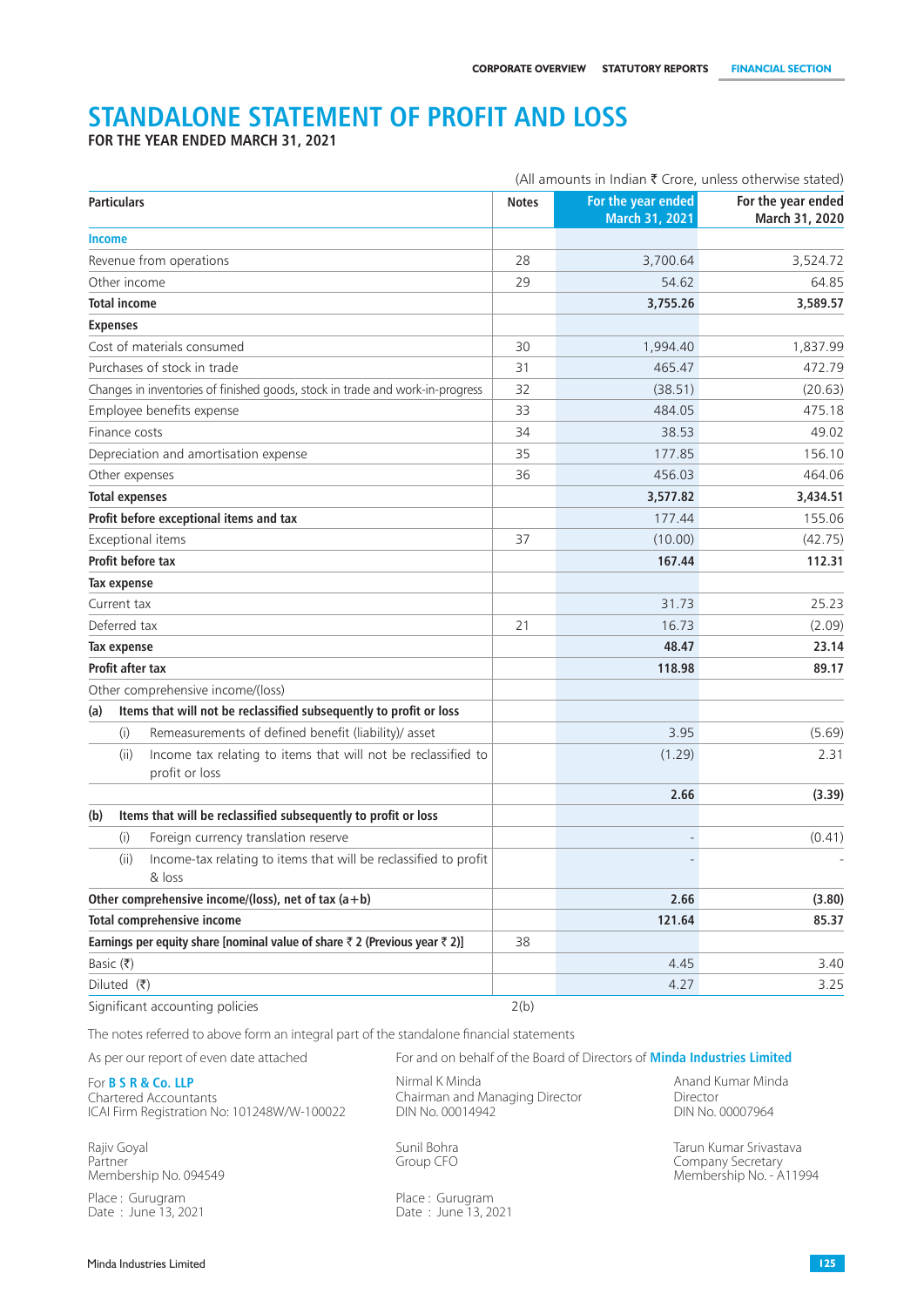# STANDALONE STATEMENT OF PROFIT AND LOSS

**FOR THE YEAR ENDED MARCH 31, 2021**

(All amounts in Indian ₹ Crore, unless otherwise stated)

| Particulars | Notes | For the year ended March 31, 2021 | For the year ended March 31, 2020 |
|---|---|---|---|
| **Income** | | | |
| Revenue from operations | 28 | 3,700.64 | 3,524.72 |
| Other income | 29 | 54.62 | 64.85 |
| **Total income** | | **3,755.26** | **3,589.57** |
| **Expenses** | | | |
| Cost of materials consumed | 30 | 1,994.40 | 1,837.99 |
| Purchases of stock in trade | 31 | 465.47 | 472.79 |
| Changes in inventories of finished goods, stock in trade and work-in-progress | 32 | (38.51) | (20.63) |
| Employee benefits expense | 33 | 484.05 | 475.18 |
| Finance costs | 34 | 38.53 | 49.02 |
| Depreciation and amortisation expense | 35 | 177.85 | 156.10 |
| Other expenses | 36 | 456.03 | 464.06 |
| **Total expenses** | | **3,577.82** | **3,434.51** |
| **Profit before exceptional items and tax** | | 177.44 | 155.06 |
| Exceptional items | 37 | (10.00) | (42.75) |
| **Profit before tax** | | **167.44** | **112.31** |
| **Tax expense** | | | |
| Current tax | | 31.73 | 25.23 |
| Deferred tax | 21 | 16.73 | (2.09) |
| **Tax expense** | | **48.47** | **23.14** |
| **Profit after tax** | | **118.98** | **89.17** |
| Other comprehensive income/(loss) | | | |
| **(a) Items that will not be reclassified subsequently to profit or loss** | | | |
| (i) Remeasurements of defined benefit (liability)/ asset | | 3.95 | (5.69) |
| (ii) Income tax relating to items that will not be reclassified to profit or loss | | (1.29) | 2.31 |
| | | **2.66** | **(3.39)** |
| **(b) Items that will be reclassified subsequently to profit or loss** | | | |
| (i) Foreign currency translation reserve | | - | (0.41) |
| (ii) Income-tax relating to items that will be reclassified to profit & loss | | - | - |
| **Other comprehensive income/(loss), net of tax (a+b)** | | **2.66** | **(3.80)** |
| **Total comprehensive income** | | **121.64** | **85.37** |
| **Earnings per equity share [nominal value of share ₹ 2 (Previous year ₹ 2)]** | 38 | | |
| Basic (₹) | | 4.45 | 3.40 |
| Diluted (₹) | | 4.27 | 3.25 |
| Significant accounting policies | 2(b) | | |

The notes referred to above form an integral part of the standalone financial statements

As per our report of even date attached

For **B S R & Co. LLP**
Chartered Accountants
ICAI Firm Registration No: 101248W/W-100022

Rajiv Goyal
Partner
Membership No. 094549

Place : Gurugram
Date : June 13, 2021

For and on behalf of the Board of Directors of **Minda Industries Limited**

Nirmal K Minda
Chairman and Managing Director
DIN No. 00014942

Anand Kumar Minda
Director
DIN No. 00007964

Sunil Bohra
Group CFO

Tarun Kumar Srivastava
Company Secretary
Membership No. - A11994

Place : Gurugram
Date : June 13, 2021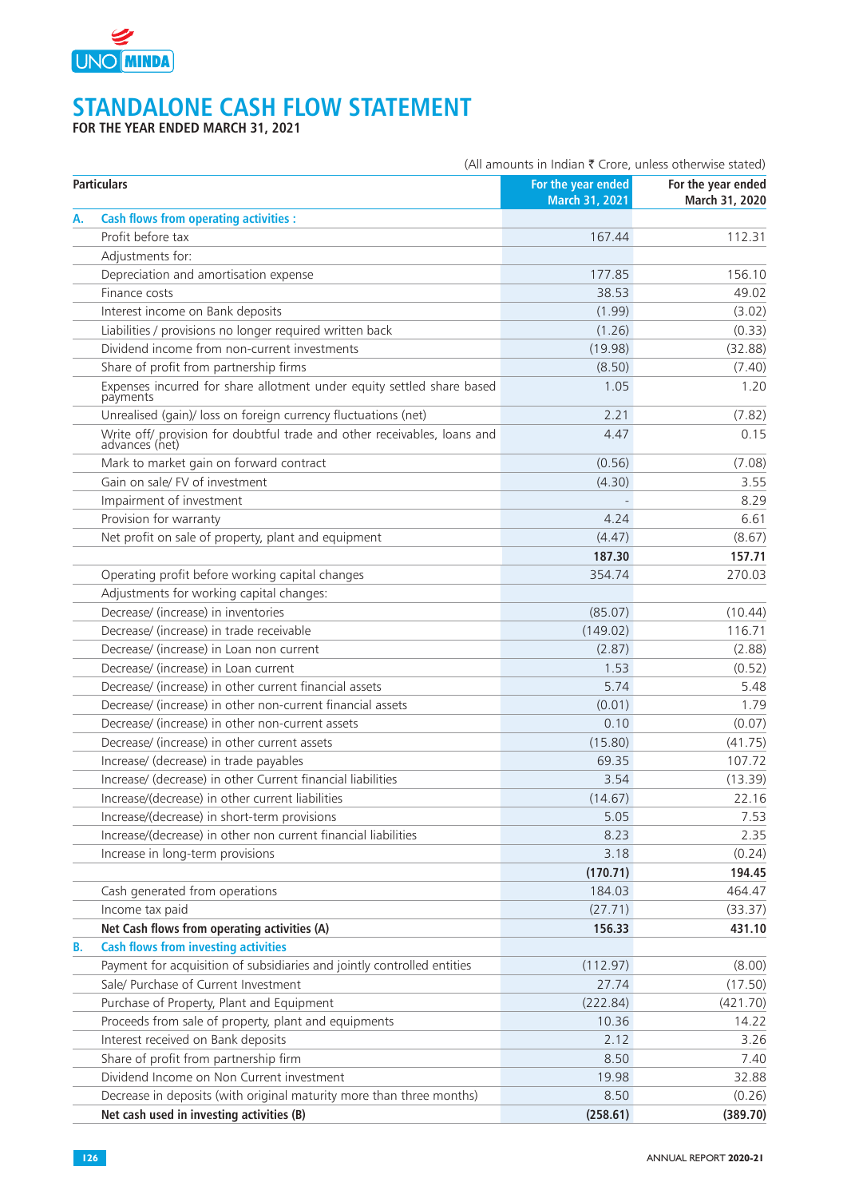# STANDALONE CASH FLOW STATEMENT

**FOR THE YEAR ENDED MARCH 31, 2021**

(All amounts in Indian ₹ Crore, unless otherwise stated)

| | Particulars | For the year ended March 31, 2021 | For the year ended March 31, 2020 |
|---|---|---|---|
| **A.** | **Cash flows from operating activities :** | | |
| | Profit before tax | 167.44 | 112.31 |
| | Adjustments for: | | |
| | Depreciation and amortisation expense | 177.85 | 156.10 |
| | Finance costs | 38.53 | 49.02 |
| | Interest income on Bank deposits | (1.99) | (3.02) |
| | Liabilities / provisions no longer required written back | (1.26) | (0.33) |
| | Dividend income from non-current investments | (19.98) | (32.88) |
| | Share of profit from partnership firms | (8.50) | (7.40) |
| | Expenses incurred for share allotment under equity settled share based payments | 1.05 | 1.20 |
| | Unrealised (gain)/ loss on foreign currency fluctuations (net) | 2.21 | (7.82) |
| | Write off/ provision for doubtful trade and other receivables, loans and advances (net) | 4.47 | 0.15 |
| | Mark to market gain on forward contract | (0.56) | (7.08) |
| | Gain on sale/ FV of investment | (4.30) | 3.55 |
| | Impairment of investment | - | 8.29 |
| | Provision for warranty | 4.24 | 6.61 |
| | Net profit on sale of property, plant and equipment | (4.47) | (8.67) |
| | | **187.30** | **157.71** |
| | Operating profit before working capital changes | 354.74 | 270.03 |
| | Adjustments for working capital changes: | | |
| | Decrease/ (increase) in inventories | (85.07) | (10.44) |
| | Decrease/ (increase) in trade receivable | (149.02) | 116.71 |
| | Decrease/ (increase) in Loan non current | (2.87) | (2.88) |
| | Decrease/ (increase) in Loan current | 1.53 | (0.52) |
| | Decrease/ (increase) in other current financial assets | 5.74 | 5.48 |
| | Decrease/ (increase) in other non-current financial assets | (0.01) | 1.79 |
| | Decrease/ (increase) in other non-current assets | 0.10 | (0.07) |
| | Decrease/ (increase) in other current assets | (15.80) | (41.75) |
| | Increase/ (decrease) in trade payables | 69.35 | 107.72 |
| | Increase/ (decrease) in other Current financial liabilities | 3.54 | (13.39) |
| | Increase/(decrease) in other current liabilities | (14.67) | 22.16 |
| | Increase/(decrease) in short-term provisions | 5.05 | 7.53 |
| | Increase/(decrease) in other non current financial liabilities | 8.23 | 2.35 |
| | Increase in long-term provisions | 3.18 | (0.24) |
| | | **(170.71)** | **194.45** |
| | Cash generated from operations | 184.03 | 464.47 |
| | Income tax paid | (27.71) | (33.37) |
| | **Net Cash flows from operating activities (A)** | **156.33** | **431.10** |
| **B.** | **Cash flows from investing activities** | | |
| | Payment for acquisition of subsidiaries and jointly controlled entities | (112.97) | (8.00) |
| | Sale/ Purchase of Current Investment | 27.74 | (17.50) |
| | Purchase of Property, Plant and Equipment | (222.84) | (421.70) |
| | Proceeds from sale of property, plant and equipments | 10.36 | 14.22 |
| | Interest received on Bank deposits | 2.12 | 3.26 |
| | Share of profit from partnership firm | 8.50 | 7.40 |
| | Dividend Income on Non Current investment | 19.98 | 32.88 |
| | Decrease in deposits (with original maturity more than three months) | 8.50 | (0.26) |
| | **Net cash used in investing activities (B)** | **(258.61)** | **(389.70)** |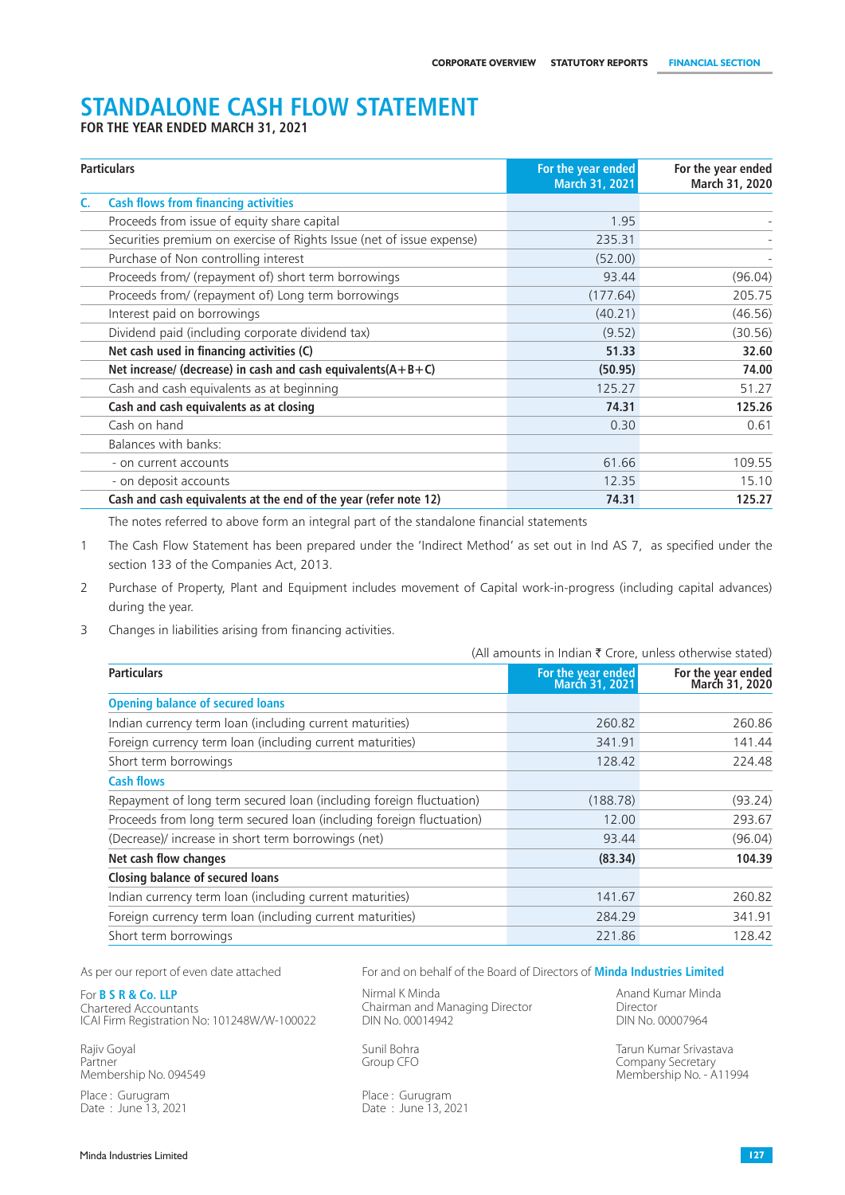# STANDALONE CASH FLOW STATEMENT

**FOR THE YEAR ENDED MARCH 31, 2021**

| Particulars | | For the year ended March 31, 2021 | For the year ended March 31, 2020 |
|---|---|---|---|
| **C.** | **Cash flows from financing activities** | | |
| | Proceeds from issue of equity share capital | 1.95 | - |
| | Securities premium on exercise of Rights Issue (net of issue expense) | 235.31 | - |
| | Purchase of Non controlling interest | (52.00) | - |
| | Proceeds from/ (repayment of) short term borrowings | 93.44 | (96.04) |
| | Proceeds from/ (repayment of) Long term borrowings | (177.64) | 205.75 |
| | Interest paid on borrowings | (40.21) | (46.56) |
| | Dividend paid (including corporate dividend tax) | (9.52) | (30.56) |
| | **Net cash used in financing activities (C)** | **51.33** | **32.60** |
| | **Net increase/ (decrease) in cash and cash equivalents(A+B+C)** | **(50.95)** | **74.00** |
| | Cash and cash equivalents as at beginning | 125.27 | 51.27 |
| | **Cash and cash equivalents as at closing** | **74.31** | **125.26** |
| | Cash on hand | 0.30 | 0.61 |
| | Balances with banks: | | |
| | - on current accounts | 61.66 | 109.55 |
| | - on deposit accounts | 12.35 | 15.10 |
| | **Cash and cash equivalents at the end of the year (refer note 12)** | **74.31** | **125.27** |

The notes referred to above form an integral part of the standalone financial statements

1. The Cash Flow Statement has been prepared under the 'Indirect Method' as set out in Ind AS 7, as specified under the section 133 of the Companies Act, 2013.
2. Purchase of Property, Plant and Equipment includes movement of Capital work-in-progress (including capital advances) during the year.
3. Changes in liabilities arising from financing activities.

(All amounts in Indian ₹ Crore, unless otherwise stated)

| Particulars | For the year ended March 31, 2021 | For the year ended March 31, 2020 |
|---|---|---|
| **Opening balance of secured loans** | | |
| Indian currency term loan (including current maturities) | 260.82 | 260.86 |
| Foreign currency term loan (including current maturities) | 341.91 | 141.44 |
| Short term borrowings | 128.42 | 224.48 |
| **Cash flows** | | |
| Repayment of long term secured loan (including foreign fluctuation) | (188.78) | (93.24) |
| Proceeds from long term secured loan (including foreign fluctuation) | 12.00 | 293.67 |
| (Decrease)/ increase in short term borrowings (net) | 93.44 | (96.04) |
| **Net cash flow changes** | **(83.34)** | **104.39** |
| **Closing balance of secured loans** | | |
| Indian currency term loan (including current maturities) | 141.67 | 260.82 |
| Foreign currency term loan (including current maturities) | 284.29 | 341.91 |
| Short term borrowings | 221.86 | 128.42 |

As per our report of even date attached

For **B S R & Co. LLP**
Chartered Accountants
ICAI Firm Registration No: 101248W/W-100022

Rajiv Goyal
Partner
Membership No. 094549

Place : Gurugram
Date : June 13, 2021

For and on behalf of the Board of Directors of **Minda Industries Limited**

Nirmal K Minda
Chairman and Managing Director
DIN No. 00014942

Anand Kumar Minda
Director
DIN No. 00007964

Sunil Bohra
Group CFO

Tarun Kumar Srivastava
Company Secretary
Membership No. - A11994

Place : Gurugram
Date : June 13, 2021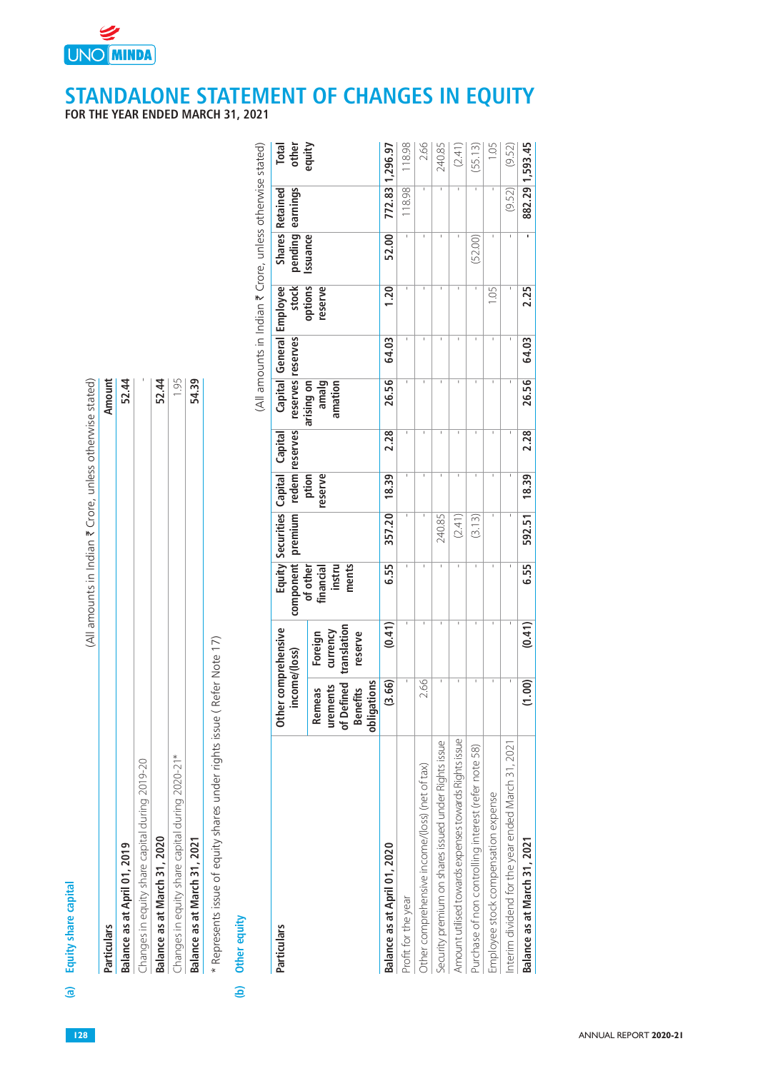# STANDALONE STATEMENT OF CHANGES IN EQUITY

**FOR THE YEAR ENDED MARCH 31, 2021**

## (a) Equity share capital

(All amounts in Indian ₹ Crore, unless otherwise stated)

| Particulars | Amount |
|---|---|
| **Balance as at April 01, 2019** | **52.44** |
| Changes in equity share capital during 2019-20 | - |
| **Balance as at March 31, 2020** | **52.44** |
| Changes in equity share capital during 2020-21* | 1.95 |
| **Balance as at March 31, 2021** | **54.39** |

\* Represents issue of equity shares under rights issue ( Refer Note 17)

## (b) Other equity

(All amounts in Indian ₹ Crore, unless otherwise stated)

| Particulars | Other comprehensive income/(loss) | | Equity component of other financial instruments | Securities premium | Capital redemption reserve | Capital reserves | Capital reserves arising on amalgamation | General reserves | Employee stock options reserve | Shares pending Issuance | Retained earnings | Total other equity |
|---|---|---|---|---|---|---|---|---|---|---|---|---|
| | Remeasurements of Defined Benefits obligations | Foreign currency translation reserve | | | | | | | | | | |
| **Balance as at April 01, 2020** | **(3.66)** | **(0.41)** | **6.55** | **357.20** | **18.39** | **2.28** | **26.56** | **64.03** | **1.20** | **52.00** | **772.83** | **1,296.97** |
| Profit for the year | - | - | - | - | - | - | - | - | - | - | 118.98 | 118.98 |
| Other comprehensive income/(loss) (net of tax) | 2.66 | - | - | - | - | - | - | - | - | - | - | 2.66 |
| Security premium on shares issued under Rights issue | - | - | - | 240.85 | - | - | - | - | - | - | - | 240.85 |
| Amount utilised towards expenses towards Rights issue | - | - | - | (2.41) | - | - | - | - | - | - | - | (2.41) |
| Purchase of non controlling interest (refer note 58) | - | - | - | (3.13) | - | - | - | - | - | (52.00) | - | (55.13) |
| Employee stock compensation expense | - | - | - | - | - | - | - | - | 1.05 | - | - | 1.05 |
| Interim dividend for the year ended March 31, 2021 | - | - | - | - | - | - | - | - | - | - | (9.52) | (9.52) |
| **Balance as at March 31, 2021** | **(1.00)** | **(0.41)** | **6.55** | **592.51** | **18.39** | **2.28** | **26.56** | **64.03** | **2.25** | **-** | **882.29** | **1,593.45** |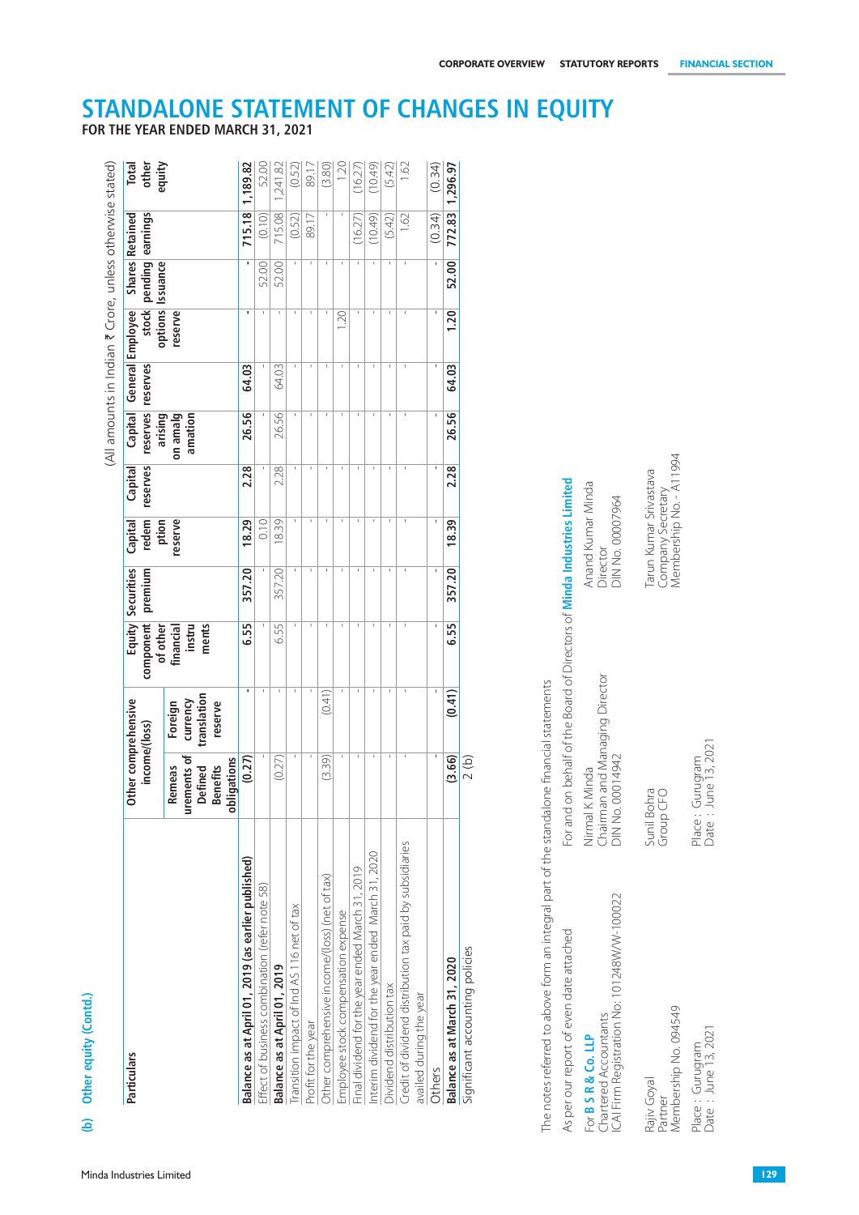# STANDALONE STATEMENT OF CHANGES IN EQUITY

**FOR THE YEAR ENDED MARCH 31, 2021**

**(b) Other equity (Contd.)**

(All amounts in Indian ₹ Crore, unless otherwise stated)

| Particulars | Other comprehensive income/(loss) | | Equity component of other financial instruments | Securities premium | Capital redemption reserve | Capital reserves | Capital reserves arising on amalgamation | General reserves | Employee stock options reserve | Shares pending Issuance | Retained earnings | Total other equity |
|---|---|---|---|---|---|---|---|---|---|---|---|---|
| | Remeasurements of Defined Benefits obligations | Foreign currency translation reserve | | | | | | | | | | |
| **Balance as at April 01, 2019 (as earlier published)** | **(0.27)** | **-** | **6.55** | **357.20** | **18.29** | **2.28** | **26.56** | **64.03** | **-** | **-** | **715.18** | **1,189.82** |
| Effect of business combination (refer note 58) | - | - | - | - | 0.10 | - | - | - | - | 52.00 | (0.10) | 52.00 |
| **Balance as at April 01, 2019** | (0.27) | - | 6.55 | 357.20 | 18.39 | 2.28 | 26.56 | 64.03 | - | 52.00 | 715.08 | 1,241.82 |
| Transition impact of Ind AS 116 net of tax | - | - | - | - | - | - | - | - | - | - | (0.52) | (0.52) |
| Profit for the year | - | - | - | - | - | - | - | - | - | - | 89.17 | 89.17 |
| Other comprehensive income/(loss) (net of tax) | (3.39) | (0.41) | - | - | - | - | - | - | - | - | - | (3.80) |
| Employee stock compensation expense | - | - | - | - | - | - | - | - | 1.20 | - | - | 1.20 |
| Final dividend for the year ended March 31, 2019 | - | - | - | - | - | - | - | - | - | - | (16.27) | (16.27) |
| Interim dividend for the year ended March 31, 2020 | - | - | - | - | - | - | - | - | - | - | (10.49) | (10.49) |
| Dividend distribution tax | - | - | - | - | - | - | - | - | - | - | (5.42) | (5.42) |
| Credit of dividend distribution tax paid by subsidiaries availed during the year | - | - | - | - | - | - | - | - | - | - | 1.62 | 1.62 |
| Others | - | - | - | - | - | - | - | - | - | - | (0.34) | (0.34) |
| **Balance as at March 31, 2020** | **(3.66)** | **(0.41)** | **6.55** | **357.20** | **18.39** | **2.28** | **26.56** | **64.03** | **1.20** | **52.00** | **772.83** | **1,296.97** |
| Significant accounting policies | 2 (b) | | | | | | | | | | | |

The notes referred to above form an integral part of the standalone financial statements

As per our report of even date attached

For **B S R & Co. LLP**
Chartered Accountants
ICAI Firm Registration No: 101248W/W-100022

Rajiv Goyal
Partner
Membership No. 094549

Place : Gurugram
Date : June 13, 2021

For and on behalf of the Board of Directors of **Minda Industries Limited**

Nirmal K Minda
Chairman and Managing Director
DIN No. 00014942

Anand Kumar Minda
Director
DIN No. 00007964

Sunil Bohra
Group CFO

Tarun Kumar Srivastava
Company Secretary
Membership No. - A11994

Place : Gurugram
Date : June 13, 2021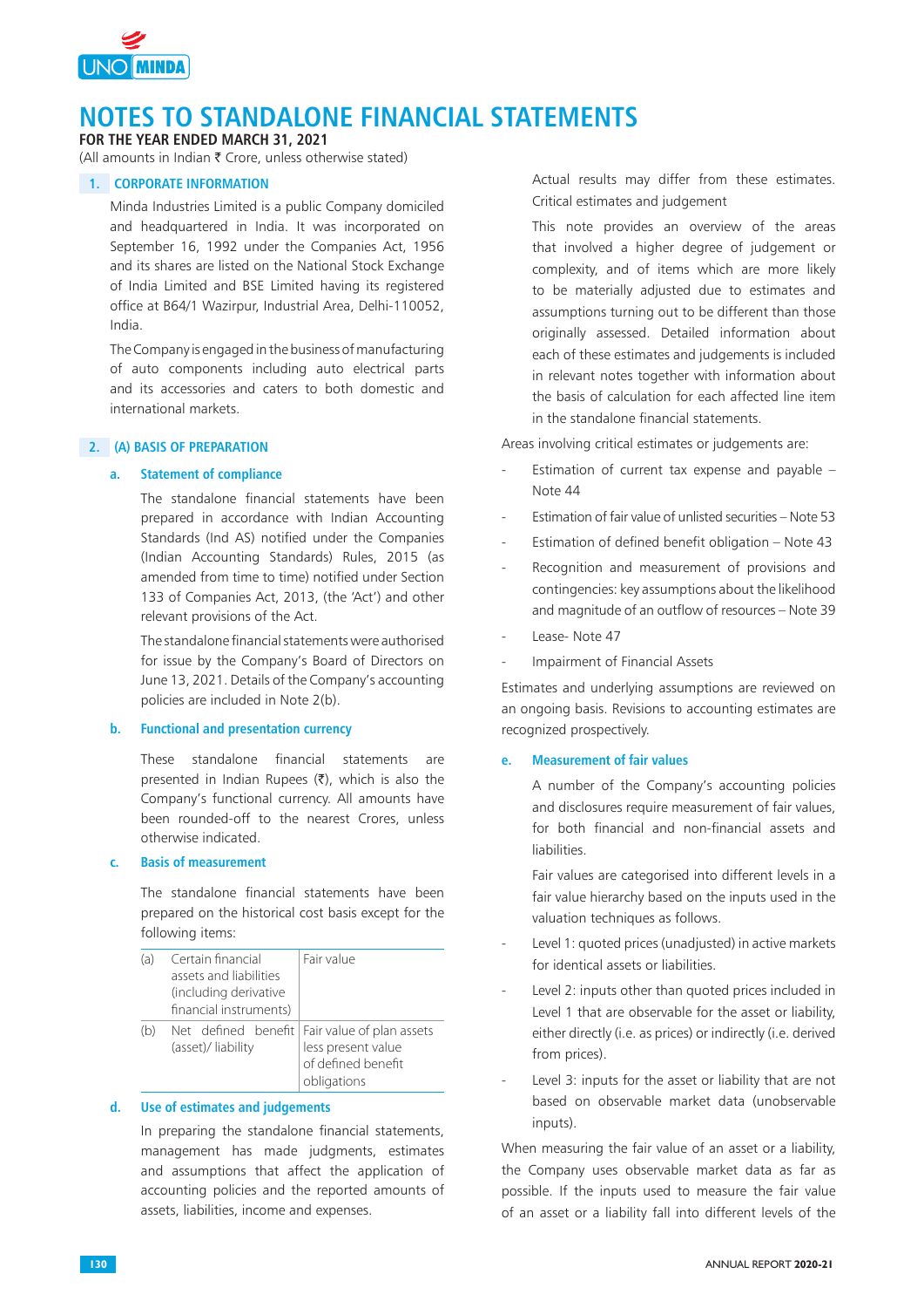# NOTES TO STANDALONE FINANCIAL STATEMENTS

**FOR THE YEAR ENDED MARCH 31, 2021**

(All amounts in Indian ₹ Crore, unless otherwise stated)

## 1. CORPORATE INFORMATION

Minda Industries Limited is a public Company domiciled and headquartered in India. It was incorporated on September 16, 1992 under the Companies Act, 1956 and its shares are listed on the National Stock Exchange of India Limited and BSE Limited having its registered office at B64/1 Wazirpur, Industrial Area, Delhi-110052, India.

The Company is engaged in the business of manufacturing of auto components including auto electrical parts and its accessories and caters to both domestic and international markets.

## 2. (A) BASIS OF PREPARATION

### a. Statement of compliance

The standalone financial statements have been prepared in accordance with Indian Accounting Standards (Ind AS) notified under the Companies (Indian Accounting Standards) Rules, 2015 (as amended from time to time) notified under Section 133 of Companies Act, 2013, (the 'Act') and other relevant provisions of the Act.

The standalone financial statements were authorised for issue by the Company's Board of Directors on June 13, 2021. Details of the Company's accounting policies are included in Note 2(b).

### b. Functional and presentation currency

These standalone financial statements are presented in Indian Rupees (₹), which is also the Company's functional currency. All amounts have been rounded-off to the nearest Crores, unless otherwise indicated.

### c. Basis of measurement

The standalone financial statements have been prepared on the historical cost basis except for the following items:

| | | |
|---|---|---|
| (a) | Certain financial assets and liabilities (including derivative financial instruments) | Fair value |
| (b) | Net defined benefit (asset)/ liability | Fair value of plan assets less present value of defined benefit obligations |

### d. Use of estimates and judgements

In preparing the standalone financial statements, management has made judgments, estimates and assumptions that affect the application of accounting policies and the reported amounts of assets, liabilities, income and expenses.

Actual results may differ from these estimates. Critical estimates and judgement

This note provides an overview of the areas that involved a higher degree of judgement or complexity, and of items which are more likely to be materially adjusted due to estimates and assumptions turning out to be different than those originally assessed. Detailed information about each of these estimates and judgements is included in relevant notes together with information about the basis of calculation for each affected line item in the standalone financial statements.

Areas involving critical estimates or judgements are:

- Estimation of current tax expense and payable – Note 44
- Estimation of fair value of unlisted securities – Note 53
- Estimation of defined benefit obligation – Note 43
- Recognition and measurement of provisions and contingencies: key assumptions about the likelihood and magnitude of an outflow of resources – Note 39
- Lease- Note 47
- Impairment of Financial Assets

Estimates and underlying assumptions are reviewed on an ongoing basis. Revisions to accounting estimates are recognized prospectively.

### e. Measurement of fair values

A number of the Company's accounting policies and disclosures require measurement of fair values, for both financial and non-financial assets and liabilities.

Fair values are categorised into different levels in a fair value hierarchy based on the inputs used in the valuation techniques as follows.

- Level 1: quoted prices (unadjusted) in active markets for identical assets or liabilities.
- Level 2: inputs other than quoted prices included in Level 1 that are observable for the asset or liability, either directly (i.e. as prices) or indirectly (i.e. derived from prices).
- Level 3: inputs for the asset or liability that are not based on observable market data (unobservable inputs).

When measuring the fair value of an asset or a liability, the Company uses observable market data as far as possible. If the inputs used to measure the fair value of an asset or a liability fall into different levels of the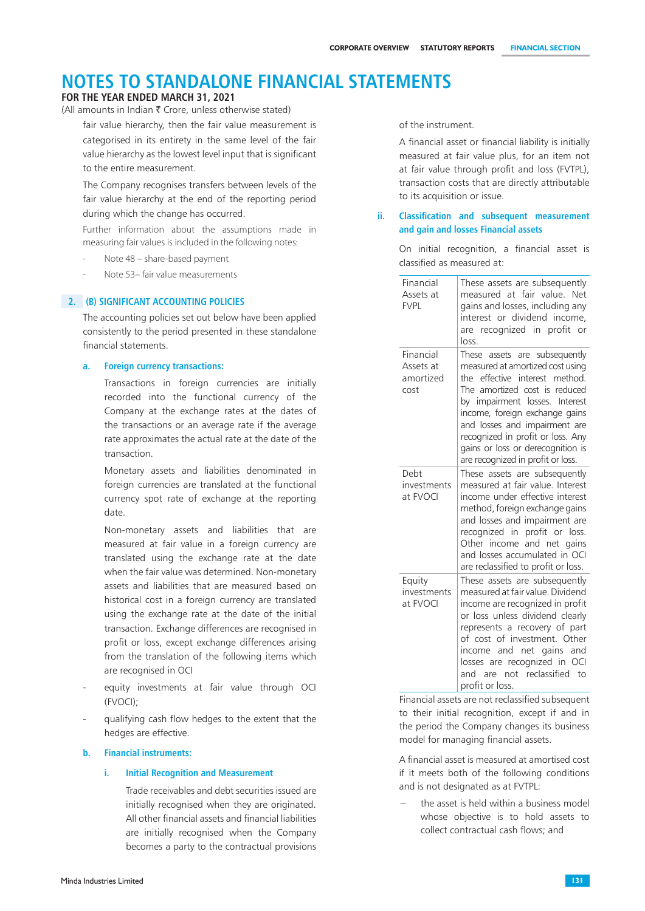# NOTES TO STANDALONE FINANCIAL STATEMENTS

**FOR THE YEAR ENDED MARCH 31, 2021**

(All amounts in Indian ₹ Crore, unless otherwise stated)

fair value hierarchy, then the fair value measurement is categorised in its entirety in the same level of the fair value hierarchy as the lowest level input that is significant to the entire measurement.

The Company recognises transfers between levels of the fair value hierarchy at the end of the reporting period during which the change has occurred.

Further information about the assumptions made in measuring fair values is included in the following notes:

- Note 48 – share-based payment
- Note 53– fair value measurements

## 2. (B) SIGNIFICANT ACCOUNTING POLICIES

The accounting policies set out below have been applied consistently to the period presented in these standalone financial statements.

### a. Foreign currency transactions:

Transactions in foreign currencies are initially recorded into the functional currency of the Company at the exchange rates at the dates of the transactions or an average rate if the average rate approximates the actual rate at the date of the transaction.

Monetary assets and liabilities denominated in foreign currencies are translated at the functional currency spot rate of exchange at the reporting date.

Non-monetary assets and liabilities that are measured at fair value in a foreign currency are translated using the exchange rate at the date when the fair value was determined. Non-monetary assets and liabilities that are measured based on historical cost in a foreign currency are translated using the exchange rate at the date of the initial transaction. Exchange differences are recognised in profit or loss, except exchange differences arising from the translation of the following items which are recognised in OCI

- equity investments at fair value through OCI (FVOCI);
- qualifying cash flow hedges to the extent that the hedges are effective.

### b. Financial instruments:

#### i. Initial Recognition and Measurement

Trade receivables and debt securities issued are initially recognised when they are originated. All other financial assets and financial liabilities are initially recognised when the Company becomes a party to the contractual provisions of the instrument.

A financial asset or financial liability is initially measured at fair value plus, for an item not at fair value through profit and loss (FVTPL), transaction costs that are directly attributable to its acquisition or issue.

#### ii. Classification and subsequent measurement and gain and losses Financial assets

On initial recognition, a financial asset is classified as measured at:

| | |
|---|---|
| Financial Assets at FVPL | These assets are subsequently measured at fair value. Net gains and losses, including any interest or dividend income, are recognized in profit or loss. |
| Financial Assets at amortized cost | These assets are subsequently measured at amortized cost using the effective interest method. The amortized cost is reduced by impairment losses. Interest income, foreign exchange gains and losses and impairment are recognized in profit or loss. Any gains or loss or derecognition is are recognized in profit or loss. |
| Debt investments at FVOCI | These assets are subsequently measured at fair value. Interest income under effective interest method, foreign exchange gains and losses and impairment are recognized in profit or loss. Other income and net gains and losses accumulated in OCI are reclassified to profit or loss. |
| Equity investments at FVOCI | These assets are subsequently measured at fair value. Dividend income are recognized in profit or loss unless dividend clearly represents a recovery of part of cost of investment. Other income and net gains and losses are recognized in OCI and are not reclassified to profit or loss. |

Financial assets are not reclassified subsequent to their initial recognition, except if and in the period the Company changes its business model for managing financial assets.

A financial asset is measured at amortised cost if it meets both of the following conditions and is not designated as at FVTPL:

- the asset is held within a business model whose objective is to hold assets to collect contractual cash flows; and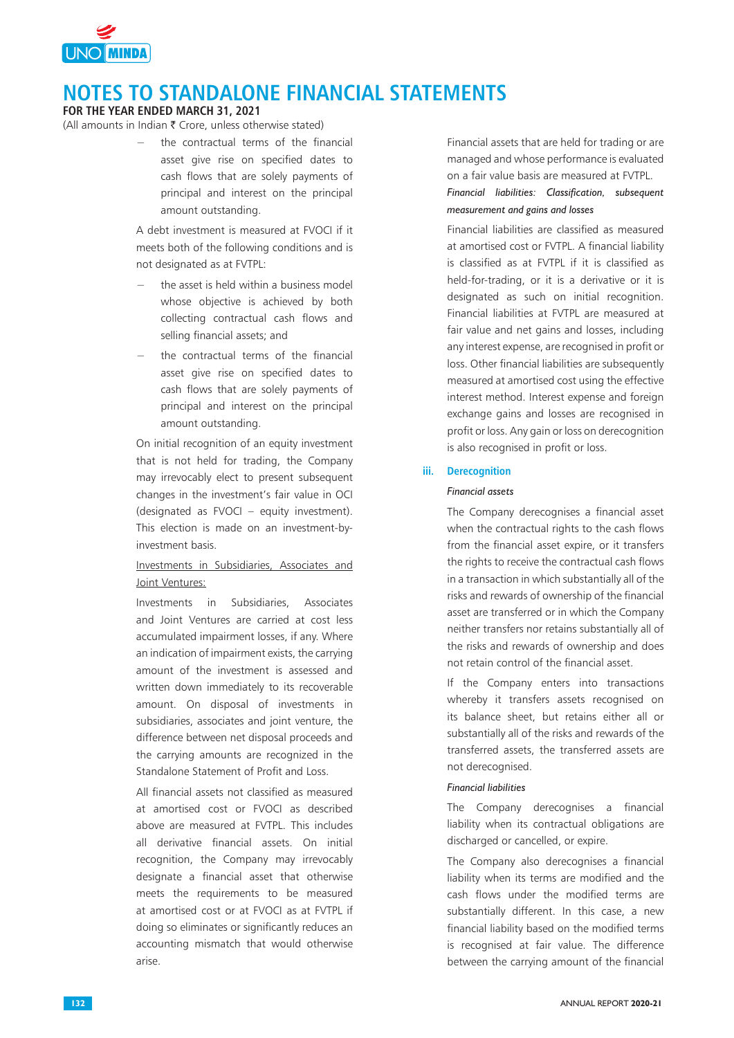# NOTES TO STANDALONE FINANCIAL STATEMENTS

**FOR THE YEAR ENDED MARCH 31, 2021**

(All amounts in Indian ₹ Crore, unless otherwise stated)

- the contractual terms of the financial asset give rise on specified dates to cash flows that are solely payments of principal and interest on the principal amount outstanding.

A debt investment is measured at FVOCI if it meets both of the following conditions and is not designated as at FVTPL:

- the asset is held within a business model whose objective is achieved by both collecting contractual cash flows and selling financial assets; and
- the contractual terms of the financial asset give rise on specified dates to cash flows that are solely payments of principal and interest on the principal amount outstanding.

On initial recognition of an equity investment that is not held for trading, the Company may irrevocably elect to present subsequent changes in the investment's fair value in OCI (designated as FVOCI – equity investment). This election is made on an investment-by-investment basis.

Investments in Subsidiaries, Associates and Joint Ventures:

Investments in Subsidiaries, Associates and Joint Ventures are carried at cost less accumulated impairment losses, if any. Where an indication of impairment exists, the carrying amount of the investment is assessed and written down immediately to its recoverable amount. On disposal of investments in subsidiaries, associates and joint venture, the difference between net disposal proceeds and the carrying amounts are recognized in the Standalone Statement of Profit and Loss.

All financial assets not classified as measured at amortised cost or FVOCI as described above are measured at FVTPL. This includes all derivative financial assets. On initial recognition, the Company may irrevocably designate a financial asset that otherwise meets the requirements to be measured at amortised cost or at FVOCI as at FVTPL if doing so eliminates or significantly reduces an accounting mismatch that would otherwise arise.

Financial assets that are held for trading or are managed and whose performance is evaluated on a fair value basis are measured at FVTPL.

*Financial liabilities: Classification, subsequent measurement and gains and losses*

Financial liabilities are classified as measured at amortised cost or FVTPL. A financial liability is classified as at FVTPL if it is classified as held-for-trading, or it is a derivative or it is designated as such on initial recognition. Financial liabilities at FVTPL are measured at fair value and net gains and losses, including any interest expense, are recognised in profit or loss. Other financial liabilities are subsequently measured at amortised cost using the effective interest method. Interest expense and foreign exchange gains and losses are recognised in profit or loss. Any gain or loss on derecognition is also recognised in profit or loss.

### iii. Derecognition

*Financial assets*

The Company derecognises a financial asset when the contractual rights to the cash flows from the financial asset expire, or it transfers the rights to receive the contractual cash flows in a transaction in which substantially all of the risks and rewards of ownership of the financial asset are transferred or in which the Company neither transfers nor retains substantially all of the risks and rewards of ownership and does not retain control of the financial asset.

If the Company enters into transactions whereby it transfers assets recognised on its balance sheet, but retains either all or substantially all of the risks and rewards of the transferred assets, the transferred assets are not derecognised.

*Financial liabilities*

The Company derecognises a financial liability when its contractual obligations are discharged or cancelled, or expire.

The Company also derecognises a financial liability when its terms are modified and the cash flows under the modified terms are substantially different. In this case, a new financial liability based on the modified terms is recognised at fair value. The difference between the carrying amount of the financial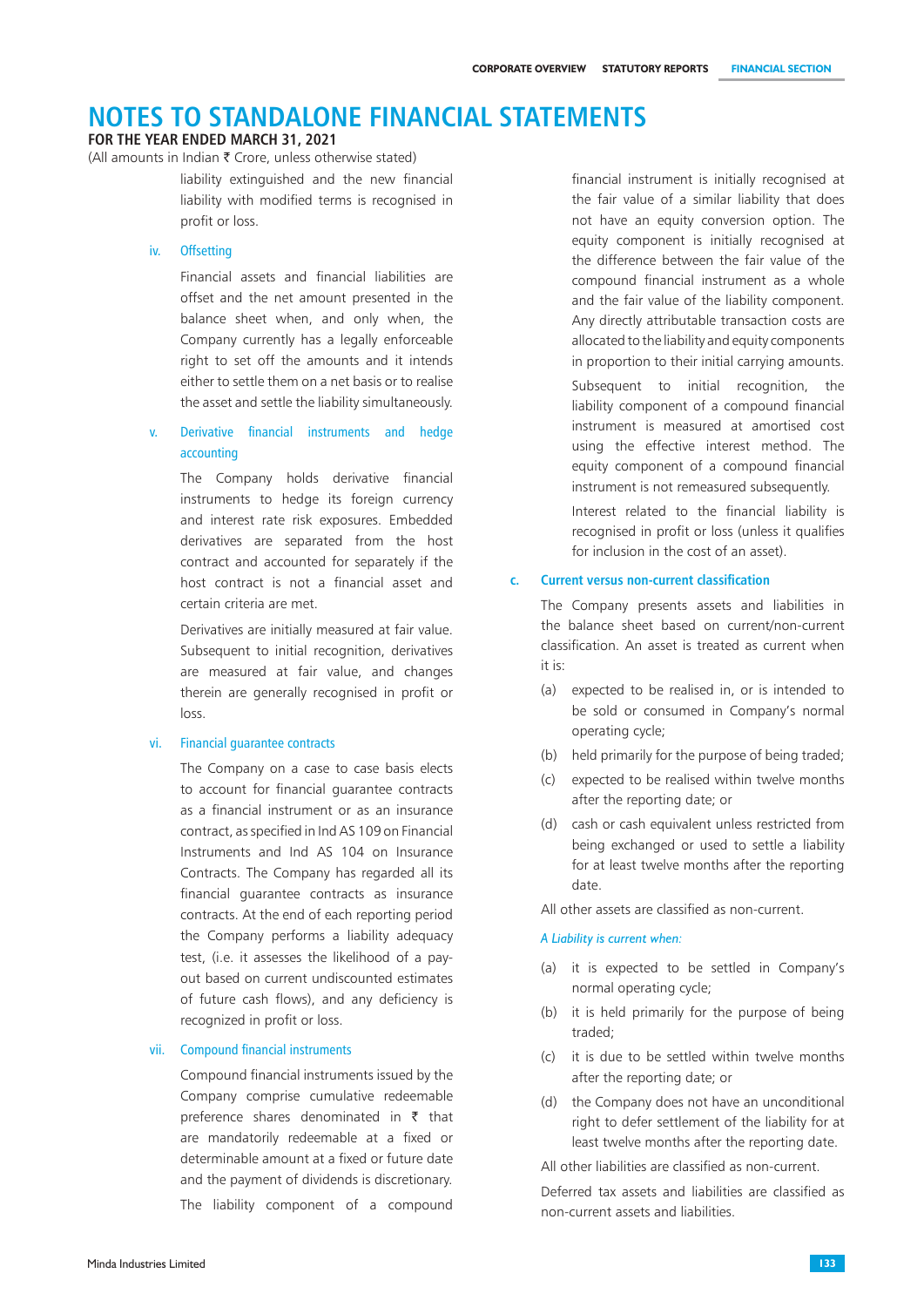# NOTES TO STANDALONE FINANCIAL STATEMENTS

**FOR THE YEAR ENDED MARCH 31, 2021**

(All amounts in Indian ₹ Crore, unless otherwise stated)

liability extinguished and the new financial liability with modified terms is recognised in profit or loss.

#### iv. Offsetting

Financial assets and financial liabilities are offset and the net amount presented in the balance sheet when, and only when, the Company currently has a legally enforceable right to set off the amounts and it intends either to settle them on a net basis or to realise the asset and settle the liability simultaneously.

#### v. Derivative financial instruments and hedge accounting

The Company holds derivative financial instruments to hedge its foreign currency and interest rate risk exposures. Embedded derivatives are separated from the host contract and accounted for separately if the host contract is not a financial asset and certain criteria are met.

Derivatives are initially measured at fair value. Subsequent to initial recognition, derivatives are measured at fair value, and changes therein are generally recognised in profit or loss.

#### vi. Financial guarantee contracts

The Company on a case to case basis elects to account for financial guarantee contracts as a financial instrument or as an insurance contract, as specified in Ind AS 109 on Financial Instruments and Ind AS 104 on Insurance Contracts. The Company has regarded all its financial guarantee contracts as insurance contracts. At the end of each reporting period the Company performs a liability adequacy test, (i.e. it assesses the likelihood of a pay-out based on current undiscounted estimates of future cash flows), and any deficiency is recognized in profit or loss.

#### vii. Compound financial instruments

Compound financial instruments issued by the Company comprise cumulative redeemable preference shares denominated in ₹ that are mandatorily redeemable at a fixed or determinable amount at a fixed or future date and the payment of dividends is discretionary.

The liability component of a compound financial instrument is initially recognised at the fair value of a similar liability that does not have an equity conversion option. The equity component is initially recognised at the difference between the fair value of the compound financial instrument as a whole and the fair value of the liability component. Any directly attributable transaction costs are allocated to the liability and equity components in proportion to their initial carrying amounts.

Subsequent to initial recognition, the liability component of a compound financial instrument is measured at amortised cost using the effective interest method. The equity component of a compound financial instrument is not remeasured subsequently.

Interest related to the financial liability is recognised in profit or loss (unless it qualifies for inclusion in the cost of an asset).

### c. Current versus non-current classification

The Company presents assets and liabilities in the balance sheet based on current/non-current classification. An asset is treated as current when it is:

(a) expected to be realised in, or is intended to be sold or consumed in Company's normal operating cycle;

(b) held primarily for the purpose of being traded;

(c) expected to be realised within twelve months after the reporting date; or

(d) cash or cash equivalent unless restricted from being exchanged or used to settle a liability for at least twelve months after the reporting date.

All other assets are classified as non-current.

*A Liability is current when:*

(a) it is expected to be settled in Company's normal operating cycle;

(b) it is held primarily for the purpose of being traded;

(c) it is due to be settled within twelve months after the reporting date; or

(d) the Company does not have an unconditional right to defer settlement of the liability for at least twelve months after the reporting date.

All other liabilities are classified as non-current.

Deferred tax assets and liabilities are classified as non-current assets and liabilities.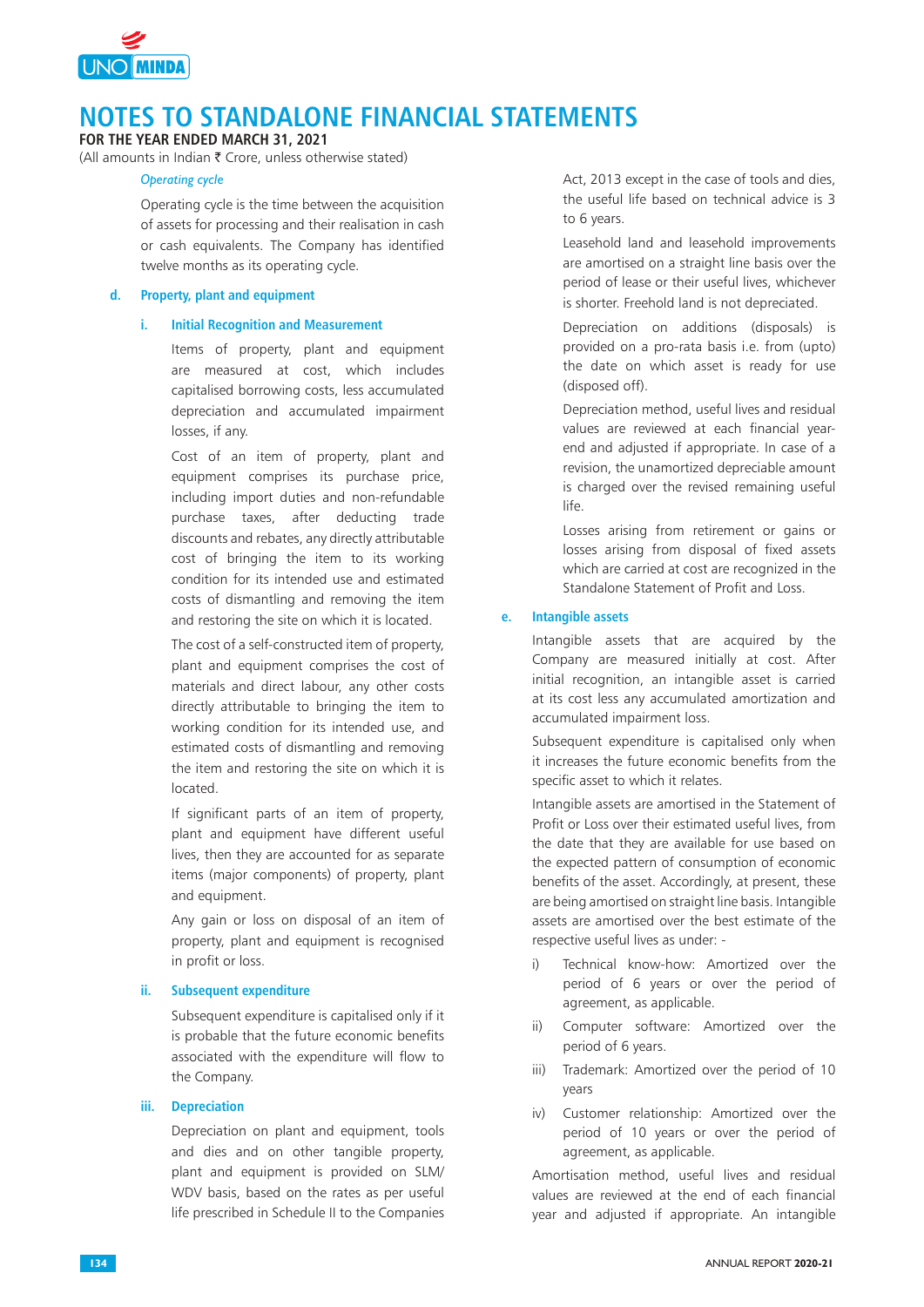# NOTES TO STANDALONE FINANCIAL STATEMENTS

**FOR THE YEAR ENDED MARCH 31, 2021**

(All amounts in Indian ₹ Crore, unless otherwise stated)

*Operating cycle*

Operating cycle is the time between the acquisition of assets for processing and their realisation in cash or cash equivalents. The Company has identified twelve months as its operating cycle.

### d. Property, plant and equipment

#### i. Initial Recognition and Measurement

Items of property, plant and equipment are measured at cost, which includes capitalised borrowing costs, less accumulated depreciation and accumulated impairment losses, if any.

Cost of an item of property, plant and equipment comprises its purchase price, including import duties and non-refundable purchase taxes, after deducting trade discounts and rebates, any directly attributable cost of bringing the item to its working condition for its intended use and estimated costs of dismantling and removing the item and restoring the site on which it is located.

The cost of a self-constructed item of property, plant and equipment comprises the cost of materials and direct labour, any other costs directly attributable to bringing the item to working condition for its intended use, and estimated costs of dismantling and removing the item and restoring the site on which it is located.

If significant parts of an item of property, plant and equipment have different useful lives, then they are accounted for as separate items (major components) of property, plant and equipment.

Any gain or loss on disposal of an item of property, plant and equipment is recognised in profit or loss.

#### ii. Subsequent expenditure

Subsequent expenditure is capitalised only if it is probable that the future economic benefits associated with the expenditure will flow to the Company.

#### iii. Depreciation

Depreciation on plant and equipment, tools and dies and on other tangible property, plant and equipment is provided on SLM/ WDV basis, based on the rates as per useful life prescribed in Schedule II to the Companies Act, 2013 except in the case of tools and dies, the useful life based on technical advice is 3 to 6 years.

Leasehold land and leasehold improvements are amortised on a straight line basis over the period of lease or their useful lives, whichever is shorter. Freehold land is not depreciated.

Depreciation on additions (disposals) is provided on a pro-rata basis i.e. from (upto) the date on which asset is ready for use (disposed off).

Depreciation method, useful lives and residual values are reviewed at each financial year-end and adjusted if appropriate. In case of a revision, the unamortized depreciable amount is charged over the revised remaining useful life.

Losses arising from retirement or gains or losses arising from disposal of fixed assets which are carried at cost are recognized in the Standalone Statement of Profit and Loss.

### e. Intangible assets

Intangible assets that are acquired by the Company are measured initially at cost. After initial recognition, an intangible asset is carried at its cost less any accumulated amortization and accumulated impairment loss.

Subsequent expenditure is capitalised only when it increases the future economic benefits from the specific asset to which it relates.

Intangible assets are amortised in the Statement of Profit or Loss over their estimated useful lives, from the date that they are available for use based on the expected pattern of consumption of economic benefits of the asset. Accordingly, at present, these are being amortised on straight line basis. Intangible assets are amortised over the best estimate of the respective useful lives as under: -

i) Technical know-how: Amortized over the period of 6 years or over the period of agreement, as applicable.

ii) Computer software: Amortized over the period of 6 years.

iii) Trademark: Amortized over the period of 10 years

iv) Customer relationship: Amortized over the period of 10 years or over the period of agreement, as applicable.

Amortisation method, useful lives and residual values are reviewed at the end of each financial year and adjusted if appropriate. An intangible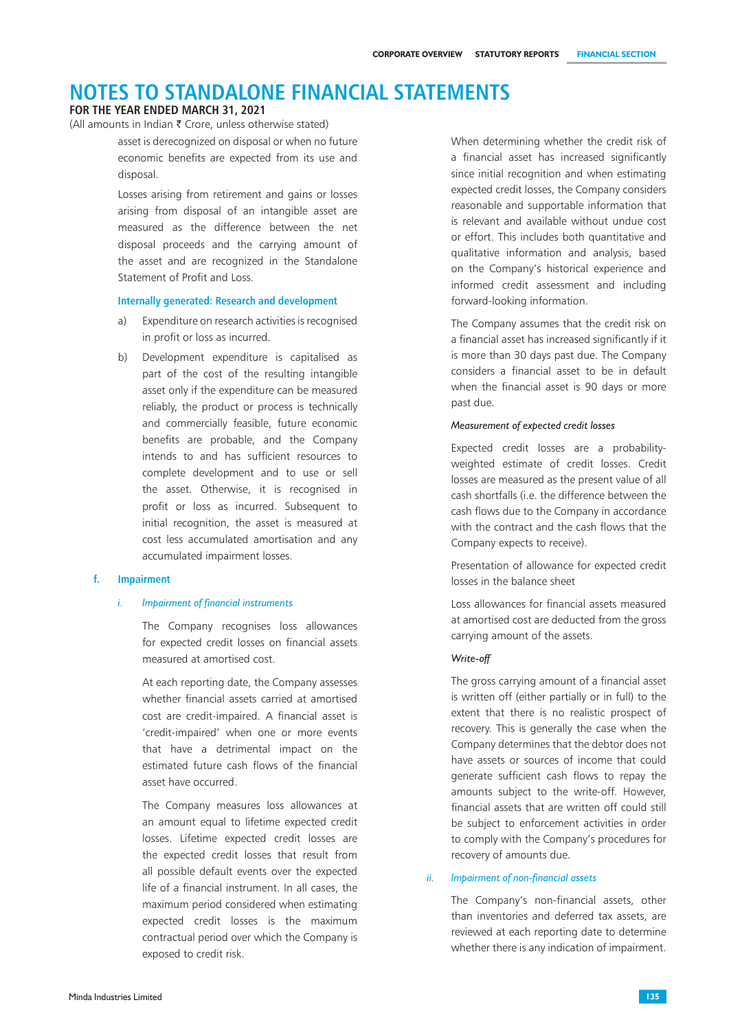asset is derecognized on disposal or when no future economic benefits are expected from its use and disposal.

Losses arising from retirement and gains or losses arising from disposal of an intangible asset are measured as the difference between the net disposal proceeds and the carrying amount of the asset and are recognized in the Standalone Statement of Profit and Loss.

**Internally generated: Research and development**

a) Expenditure on research activities is recognised in profit or loss as incurred.

b) Development expenditure is capitalised as part of the cost of the resulting intangible asset only if the expenditure can be measured reliably, the product or process is technically and commercially feasible, future economic benefits are probable, and the Company intends to and has sufficient resources to complete development and to use or sell the asset. Otherwise, it is recognised in profit or loss as incurred. Subsequent to initial recognition, the asset is measured at cost less accumulated amortisation and any accumulated impairment losses.

### f. Impairment

*i. Impairment of financial instruments*

The Company recognises loss allowances for expected credit losses on financial assets measured at amortised cost.

At each reporting date, the Company assesses whether financial assets carried at amortised cost are credit-impaired. A financial asset is 'credit-impaired' when one or more events that have a detrimental impact on the estimated future cash flows of the financial asset have occurred.

The Company measures loss allowances at an amount equal to lifetime expected credit losses. Lifetime expected credit losses are the expected credit losses that result from all possible default events over the expected life of a financial instrument. In all cases, the maximum period considered when estimating expected credit losses is the maximum contractual period over which the Company is exposed to credit risk.

When determining whether the credit risk of a financial asset has increased significantly since initial recognition and when estimating expected credit losses, the Company considers reasonable and supportable information that is relevant and available without undue cost or effort. This includes both quantitative and qualitative information and analysis, based on the Company's historical experience and informed credit assessment and including forward-looking information.

The Company assumes that the credit risk on a financial asset has increased significantly if it is more than 30 days past due. The Company considers a financial asset to be in default when the financial asset is 90 days or more past due.

*Measurement of expected credit losses*

Expected credit losses are a probability-weighted estimate of credit losses. Credit losses are measured as the present value of all cash shortfalls (i.e. the difference between the cash flows due to the Company in accordance with the contract and the cash flows that the Company expects to receive).

Presentation of allowance for expected credit losses in the balance sheet

Loss allowances for financial assets measured at amortised cost are deducted from the gross carrying amount of the assets.

*Write-off*

The gross carrying amount of a financial asset is written off (either partially or in full) to the extent that there is no realistic prospect of recovery. This is generally the case when the Company determines that the debtor does not have assets or sources of income that could generate sufficient cash flows to repay the amounts subject to the write-off. However, financial assets that are written off could still be subject to enforcement activities in order to comply with the Company's procedures for recovery of amounts due.

*ii. Impairment of non-financial assets*

The Company's non-financial assets, other than inventories and deferred tax assets, are reviewed at each reporting date to determine whether there is any indication of impairment.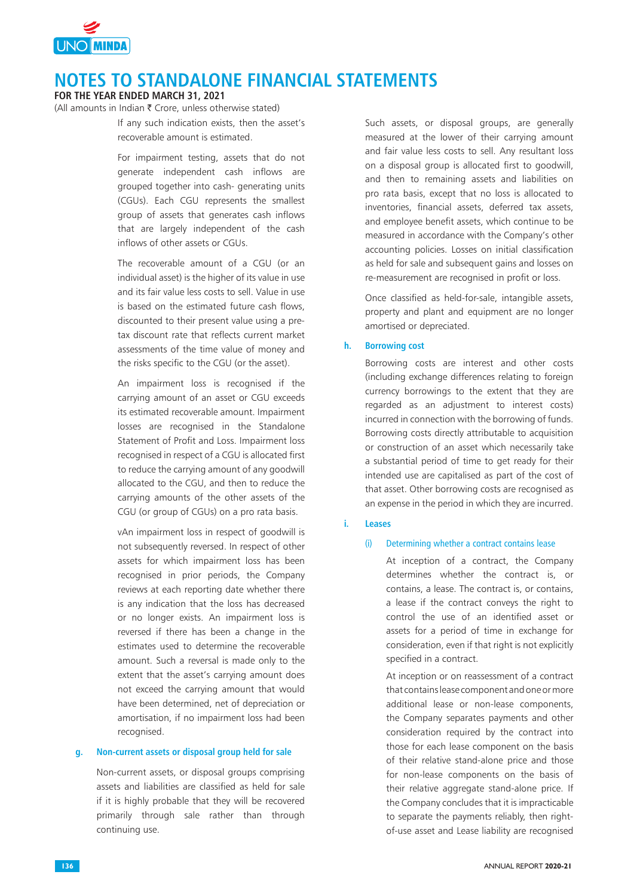# NOTES TO STANDALONE FINANCIAL STATEMENTS

**FOR THE YEAR ENDED MARCH 31, 2021**

(All amounts in Indian ₹ Crore, unless otherwise stated)

If any such indication exists, then the asset's recoverable amount is estimated.

For impairment testing, assets that do not generate independent cash inflows are grouped together into cash- generating units (CGUs). Each CGU represents the smallest group of assets that generates cash inflows that are largely independent of the cash inflows of other assets or CGUs.

The recoverable amount of a CGU (or an individual asset) is the higher of its value in use and its fair value less costs to sell. Value in use is based on the estimated future cash flows, discounted to their present value using a pre-tax discount rate that reflects current market assessments of the time value of money and the risks specific to the CGU (or the asset).

An impairment loss is recognised if the carrying amount of an asset or CGU exceeds its estimated recoverable amount. Impairment losses are recognised in the Standalone Statement of Profit and Loss. Impairment loss recognised in respect of a CGU is allocated first to reduce the carrying amount of any goodwill allocated to the CGU, and then to reduce the carrying amounts of the other assets of the CGU (or group of CGUs) on a pro rata basis.

vAn impairment loss in respect of goodwill is not subsequently reversed. In respect of other assets for which impairment loss has been recognised in prior periods, the Company reviews at each reporting date whether there is any indication that the loss has decreased or no longer exists. An impairment loss is reversed if there has been a change in the estimates used to determine the recoverable amount. Such a reversal is made only to the extent that the asset's carrying amount does not exceed the carrying amount that would have been determined, net of depreciation or amortisation, if no impairment loss had been recognised.

### g. Non-current assets or disposal group held for sale

Non-current assets, or disposal groups comprising assets and liabilities are classified as held for sale if it is highly probable that they will be recovered primarily through sale rather than through continuing use.

Such assets, or disposal groups, are generally measured at the lower of their carrying amount and fair value less costs to sell. Any resultant loss on a disposal group is allocated first to goodwill, and then to remaining assets and liabilities on pro rata basis, except that no loss is allocated to inventories, financial assets, deferred tax assets, and employee benefit assets, which continue to be measured in accordance with the Company's other accounting policies. Losses on initial classification as held for sale and subsequent gains and losses on re-measurement are recognised in profit or loss.

Once classified as held-for-sale, intangible assets, property and plant and equipment are no longer amortised or depreciated.

### h. Borrowing cost

Borrowing costs are interest and other costs (including exchange differences relating to foreign currency borrowings to the extent that they are regarded as an adjustment to interest costs) incurred in connection with the borrowing of funds. Borrowing costs directly attributable to acquisition or construction of an asset which necessarily take a substantial period of time to get ready for their intended use are capitalised as part of the cost of that asset. Other borrowing costs are recognised as an expense in the period in which they are incurred.

### i. Leases

#### (i) Determining whether a contract contains lease

At inception of a contract, the Company determines whether the contract is, or contains, a lease. The contract is, or contains, a lease if the contract conveys the right to control the use of an identified asset or assets for a period of time in exchange for consideration, even if that right is not explicitly specified in a contract.

At inception or on reassessment of a contract that contains lease component and one or more additional lease or non-lease components, the Company separates payments and other consideration required by the contract into those for each lease component on the basis of their relative stand-alone price and those for non-lease components on the basis of their relative aggregate stand-alone price. If the Company concludes that it is impracticable to separate the payments reliably, then right-of-use asset and Lease liability are recognised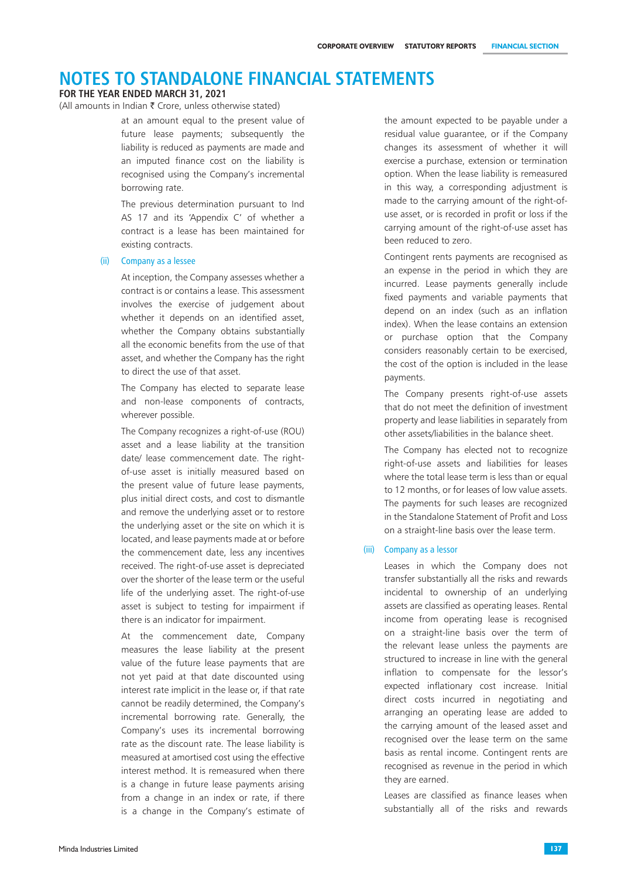# NOTES TO STANDALONE FINANCIAL STATEMENTS

**FOR THE YEAR ENDED MARCH 31, 2021**

(All amounts in Indian ₹ Crore, unless otherwise stated)

at an amount equal to the present value of future lease payments; subsequently the liability is reduced as payments are made and an imputed finance cost on the liability is recognised using the Company's incremental borrowing rate.

The previous determination pursuant to Ind AS 17 and its 'Appendix C' of whether a contract is a lease has been maintained for existing contracts.

(ii) Company as a lessee

At inception, the Company assesses whether a contract is or contains a lease. This assessment involves the exercise of judgement about whether it depends on an identified asset, whether the Company obtains substantially all the economic benefits from the use of that asset, and whether the Company has the right to direct the use of that asset.

The Company has elected to separate lease and non-lease components of contracts, wherever possible.

The Company recognizes a right-of-use (ROU) asset and a lease liability at the transition date/ lease commencement date. The right-of-use asset is initially measured based on the present value of future lease payments, plus initial direct costs, and cost to dismantle and remove the underlying asset or to restore the underlying asset or the site on which it is located, and lease payments made at or before the commencement date, less any incentives received. The right-of-use asset is depreciated over the shorter of the lease term or the useful life of the underlying asset. The right-of-use asset is subject to testing for impairment if there is an indicator for impairment.

At the commencement date, Company measures the lease liability at the present value of the future lease payments that are not yet paid at that date discounted using interest rate implicit in the lease or, if that rate cannot be readily determined, the Company's incremental borrowing rate. Generally, the Company's uses its incremental borrowing rate as the discount rate. The lease liability is measured at amortised cost using the effective interest method. It is remeasured when there is a change in future lease payments arising from a change in an index or rate, if there is a change in the Company's estimate of the amount expected to be payable under a residual value guarantee, or if the Company changes its assessment of whether it will exercise a purchase, extension or termination option. When the lease liability is remeasured in this way, a corresponding adjustment is made to the carrying amount of the right-of-use asset, or is recorded in profit or loss if the carrying amount of the right-of-use asset has been reduced to zero.

Contingent rents payments are recognised as an expense in the period in which they are incurred. Lease payments generally include fixed payments and variable payments that depend on an index (such as an inflation index). When the lease contains an extension or purchase option that the Company considers reasonably certain to be exercised, the cost of the option is included in the lease payments.

The Company presents right-of-use assets that do not meet the definition of investment property and lease liabilities in separately from other assets/liabilities in the balance sheet.

The Company has elected not to recognize right-of-use assets and liabilities for leases where the total lease term is less than or equal to 12 months, or for leases of low value assets. The payments for such leases are recognized in the Standalone Statement of Profit and Loss on a straight-line basis over the lease term.

(iii) Company as a lessor

Leases in which the Company does not transfer substantially all the risks and rewards incidental to ownership of an underlying assets are classified as operating leases. Rental income from operating lease is recognised on a straight-line basis over the term of the relevant lease unless the payments are structured to increase in line with the general inflation to compensate for the lessor's expected inflationary cost increase. Initial direct costs incurred in negotiating and arranging an operating lease are added to the carrying amount of the leased asset and recognised over the lease term on the same basis as rental income. Contingent rents are recognised as revenue in the period in which they are earned.

Leases are classified as finance leases when substantially all of the risks and rewards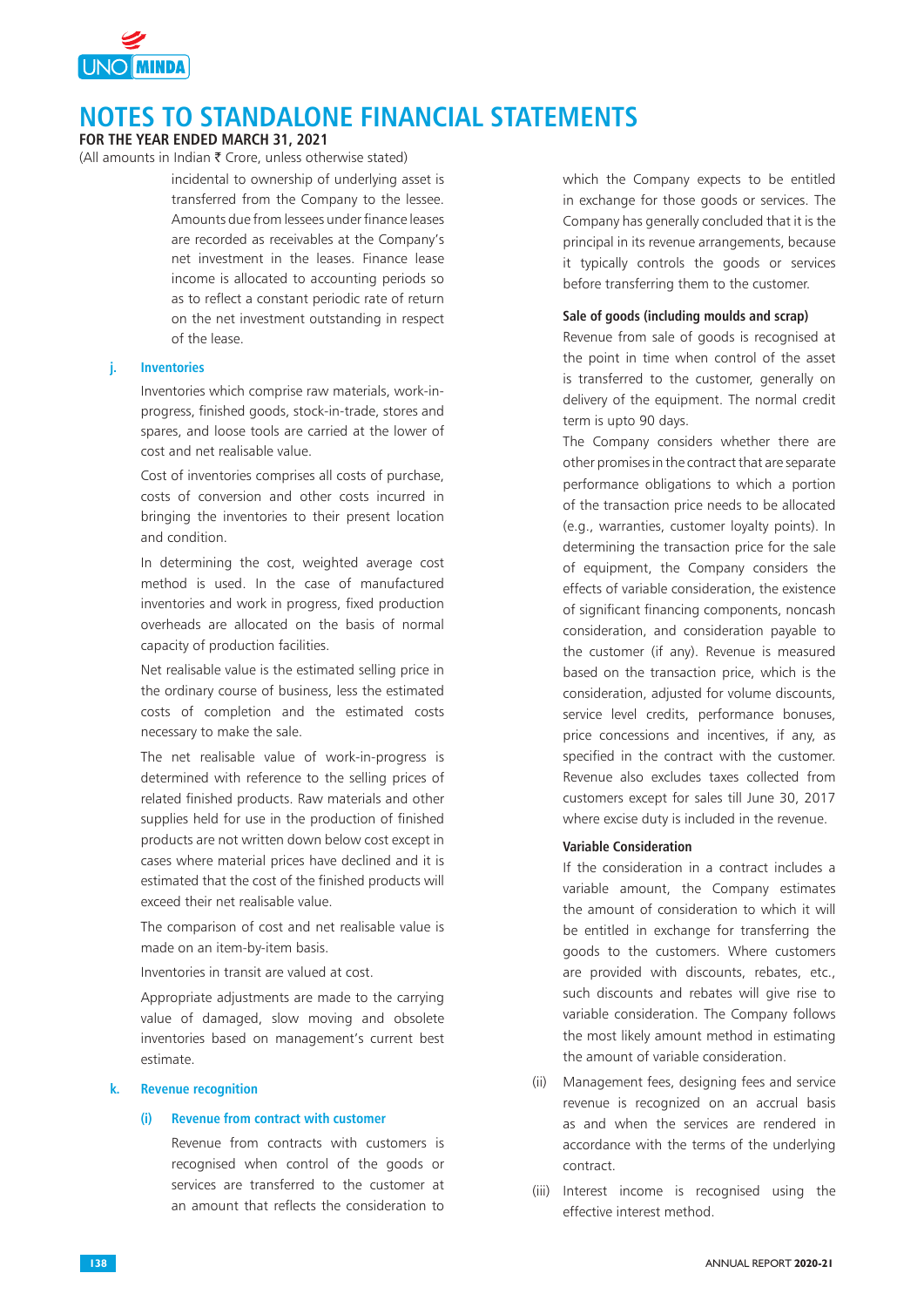## NOTES TO STANDALONE FINANCIAL STATEMENTS

**FOR THE YEAR ENDED MARCH 31, 2021**

(All amounts in Indian ₹ Crore, unless otherwise stated)

incidental to ownership of underlying asset is transferred from the Company to the lessee. Amounts due from lessees under finance leases are recorded as receivables at the Company's net investment in the leases. Finance lease income is allocated to accounting periods so as to reflect a constant periodic rate of return on the net investment outstanding in respect of the lease.

### j. Inventories

Inventories which comprise raw materials, work-in-progress, finished goods, stock-in-trade, stores and spares, and loose tools are carried at the lower of cost and net realisable value.

Cost of inventories comprises all costs of purchase, costs of conversion and other costs incurred in bringing the inventories to their present location and condition.

In determining the cost, weighted average cost method is used. In the case of manufactured inventories and work in progress, fixed production overheads are allocated on the basis of normal capacity of production facilities.

Net realisable value is the estimated selling price in the ordinary course of business, less the estimated costs of completion and the estimated costs necessary to make the sale.

The net realisable value of work-in-progress is determined with reference to the selling prices of related finished products. Raw materials and other supplies held for use in the production of finished products are not written down below cost except in cases where material prices have declined and it is estimated that the cost of the finished products will exceed their net realisable value.

The comparison of cost and net realisable value is made on an item-by-item basis.

Inventories in transit are valued at cost.

Appropriate adjustments are made to the carrying value of damaged, slow moving and obsolete inventories based on management's current best estimate.

### k. Revenue recognition

#### (i) Revenue from contract with customer

Revenue from contracts with customers is recognised when control of the goods or services are transferred to the customer at an amount that reflects the consideration to which the Company expects to be entitled in exchange for those goods or services. The Company has generally concluded that it is the principal in its revenue arrangements, because it typically controls the goods or services before transferring them to the customer.

**Sale of goods (including moulds and scrap)**

Revenue from sale of goods is recognised at the point in time when control of the asset is transferred to the customer, generally on delivery of the equipment. The normal credit term is upto 90 days.

The Company considers whether there are other promises in the contract that are separate performance obligations to which a portion of the transaction price needs to be allocated (e.g., warranties, customer loyalty points). In determining the transaction price for the sale of equipment, the Company considers the effects of variable consideration, the existence of significant financing components, noncash consideration, and consideration payable to the customer (if any). Revenue is measured based on the transaction price, which is the consideration, adjusted for volume discounts, service level credits, performance bonuses, price concessions and incentives, if any, as specified in the contract with the customer. Revenue also excludes taxes collected from customers except for sales till June 30, 2017 where excise duty is included in the revenue.

**Variable Consideration**

If the consideration in a contract includes a variable amount, the Company estimates the amount of consideration to which it will be entitled in exchange for transferring the goods to the customers. Where customers are provided with discounts, rebates, etc., such discounts and rebates will give rise to variable consideration. The Company follows the most likely amount method in estimating the amount of variable consideration.

(ii) Management fees, designing fees and service revenue is recognized on an accrual basis as and when the services are rendered in accordance with the terms of the underlying contract.

(iii) Interest income is recognised using the effective interest method.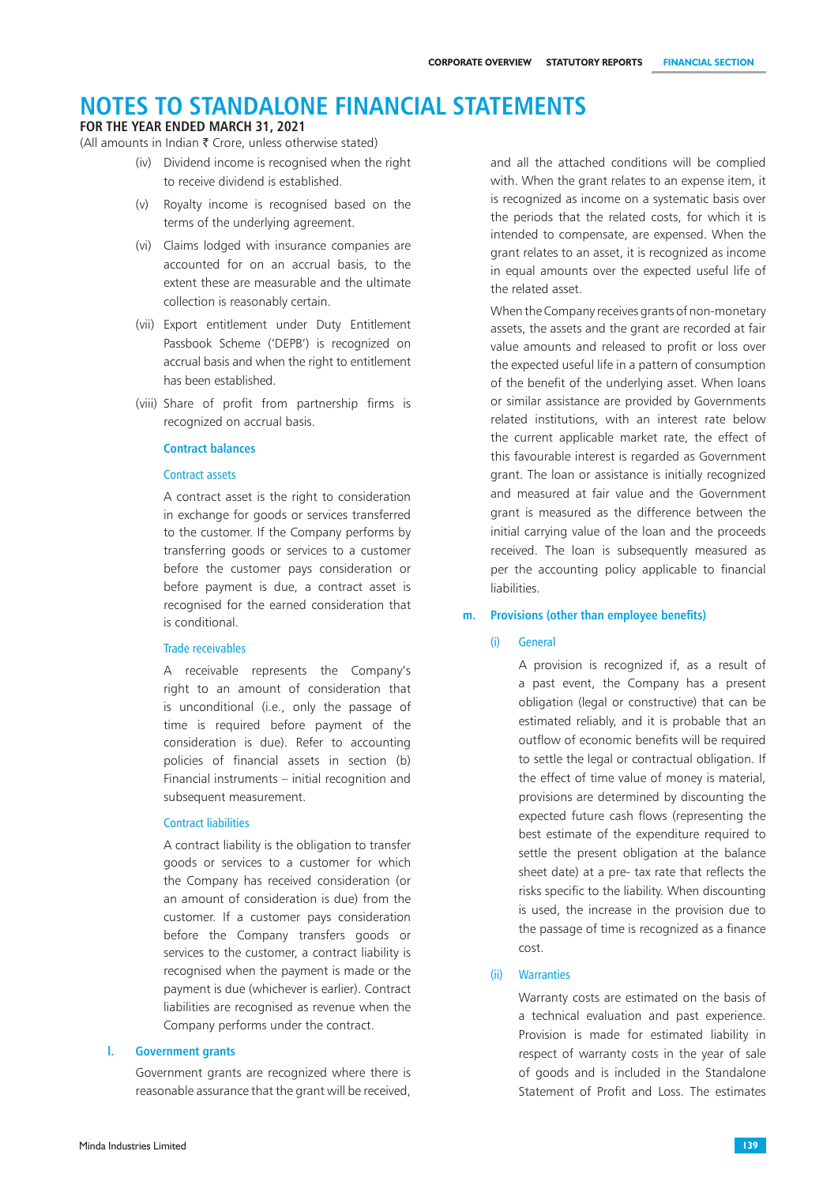# NOTES TO STANDALONE FINANCIAL STATEMENTS

**FOR THE YEAR ENDED MARCH 31, 2021**

(All amounts in Indian ₹ Crore, unless otherwise stated)

(iv) Dividend income is recognised when the right to receive dividend is established.

(v) Royalty income is recognised based on the terms of the underlying agreement.

(vi) Claims lodged with insurance companies are accounted for on an accrual basis, to the extent these are measurable and the ultimate collection is reasonably certain.

(vii) Export entitlement under Duty Entitlement Passbook Scheme ('DEPB') is recognized on accrual basis and when the right to entitlement has been established.

(viii) Share of profit from partnership firms is recognized on accrual basis.

#### Contract balances

##### Contract assets

A contract asset is the right to consideration in exchange for goods or services transferred to the customer. If the Company performs by transferring goods or services to a customer before the customer pays consideration or before payment is due, a contract asset is recognised for the earned consideration that is conditional.

##### Trade receivables

A receivable represents the Company's right to an amount of consideration that is unconditional (i.e., only the passage of time is required before payment of the consideration is due). Refer to accounting policies of financial assets in section (b) Financial instruments – initial recognition and subsequent measurement.

##### Contract liabilities

A contract liability is the obligation to transfer goods or services to a customer for which the Company has received consideration (or an amount of consideration is due) from the customer. If a customer pays consideration before the Company transfers goods or services to the customer, a contract liability is recognised when the payment is made or the payment is due (whichever is earlier). Contract liabilities are recognised as revenue when the Company performs under the contract.

### l. Government grants

Government grants are recognized where there is reasonable assurance that the grant will be received, and all the attached conditions will be complied with. When the grant relates to an expense item, it is recognized as income on a systematic basis over the periods that the related costs, for which it is intended to compensate, are expensed. When the grant relates to an asset, it is recognized as income in equal amounts over the expected useful life of the related asset.

When the Company receives grants of non-monetary assets, the assets and the grant are recorded at fair value amounts and released to profit or loss over the expected useful life in a pattern of consumption of the benefit of the underlying asset. When loans or similar assistance are provided by Governments related institutions, with an interest rate below the current applicable market rate, the effect of this favourable interest is regarded as Government grant. The loan or assistance is initially recognized and measured at fair value and the Government grant is measured as the difference between the initial carrying value of the loan and the proceeds received. The loan is subsequently measured as per the accounting policy applicable to financial liabilities.

### m. Provisions (other than employee benefits)

#### (i) General

A provision is recognized if, as a result of a past event, the Company has a present obligation (legal or constructive) that can be estimated reliably, and it is probable that an outflow of economic benefits will be required to settle the legal or contractual obligation. If the effect of time value of money is material, provisions are determined by discounting the expected future cash flows (representing the best estimate of the expenditure required to settle the present obligation at the balance sheet date) at a pre- tax rate that reflects the risks specific to the liability. When discounting is used, the increase in the provision due to the passage of time is recognized as a finance cost.

#### (ii) Warranties

Warranty costs are estimated on the basis of a technical evaluation and past experience. Provision is made for estimated liability in respect of warranty costs in the year of sale of goods and is included in the Standalone Statement of Profit and Loss. The estimates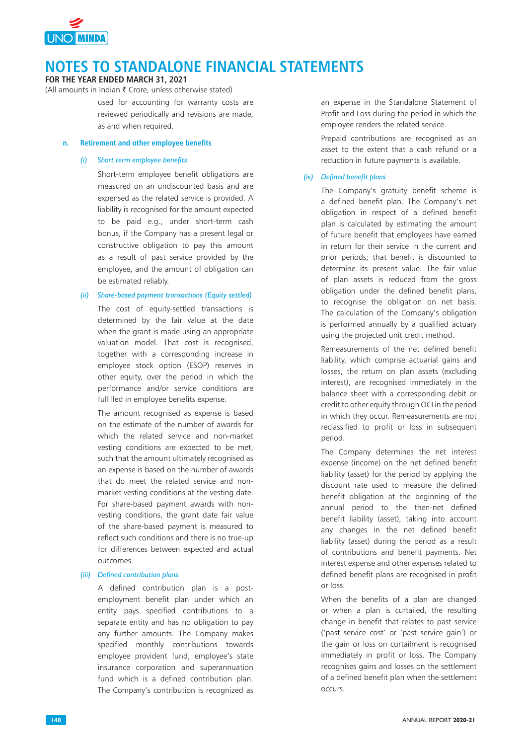used for accounting for warranty costs are reviewed periodically and revisions are made, as and when required.

### n. Retirement and other employee benefits

#### *(i) Short term employee benefits*

Short-term employee benefit obligations are measured on an undiscounted basis and are expensed as the related service is provided. A liability is recognised for the amount expected to be paid e.g., under short-term cash bonus, if the Company has a present legal or constructive obligation to pay this amount as a result of past service provided by the employee, and the amount of obligation can be estimated reliably.

#### *(ii) Share-based payment transactions (Equity settled)*

The cost of equity-settled transactions is determined by the fair value at the date when the grant is made using an appropriate valuation model. That cost is recognised, together with a corresponding increase in employee stock option (ESOP) reserves in other equity, over the period in which the performance and/or service conditions are fulfilled in employee benefits expense.

The amount recognised as expense is based on the estimate of the number of awards for which the related service and non-market vesting conditions are expected to be met, such that the amount ultimately recognised as an expense is based on the number of awards that do meet the related service and non-market vesting conditions at the vesting date. For share-based payment awards with non-vesting conditions, the grant date fair value of the share-based payment is measured to reflect such conditions and there is no true-up for differences between expected and actual outcomes.

#### *(iii) Defined contribution plans*

A defined contribution plan is a post-employment benefit plan under which an entity pays specified contributions to a separate entity and has no obligation to pay any further amounts. The Company makes specified monthly contributions towards employee provident fund, employee's state insurance corporation and superannuation fund which is a defined contribution plan. The Company's contribution is recognized as an expense in the Standalone Statement of Profit and Loss during the period in which the employee renders the related service.

Prepaid contributions are recognised as an asset to the extent that a cash refund or a reduction in future payments is available.

#### *(iv) Defined benefit plans*

The Company's gratuity benefit scheme is a defined benefit plan. The Company's net obligation in respect of a defined benefit plan is calculated by estimating the amount of future benefit that employees have earned in return for their service in the current and prior periods; that benefit is discounted to determine its present value. The fair value of plan assets is reduced from the gross obligation under the defined benefit plans, to recognise the obligation on net basis. The calculation of the Company's obligation is performed annually by a qualified actuary using the projected unit credit method.

Remeasurements of the net defined benefit liability, which comprise actuarial gains and losses, the return on plan assets (excluding interest), are recognised immediately in the balance sheet with a corresponding debit or credit to other equity through OCI in the period in which they occur. Remeasurements are not reclassified to profit or loss in subsequent period.

The Company determines the net interest expense (income) on the net defined benefit liability (asset) for the period by applying the discount rate used to measure the defined benefit obligation at the beginning of the annual period to the then-net defined benefit liability (asset), taking into account any changes in the net defined benefit liability (asset) during the period as a result of contributions and benefit payments. Net interest expense and other expenses related to defined benefit plans are recognised in profit or loss.

When the benefits of a plan are changed or when a plan is curtailed, the resulting change in benefit that relates to past service ('past service cost' or 'past service gain') or the gain or loss on curtailment is recognised immediately in profit or loss. The Company recognises gains and losses on the settlement of a defined benefit plan when the settlement occurs.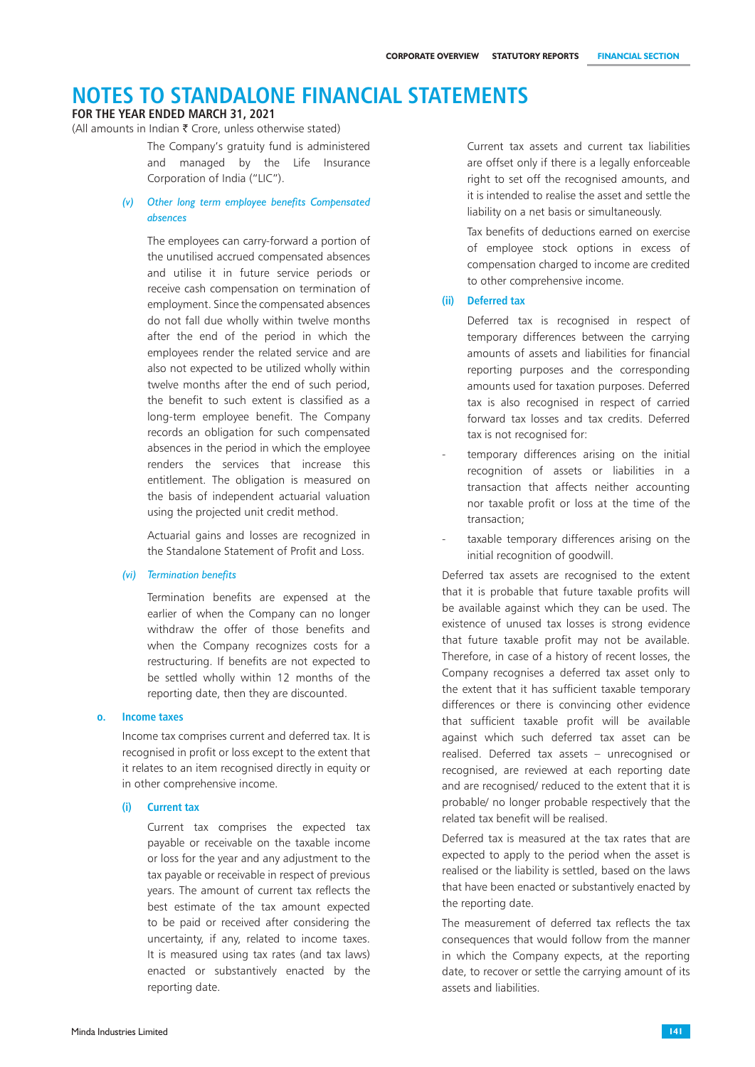# NOTES TO STANDALONE FINANCIAL STATEMENTS

**FOR THE YEAR ENDED MARCH 31, 2021**

(All amounts in Indian ₹ Crore, unless otherwise stated)

The Company's gratuity fund is administered and managed by the Life Insurance Corporation of India ("LIC").

*(v) Other long term employee benefits Compensated absences*

The employees can carry-forward a portion of the unutilised accrued compensated absences and utilise it in future service periods or receive cash compensation on termination of employment. Since the compensated absences do not fall due wholly within twelve months after the end of the period in which the employees render the related service and are also not expected to be utilized wholly within twelve months after the end of such period, the benefit to such extent is classified as a long-term employee benefit. The Company records an obligation for such compensated absences in the period in which the employee renders the services that increase this entitlement. The obligation is measured on the basis of independent actuarial valuation using the projected unit credit method.

Actuarial gains and losses are recognized in the Standalone Statement of Profit and Loss.

*(vi) Termination benefits*

Termination benefits are expensed at the earlier of when the Company can no longer withdraw the offer of those benefits and when the Company recognizes costs for a restructuring. If benefits are not expected to be settled wholly within 12 months of the reporting date, then they are discounted.

### o. Income taxes

Income tax comprises current and deferred tax. It is recognised in profit or loss except to the extent that it relates to an item recognised directly in equity or in other comprehensive income.

#### (i) Current tax

Current tax comprises the expected tax payable or receivable on the taxable income or loss for the year and any adjustment to the tax payable or receivable in respect of previous years. The amount of current tax reflects the best estimate of the tax amount expected to be paid or received after considering the uncertainty, if any, related to income taxes. It is measured using tax rates (and tax laws) enacted or substantively enacted by the reporting date.

Current tax assets and current tax liabilities are offset only if there is a legally enforceable right to set off the recognised amounts, and it is intended to realise the asset and settle the liability on a net basis or simultaneously.

Tax benefits of deductions earned on exercise of employee stock options in excess of compensation charged to income are credited to other comprehensive income.

#### (ii) Deferred tax

Deferred tax is recognised in respect of temporary differences between the carrying amounts of assets and liabilities for financial reporting purposes and the corresponding amounts used for taxation purposes. Deferred tax is also recognised in respect of carried forward tax losses and tax credits. Deferred tax is not recognised for:

- temporary differences arising on the initial recognition of assets or liabilities in a transaction that affects neither accounting nor taxable profit or loss at the time of the transaction;
- taxable temporary differences arising on the initial recognition of goodwill.

Deferred tax assets are recognised to the extent that it is probable that future taxable profits will be available against which they can be used. The existence of unused tax losses is strong evidence that future taxable profit may not be available. Therefore, in case of a history of recent losses, the Company recognises a deferred tax asset only to the extent that it has sufficient taxable temporary differences or there is convincing other evidence that sufficient taxable profit will be available against which such deferred tax asset can be realised. Deferred tax assets – unrecognised or recognised, are reviewed at each reporting date and are recognised/ reduced to the extent that it is probable/ no longer probable respectively that the related tax benefit will be realised.

Deferred tax is measured at the tax rates that are expected to apply to the period when the asset is realised or the liability is settled, based on the laws that have been enacted or substantively enacted by the reporting date.

The measurement of deferred tax reflects the tax consequences that would follow from the manner in which the Company expects, at the reporting date, to recover or settle the carrying amount of its assets and liabilities.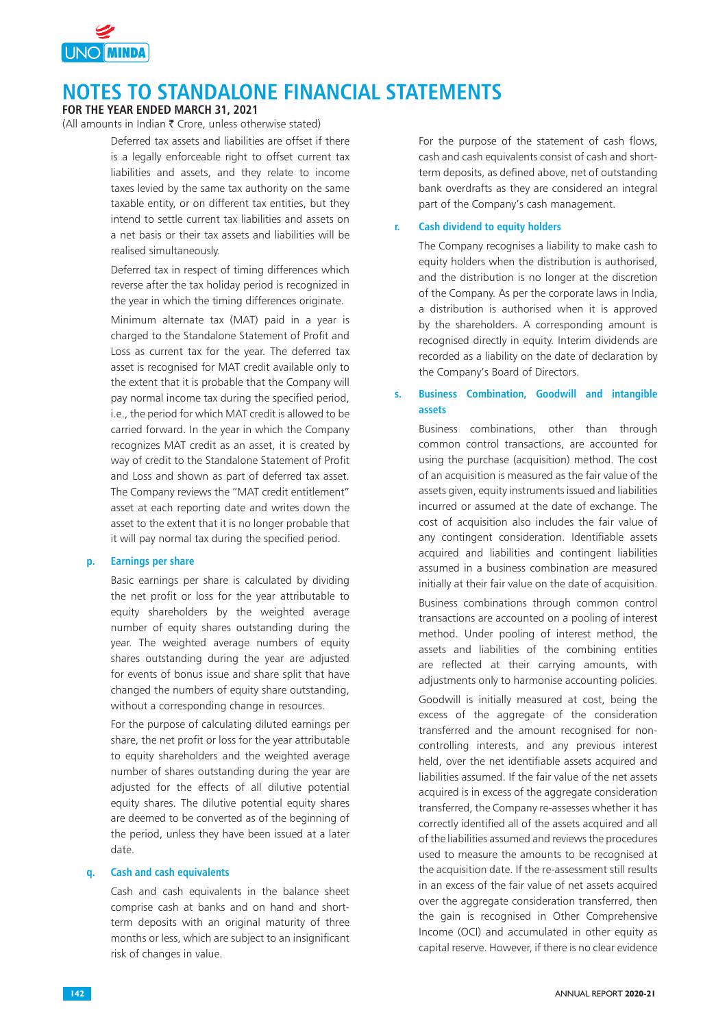# NOTES TO STANDALONE FINANCIAL STATEMENTS

**FOR THE YEAR ENDED MARCH 31, 2021**

(All amounts in Indian ₹ Crore, unless otherwise stated)

Deferred tax assets and liabilities are offset if there is a legally enforceable right to offset current tax liabilities and assets, and they relate to income taxes levied by the same tax authority on the same taxable entity, or on different tax entities, but they intend to settle current tax liabilities and assets on a net basis or their tax assets and liabilities will be realised simultaneously.

Deferred tax in respect of timing differences which reverse after the tax holiday period is recognized in the year in which the timing differences originate.

Minimum alternate tax (MAT) paid in a year is charged to the Standalone Statement of Profit and Loss as current tax for the year. The deferred tax asset is recognised for MAT credit available only to the extent that it is probable that the Company will pay normal income tax during the specified period, i.e., the period for which MAT credit is allowed to be carried forward. In the year in which the Company recognizes MAT credit as an asset, it is created by way of credit to the Standalone Statement of Profit and Loss and shown as part of deferred tax asset. The Company reviews the "MAT credit entitlement" asset at each reporting date and writes down the asset to the extent that it is no longer probable that it will pay normal tax during the specified period.

### p. Earnings per share

Basic earnings per share is calculated by dividing the net profit or loss for the year attributable to equity shareholders by the weighted average number of equity shares outstanding during the year. The weighted average numbers of equity shares outstanding during the year are adjusted for events of bonus issue and share split that have changed the numbers of equity share outstanding, without a corresponding change in resources.

For the purpose of calculating diluted earnings per share, the net profit or loss for the year attributable to equity shareholders and the weighted average number of shares outstanding during the year are adjusted for the effects of all dilutive potential equity shares. The dilutive potential equity shares are deemed to be converted as of the beginning of the period, unless they have been issued at a later date.

### q. Cash and cash equivalents

Cash and cash equivalents in the balance sheet comprise cash at banks and on hand and short-term deposits with an original maturity of three months or less, which are subject to an insignificant risk of changes in value.

For the purpose of the statement of cash flows, cash and cash equivalents consist of cash and short-term deposits, as defined above, net of outstanding bank overdrafts as they are considered an integral part of the Company's cash management.

### r. Cash dividend to equity holders

The Company recognises a liability to make cash to equity holders when the distribution is authorised, and the distribution is no longer at the discretion of the Company. As per the corporate laws in India, a distribution is authorised when it is approved by the shareholders. A corresponding amount is recognised directly in equity. Interim dividends are recorded as a liability on the date of declaration by the Company's Board of Directors.

### s. Business Combination, Goodwill and intangible assets

Business combinations, other than through common control transactions, are accounted for using the purchase (acquisition) method. The cost of an acquisition is measured as the fair value of the assets given, equity instruments issued and liabilities incurred or assumed at the date of exchange. The cost of acquisition also includes the fair value of any contingent consideration. Identifiable assets acquired and liabilities and contingent liabilities assumed in a business combination are measured initially at their fair value on the date of acquisition.

Business combinations through common control transactions are accounted on a pooling of interest method. Under pooling of interest method, the assets and liabilities of the combining entities are reflected at their carrying amounts, with adjustments only to harmonise accounting policies.

Goodwill is initially measured at cost, being the excess of the aggregate of the consideration transferred and the amount recognised for non-controlling interests, and any previous interest held, over the net identifiable assets acquired and liabilities assumed. If the fair value of the net assets acquired is in excess of the aggregate consideration transferred, the Company re-assesses whether it has correctly identified all of the assets acquired and all of the liabilities assumed and reviews the procedures used to measure the amounts to be recognised at the acquisition date. If the re-assessment still results in an excess of the fair value of net assets acquired over the aggregate consideration transferred, then the gain is recognised in Other Comprehensive Income (OCI) and accumulated in other equity as capital reserve. However, if there is no clear evidence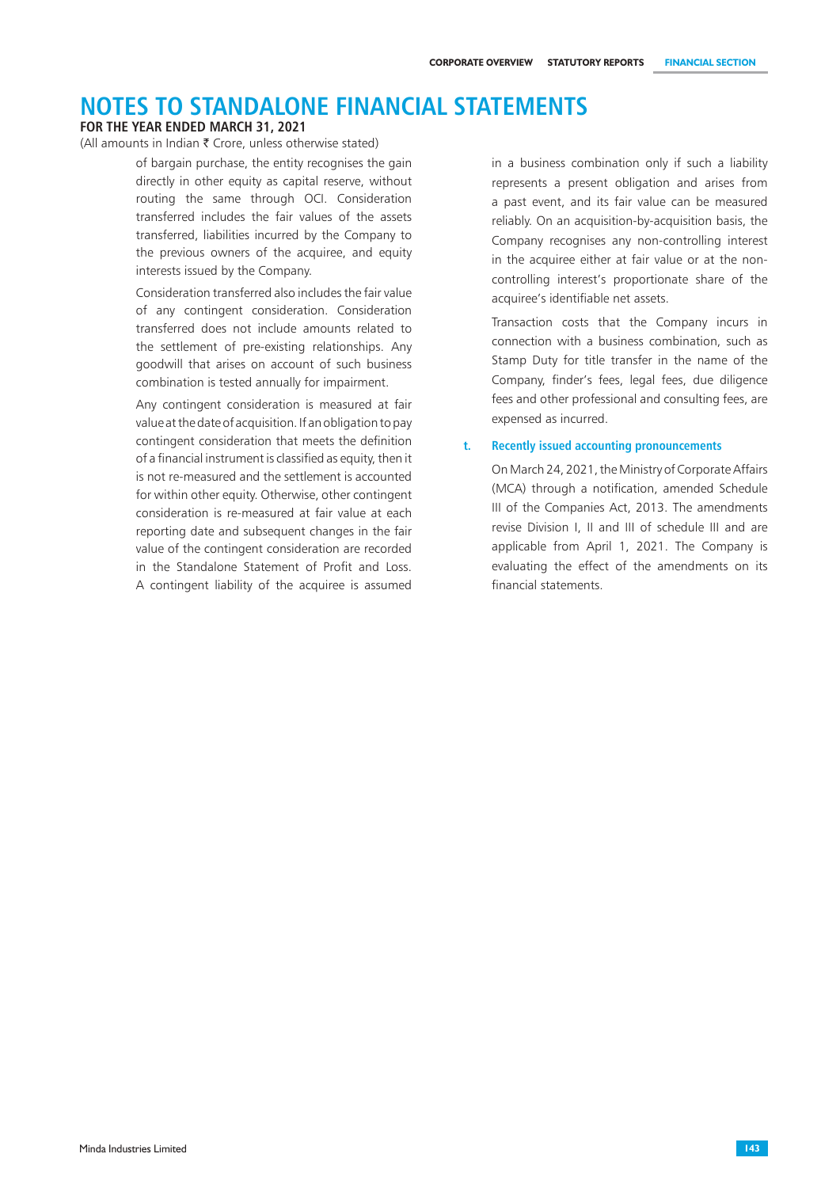# NOTES TO STANDALONE FINANCIAL STATEMENTS

**FOR THE YEAR ENDED MARCH 31, 2021**

(All amounts in Indian ₹ Crore, unless otherwise stated)

of bargain purchase, the entity recognises the gain directly in other equity as capital reserve, without routing the same through OCI. Consideration transferred includes the fair values of the assets transferred, liabilities incurred by the Company to the previous owners of the acquiree, and equity interests issued by the Company.

Consideration transferred also includes the fair value of any contingent consideration. Consideration transferred does not include amounts related to the settlement of pre-existing relationships. Any goodwill that arises on account of such business combination is tested annually for impairment.

Any contingent consideration is measured at fair value at the date of acquisition. If an obligation to pay contingent consideration that meets the definition of a financial instrument is classified as equity, then it is not re-measured and the settlement is accounted for within other equity. Otherwise, other contingent consideration is re-measured at fair value at each reporting date and subsequent changes in the fair value of the contingent consideration are recorded in the Standalone Statement of Profit and Loss. A contingent liability of the acquiree is assumed in a business combination only if such a liability represents a present obligation and arises from a past event, and its fair value can be measured reliably. On an acquisition-by-acquisition basis, the Company recognises any non-controlling interest in the acquiree either at fair value or at the non-controlling interest's proportionate share of the acquiree's identifiable net assets.

Transaction costs that the Company incurs in connection with a business combination, such as Stamp Duty for title transfer in the name of the Company, finder's fees, legal fees, due diligence fees and other professional and consulting fees, are expensed as incurred.

### t. Recently issued accounting pronouncements

On March 24, 2021, the Ministry of Corporate Affairs (MCA) through a notification, amended Schedule III of the Companies Act, 2013. The amendments revise Division I, II and III of schedule III and are applicable from April 1, 2021. The Company is evaluating the effect of the amendments on its financial statements.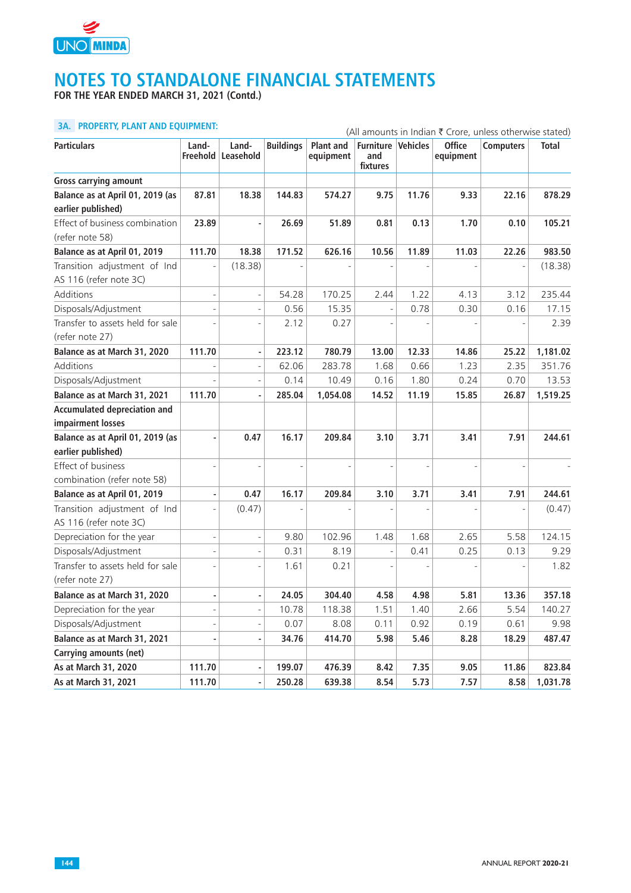# NOTES TO STANDALONE FINANCIAL STATEMENTS

**FOR THE YEAR ENDED MARCH 31, 2021 (Contd.)**

## 3A. PROPERTY, PLANT AND EQUIPMENT:

(All amounts in Indian ₹ Crore, unless otherwise stated)

| Particulars | Land-Freehold | Land-Leasehold | Buildings | Plant and equipment | Furniture and fixtures | Vehicles | Office equipment | Computers | Total |
|---|---|---|---|---|---|---|---|---|---|
| **Gross carrying amount** | | | | | | | | | |
| **Balance as at April 01, 2019 (as earlier published)** | **87.81** | **18.38** | **144.83** | **574.27** | **9.75** | **11.76** | **9.33** | **22.16** | **878.29** |
| Effect of business combination (refer note 58) | **23.89** | **-** | **26.69** | **51.89** | **0.81** | **0.13** | **1.70** | **0.10** | **105.21** |
| **Balance as at April 01, 2019** | **111.70** | **18.38** | **171.52** | **626.16** | **10.56** | **11.89** | **11.03** | **22.26** | **983.50** |
| Transition adjustment of Ind AS 116 (refer note 3C) | - | (18.38) | - | - | - | - | - | - | (18.38) |
| Additions | - | - | 54.28 | 170.25 | 2.44 | 1.22 | 4.13 | 3.12 | 235.44 |
| Disposals/Adjustment | - | - | 0.56 | 15.35 | - | 0.78 | 0.30 | 0.16 | 17.15 |
| Transfer to assets held for sale (refer note 27) | - | - | 2.12 | 0.27 | - | - | - | - | 2.39 |
| **Balance as at March 31, 2020** | **111.70** | **-** | **223.12** | **780.79** | **13.00** | **12.33** | **14.86** | **25.22** | **1,181.02** |
| Additions | - | - | 62.06 | 283.78 | 1.68 | 0.66 | 1.23 | 2.35 | 351.76 |
| Disposals/Adjustment | - | - | 0.14 | 10.49 | 0.16 | 1.80 | 0.24 | 0.70 | 13.53 |
| **Balance as at March 31, 2021** | **111.70** | **-** | **285.04** | **1,054.08** | **14.52** | **11.19** | **15.85** | **26.87** | **1,519.25** |
| **Accumulated depreciation and impairment losses** | | | | | | | | | |
| **Balance as at April 01, 2019 (as earlier published)** | **-** | **0.47** | **16.17** | **209.84** | **3.10** | **3.71** | **3.41** | **7.91** | **244.61** |
| Effect of business combination (refer note 58) | - | - | - | - | - | - | - | - | - |
| **Balance as at April 01, 2019** | **-** | **0.47** | **16.17** | **209.84** | **3.10** | **3.71** | **3.41** | **7.91** | **244.61** |
| Transition adjustment of Ind AS 116 (refer note 3C) | - | (0.47) | - | - | - | - | - | - | (0.47) |
| Depreciation for the year | - | - | 9.80 | 102.96 | 1.48 | 1.68 | 2.65 | 5.58 | 124.15 |
| Disposals/Adjustment | - | - | 0.31 | 8.19 | - | 0.41 | 0.25 | 0.13 | 9.29 |
| Transfer to assets held for sale (refer note 27) | - | - | 1.61 | 0.21 | - | - | - | - | 1.82 |
| **Balance as at March 31, 2020** | **-** | **-** | **24.05** | **304.40** | **4.58** | **4.98** | **5.81** | **13.36** | **357.18** |
| Depreciation for the year | - | - | 10.78 | 118.38 | 1.51 | 1.40 | 2.66 | 5.54 | 140.27 |
| Disposals/Adjustment | - | - | 0.07 | 8.08 | 0.11 | 0.92 | 0.19 | 0.61 | 9.98 |
| **Balance as at March 31, 2021** | **-** | **-** | **34.76** | **414.70** | **5.98** | **5.46** | **8.28** | **18.29** | **487.47** |
| **Carrying amounts (net)** | | | | | | | | | |
| **As at March 31, 2020** | **111.70** | **-** | **199.07** | **476.39** | **8.42** | **7.35** | **9.05** | **11.86** | **823.84** |
| **As at March 31, 2021** | **111.70** | **-** | **250.28** | **639.38** | **8.54** | **5.73** | **7.57** | **8.58** | **1,031.78** |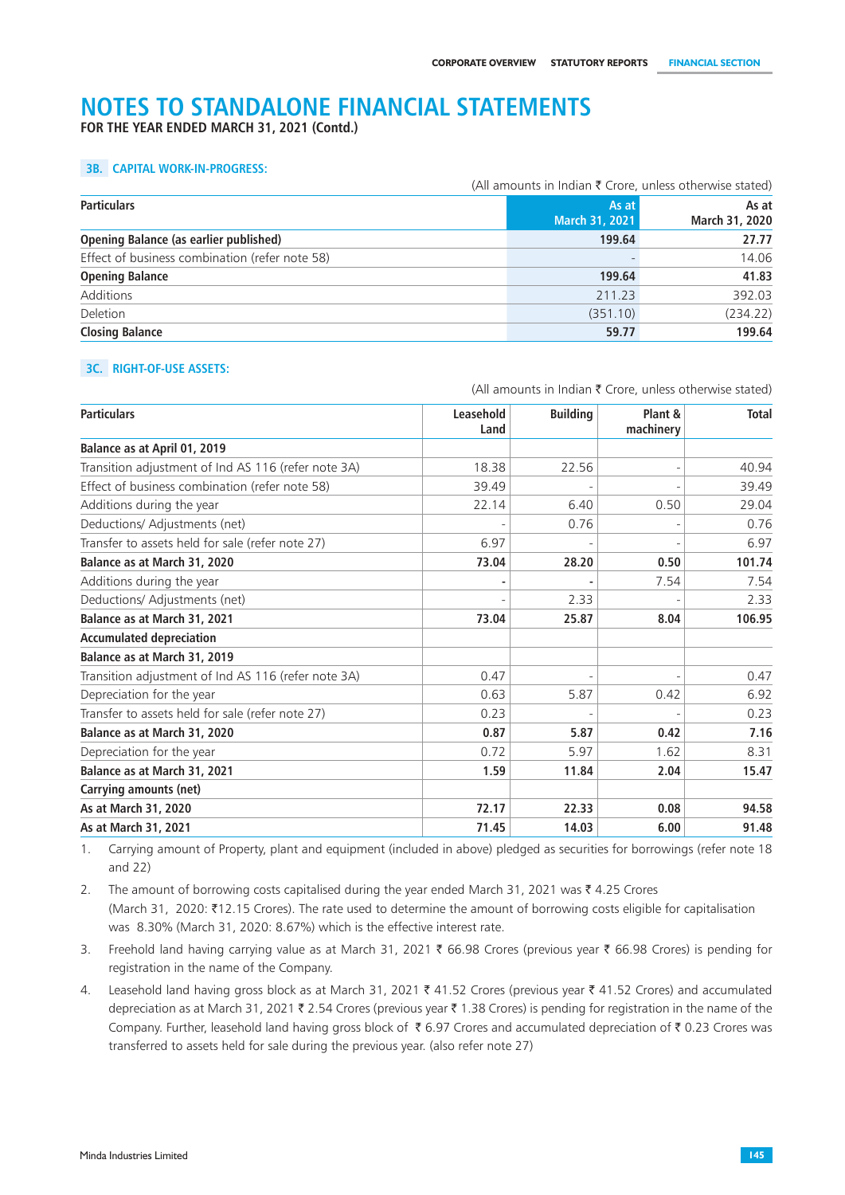# NOTES TO STANDALONE FINANCIAL STATEMENTS

**FOR THE YEAR ENDED MARCH 31, 2021 (Contd.)**

## 3B. CAPITAL WORK-IN-PROGRESS:

(All amounts in Indian ₹ Crore, unless otherwise stated)

| Particulars | As at March 31, 2021 | As at March 31, 2020 |
|---|---|---|
| **Opening Balance (as earlier published)** | **199.64** | **27.77** |
| Effect of business combination (refer note 58) | - | 14.06 |
| **Opening Balance** | **199.64** | **41.83** |
| Additions | 211.23 | 392.03 |
| Deletion | (351.10) | (234.22) |
| **Closing Balance** | **59.77** | **199.64** |

## 3C. RIGHT-OF-USE ASSETS:

(All amounts in Indian ₹ Crore, unless otherwise stated)

| Particulars | Leasehold Land | Building | Plant & machinery | Total |
|---|---|---|---|---|
| **Balance as at April 01, 2019** | | | | |
| Transition adjustment of Ind AS 116 (refer note 3A) | 18.38 | 22.56 | - | 40.94 |
| Effect of business combination (refer note 58) | 39.49 | - | - | 39.49 |
| Additions during the year | 22.14 | 6.40 | 0.50 | 29.04 |
| Deductions/ Adjustments (net) | - | 0.76 | - | 0.76 |
| Transfer to assets held for sale (refer note 27) | 6.97 | - | - | 6.97 |
| **Balance as at March 31, 2020** | **73.04** | **28.20** | **0.50** | **101.74** |
| Additions during the year | - | - | 7.54 | 7.54 |
| Deductions/ Adjustments (net) | - | 2.33 | - | 2.33 |
| **Balance as at March 31, 2021** | **73.04** | **25.87** | **8.04** | **106.95** |
| **Accumulated depreciation** | | | | |
| **Balance as at March 31, 2019** | | | | |
| Transition adjustment of Ind AS 116 (refer note 3A) | 0.47 | - | - | 0.47 |
| Depreciation for the year | 0.63 | 5.87 | 0.42 | 6.92 |
| Transfer to assets held for sale (refer note 27) | 0.23 | - | - | 0.23 |
| **Balance as at March 31, 2020** | **0.87** | **5.87** | **0.42** | **7.16** |
| Depreciation for the year | 0.72 | 5.97 | 1.62 | 8.31 |
| **Balance as at March 31, 2021** | **1.59** | **11.84** | **2.04** | **15.47** |
| **Carrying amounts (net)** | | | | |
| **As at March 31, 2020** | **72.17** | **22.33** | **0.08** | **94.58** |
| **As at March 31, 2021** | **71.45** | **14.03** | **6.00** | **91.48** |

1. Carrying amount of Property, plant and equipment (included in above) pledged as securities for borrowings (refer note 18 and 22)
2. The amount of borrowing costs capitalised during the year ended March 31, 2021 was ₹ 4.25 Crores (March 31, 2020: ₹12.15 Crores). The rate used to determine the amount of borrowing costs eligible for capitalisation was 8.30% (March 31, 2020: 8.67%) which is the effective interest rate.
3. Freehold land having carrying value as at March 31, 2021 ₹ 66.98 Crores (previous year ₹ 66.98 Crores) is pending for registration in the name of the Company.
4. Leasehold land having gross block as at March 31, 2021 ₹ 41.52 Crores (previous year ₹ 41.52 Crores) and accumulated depreciation as at March 31, 2021 ₹ 2.54 Crores (previous year ₹ 1.38 Crores) is pending for registration in the name of the Company. Further, leasehold land having gross block of ₹ 6.97 Crores and accumulated depreciation of ₹ 0.23 Crores was transferred to assets held for sale during the previous year. (also refer note 27)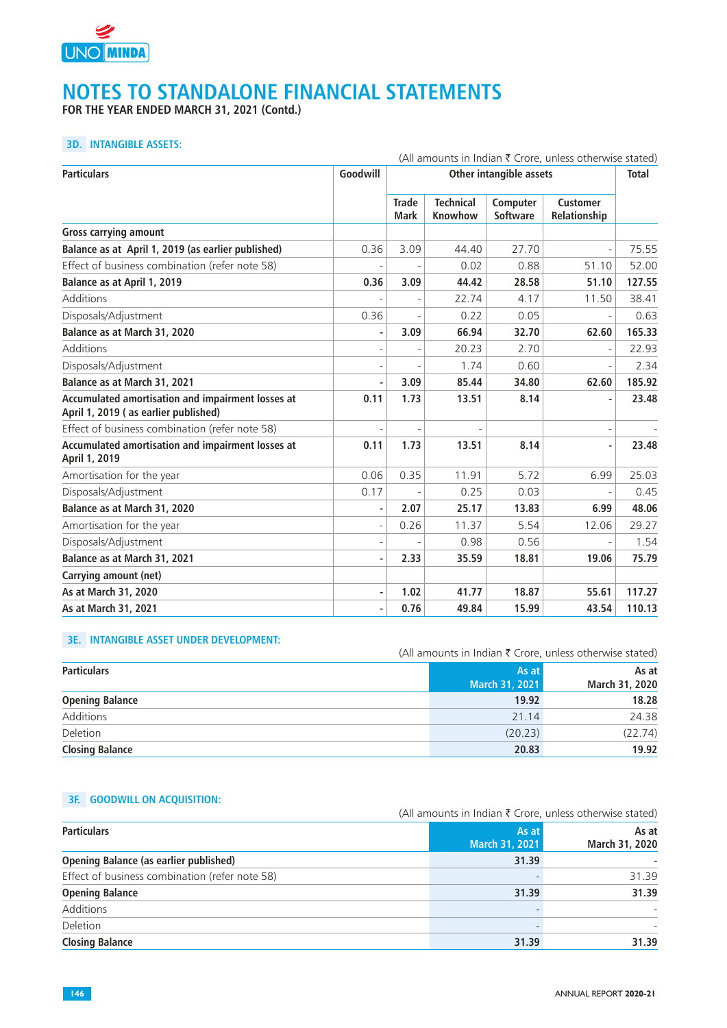# NOTES TO STANDALONE FINANCIAL STATEMENTS

**FOR THE YEAR ENDED MARCH 31, 2021 (Contd.)**

### 3D. INTANGIBLE ASSETS:

(All amounts in Indian ₹ Crore, unless otherwise stated)

| Particulars | Goodwill | Other intangible assets | | | | Total |
|---|---|---|---|---|---|---|
| | | Trade Mark | Technical Knowhow | Computer Software | Customer Relationship | |
| **Gross carrying amount** | | | | | | |
| **Balance as at April 1, 2019 (as earlier published)** | 0.36 | 3.09 | 44.40 | 27.70 | - | 75.55 |
| Effect of business combination (refer note 58) | - | - | 0.02 | 0.88 | 51.10 | 52.00 |
| **Balance as at April 1, 2019** | **0.36** | **3.09** | **44.42** | **28.58** | **51.10** | **127.55** |
| Additions | - | - | 22.74 | 4.17 | 11.50 | 38.41 |
| Disposals/Adjustment | 0.36 | - | 0.22 | 0.05 | - | 0.63 |
| **Balance as at March 31, 2020** | **-** | **3.09** | **66.94** | **32.70** | **62.60** | **165.33** |
| Additions | - | - | 20.23 | 2.70 | - | 22.93 |
| Disposals/Adjustment | - | - | 1.74 | 0.60 | - | 2.34 |
| **Balance as at March 31, 2021** | **-** | **3.09** | **85.44** | **34.80** | **62.60** | **185.92** |
| **Accumulated amortisation and impairment losses at April 1, 2019 ( as earlier published)** | **0.11** | **1.73** | **13.51** | **8.14** | **-** | **23.48** |
| Effect of business combination (refer note 58) | - | - | - | | - | - |
| **Accumulated amortisation and impairment losses at April 1, 2019** | **0.11** | **1.73** | **13.51** | **8.14** | **-** | **23.48** |
| Amortisation for the year | 0.06 | 0.35 | 11.91 | 5.72 | 6.99 | 25.03 |
| Disposals/Adjustment | 0.17 | - | 0.25 | 0.03 | - | 0.45 |
| **Balance as at March 31, 2020** | **-** | **2.07** | **25.17** | **13.83** | **6.99** | **48.06** |
| Amortisation for the year | - | 0.26 | 11.37 | 5.54 | 12.06 | 29.27 |
| Disposals/Adjustment | - | - | 0.98 | 0.56 | - | 1.54 |
| **Balance as at March 31, 2021** | **-** | **2.33** | **35.59** | **18.81** | **19.06** | **75.79** |
| **Carrying amount (net)** | | | | | | |
| **As at March 31, 2020** | **-** | **1.02** | **41.77** | **18.87** | **55.61** | **117.27** |
| **As at March 31, 2021** | **-** | **0.76** | **49.84** | **15.99** | **43.54** | **110.13** |

### 3E. INTANGIBLE ASSET UNDER DEVELOPMENT:

(All amounts in Indian ₹ Crore, unless otherwise stated)

| Particulars | As at March 31, 2021 | As at March 31, 2020 |
|---|---|---|
| **Opening Balance** | **19.92** | **18.28** |
| Additions | 21.14 | 24.38 |
| Deletion | (20.23) | (22.74) |
| **Closing Balance** | **20.83** | **19.92** |

### 3F. GOODWILL ON ACQUISITION:

(All amounts in Indian ₹ Crore, unless otherwise stated)

| Particulars | As at March 31, 2021 | As at March 31, 2020 |
|---|---|---|
| **Opening Balance (as earlier published)** | **31.39** | **-** |
| Effect of business combination (refer note 58) | - | 31.39 |
| **Opening Balance** | **31.39** | **31.39** |
| Additions | - | - |
| Deletion | - | - |
| **Closing Balance** | **31.39** | **31.39** |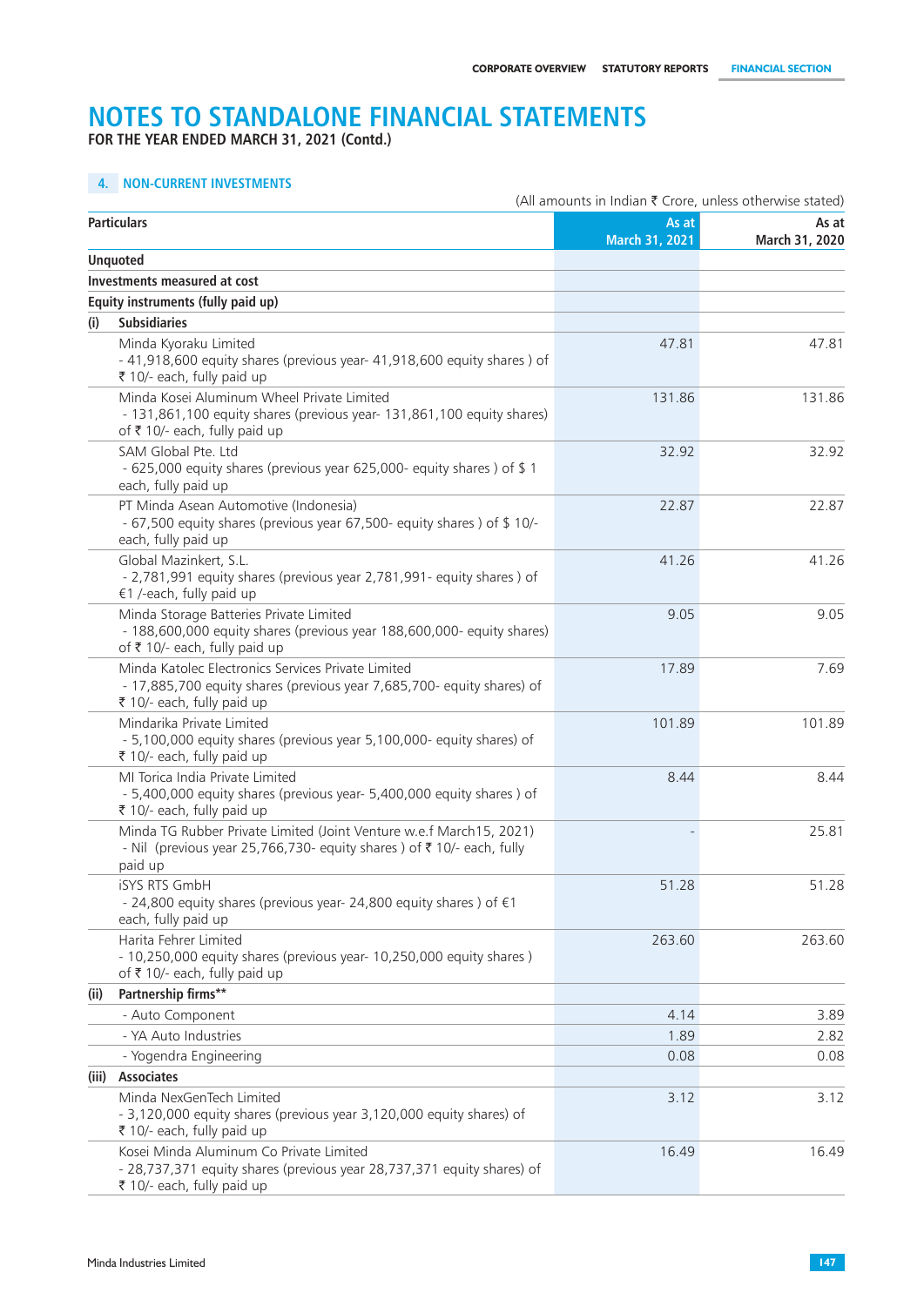# NOTES TO STANDALONE FINANCIAL STATEMENTS

**FOR THE YEAR ENDED MARCH 31, 2021 (Contd.)**

## 4. NON-CURRENT INVESTMENTS

(All amounts in Indian ₹ Crore, unless otherwise stated)

| Particulars | As at March 31, 2021 | As at March 31, 2020 |
|---|---|---|
| **Unquoted** | | |
| **Investments measured at cost** | | |
| **Equity instruments (fully paid up)** | | |
| **(i) Subsidiaries** | | |
| Minda Kyoraku Limited - 41,918,600 equity shares (previous year- 41,918,600 equity shares ) of ₹ 10/- each, fully paid up | 47.81 | 47.81 |
| Minda Kosei Aluminum Wheel Private Limited - 131,861,100 equity shares (previous year- 131,861,100 equity shares) of ₹ 10/- each, fully paid up | 131.86 | 131.86 |
| SAM Global Pte. Ltd - 625,000 equity shares (previous year 625,000- equity shares ) of $ 1 each, fully paid up | 32.92 | 32.92 |
| PT Minda Asean Automotive (Indonesia) - 67,500 equity shares (previous year 67,500- equity shares ) of $ 10/- each, fully paid up | 22.87 | 22.87 |
| Global Mazinkert, S.L. - 2,781,991 equity shares (previous year 2,781,991- equity shares ) of €1 /-each, fully paid up | 41.26 | 41.26 |
| Minda Storage Batteries Private Limited - 188,600,000 equity shares (previous year 188,600,000- equity shares) of ₹ 10/- each, fully paid up | 9.05 | 9.05 |
| Minda Katolec Electronics Services Private Limited - 17,885,700 equity shares (previous year 7,685,700- equity shares) of ₹ 10/- each, fully paid up | 17.89 | 7.69 |
| Mindarika Private Limited - 5,100,000 equity shares (previous year 5,100,000- equity shares) of ₹ 10/- each, fully paid up | 101.89 | 101.89 |
| MI Torica India Private Limited - 5,400,000 equity shares (previous year- 5,400,000 equity shares ) of ₹ 10/- each, fully paid up | 8.44 | 8.44 |
| Minda TG Rubber Private Limited (Joint Venture w.e.f March15, 2021) - Nil (previous year 25,766,730- equity shares ) of ₹ 10/- each, fully paid up | - | 25.81 |
| iSYS RTS GmbH - 24,800 equity shares (previous year- 24,800 equity shares ) of €1 each, fully paid up | 51.28 | 51.28 |
| Harita Fehrer Limited - 10,250,000 equity shares (previous year- 10,250,000 equity shares ) of ₹ 10/- each, fully paid up | 263.60 | 263.60 |
| **(ii) Partnership firms**** | | |
| - Auto Component | 4.14 | 3.89 |
| - YA Auto Industries | 1.89 | 2.82 |
| - Yogendra Engineering | 0.08 | 0.08 |
| **(iii) Associates** | | |
| Minda NexGenTech Limited - 3,120,000 equity shares (previous year 3,120,000 equity shares) of ₹ 10/- each, fully paid up | 3.12 | 3.12 |
| Kosei Minda Aluminum Co Private Limited - 28,737,371 equity shares (previous year 28,737,371 equity shares) of ₹ 10/- each, fully paid up | 16.49 | 16.49 |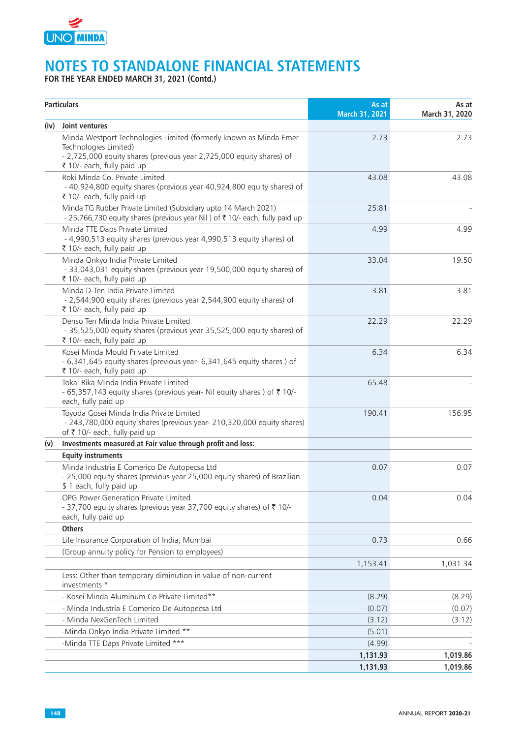# NOTES TO STANDALONE FINANCIAL STATEMENTS

**FOR THE YEAR ENDED MARCH 31, 2021 (Contd.)**

| Particulars | | As at March 31, 2021 | As at March 31, 2020 |
|---|---|---|---|
| **(iv)** | **Joint ventures** | | |
| | Minda Westport Technologies Limited (formerly known as Minda Emer Technologies Limited) - 2,725,000 equity shares (previous year 2,725,000 equity shares) of ₹ 10/- each, fully paid up | 2.73 | 2.73 |
| | Roki Minda Co. Private Limited - 40,924,800 equity shares (previous year 40,924,800 equity shares) of ₹ 10/- each, fully paid up | 43.08 | 43.08 |
| | Minda TG Rubber Private Limited (Subsidiary upto 14 March 2021) - 25,766,730 equity shares (previous year Nil ) of ₹ 10/- each, fully paid up | 25.81 | - |
| | Minda TTE Daps Private Limited - 4,990,513 equity shares (previous year 4,990,513 equity shares) of ₹ 10/- each, fully paid up | 4.99 | 4.99 |
| | Minda Onkyo India Private Limited - 33,043,031 equity shares (previous year 19,500,000 equity shares) of ₹ 10/- each, fully paid up | 33.04 | 19.50 |
| | Minda D-Ten India Private Limited - 2,544,900 equity shares (previous year 2,544,900 equity shares) of ₹ 10/- each, fully paid up | 3.81 | 3.81 |
| | Denso Ten Minda India Private Limited - 35,525,000 equity shares (previous year 35,525,000 equity shares) of ₹ 10/- each, fully paid up | 22.29 | 22.29 |
| | Kosei Minda Mould Private Limited - 6,341,645 equity shares (previous year- 6,341,645 equity shares ) of ₹ 10/- each, fully paid up | 6.34 | 6.34 |
| | Tokai Rika Minda India Private Limited - 65,357,143 equity shares (previous year- Nil equity shares ) of ₹ 10/- each, fully paid up | 65.48 | - |
| | Toyoda Gosei Minda India Private Limited - 243,780,000 equity shares (previous year- 210,320,000 equity shares) of ₹ 10/- each, fully paid up | 190.41 | 156.95 |
| **(v)** | **Investments measured at Fair value through profit and loss:** | | |
| | **Equity instruments** | | |
| | Minda Industria E Comerico De Autopecsa Ltd - 25,000 equity shares (previous year 25,000 equity shares) of Brazilian $ 1 each, fully paid up | 0.07 | 0.07 |
| | OPG Power Generation Private Limited - 37,700 equity shares (previous year 37,700 equity shares) of ₹ 10/- each, fully paid up | 0.04 | 0.04 |
| | **Others** | | |
| | Life Insurance Corporation of India, Mumbai | 0.73 | 0.66 |
| | (Group annuity policy for Pension to employees) | | |
| | | 1,153.41 | 1,031.34 |
| | Less: Other than temporary diminution in value of non-current investments * | | |
| | - Kosei Minda Aluminum Co Private Limited** | (8.29) | (8.29) |
| | - Minda Industria E Comerico De Autopecsa Ltd | (0.07) | (0.07) |
| | - Minda NexGenTech Limited | (3.12) | (3.12) |
| | -Minda Onkyo India Private Limited ** | (5.01) | - |
| | -Minda TTE Daps Private Limited *** | (4.99) | - |
| | | **1,131.93** | **1,019.86** |
| | | **1,131.93** | **1,019.86** |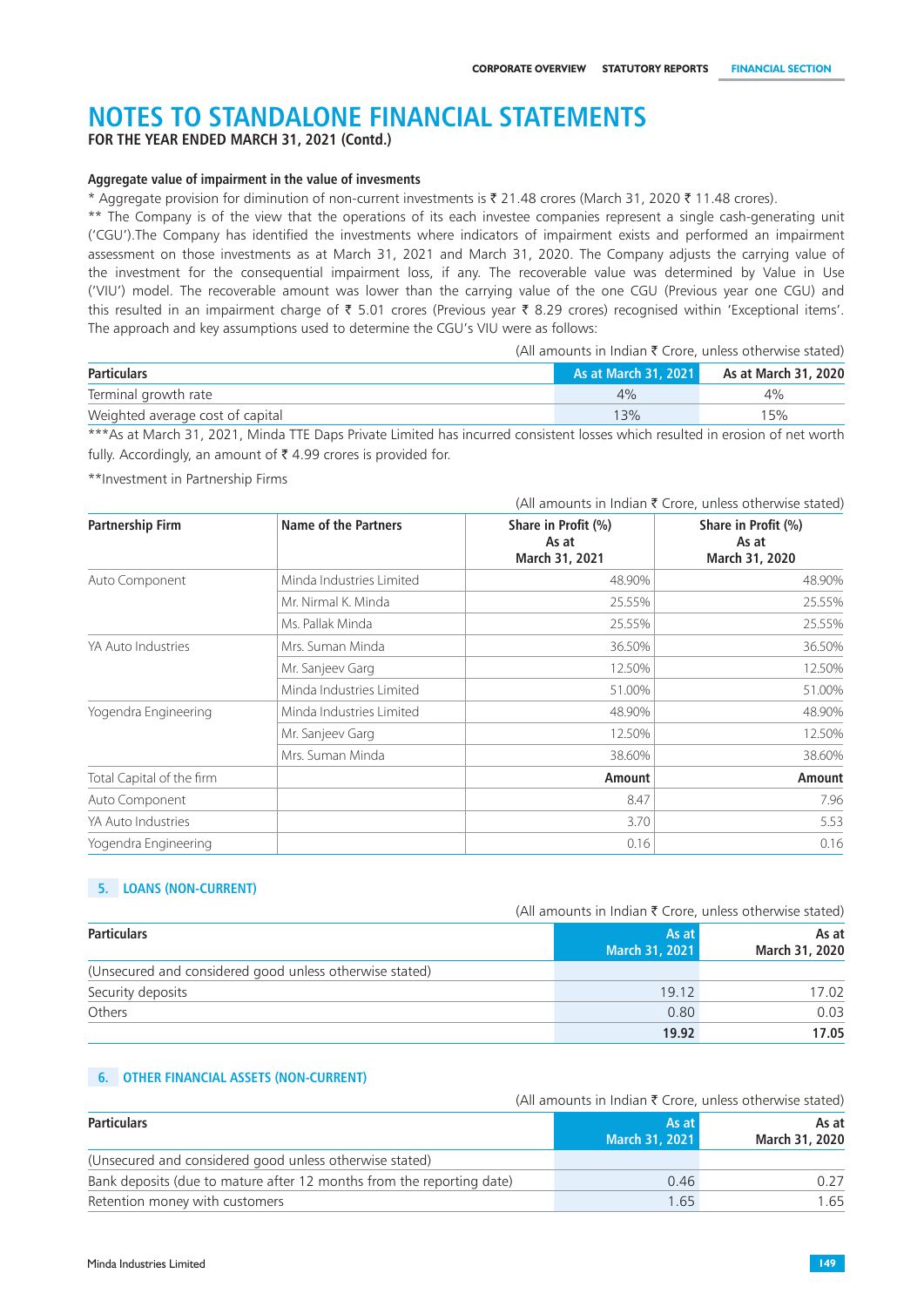# NOTES TO STANDALONE FINANCIAL STATEMENTS

**FOR THE YEAR ENDED MARCH 31, 2021 (Contd.)**

**Aggregate value of impairment in the value of invesments**

* Aggregate provision for diminution of non-current investments is ₹ 21.48 crores (March 31, 2020 ₹ 11.48 crores).

** The Company is of the view that the operations of its each investee companies represent a single cash-generating unit ('CGU').The Company has identified the investments where indicators of impairment exists and performed an impairment assessment on those investments as at March 31, 2021 and March 31, 2020. The Company adjusts the carrying value of the investment for the consequential impairment loss, if any. The recoverable value was determined by Value in Use ('VIU') model. The recoverable amount was lower than the carrying value of the one CGU (Previous year one CGU) and this resulted in an impairment charge of ₹ 5.01 crores (Previous year ₹ 8.29 crores) recognised within 'Exceptional items'. The approach and key assumptions used to determine the CGU's VIU were as follows:

(All amounts in Indian ₹ Crore, unless otherwise stated)

| Particulars | As at March 31, 2021 | As at March 31, 2020 |
|---|---|---|
| Terminal growth rate | 4% | 4% |
| Weighted average cost of capital | 13% | 15% |

***As at March 31, 2021, Minda TTE Daps Private Limited has incurred consistent losses which resulted in erosion of net worth fully. Accordingly, an amount of ₹ 4.99 crores is provided for.

**Investment in Partnership Firms

(All amounts in Indian ₹ Crore, unless otherwise stated)

| Partnership Firm | Name of the Partners | Share in Profit (%) As at March 31, 2021 | Share in Profit (%) As at March 31, 2020 |
|---|---|---|---|
| Auto Component | Minda Industries Limited | 48.90% | 48.90% |
| | Mr. Nirmal K. Minda | 25.55% | 25.55% |
| | Ms. Pallak Minda | 25.55% | 25.55% |
| YA Auto Industries | Mrs. Suman Minda | 36.50% | 36.50% |
| | Mr. Sanjeev Garg | 12.50% | 12.50% |
| | Minda Industries Limited | 51.00% | 51.00% |
| Yogendra Engineering | Minda Industries Limited | 48.90% | 48.90% |
| | Mr. Sanjeev Garg | 12.50% | 12.50% |
| | Mrs. Suman Minda | 38.60% | 38.60% |
| Total Capital of the firm | | **Amount** | **Amount** |
| Auto Component | | 8.47 | 7.96 |
| YA Auto Industries | | 3.70 | 5.53 |
| Yogendra Engineering | | 0.16 | 0.16 |

## 5. LOANS (NON-CURRENT)

(All amounts in Indian ₹ Crore, unless otherwise stated)

| Particulars | As at March 31, 2021 | As at March 31, 2020 |
|---|---|---|
| (Unsecured and considered good unless otherwise stated) | | |
| Security deposits | 19.12 | 17.02 |
| Others | 0.80 | 0.03 |
| | **19.92** | **17.05** |

## 6. OTHER FINANCIAL ASSETS (NON-CURRENT)

(All amounts in Indian ₹ Crore, unless otherwise stated)

| Particulars | As at March 31, 2021 | As at March 31, 2020 |
|---|---|---|
| (Unsecured and considered good unless otherwise stated) | | |
| Bank deposits (due to mature after 12 months from the reporting date) | 0.46 | 0.27 |
| Retention money with customers | 1.65 | 1.65 |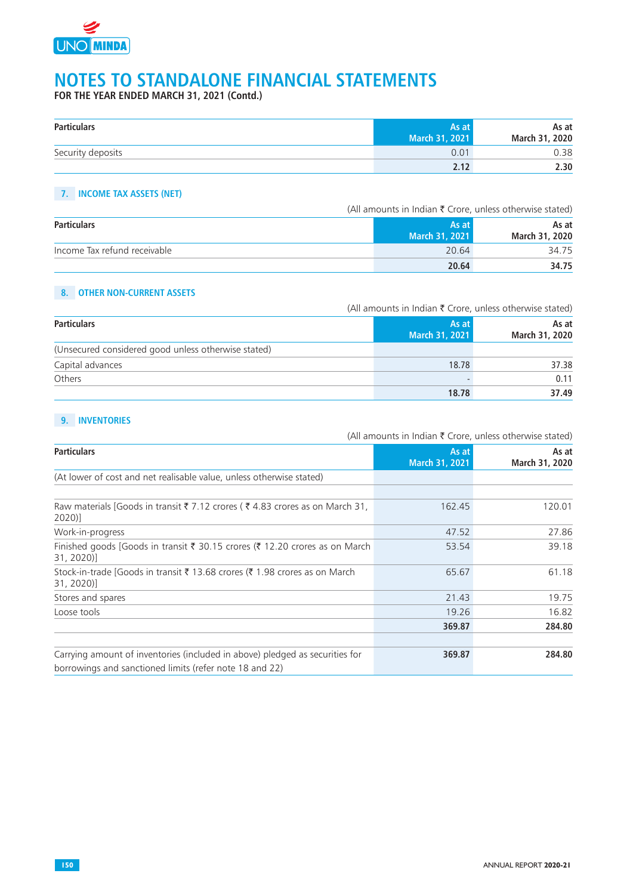# NOTES TO STANDALONE FINANCIAL STATEMENTS

**FOR THE YEAR ENDED MARCH 31, 2021 (Contd.)**

| Particulars | As at March 31, 2021 | As at March 31, 2020 |
|---|---|---|
| Security deposits | 0.01 | 0.38 |
| | **2.12** | **2.30** |

## 7. INCOME TAX ASSETS (NET)

(All amounts in Indian ₹ Crore, unless otherwise stated)

| Particulars | As at March 31, 2021 | As at March 31, 2020 |
|---|---|---|
| Income Tax refund receivable | 20.64 | 34.75 |
| | **20.64** | **34.75** |

## 8. OTHER NON-CURRENT ASSETS

(All amounts in Indian ₹ Crore, unless otherwise stated)

| Particulars | As at March 31, 2021 | As at March 31, 2020 |
|---|---|---|
| (Unsecured considered good unless otherwise stated) | | |
| Capital advances | 18.78 | 37.38 |
| Others | - | 0.11 |
| | **18.78** | **37.49** |

## 9. INVENTORIES

(All amounts in Indian ₹ Crore, unless otherwise stated)

| Particulars | As at March 31, 2021 | As at March 31, 2020 |
|---|---|---|
| (At lower of cost and net realisable value, unless otherwise stated) | | |
| Raw materials [Goods in transit ₹ 7.12 crores ( ₹ 4.83 crores as on March 31, 2020)] | 162.45 | 120.01 |
| Work-in-progress | 47.52 | 27.86 |
| Finished goods [Goods in transit ₹ 30.15 crores (₹ 12.20 crores as on March 31, 2020)] | 53.54 | 39.18 |
| Stock-in-trade [Goods in transit ₹ 13.68 crores (₹ 1.98 crores as on March 31, 2020)] | 65.67 | 61.18 |
| Stores and spares | 21.43 | 19.75 |
| Loose tools | 19.26 | 16.82 |
| | **369.87** | **284.80** |
| | | |
| Carrying amount of inventories (included in above) pledged as securities for borrowings and sanctioned limits (refer note 18 and 22) | **369.87** | **284.80** |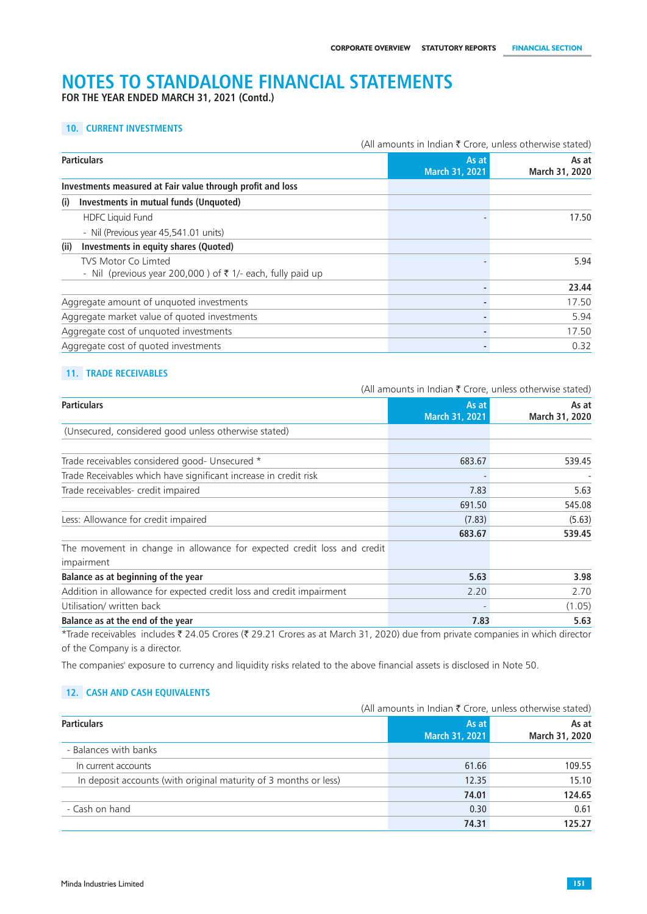# NOTES TO STANDALONE FINANCIAL STATEMENTS

**FOR THE YEAR ENDED MARCH 31, 2021 (Contd.)**

## 10. CURRENT INVESTMENTS

(All amounts in Indian ₹ Crore, unless otherwise stated)

| Particulars | As at March 31, 2021 | As at March 31, 2020 |
|---|---|---|
| **Investments measured at Fair value through profit and loss** | | |
| **(i) Investments in mutual funds (Unquoted)** | | |
| HDFC Liquid Fund | - | 17.50 |
| - Nil (Previous year 45,541.01 units) | | |
| **(ii) Investments in equity shares (Quoted)** | | |
| TVS Motor Co Limted<br>- Nil (previous year 200,000 ) of ₹ 1/- each, fully paid up | - | 5.94 |
| | **-** | **23.44** |
| Aggregate amount of unquoted investments | - | 17.50 |
| Aggregate market value of quoted investments | - | 5.94 |
| Aggregate cost of unquoted investments | - | 17.50 |
| Aggregate cost of quoted investments | - | 0.32 |

## 11. TRADE RECEIVABLES

(All amounts in Indian ₹ Crore, unless otherwise stated)

| Particulars | As at March 31, 2021 | As at March 31, 2020 |
|---|---|---|
| (Unsecured, considered good unless otherwise stated) | | |
| Trade receivables considered good- Unsecured * | 683.67 | 539.45 |
| Trade Receivables which have significant increase in credit risk | - | - |
| Trade receivables- credit impaired | 7.83 | 5.63 |
| | 691.50 | 545.08 |
| Less: Allowance for credit impaired | (7.83) | (5.63) |
| | **683.67** | **539.45** |
| The movement in change in allowance for expected credit loss and credit impairment | | |
| **Balance as at beginning of the year** | **5.63** | **3.98** |
| Addition in allowance for expected credit loss and credit impairment | 2.20 | 2.70 |
| Utilisation/ written back | - | (1.05) |
| **Balance as at the end of the year** | **7.83** | **5.63** |

*Trade receivables includes ₹ 24.05 Crores (₹ 29.21 Crores as at March 31, 2020) due from private companies in which director of the Company is a director.

The companies' exposure to currency and liquidity risks related to the above financial assets is disclosed in Note 50.

## 12. CASH AND CASH EQUIVALENTS

(All amounts in Indian ₹ Crore, unless otherwise stated)

| Particulars | As at March 31, 2021 | As at March 31, 2020 |
|---|---|---|
| - Balances with banks | | |
| In current accounts | 61.66 | 109.55 |
| In deposit accounts (with original maturity of 3 months or less) | 12.35 | 15.10 |
| | **74.01** | **124.65** |
| - Cash on hand | 0.30 | 0.61 |
| | **74.31** | **125.27** |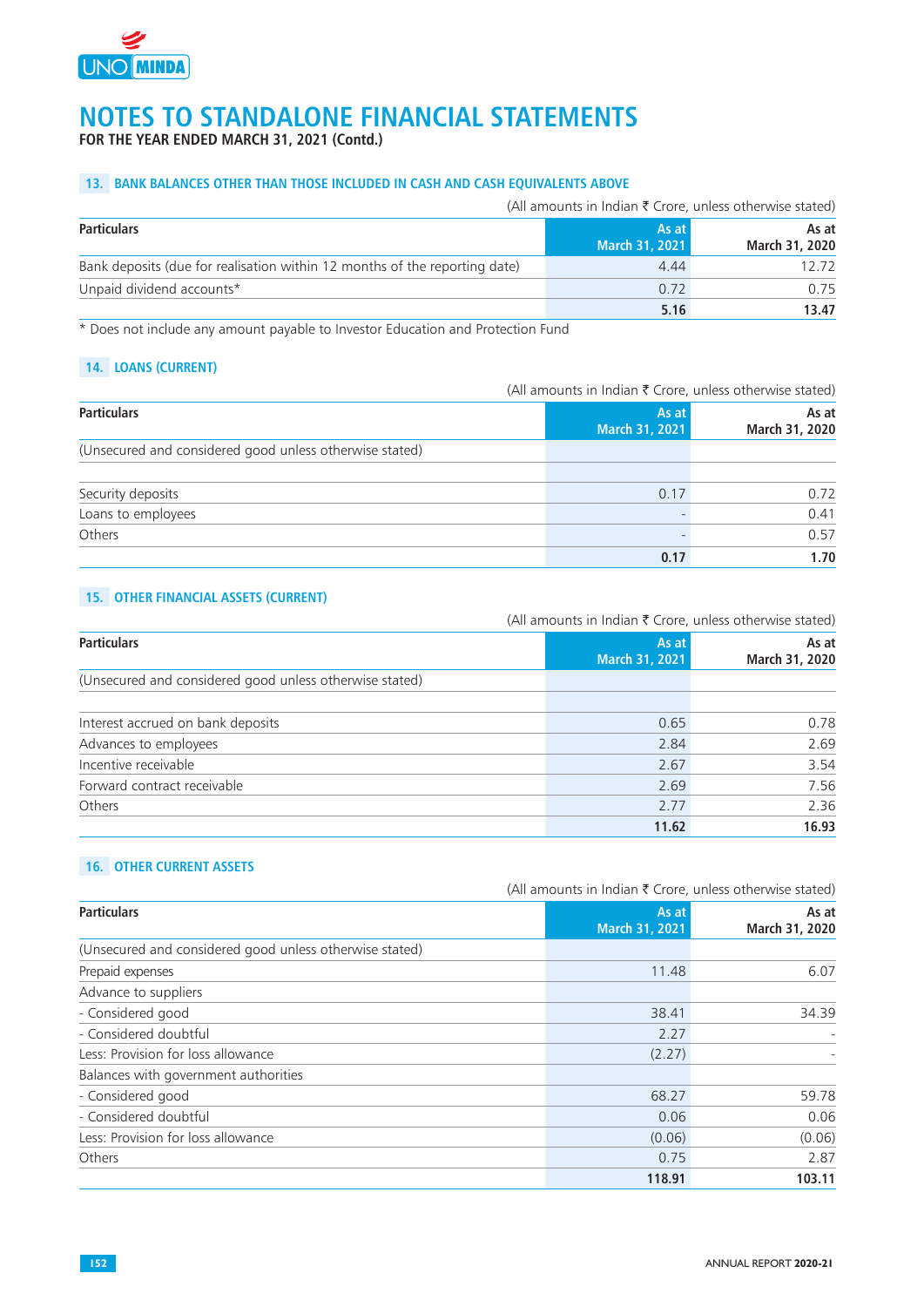# NOTES TO STANDALONE FINANCIAL STATEMENTS

**FOR THE YEAR ENDED MARCH 31, 2021 (Contd.)**

## 13. BANK BALANCES OTHER THAN THOSE INCLUDED IN CASH AND CASH EQUIVALENTS ABOVE

(All amounts in Indian ₹ Crore, unless otherwise stated)

| Particulars | As at March 31, 2021 | As at March 31, 2020 |
|---|---|---|
| Bank deposits (due for realisation within 12 months of the reporting date) | 4.44 | 12.72 |
| Unpaid dividend accounts* | 0.72 | 0.75 |
| | **5.16** | **13.47** |

* Does not include any amount payable to Investor Education and Protection Fund

## 14. LOANS (CURRENT)

(All amounts in Indian ₹ Crore, unless otherwise stated)

| Particulars | As at March 31, 2021 | As at March 31, 2020 |
|---|---|---|
| (Unsecured and considered good unless otherwise stated) | | |
| Security deposits | 0.17 | 0.72 |
| Loans to employees | - | 0.41 |
| Others | - | 0.57 |
| | **0.17** | **1.70** |

## 15. OTHER FINANCIAL ASSETS (CURRENT)

(All amounts in Indian ₹ Crore, unless otherwise stated)

| Particulars | As at March 31, 2021 | As at March 31, 2020 |
|---|---|---|
| (Unsecured and considered good unless otherwise stated) | | |
| Interest accrued on bank deposits | 0.65 | 0.78 |
| Advances to employees | 2.84 | 2.69 |
| Incentive receivable | 2.67 | 3.54 |
| Forward contract receivable | 2.69 | 7.56 |
| Others | 2.77 | 2.36 |
| | **11.62** | **16.93** |

## 16. OTHER CURRENT ASSETS

(All amounts in Indian ₹ Crore, unless otherwise stated)

| Particulars | As at March 31, 2021 | As at March 31, 2020 |
|---|---|---|
| (Unsecured and considered good unless otherwise stated) | | |
| Prepaid expenses | 11.48 | 6.07 |
| Advance to suppliers | | |
| - Considered good | 38.41 | 34.39 |
| - Considered doubtful | 2.27 | - |
| Less: Provision for loss allowance | (2.27) | - |
| Balances with government authorities | | |
| - Considered good | 68.27 | 59.78 |
| - Considered doubtful | 0.06 | 0.06 |
| Less: Provision for loss allowance | (0.06) | (0.06) |
| Others | 0.75 | 2.87 |
| | **118.91** | **103.11** |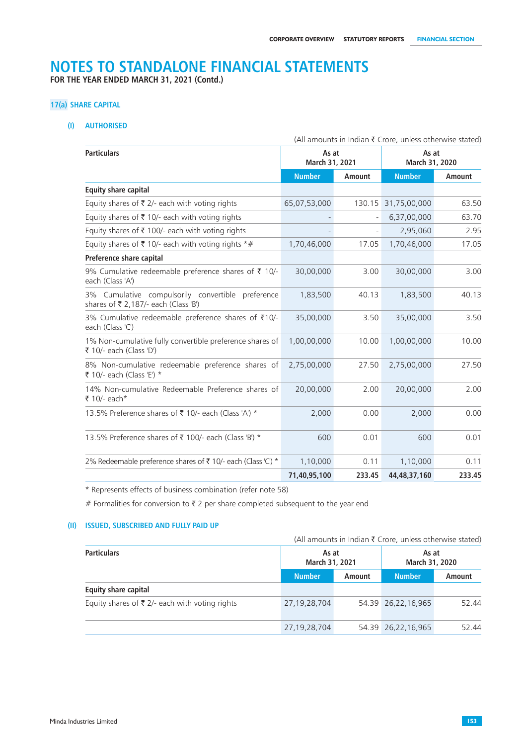# NOTES TO STANDALONE FINANCIAL STATEMENTS

**FOR THE YEAR ENDED MARCH 31, 2021 (Contd.)**

## 17(a) SHARE CAPITAL

### (I) AUTHORISED

(All amounts in Indian ₹ Crore, unless otherwise stated)

| Particulars | As at March 31, 2021 | | As at March 31, 2020 | |
|---|---|---|---|---|
| | Number | Amount | Number | Amount |
| **Equity share capital** | | | | |
| Equity shares of ₹ 2/- each with voting rights | 65,07,53,000 | 130.15 | 31,75,00,000 | 63.50 |
| Equity shares of ₹ 10/- each with voting rights | - | - | 6,37,00,000 | 63.70 |
| Equity shares of ₹ 100/- each with voting rights | - | - | 2,95,060 | 2.95 |
| Equity shares of ₹ 10/- each with voting rights *# | 1,70,46,000 | 17.05 | 1,70,46,000 | 17.05 |
| **Preference share capital** | | | | |
| 9% Cumulative redeemable preference shares of ₹ 10/- each (Class 'A') | 30,00,000 | 3.00 | 30,00,000 | 3.00 |
| 3% Cumulative compulsorily convertible preference shares of ₹ 2,187/- each (Class 'B') | 1,83,500 | 40.13 | 1,83,500 | 40.13 |
| 3% Cumulative redeemable preference shares of ₹10/- each (Class 'C') | 35,00,000 | 3.50 | 35,00,000 | 3.50 |
| 1% Non-cumulative fully convertible preference shares of ₹ 10/- each (Class 'D') | 1,00,00,000 | 10.00 | 1,00,00,000 | 10.00 |
| 8% Non-cumulative redeemable preference shares of ₹ 10/- each (Class 'E') * | 2,75,00,000 | 27.50 | 2,75,00,000 | 27.50 |
| 14% Non-cumulative Redeemable Preference shares of ₹ 10/- each* | 20,00,000 | 2.00 | 20,00,000 | 2.00 |
| 13.5% Preference shares of ₹ 10/- each (Class 'A') * | 2,000 | 0.00 | 2,000 | 0.00 |
| 13.5% Preference shares of ₹ 100/- each (Class 'B') * | 600 | 0.01 | 600 | 0.01 |
| 2% Redeemable preference shares of ₹ 10/- each (Class 'C') * | 1,10,000 | 0.11 | 1,10,000 | 0.11 |
| | **71,40,95,100** | **233.45** | **44,48,37,160** | **233.45** |

* Represents effects of business combination (refer note 58)

# Formalities for conversion to ₹ 2 per share completed subsequent to the year end

### (II) ISSUED, SUBSCRIBED AND FULLY PAID UP

(All amounts in Indian ₹ Crore, unless otherwise stated)

| Particulars | As at March 31, 2021 | | As at March 31, 2020 | |
|---|---|---|---|---|
| | Number | Amount | Number | Amount |
| **Equity share capital** | | | | |
| Equity shares of ₹ 2/- each with voting rights | 27,19,28,704 | 54.39 | 26,22,16,965 | 52.44 |
| | 27,19,28,704 | 54.39 | 26,22,16,965 | 52.44 |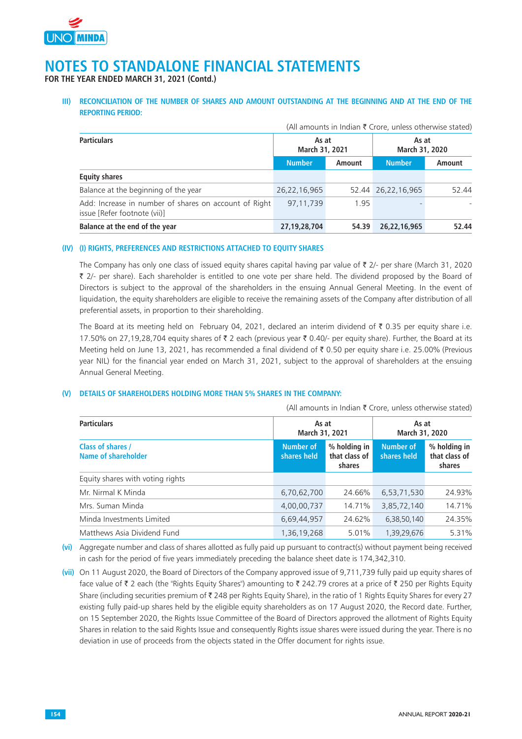# NOTES TO STANDALONE FINANCIAL STATEMENTS

**FOR THE YEAR ENDED MARCH 31, 2021 (Contd.)**

### III) RECONCILIATION OF THE NUMBER OF SHARES AND AMOUNT OUTSTANDING AT THE BEGINNING AND AT THE END OF THE REPORTING PERIOD:

(All amounts in Indian ₹ Crore, unless otherwise stated)

| Particulars | As at March 31, 2021 | | As at March 31, 2020 | |
|---|---|---|---|---|
| | Number | Amount | Number | Amount |
| **Equity shares** | | | | |
| Balance at the beginning of the year | 26,22,16,965 | 52.44 | 26,22,16,965 | 52.44 |
| Add: Increase in number of shares on account of Right issue [Refer footnote (vii)] | 97,11,739 | 1.95 | - | - |
| **Balance at the end of the year** | **27,19,28,704** | **54.39** | **26,22,16,965** | **52.44** |

### (IV) (I) RIGHTS, PREFERENCES AND RESTRICTIONS ATTACHED TO EQUITY SHARES

The Company has only one class of issued equity shares capital having par value of ₹ 2/- per share (March 31, 2020 ₹ 2/- per share). Each shareholder is entitled to one vote per share held. The dividend proposed by the Board of Directors is subject to the approval of the shareholders in the ensuing Annual General Meeting. In the event of liquidation, the equity shareholders are eligible to receive the remaining assets of the Company after distribution of all preferential assets, in proportion to their shareholding.

The Board at its meeting held on February 04, 2021, declared an interim dividend of ₹ 0.35 per equity share i.e. 17.50% on 27,19,28,704 equity shares of ₹ 2 each (previous year ₹ 0.40/- per equity share). Further, the Board at its Meeting held on June 13, 2021, has recommended a final dividend of ₹ 0.50 per equity share i.e. 25.00% (Previous year NIL) for the financial year ended on March 31, 2021, subject to the approval of shareholders at the ensuing Annual General Meeting.

### (V) DETAILS OF SHAREHOLDERS HOLDING MORE THAN 5% SHARES IN THE COMPANY:

(All amounts in Indian ₹ Crore, unless otherwise stated)

| Particulars | As at March 31, 2021 | | As at March 31, 2020 | |
|---|---|---|---|---|
| Class of shares / Name of shareholder | Number of shares held | % holding in that class of shares | Number of shares held | % holding in that class of shares |
| Equity shares with voting rights | | | | |
| Mr. Nirmal K Minda | 6,70,62,700 | 24.66% | 6,53,71,530 | 24.93% |
| Mrs. Suman Minda | 4,00,00,737 | 14.71% | 3,85,72,140 | 14.71% |
| Minda Investments Limited | 6,69,44,957 | 24.62% | 6,38,50,140 | 24.35% |
| Matthews Asia Dividend Fund | 1,36,19,268 | 5.01% | 1,39,29,676 | 5.31% |

**(vi)** Aggregate number and class of shares allotted as fully paid up pursuant to contract(s) without payment being received in cash for the period of five years immediately preceding the balance sheet date is 174,342,310.

**(vii)** On 11 August 2020, the Board of Directors of the Company approved issue of 9,711,739 fully paid up equity shares of face value of ₹ 2 each (the "Rights Equity Shares") amounting to ₹ 242.79 crores at a price of ₹ 250 per Rights Equity Share (including securities premium of ₹ 248 per Rights Equity Share), in the ratio of 1 Rights Equity Shares for every 27 existing fully paid-up shares held by the eligible equity shareholders as on 17 August 2020, the Record date. Further, on 15 September 2020, the Rights Issue Committee of the Board of Directors approved the allotment of Rights Equity Shares in relation to the said Rights Issue and consequently Rights issue shares were issued during the year. There is no deviation in use of proceeds from the objects stated in the Offer document for rights issue.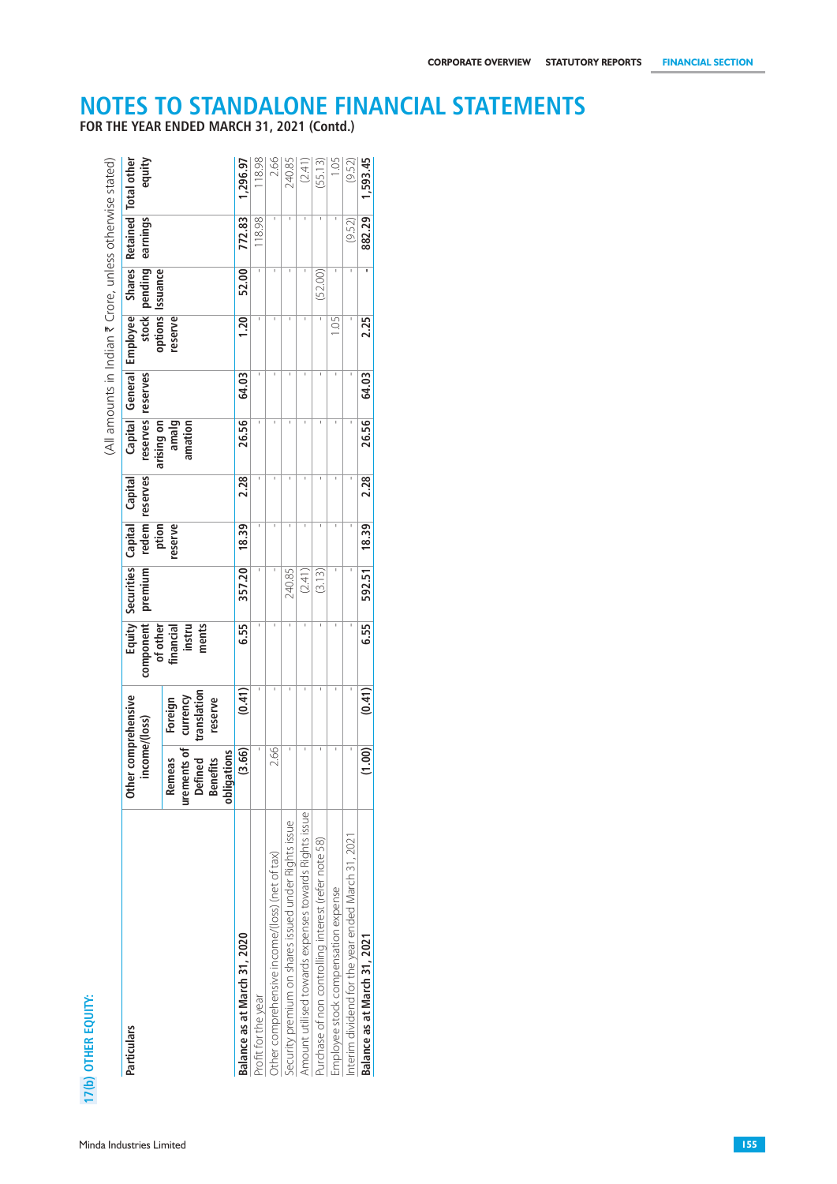# NOTES TO STANDALONE FINANCIAL STATEMENTS

**FOR THE YEAR ENDED MARCH 31, 2021 (Contd.)**

## 17(b) OTHER EQUITY:

(All amounts in Indian ₹ Crore, unless otherwise stated)

| Particulars | Other comprehensive income/(loss) | | Equity component of other financial instruments | Securities premium | Capital redemption reserve | Capital reserves | Capital reserves arising on amalgamation | General reserves | Employee stock options reserve | Shares pending Issuance | Retained earnings | Total other equity |
|---|---|---|---|---|---|---|---|---|---|---|---|---|
| | Remeasurements of Defined Benefits obligations | Foreign currency translation reserve | | | | | | | | | | |
| **Balance as at March 31, 2020** | **(3.66)** | **(0.41)** | **6.55** | **357.20** | **18.39** | **2.28** | **26.56** | **64.03** | **1.20** | **52.00** | **772.83** | **1,296.97** |
| Profit for the year | - | - | - | - | - | - | - | - | - | - | 118.98 | 118.98 |
| Other comprehensive income/(loss) (net of tax) | 2.66 | - | - | - | - | - | - | - | - | - | - | 2.66 |
| Security premium on shares issued under Rights issue | - | - | - | 240.85 | - | - | - | - | - | - | - | 240.85 |
| Amount utilised towards expenses towards Rights issue | - | - | - | (2.41) | - | - | - | - | - | - | - | (2.41) |
| Purchase of non controlling interest (refer note 58) | - | - | - | (3.13) | - | - | - | - | - | (52.00) | - | (55.13) |
| Employee stock compensation expense | - | - | - | - | - | - | - | - | 1.05 | - | - | 1.05 |
| Interim dividend for the year ended March 31, 2021 | - | - | - | - | - | - | - | - | - | - | (9.52) | (9.52) |
| **Balance as at March 31, 2021** | **(1.00)** | **(0.41)** | **6.55** | **592.51** | **18.39** | **2.28** | **26.56** | **64.03** | **2.25** | **-** | **882.29** | **1,593.45** |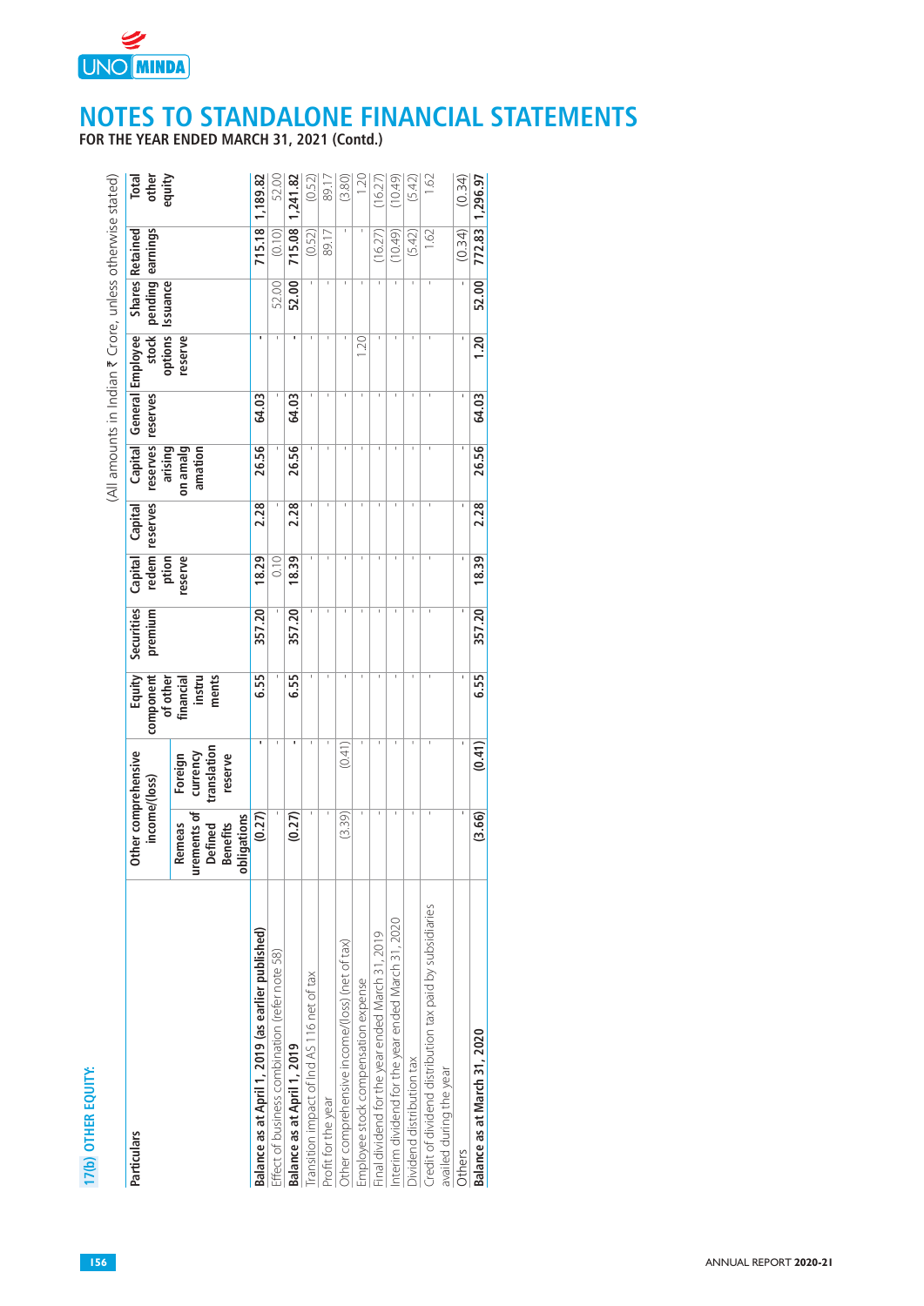# NOTES TO STANDALONE FINANCIAL STATEMENTS

**FOR THE YEAR ENDED MARCH 31, 2021 (Contd.)**

## 17(b) OTHER EQUITY:

(All amounts in Indian ₹ Crore, unless otherwise stated)

| Particulars | Other comprehensive income/(loss) | | Equity component of other financial instruments | Securities premium | Capital redemption reserve | Capital reserves | Capital reserves arising on amalgamation | General reserves | Employee stock options reserve | Shares pending Issuance | Retained earnings | Total other equity |
|---|---|---|---|---|---|---|---|---|---|---|---|---|
| | Remeasurements of Defined Benefits obligations | Foreign currency translation reserve | | | | | | | | | | |
| **Balance as at April 1, 2019 (as earlier published)** | **(0.27)** | **-** | **6.55** | **357.20** | **18.29** | **2.28** | **26.56** | **64.03** | **-** | | **715.18** | **1,189.82** |
| Effect of business combination (refer note 58) | - | - | - | - | 0.10 | - | - | - | - | 52.00 | (0.10) | 52.00 |
| **Balance as at April 1, 2019** | **(0.27)** | **-** | **6.55** | **357.20** | **18.39** | **2.28** | **26.56** | **64.03** | **-** | **52.00** | **715.08** | **1,241.82** |
| Transition impact of Ind AS 116 net of tax | - | - | - | - | - | - | - | - | - | - | (0.52) | (0.52) |
| Profit for the year | - | - | - | - | - | - | - | - | - | - | 89.17 | 89.17 |
| Other comprehensive income/(loss) (net of tax) | (3.39) | (0.41) | - | - | - | - | - | - | - | - | - | (3.80) |
| Employee stock compensation expense | - | - | - | - | - | - | - | - | 1.20 | - | - | 1.20 |
| Final dividend for the year ended March 31, 2019 | - | - | - | - | - | - | - | - | - | - | (16.27) | (16.27) |
| Interim dividend for the year ended March 31, 2020 | - | - | - | - | - | - | - | - | - | - | (10.49) | (10.49) |
| Dividend distribution tax | - | - | - | - | - | - | - | - | - | - | (5.42) | (5.42) |
| Credit of dividend distribution tax paid by subsidiaries availed during the year | - | - | - | - | - | - | - | - | - | - | 1.62 | 1.62 |
| Others | - | - | - | - | - | - | - | - | - | - | (0.34) | (0.34) |
| **Balance as at March 31, 2020** | **(3.66)** | **(0.41)** | **6.55** | **357.20** | **18.39** | **2.28** | **26.56** | **64.03** | **1.20** | **52.00** | **772.83** | **1,296.97** |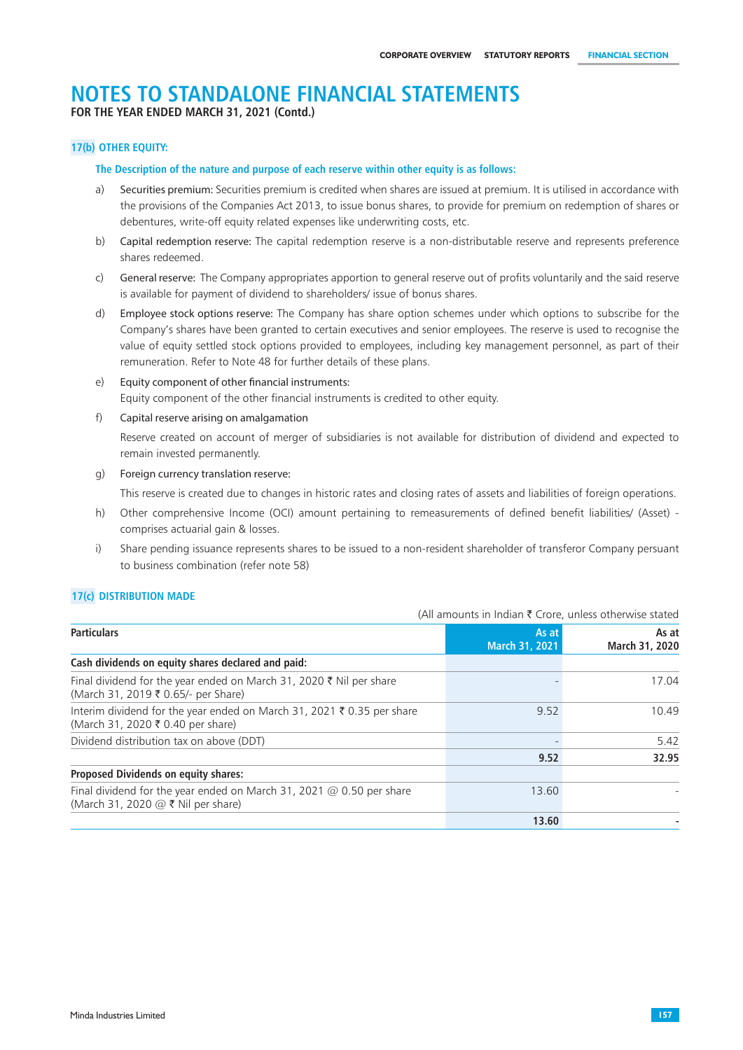# NOTES TO STANDALONE FINANCIAL STATEMENTS

**FOR THE YEAR ENDED MARCH 31, 2021 (Contd.)**

## 17(b) OTHER EQUITY:

**The Description of the nature and purpose of each reserve within other equity is as follows:**

a) Securities premium: Securities premium is credited when shares are issued at premium. It is utilised in accordance with the provisions of the Companies Act 2013, to issue bonus shares, to provide for premium on redemption of shares or debentures, write-off equity related expenses like underwriting costs, etc.

b) Capital redemption reserve: The capital redemption reserve is a non-distributable reserve and represents preference shares redeemed.

c) General reserve: The Company appropriates apportion to general reserve out of profits voluntarily and the said reserve is available for payment of dividend to shareholders/ issue of bonus shares.

d) Employee stock options reserve: The Company has share option schemes under which options to subscribe for the Company's shares have been granted to certain executives and senior employees. The reserve is used to recognise the value of equity settled stock options provided to employees, including key management personnel, as part of their remuneration. Refer to Note 48 for further details of these plans.

e) Equity component of other financial instruments:
Equity component of the other financial instruments is credited to other equity.

f) Capital reserve arising on amalgamation

Reserve created on account of merger of subsidiaries is not available for distribution of dividend and expected to remain invested permanently.

g) Foreign currency translation reserve:

This reserve is created due to changes in historic rates and closing rates of assets and liabilities of foreign operations.

h) Other comprehensive Income (OCI) amount pertaining to remeasurements of defined benefit liabilities/ (Asset) - comprises actuarial gain & losses.

i) Share pending issuance represents shares to be issued to a non-resident shareholder of transferor Company persuant to business combination (refer note 58)

## 17(c) DISTRIBUTION MADE

(All amounts in Indian ₹ Crore, unless otherwise stated

| Particulars | As at March 31, 2021 | As at March 31, 2020 |
|---|---|---|
| **Cash dividends on equity shares declared and paid:** | | |
| Final dividend for the year ended on March 31, 2020 ₹ Nil per share (March 31, 2019 ₹ 0.65/- per Share) | - | 17.04 |
| Interim dividend for the year ended on March 31, 2021 ₹ 0.35 per share (March 31, 2020 ₹ 0.40 per share) | 9.52 | 10.49 |
| Dividend distribution tax on above (DDT) | - | 5.42 |
| | **9.52** | **32.95** |
| **Proposed Dividends on equity shares:** | | |
| Final dividend for the year ended on March 31, 2021 @ 0.50 per share (March 31, 2020 @ ₹ Nil per share) | 13.60 | - |
| | **13.60** | **-** |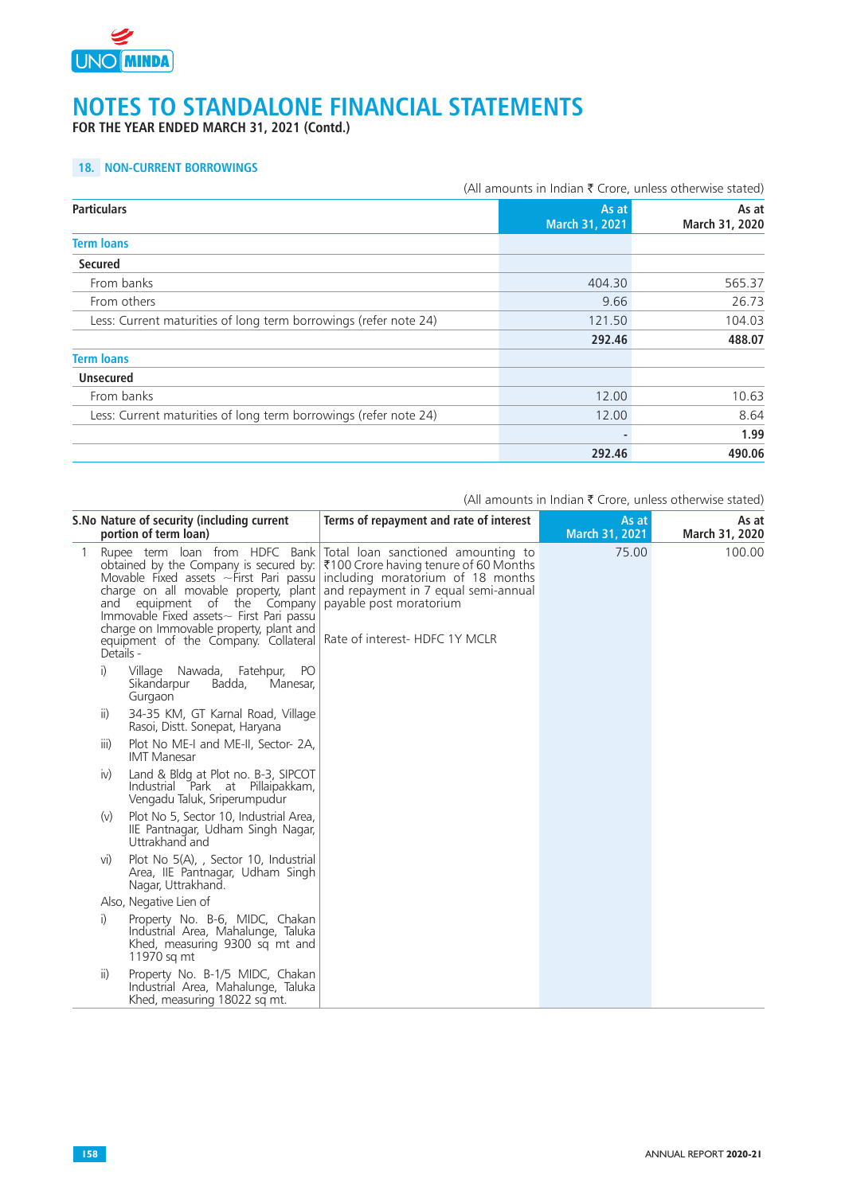# NOTES TO STANDALONE FINANCIAL STATEMENTS

**FOR THE YEAR ENDED MARCH 31, 2021 (Contd.)**

## 18. NON-CURRENT BORROWINGS

(All amounts in Indian ₹ Crore, unless otherwise stated)

| Particulars | As at March 31, 2021 | As at March 31, 2020 |
|---|---|---|
| **Term loans** | | |
| **Secured** | | |
| From banks | 404.30 | 565.37 |
| From others | 9.66 | 26.73 |
| Less: Current maturities of long term borrowings (refer note 24) | 121.50 | 104.03 |
| | **292.46** | **488.07** |
| **Term loans** | | |
| **Unsecured** | | |
| From banks | 12.00 | 10.63 |
| Less: Current maturities of long term borrowings (refer note 24) | 12.00 | 8.64 |
| | - | **1.99** |
| | **292.46** | **490.06** |

(All amounts in Indian ₹ Crore, unless otherwise stated)

| S.No | Nature of security (including current portion of term loan) | Terms of repayment and rate of interest | As at March 31, 2021 | As at March 31, 2020 |
|---|---|---|---|---|
| 1 | Rupee term loan from HDFC Bank obtained by the Company is secured by: Movable Fixed assets ~First Pari passu charge on all movable property, plant and equipment of the Company Immovable Fixed assets~ First Pari passu charge on Immovable property, plant and equipment of the Company. Collateral Details -<br>i) Village Nawada, Fatehpur, PO Sikandarpur Badda, Manesar, Gurgaon<br>ii) 34-35 KM, GT Karnal Road, Village Rasoi, Distt. Sonepat, Haryana<br>iii) Plot No ME-I and ME-II, Sector- 2A, IMT Manesar<br>iv) Land & Bldg at Plot no. B-3, SIPCOT Industrial Park at Pillaipakkam, Vengadu Taluk, Sriperumpudur<br>(v) Plot No 5, Sector 10, Industrial Area, IIE Pantnagar, Udham Singh Nagar, Uttrakhand and<br>vi) Plot No 5(A), , Sector 10, Industrial Area, IIE Pantnagar, Udham Singh Nagar, Uttrakhand.<br>Also, Negative Lien of<br>i) Property No. B-6, MIDC, Chakan Industrial Area, Mahalunge, Taluka Khed, measuring 9300 sq mt and 11970 sq mt<br>ii) Property No. B-1/5 MIDC, Chakan Industrial Area, Mahalunge, Taluka Khed, measuring 18022 sq mt. | Total loan sanctioned amounting to ₹100 Crore having tenure of 60 Months including moratorium of 18 months and repayment in 7 equal semi-annual payable post moratorium<br><br>Rate of interest- HDFC 1Y MCLR | 75.00 | 100.00 |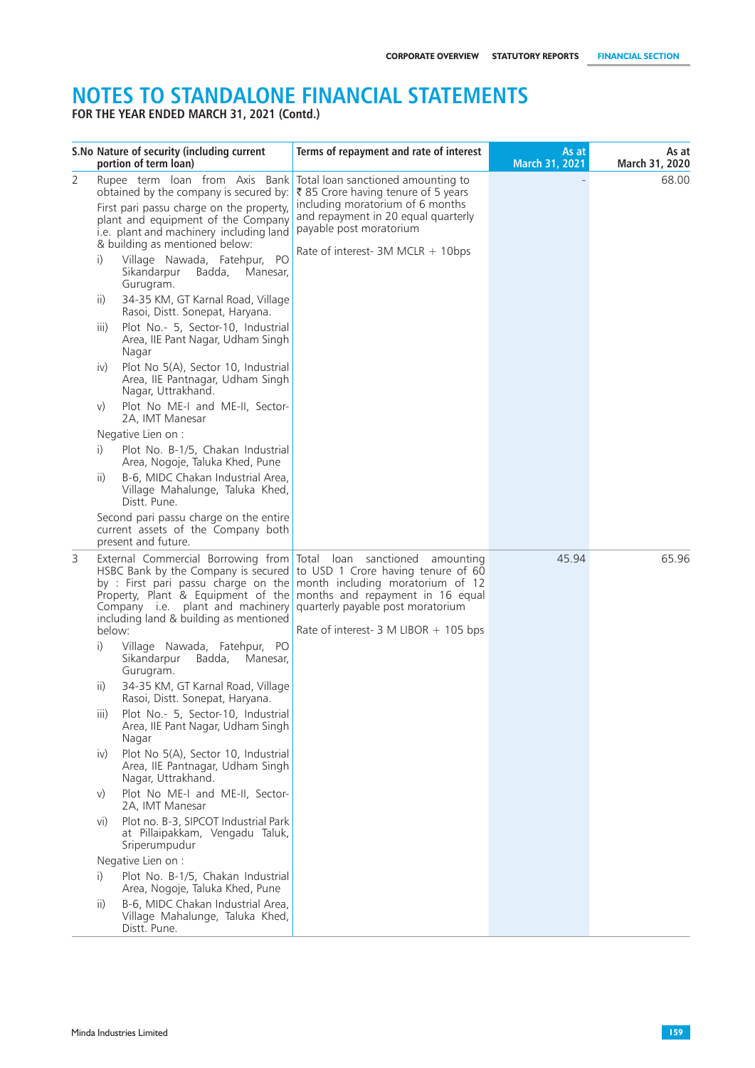# NOTES TO STANDALONE FINANCIAL STATEMENTS

**FOR THE YEAR ENDED MARCH 31, 2021 (Contd.)**

| S.No | Nature of security (including current portion of term loan) | Terms of repayment and rate of interest | As at March 31, 2021 | As at March 31, 2020 |
|---|---|---|---|---|
| 2 | Rupee term loan from Axis Bank obtained by the company is secured by:<br>First pari passu charge on the property, plant and equipment of the Company i.e. plant and machinery including land & building as mentioned below:<br>i) Village Nawada, Fatehpur, PO Sikandarpur Badda, Manesar, Gurugram.<br>ii) 34-35 KM, GT Karnal Road, Village Rasoi, Distt. Sonepat, Haryana.<br>iii) Plot No.- 5, Sector-10, Industrial Area, IIE Pant Nagar, Udham Singh Nagar<br>iv) Plot No 5(A), Sector 10, Industrial Area, IIE Pantnagar, Udham Singh Nagar, Uttrakhand.<br>v) Plot No ME-I and ME-II, Sector-2A, IMT Manesar<br>Negative Lien on :<br>i) Plot No. B-1/5, Chakan Industrial Area, Nogoje, Taluka Khed, Pune<br>ii) B-6, MIDC Chakan Industrial Area, Village Mahalunge, Taluka Khed, Distt. Pune.<br>Second pari passu charge on the entire current assets of the Company both present and future. | Total loan sanctioned amounting to ₹ 85 Crore having tenure of 5 years including moratorium of 6 months and repayment in 20 equal quarterly payable post moratorium<br>Rate of interest- 3M MCLR + 10bps | - | 68.00 |
| 3 | External Commercial Borrowing from HSBC Bank by the Company is secured by : First pari passu charge on the Property, Plant & Equipment of the Company i.e. plant and machinery including land & building as mentioned below:<br>i) Village Nawada, Fatehpur, PO Sikandarpur Badda, Manesar, Gurugram.<br>ii) 34-35 KM, GT Karnal Road, Village Rasoi, Distt. Sonepat, Haryana.<br>iii) Plot No.- 5, Sector-10, Industrial Area, IIE Pant Nagar, Udham Singh Nagar<br>iv) Plot No 5(A), Sector 10, Industrial Area, IIE Pantnagar, Udham Singh Nagar, Uttrakhand.<br>v) Plot No ME-I and ME-II, Sector-2A, IMT Manesar<br>vi) Plot no. B-3, SIPCOT Industrial Park at Pillaipakkam, Vengadu Taluk, Sriperumpudur<br>Negative Lien on :<br>i) Plot No. B-1/5, Chakan Industrial Area, Nogoje, Taluka Khed, Pune<br>ii) B-6, MIDC Chakan Industrial Area, Village Mahalunge, Taluka Khed, Distt. Pune. | Total loan sanctioned amounting to USD 1 Crore having tenure of 60 month including moratorium of 12 months and repayment in 16 equal quarterly payable post moratorium<br>Rate of interest- 3 M LIBOR + 105 bps | 45.94 | 65.96 |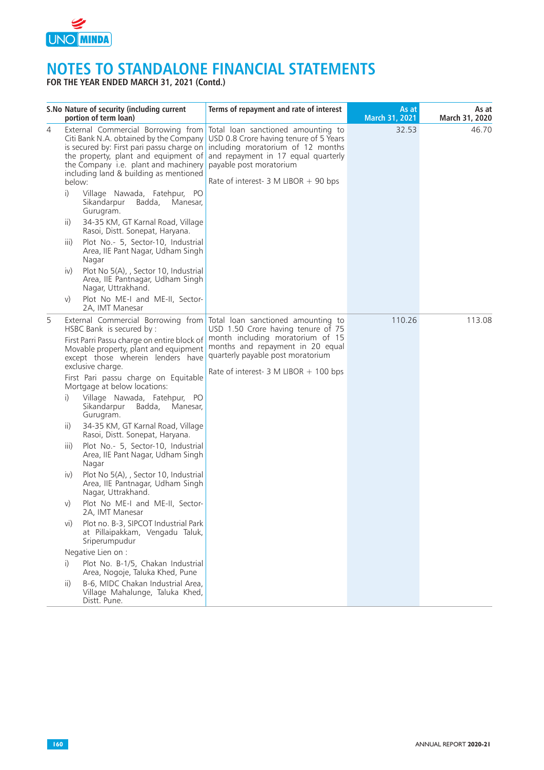# NOTES TO STANDALONE FINANCIAL STATEMENTS

**FOR THE YEAR ENDED MARCH 31, 2021 (Contd.)**

| S.No | Nature of security (including current portion of term loan) | Terms of repayment and rate of interest | As at March 31, 2021 | As at March 31, 2020 |
|---|---|---|---|---|
| 4 | External Commercial Borrowing from Citi Bank N.A. obtained by the Company is secured by: First pari passu charge on the property, plant and equipment of the Company i.e. plant and machinery including land & building as mentioned below:<br>i) Village Nawada, Fatehpur, PO Sikandarpur Badda, Manesar, Gurugram.<br>ii) 34-35 KM, GT Karnal Road, Village Rasoi, Distt. Sonepat, Haryana.<br>iii) Plot No.- 5, Sector-10, Industrial Area, IIE Pant Nagar, Udham Singh Nagar<br>iv) Plot No 5(A), , Sector 10, Industrial Area, IIE Pantnagar, Udham Singh Nagar, Uttrakhand.<br>v) Plot No ME-I and ME-II, Sector-2A, IMT Manesar | Total loan sanctioned amounting to USD 0.8 Crore having tenure of 5 Years including moratorium of 12 months and repayment in 17 equal quarterly payable post moratorium<br><br>Rate of interest- 3 M LIBOR + 90 bps | 32.53 | 46.70 |
| 5 | External Commercial Borrowing from HSBC Bank is secured by :<br>First Parri Passu charge on entire block of Movable property, plant and equipment except those wherein lenders have exclusive charge.<br>First Pari passu charge on Equitable Mortgage at below locations:<br>i) Village Nawada, Fatehpur, PO Sikandarpur Badda, Manesar, Gurugram.<br>ii) 34-35 KM, GT Karnal Road, Village Rasoi, Distt. Sonepat, Haryana.<br>iii) Plot No.- 5, Sector-10, Industrial Area, IIE Pant Nagar, Udham Singh Nagar<br>iv) Plot No 5(A), , Sector 10, Industrial Area, IIE Pantnagar, Udham Singh Nagar, Uttrakhand.<br>v) Plot No ME-I and ME-II, Sector-2A, IMT Manesar<br>vi) Plot no. B-3, SIPCOT Industrial Park at Pillaipakkam, Vengadu Taluk, Sriperumpudur<br>Negative Lien on :<br>i) Plot No. B-1/5, Chakan Industrial Area, Nogoje, Taluka Khed, Pune<br>ii) B-6, MIDC Chakan Industrial Area, Village Mahalunge, Taluka Khed, Distt. Pune. | Total loan sanctioned amounting to USD 1.50 Crore having tenure of 75 month including moratorium of 15 months and repayment in 20 equal quarterly payable post moratorium<br><br>Rate of interest- 3 M LIBOR + 100 bps | 110.26 | 113.08 |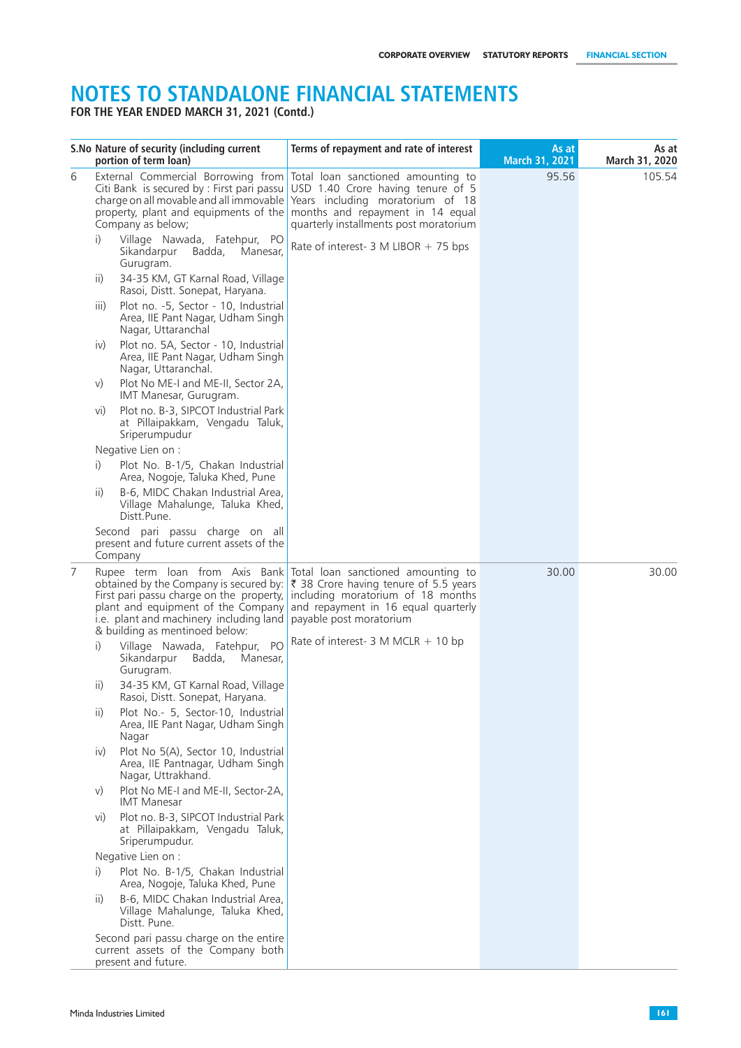# NOTES TO STANDALONE FINANCIAL STATEMENTS

**FOR THE YEAR ENDED MARCH 31, 2021 (Contd.)**

| S.No | Nature of security (including current portion of term loan) | Terms of repayment and rate of interest | As at March 31, 2021 | As at March 31, 2020 |
|---|---|---|---|---|
| 6 | External Commercial Borrowing from Citi Bank is secured by : First pari passu charge on all movable and all immovable property, plant and equipments of the Company as below;<br>i) Village Nawada, Fatehpur, PO Sikandarpur Badda, Manesar, Gurugram.<br>ii) 34-35 KM, GT Karnal Road, Village Rasoi, Distt. Sonepat, Haryana.<br>iii) Plot no. -5, Sector - 10, Industrial Area, IIE Pant Nagar, Udham Singh Nagar, Uttaranchal<br>iv) Plot no. 5A, Sector - 10, Industrial Area, IIE Pant Nagar, Udham Singh Nagar, Uttaranchal.<br>v) Plot No ME-I and ME-II, Sector 2A, IMT Manesar, Gurugram.<br>vi) Plot no. B-3, SIPCOT Industrial Park at Pillaipakkam, Vengadu Taluk, Sriperumpudur<br>Negative Lien on :<br>i) Plot No. B-1/5, Chakan Industrial Area, Nogoje, Taluka Khed, Pune<br>ii) B-6, MIDC Chakan Industrial Area, Village Mahalunge, Taluka Khed, Distt.Pune.<br>Second pari passu charge on all present and future current assets of the Company | Total loan sanctioned amounting to USD 1.40 Crore having tenure of 5 Years including moratorium of 18 months and repayment in 14 equal quarterly installments post moratorium<br>Rate of interest- 3 M LIBOR + 75 bps | 95.56 | 105.54 |
| 7 | Rupee term loan from Axis Bank obtained by the Company is secured by: First pari passu charge on the property, plant and equipment of the Company i.e. plant and machinery including land & building as mentinoed below:<br>i) Village Nawada, Fatehpur, PO Sikandarpur Badda, Manesar, Gurugram.<br>ii) 34-35 KM, GT Karnal Road, Village Rasoi, Distt. Sonepat, Haryana.<br>ii) Plot No.- 5, Sector-10, Industrial Area, IIE Pant Nagar, Udham Singh Nagar<br>iv) Plot No 5(A), Sector 10, Industrial Area, IIE Pantnagar, Udham Singh Nagar, Uttrakhand.<br>v) Plot No ME-I and ME-II, Sector-2A, IMT Manesar<br>vi) Plot no. B-3, SIPCOT Industrial Park at Pillaipakkam, Vengadu Taluk, Sriperumpudur.<br>Negative Lien on :<br>i) Plot No. B-1/5, Chakan Industrial Area, Nogoje, Taluka Khed, Pune<br>ii) B-6, MIDC Chakan Industrial Area, Village Mahalunge, Taluka Khed, Distt. Pune.<br>Second pari passu charge on the entire current assets of the Company both present and future. | Total loan sanctioned amounting to ₹ 38 Crore having tenure of 5.5 years including moratorium of 18 months and repayment in 16 equal quarterly payable post moratorium<br>Rate of interest- 3 M MCLR + 10 bp | 30.00 | 30.00 |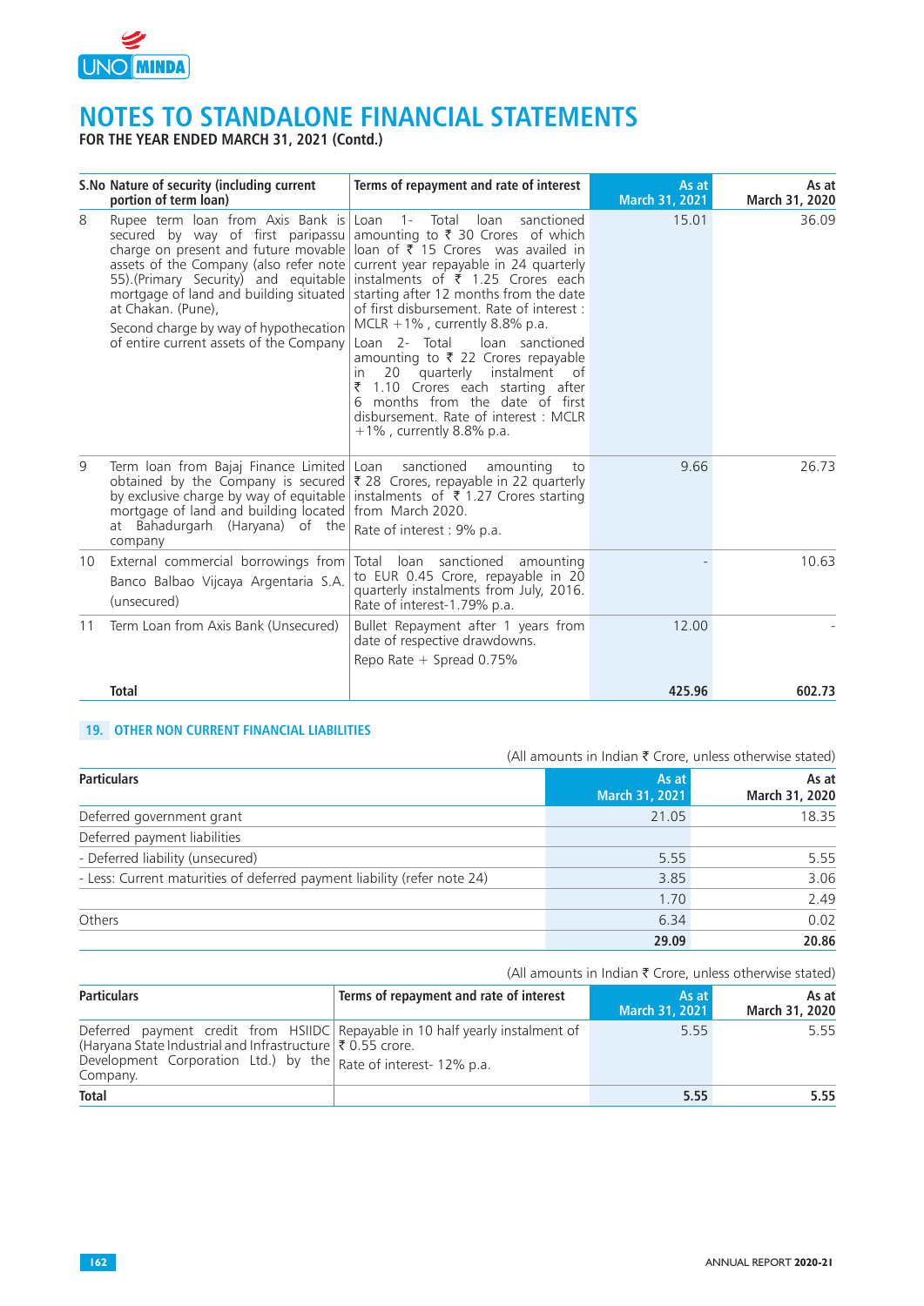# NOTES TO STANDALONE FINANCIAL STATEMENTS

**FOR THE YEAR ENDED MARCH 31, 2021 (Contd.)**

| S.No | Nature of security (including current portion of term loan) | Terms of repayment and rate of interest | As at March 31, 2021 | As at March 31, 2020 |
|---|---|---|---|---|
| 8 | Rupee term loan from Axis Bank is secured by way of first paripassu charge on present and future movable assets of the Company (also refer note 55).(Primary Security) and equitable mortgage of land and building situated at Chakan. (Pune), Second charge by way of hypothecation of entire current assets of the Company | Loan 1- Total loan sanctioned amounting to ₹ 30 Crores of which loan of ₹ 15 Crores was availed in current year repayable in 24 quarterly instalments of ₹ 1.25 Crores each starting after 12 months from the date of first disbursement. Rate of interest : MCLR +1% , currently 8.8% p.a. Loan 2- Total loan sanctioned amounting to ₹ 22 Crores repayable in 20 quarterly instalment of ₹ 1.10 Crores each starting after 6 months from the date of first disbursement. Rate of interest : MCLR +1% , currently 8.8% p.a. | 15.01 | 36.09 |
| 9 | Term loan from Bajaj Finance Limited obtained by the Company is secured by exclusive charge by way of equitable mortgage of land and building located at Bahadurgarh (Haryana) of the company | Loan sanctioned amounting to ₹ 28 Crores, repayable in 22 quarterly instalments of ₹ 1.27 Crores starting from March 2020. Rate of interest : 9% p.a. | 9.66 | 26.73 |
| 10 | External commercial borrowings from Banco Balbao Vijcaya Argentaria S.A. (unsecured) | Total loan sanctioned amounting to EUR 0.45 Crore, repayable in 20 quarterly instalments from July, 2016. Rate of interest-1.79% p.a. | - | 10.63 |
| 11 | Term Loan from Axis Bank (Unsecured) | Bullet Repayment after 1 years from date of respective drawdowns. Repo Rate + Spread 0.75% | 12.00 | - |
| | **Total** | | **425.96** | **602.73** |

## 19. OTHER NON CURRENT FINANCIAL LIABILITIES

(All amounts in Indian ₹ Crore, unless otherwise stated)

| Particulars | As at March 31, 2021 | As at March 31, 2020 |
|---|---|---|
| Deferred government grant | 21.05 | 18.35 |
| Deferred payment liabilities | | |
| - Deferred liability (unsecured) | 5.55 | 5.55 |
| - Less: Current maturities of deferred payment liability (refer note 24) | 3.85 | 3.06 |
| | 1.70 | 2.49 |
| Others | 6.34 | 0.02 |
| | **29.09** | **20.86** |

(All amounts in Indian ₹ Crore, unless otherwise stated)

| Particulars | Terms of repayment and rate of interest | As at March 31, 2021 | As at March 31, 2020 |
|---|---|---|---|
| Deferred payment credit from HSIIDC (Haryana State Industrial and Infrastructure Development Corporation Ltd.) by the Company. | Repayable in 10 half yearly instalment of ₹ 0.55 crore. Rate of interest- 12% p.a. | 5.55 | 5.55 |
| **Total** | | **5.55** | **5.55** |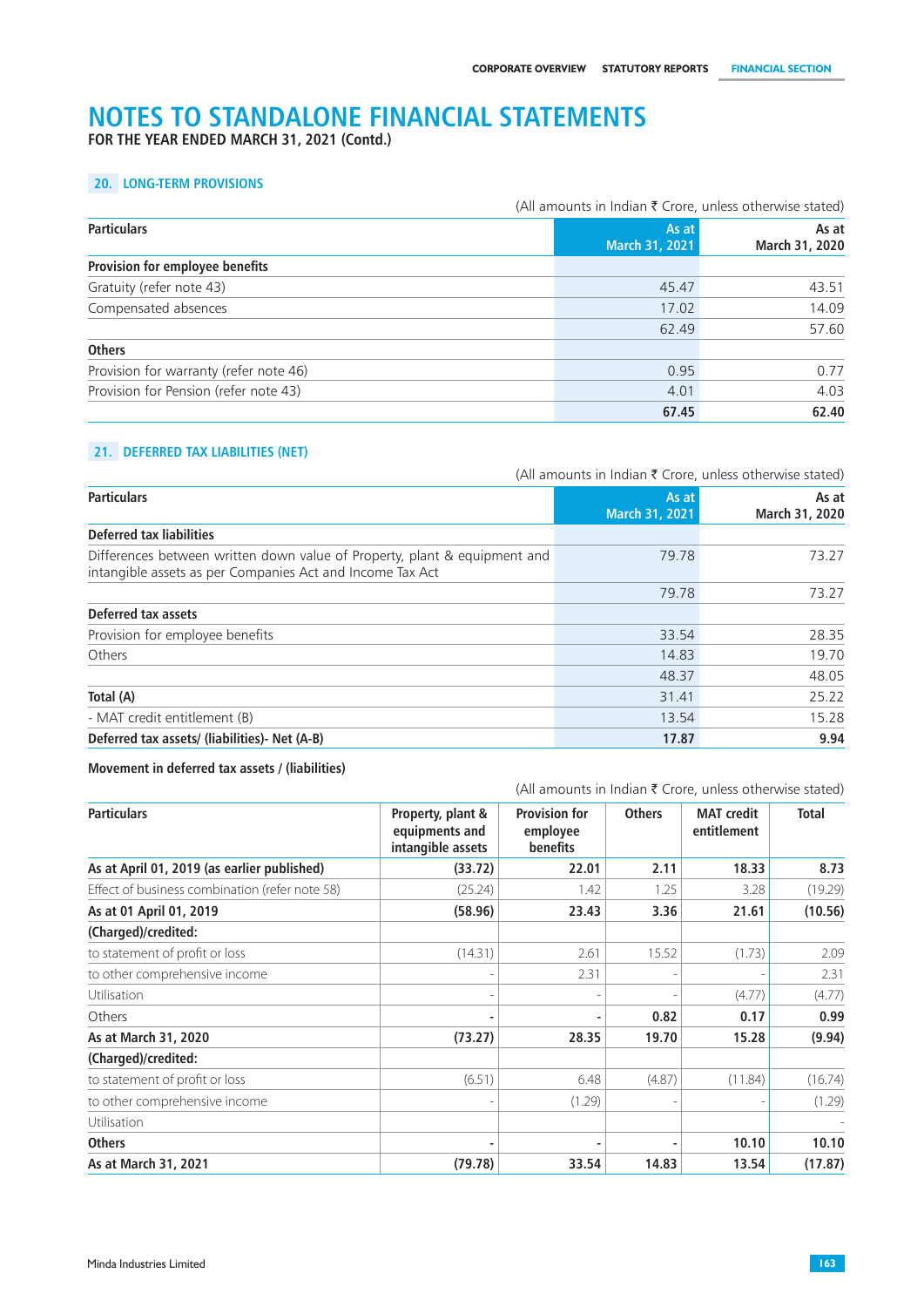# NOTES TO STANDALONE FINANCIAL STATEMENTS

**FOR THE YEAR ENDED MARCH 31, 2021 (Contd.)**

## 20. LONG-TERM PROVISIONS

(All amounts in Indian ₹ Crore, unless otherwise stated)

| Particulars | As at March 31, 2021 | As at March 31, 2020 |
|---|---|---|
| **Provision for employee benefits** | | |
| Gratuity (refer note 43) | 45.47 | 43.51 |
| Compensated absences | 17.02 | 14.09 |
| | 62.49 | 57.60 |
| **Others** | | |
| Provision for warranty (refer note 46) | 0.95 | 0.77 |
| Provision for Pension (refer note 43) | 4.01 | 4.03 |
| | **67.45** | **62.40** |

## 21. DEFERRED TAX LIABILITIES (NET)

(All amounts in Indian ₹ Crore, unless otherwise stated)

| Particulars | As at March 31, 2021 | As at March 31, 2020 |
|---|---|---|
| **Deferred tax liabilities** | | |
| Differences between written down value of Property, plant & equipment and intangible assets as per Companies Act and Income Tax Act | 79.78 | 73.27 |
| | 79.78 | 73.27 |
| **Deferred tax assets** | | |
| Provision for employee benefits | 33.54 | 28.35 |
| Others | 14.83 | 19.70 |
| | 48.37 | 48.05 |
| **Total (A)** | 31.41 | 25.22 |
| - MAT credit entitlement (B) | 13.54 | 15.28 |
| **Deferred tax assets/ (liabilities)- Net (A-B)** | **17.87** | **9.94** |

**Movement in deferred tax assets / (liabilities)**

(All amounts in Indian ₹ Crore, unless otherwise stated)

| Particulars | Property, plant & equipments and intangible assets | Provision for employee benefits | Others | MAT credit entitlement | Total |
|---|---|---|---|---|---|
| **As at April 01, 2019 (as earlier published)** | **(33.72)** | **22.01** | **2.11** | **18.33** | **8.73** |
| Effect of business combination (refer note 58) | (25.24) | 1.42 | 1.25 | 3.28 | (19.29) |
| **As at 01 April 01, 2019** | **(58.96)** | **23.43** | **3.36** | **21.61** | **(10.56)** |
| **(Charged)/credited:** | | | | | |
| to statement of profit or loss | (14.31) | 2.61 | 15.52 | (1.73) | 2.09 |
| to other comprehensive income | - | 2.31 | - | - | 2.31 |
| Utilisation | - | - | - | (4.77) | (4.77) |
| Others | - | - | 0.82 | 0.17 | 0.99 |
| **As at March 31, 2020** | **(73.27)** | **28.35** | **19.70** | **15.28** | **(9.94)** |
| **(Charged)/credited:** | | | | | |
| to statement of profit or loss | (6.51) | 6.48 | (4.87) | (11.84) | (16.74) |
| to other comprehensive income | - | (1.29) | - | - | (1.29) |
| Utilisation | | | | | - |
| **Others** | - | - | - | **10.10** | **10.10** |
| **As at March 31, 2021** | **(79.78)** | **33.54** | **14.83** | **13.54** | **(17.87)** |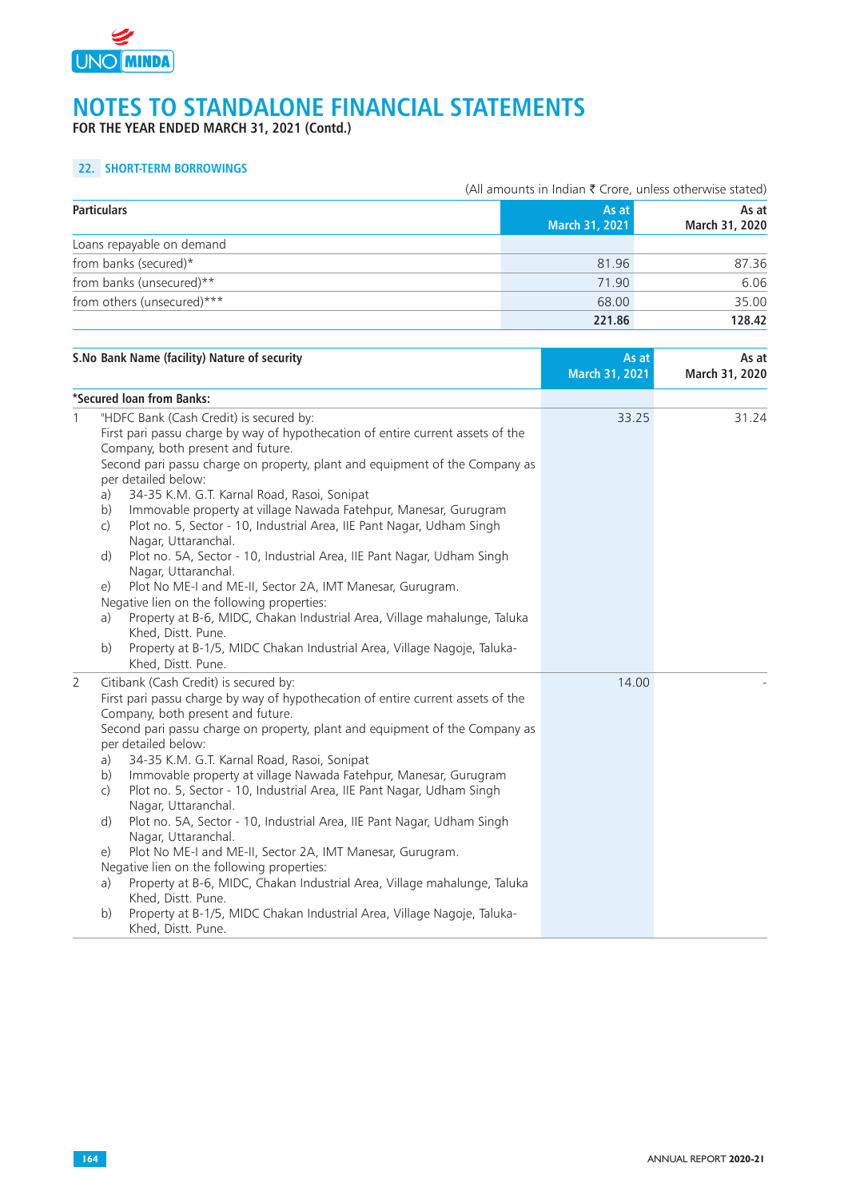# NOTES TO STANDALONE FINANCIAL STATEMENTS

**FOR THE YEAR ENDED MARCH 31, 2021 (Contd.)**

## 22. SHORT-TERM BORROWINGS

(All amounts in Indian ₹ Crore, unless otherwise stated)

| Particulars | As at March 31, 2021 | As at March 31, 2020 |
|---|---|---|
| Loans repayable on demand | | |
| from banks (secured)* | 81.96 | 87.36 |
| from banks (unsecured)** | 71.90 | 6.06 |
| from others (unsecured)*** | 68.00 | 35.00 |
| | **221.86** | **128.42** |

| S.No | Bank Name (facility) Nature of security | As at March 31, 2021 | As at March 31, 2020 |
|---|---|---|---|
| **\*Secured loan from Banks:** | | | |
| 1 | "HDFC Bank (Cash Credit) is secured by:<br>First pari passu charge by way of hypothecation of entire current assets of the Company, both present and future.<br>Second pari passu charge on property, plant and equipment of the Company as per detailed below:<br>a) 34-35 K.M. G.T. Karnal Road, Rasoi, Sonipat<br>b) Immovable property at village Nawada Fatehpur, Manesar, Gurugram<br>c) Plot no. 5, Sector - 10, Industrial Area, IIE Pant Nagar, Udham Singh Nagar, Uttaranchal.<br>d) Plot no. 5A, Sector - 10, Industrial Area, IIE Pant Nagar, Udham Singh Nagar, Uttaranchal.<br>e) Plot No ME-I and ME-II, Sector 2A, IMT Manesar, Gurugram.<br>Negative lien on the following properties:<br>a) Property at B-6, MIDC, Chakan Industrial Area, Village mahalunge, Taluka Khed, Distt. Pune.<br>b) Property at B-1/5, MIDC Chakan Industrial Area, Village Nagoje, Taluka-Khed, Distt. Pune. | 33.25 | 31.24 |
| 2 | Citibank (Cash Credit) is secured by:<br>First pari passu charge by way of hypothecation of entire current assets of the Company, both present and future.<br>Second pari passu charge on property, plant and equipment of the Company as per detailed below:<br>a) 34-35 K.M. G.T. Karnal Road, Rasoi, Sonipat<br>b) Immovable property at village Nawada Fatehpur, Manesar, Gurugram<br>c) Plot no. 5, Sector - 10, Industrial Area, IIE Pant Nagar, Udham Singh Nagar, Uttaranchal.<br>d) Plot no. 5A, Sector - 10, Industrial Area, IIE Pant Nagar, Udham Singh Nagar, Uttaranchal.<br>e) Plot No ME-I and ME-II, Sector 2A, IMT Manesar, Gurugram.<br>Negative lien on the following properties:<br>a) Property at B-6, MIDC, Chakan Industrial Area, Village mahalunge, Taluka Khed, Distt. Pune.<br>b) Property at B-1/5, MIDC Chakan Industrial Area, Village Nagoje, Taluka-Khed, Distt. Pune. | 14.00 | - |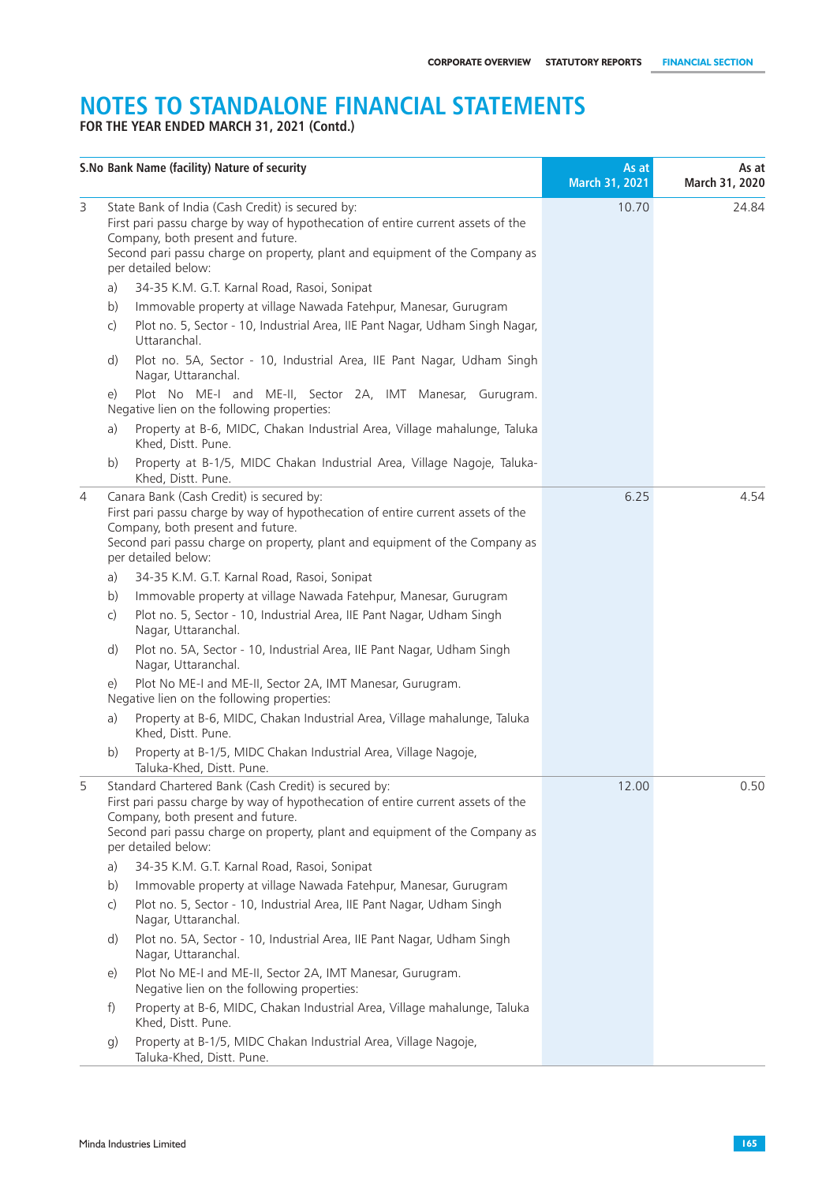# NOTES TO STANDALONE FINANCIAL STATEMENTS

**FOR THE YEAR ENDED MARCH 31, 2021 (Contd.)**

| S.No | Bank Name (facility) Nature of security | As at March 31, 2021 | As at March 31, 2020 |
|---|---|---|---|
| 3 | State Bank of India (Cash Credit) is secured by:<br>First pari passu charge by way of hypothecation of entire current assets of the Company, both present and future.<br>Second pari passu charge on property, plant and equipment of the Company as per detailed below:<br>a) 34-35 K.M. G.T. Karnal Road, Rasoi, Sonipat<br>b) Immovable property at village Nawada Fatehpur, Manesar, Gurugram<br>c) Plot no. 5, Sector - 10, Industrial Area, IIE Pant Nagar, Udham Singh Nagar, Uttaranchal.<br>d) Plot no. 5A, Sector - 10, Industrial Area, IIE Pant Nagar, Udham Singh Nagar, Uttaranchal.<br>e) Plot No ME-I and ME-II, Sector 2A, IMT Manesar, Gurugram.<br>Negative lien on the following properties:<br>a) Property at B-6, MIDC, Chakan Industrial Area, Village mahalunge, Taluka Khed, Distt. Pune.<br>b) Property at B-1/5, MIDC Chakan Industrial Area, Village Nagoje, Taluka-Khed, Distt. Pune. | 10.70 | 24.84 |
| 4 | Canara Bank (Cash Credit) is secured by:<br>First pari passu charge by way of hypothecation of entire current assets of the Company, both present and future.<br>Second pari passu charge on property, plant and equipment of the Company as per detailed below:<br>a) 34-35 K.M. G.T. Karnal Road, Rasoi, Sonipat<br>b) Immovable property at village Nawada Fatehpur, Manesar, Gurugram<br>c) Plot no. 5, Sector - 10, Industrial Area, IIE Pant Nagar, Udham Singh Nagar, Uttaranchal.<br>d) Plot no. 5A, Sector - 10, Industrial Area, IIE Pant Nagar, Udham Singh Nagar, Uttaranchal.<br>e) Plot No ME-I and ME-II, Sector 2A, IMT Manesar, Gurugram.<br>Negative lien on the following properties:<br>a) Property at B-6, MIDC, Chakan Industrial Area, Village mahalunge, Taluka Khed, Distt. Pune.<br>b) Property at B-1/5, MIDC Chakan Industrial Area, Village Nagoje, Taluka-Khed, Distt. Pune. | 6.25 | 4.54 |
| 5 | Standard Chartered Bank (Cash Credit) is secured by:<br>First pari passu charge by way of hypothecation of entire current assets of the Company, both present and future.<br>Second pari passu charge on property, plant and equipment of the Company as per detailed below:<br>a) 34-35 K.M. G.T. Karnal Road, Rasoi, Sonipat<br>b) Immovable property at village Nawada Fatehpur, Manesar, Gurugram<br>c) Plot no. 5, Sector - 10, Industrial Area, IIE Pant Nagar, Udham Singh Nagar, Uttaranchal.<br>d) Plot no. 5A, Sector - 10, Industrial Area, IIE Pant Nagar, Udham Singh Nagar, Uttaranchal.<br>e) Plot No ME-I and ME-II, Sector 2A, IMT Manesar, Gurugram.<br>Negative lien on the following properties:<br>f) Property at B-6, MIDC, Chakan Industrial Area, Village mahalunge, Taluka Khed, Distt. Pune.<br>g) Property at B-1/5, MIDC Chakan Industrial Area, Village Nagoje, Taluka-Khed, Distt. Pune. | 12.00 | 0.50 |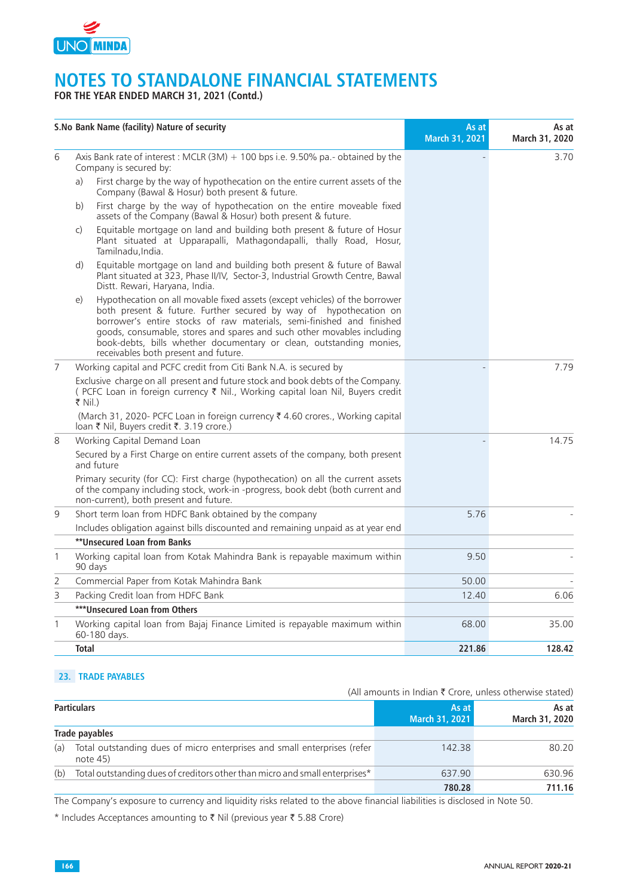# NOTES TO STANDALONE FINANCIAL STATEMENTS

**FOR THE YEAR ENDED MARCH 31, 2021 (Contd.)**

| S.No | Bank Name (facility) Nature of security | As at March 31, 2021 | As at March 31, 2020 |
|---|---|---|---|
| 6 | Axis Bank rate of interest : MCLR (3M) + 100 bps i.e. 9.50% pa.- obtained by the Company is secured by: | - | 3.70 |
| | a) First charge by the way of hypothecation on the entire current assets of the Company (Bawal & Hosur) both present & future. | | |
| | b) First charge by the way of hypothecation on the entire moveable fixed assets of the Company (Bawal & Hosur) both present & future. | | |
| | c) Equitable mortgage on land and building both present & future of Hosur Plant situated at Upparapalli, Mathagondapalli, thally Road, Hosur, Tamilnadu,India. | | |
| | d) Equitable mortgage on land and building both present & future of Bawal Plant situated at 323, Phase II/IV, Sector-3, Industrial Growth Centre, Bawal Distt. Rewari, Haryana, India. | | |
| | e) Hypothecation on all movable fixed assets (except vehicles) of the borrower both present & future. Further secured by way of hypothecation on borrower's entire stocks of raw materials, semi-finished and finished goods, consumable, stores and spares and such other movables including book-debts, bills whether documentary or clean, outstanding monies, receivables both present and future. | | |
| 7 | Working capital and PCFC credit from Citi Bank N.A. is secured by | - | 7.79 |
| | Exclusive charge on all present and future stock and book debts of the Company. ( PCFC Loan in foreign currency ₹ Nil., Working capital loan Nil, Buyers credit ₹ Nil.) | | |
| | (March 31, 2020- PCFC Loan in foreign currency ₹ 4.60 crores., Working capital loan ₹ Nil, Buyers credit ₹. 3.19 crore.) | | |
| 8 | Working Capital Demand Loan | - | 14.75 |
| | Secured by a First Charge on entire current assets of the company, both present and future | | |
| | Primary security (for CC): First charge (hypothecation) on all the current assets of the company including stock, work-in -progress, book debt (both current and non-current), both present and future. | | |
| 9 | Short term loan from HDFC Bank obtained by the company | 5.76 | - |
| | Includes obligation against bills discounted and remaining unpaid as at year end | | |
| | **\*\*Unsecured Loan from Banks** | | |
| 1 | Working capital loan from Kotak Mahindra Bank is repayable maximum within 90 days | 9.50 | - |
| 2 | Commercial Paper from Kotak Mahindra Bank | 50.00 | - |
| 3 | Packing Credit loan from HDFC Bank | 12.40 | 6.06 |
| | **\*\*\*Unsecured Loan from Others** | | |
| 1 | Working capital loan from Bajaj Finance Limited is repayable maximum within 60-180 days. | 68.00 | 35.00 |
| | **Total** | **221.86** | **128.42** |

## 23. TRADE PAYABLES

(All amounts in Indian ₹ Crore, unless otherwise stated)

| Particulars | | As at March 31, 2021 | As at March 31, 2020 |
|---|---|---|---|
| **Trade payables** | | | |
| (a) | Total outstanding dues of micro enterprises and small enterprises (refer note 45) | 142.38 | 80.20 |
| (b) | Total outstanding dues of creditors other than micro and small enterprises* | 637.90 | 630.96 |
| | | **780.28** | **711.16** |

The Company's exposure to currency and liquidity risks related to the above financial liabilities is disclosed in Note 50.

\* Includes Acceptances amounting to ₹ Nil (previous year ₹ 5.88 Crore)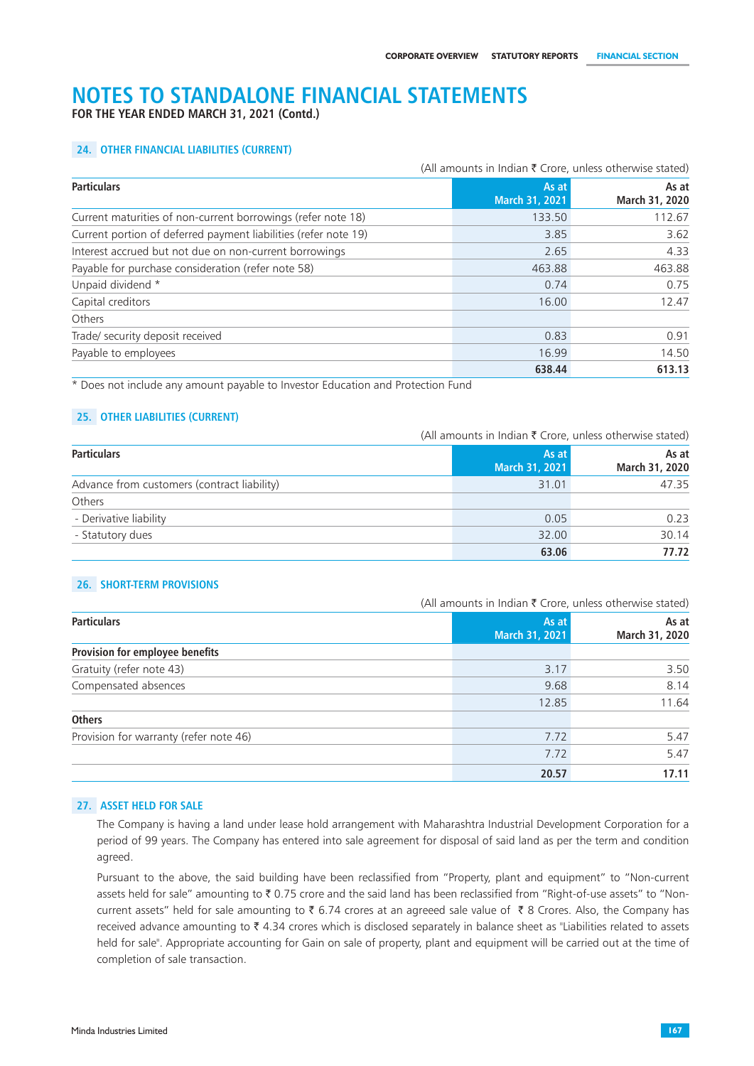# NOTES TO STANDALONE FINANCIAL STATEMENTS

**FOR THE YEAR ENDED MARCH 31, 2021 (Contd.)**

## 24. OTHER FINANCIAL LIABILITIES (CURRENT)

(All amounts in Indian ₹ Crore, unless otherwise stated)

| Particulars | As at March 31, 2021 | As at March 31, 2020 |
|---|---|---|
| Current maturities of non-current borrowings (refer note 18) | 133.50 | 112.67 |
| Current portion of deferred payment liabilities (refer note 19) | 3.85 | 3.62 |
| Interest accrued but not due on non-current borrowings | 2.65 | 4.33 |
| Payable for purchase consideration (refer note 58) | 463.88 | 463.88 |
| Unpaid dividend * | 0.74 | 0.75 |
| Capital creditors | 16.00 | 12.47 |
| Others | | |
| Trade/ security deposit received | 0.83 | 0.91 |
| Payable to employees | 16.99 | 14.50 |
| | **638.44** | **613.13** |

* Does not include any amount payable to Investor Education and Protection Fund

## 25. OTHER LIABILITIES (CURRENT)

(All amounts in Indian ₹ Crore, unless otherwise stated)

| Particulars | As at March 31, 2021 | As at March 31, 2020 |
|---|---|---|
| Advance from customers (contract liability) | 31.01 | 47.35 |
| Others | | |
| - Derivative liability | 0.05 | 0.23 |
| - Statutory dues | 32.00 | 30.14 |
| | **63.06** | **77.72** |

## 26. SHORT-TERM PROVISIONS

(All amounts in Indian ₹ Crore, unless otherwise stated)

| Particulars | As at March 31, 2021 | As at March 31, 2020 |
|---|---|---|
| **Provision for employee benefits** | | |
| Gratuity (refer note 43) | 3.17 | 3.50 |
| Compensated absences | 9.68 | 8.14 |
| | 12.85 | 11.64 |
| **Others** | | |
| Provision for warranty (refer note 46) | 7.72 | 5.47 |
| | 7.72 | 5.47 |
| | **20.57** | **17.11** |

## 27. ASSET HELD FOR SALE

The Company is having a land under lease hold arrangement with Maharashtra Industrial Development Corporation for a period of 99 years. The Company has entered into sale agreement for disposal of said land as per the term and condition agreed.

Pursuant to the above, the said building have been reclassified from "Property, plant and equipment" to "Non-current assets" held for sale" amounting to ₹ 0.75 crore and the said land has been reclassified from "Right-of-use assets" to "Non-current assets" held for sale amounting to ₹ 6.74 crores at an agreeed sale value of ₹ 8 Crores. Also, the Company has received advance amounting to ₹ 4.34 crores which is disclosed separately in balance sheet as "Liabilities related to assets held for sale". Appropriate accounting for Gain on sale of property, plant and equipment will be carried out at the time of completion of sale transaction.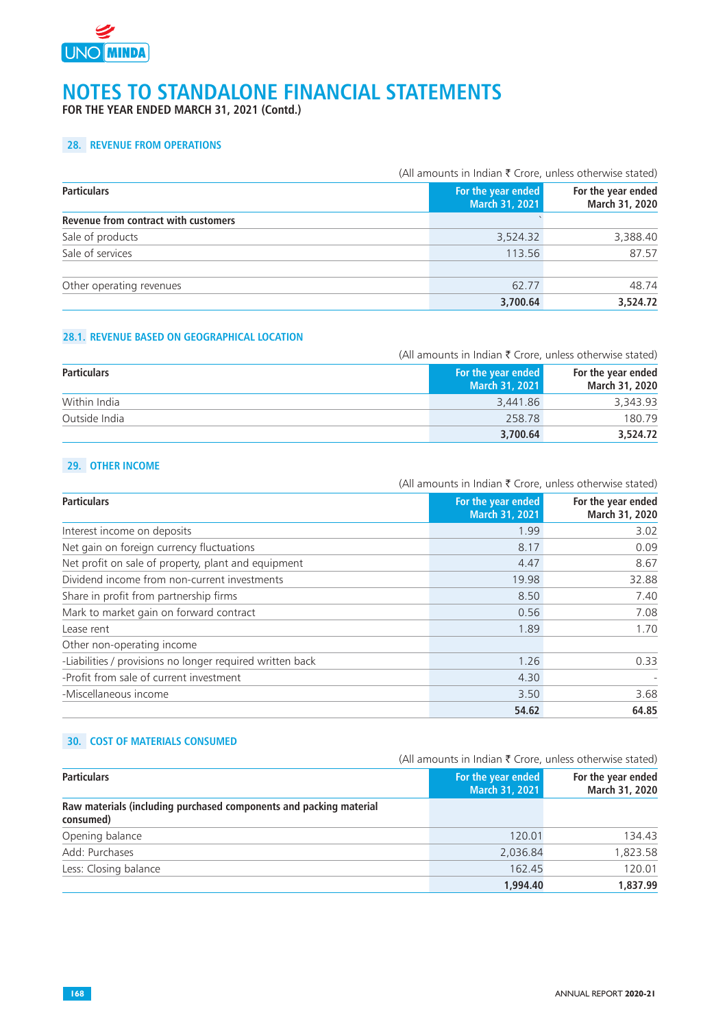# NOTES TO STANDALONE FINANCIAL STATEMENTS

**FOR THE YEAR ENDED MARCH 31, 2021 (Contd.)**

## 28. REVENUE FROM OPERATIONS

(All amounts in Indian ₹ Crore, unless otherwise stated)

| Particulars | For the year ended March 31, 2021 | For the year ended March 31, 2020 |
|---|---|---|
| **Revenue from contract with customers** | | |
| Sale of products | 3,524.32 | 3,388.40 |
| Sale of services | 113.56 | 87.57 |
| | | |
| Other operating revenues | 62.77 | 48.74 |
| | **3,700.64** | **3,524.72** |

## 28.1. REVENUE BASED ON GEOGRAPHICAL LOCATION

(All amounts in Indian ₹ Crore, unless otherwise stated)

| Particulars | For the year ended March 31, 2021 | For the year ended March 31, 2020 |
|---|---|---|
| Within India | 3,441.86 | 3,343.93 |
| Outside India | 258.78 | 180.79 |
| | **3,700.64** | **3,524.72** |

## 29. OTHER INCOME

(All amounts in Indian ₹ Crore, unless otherwise stated)

| Particulars | For the year ended March 31, 2021 | For the year ended March 31, 2020 |
|---|---|---|
| Interest income on deposits | 1.99 | 3.02 |
| Net gain on foreign currency fluctuations | 8.17 | 0.09 |
| Net profit on sale of property, plant and equipment | 4.47 | 8.67 |
| Dividend income from non-current investments | 19.98 | 32.88 |
| Share in profit from partnership firms | 8.50 | 7.40 |
| Mark to market gain on forward contract | 0.56 | 7.08 |
| Lease rent | 1.89 | 1.70 |
| Other non-operating income | | |
| -Liabilities / provisions no longer required written back | 1.26 | 0.33 |
| -Profit from sale of current investment | 4.30 | - |
| -Miscellaneous income | 3.50 | 3.68 |
| | **54.62** | **64.85** |

## 30. COST OF MATERIALS CONSUMED

(All amounts in Indian ₹ Crore, unless otherwise stated)

| Particulars | For the year ended March 31, 2021 | For the year ended March 31, 2020 |
|---|---|---|
| **Raw materials (including purchased components and packing material consumed)** | | |
| Opening balance | 120.01 | 134.43 |
| Add: Purchases | 2,036.84 | 1,823.58 |
| Less: Closing balance | 162.45 | 120.01 |
| | **1,994.40** | **1,837.99** |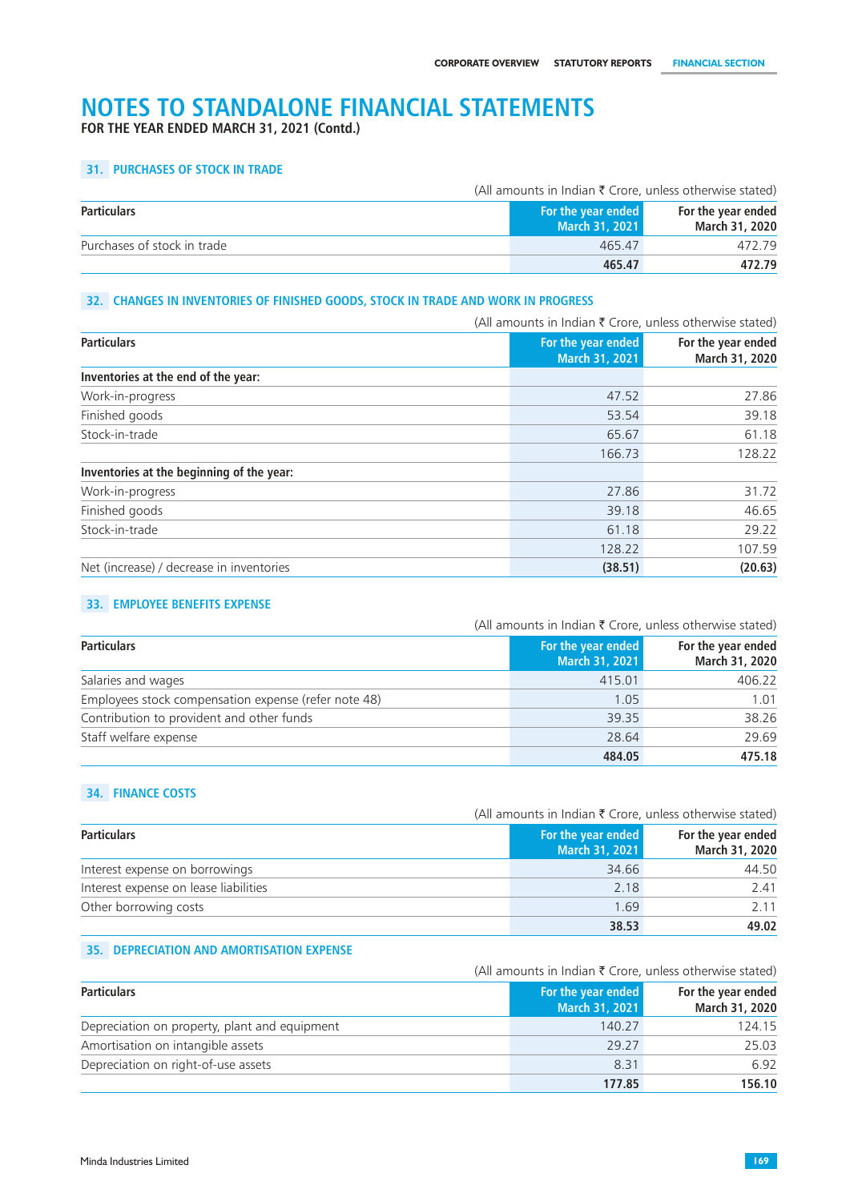# NOTES TO STANDALONE FINANCIAL STATEMENTS

**FOR THE YEAR ENDED MARCH 31, 2021 (Contd.)**

## 31. PURCHASES OF STOCK IN TRADE

(All amounts in Indian ₹ Crore, unless otherwise stated)

| Particulars | For the year ended March 31, 2021 | For the year ended March 31, 2020 |
|---|---|---|
| Purchases of stock in trade | 465.47 | 472.79 |
| | **465.47** | **472.79** |

## 32. CHANGES IN INVENTORIES OF FINISHED GOODS, STOCK IN TRADE AND WORK IN PROGRESS

(All amounts in Indian ₹ Crore, unless otherwise stated)

| Particulars | For the year ended March 31, 2021 | For the year ended March 31, 2020 |
|---|---|---|
| **Inventories at the end of the year:** | | |
| Work-in-progress | 47.52 | 27.86 |
| Finished goods | 53.54 | 39.18 |
| Stock-in-trade | 65.67 | 61.18 |
| | 166.73 | 128.22 |
| **Inventories at the beginning of the year:** | | |
| Work-in-progress | 27.86 | 31.72 |
| Finished goods | 39.18 | 46.65 |
| Stock-in-trade | 61.18 | 29.22 |
| | 128.22 | 107.59 |
| Net (increase) / decrease in inventories | **(38.51)** | **(20.63)** |

## 33. EMPLOYEE BENEFITS EXPENSE

(All amounts in Indian ₹ Crore, unless otherwise stated)

| Particulars | For the year ended March 31, 2021 | For the year ended March 31, 2020 |
|---|---|---|
| Salaries and wages | 415.01 | 406.22 |
| Employees stock compensation expense (refer note 48) | 1.05 | 1.01 |
| Contribution to provident and other funds | 39.35 | 38.26 |
| Staff welfare expense | 28.64 | 29.69 |
| | **484.05** | **475.18** |

## 34. FINANCE COSTS

(All amounts in Indian ₹ Crore, unless otherwise stated)

| Particulars | For the year ended March 31, 2021 | For the year ended March 31, 2020 |
|---|---|---|
| Interest expense on borrowings | 34.66 | 44.50 |
| Interest expense on lease liabilities | 2.18 | 2.41 |
| Other borrowing costs | 1.69 | 2.11 |
| | **38.53** | **49.02** |

## 35. DEPRECIATION AND AMORTISATION EXPENSE

(All amounts in Indian ₹ Crore, unless otherwise stated)

| Particulars | For the year ended March 31, 2021 | For the year ended March 31, 2020 |
|---|---|---|
| Depreciation on property, plant and equipment | 140.27 | 124.15 |
| Amortisation on intangible assets | 29.27 | 25.03 |
| Depreciation on right-of-use assets | 8.31 | 6.92 |
| | **177.85** | **156.10** |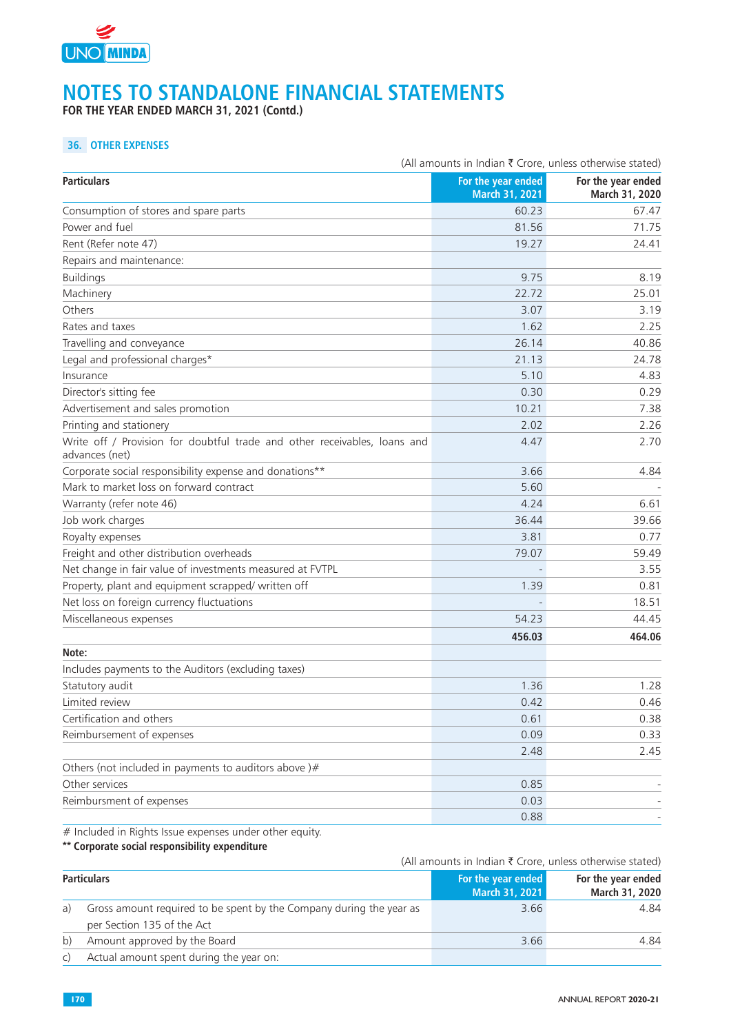# NOTES TO STANDALONE FINANCIAL STATEMENTS

**FOR THE YEAR ENDED MARCH 31, 2021 (Contd.)**

## 36. OTHER EXPENSES

(All amounts in Indian ₹ Crore, unless otherwise stated)

| Particulars | For the year ended March 31, 2021 | For the year ended March 31, 2020 |
|---|---|---|
| Consumption of stores and spare parts | 60.23 | 67.47 |
| Power and fuel | 81.56 | 71.75 |
| Rent (Refer note 47) | 19.27 | 24.41 |
| Repairs and maintenance: | | |
| Buildings | 9.75 | 8.19 |
| Machinery | 22.72 | 25.01 |
| Others | 3.07 | 3.19 |
| Rates and taxes | 1.62 | 2.25 |
| Travelling and conveyance | 26.14 | 40.86 |
| Legal and professional charges* | 21.13 | 24.78 |
| Insurance | 5.10 | 4.83 |
| Director's sitting fee | 0.30 | 0.29 |
| Advertisement and sales promotion | 10.21 | 7.38 |
| Printing and stationery | 2.02 | 2.26 |
| Write off / Provision for doubtful trade and other receivables, loans and advances (net) | 4.47 | 2.70 |
| Corporate social responsibility expense and donations** | 3.66 | 4.84 |
| Mark to market loss on forward contract | 5.60 | - |
| Warranty (refer note 46) | 4.24 | 6.61 |
| Job work charges | 36.44 | 39.66 |
| Royalty expenses | 3.81 | 0.77 |
| Freight and other distribution overheads | 79.07 | 59.49 |
| Net change in fair value of investments measured at FVTPL | - | 3.55 |
| Property, plant and equipment scrapped/ written off | 1.39 | 0.81 |
| Net loss on foreign currency fluctuations | - | 18.51 |
| Miscellaneous expenses | 54.23 | 44.45 |
| | **456.03** | **464.06** |
| **Note:** | | |
| Includes payments to the Auditors (excluding taxes) | | |
| Statutory audit | 1.36 | 1.28 |
| Limited review | 0.42 | 0.46 |
| Certification and others | 0.61 | 0.38 |
| Reimbursement of expenses | 0.09 | 0.33 |
| | 2.48 | 2.45 |
| Others (not included in payments to auditors above )# | | |
| Other services | 0.85 | - |
| Reimbursment of expenses | 0.03 | - |
| | 0.88 | - |

# Included in Rights Issue expenses under other equity.

**\*\* Corporate social responsibility expenditure**

(All amounts in Indian ₹ Crore, unless otherwise stated)

| Particulars | For the year ended March 31, 2021 | For the year ended March 31, 2020 |
|---|---|---|
| a) Gross amount required to be spent by the Company during the year as per Section 135 of the Act | 3.66 | 4.84 |
| b) Amount approved by the Board | 3.66 | 4.84 |
| c) Actual amount spent during the year on: | | |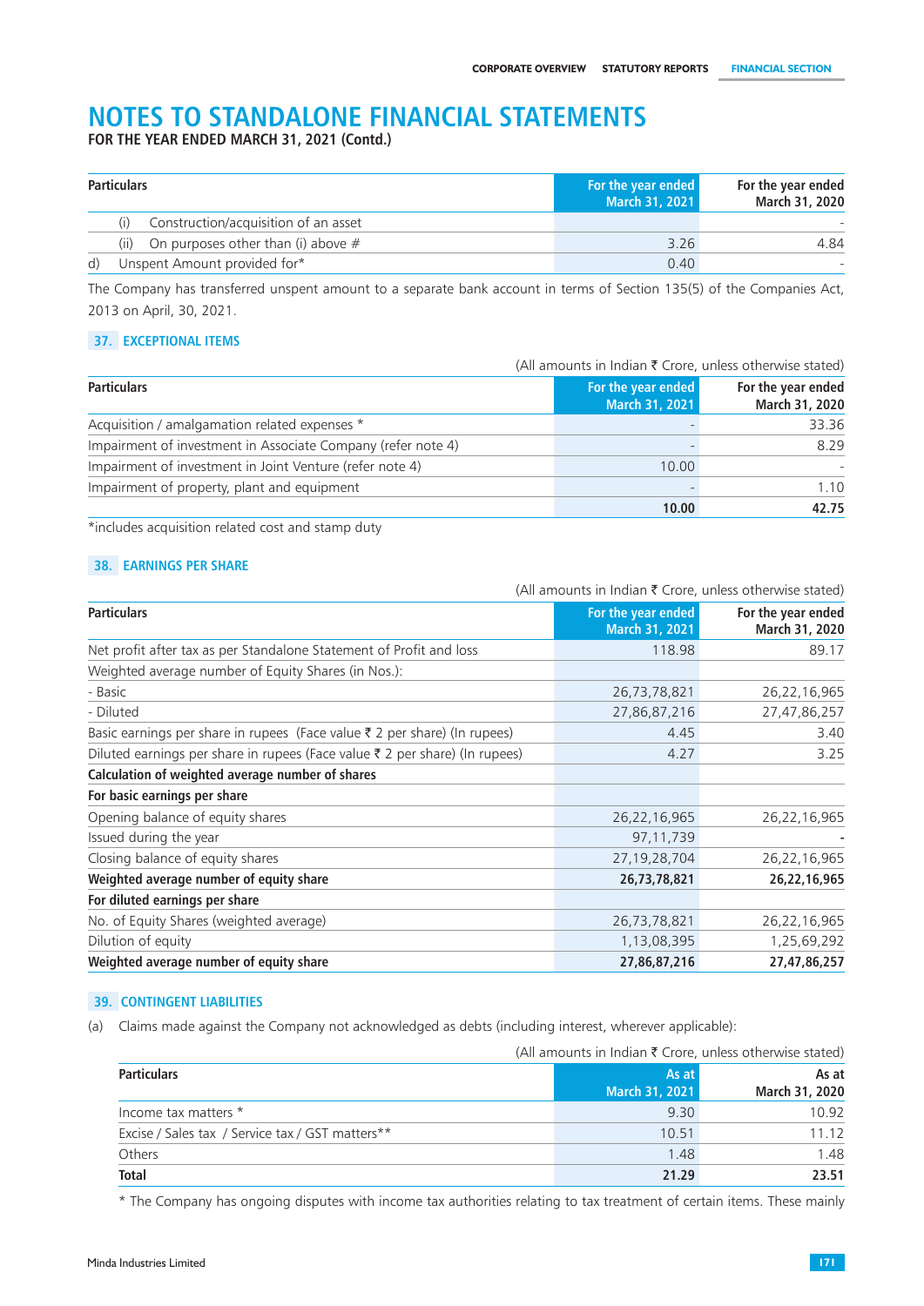# NOTES TO STANDALONE FINANCIAL STATEMENTS

**FOR THE YEAR ENDED MARCH 31, 2021 (Contd.)**

| Particulars | For the year ended March 31, 2021 | For the year ended March 31, 2020 |
|---|---|---|
| (i) Construction/acquisition of an asset | | - |
| (ii) On purposes other than (i) above # | 3.26 | 4.84 |
| d) Unspent Amount provided for* | 0.40 | - |

The Company has transferred unspent amount to a separate bank account in terms of Section 135(5) of the Companies Act, 2013 on April, 30, 2021.

## 37. EXCEPTIONAL ITEMS

(All amounts in Indian ₹ Crore, unless otherwise stated)

| Particulars | For the year ended March 31, 2021 | For the year ended March 31, 2020 |
|---|---|---|
| Acquisition / amalgamation related expenses * | - | 33.36 |
| Impairment of investment in Associate Company (refer note 4) | - | 8.29 |
| Impairment of investment in Joint Venture (refer note 4) | 10.00 | - |
| Impairment of property, plant and equipment | - | 1.10 |
| | **10.00** | **42.75** |

*includes acquisition related cost and stamp duty

## 38. EARNINGS PER SHARE

(All amounts in Indian ₹ Crore, unless otherwise stated)

| Particulars | For the year ended March 31, 2021 | For the year ended March 31, 2020 |
|---|---|---|
| Net profit after tax as per Standalone Statement of Profit and loss | 118.98 | 89.17 |
| Weighted average number of Equity Shares (in Nos.): | | |
| - Basic | 26,73,78,821 | 26,22,16,965 |
| - Diluted | 27,86,87,216 | 27,47,86,257 |
| Basic earnings per share in rupees (Face value ₹ 2 per share) (In rupees) | 4.45 | 3.40 |
| Diluted earnings per share in rupees (Face value ₹ 2 per share) (In rupees) | 4.27 | 3.25 |
| **Calculation of weighted average number of shares** | | |
| **For basic earnings per share** | | |
| Opening balance of equity shares | 26,22,16,965 | 26,22,16,965 |
| Issued during the year | 97,11,739 | - |
| Closing balance of equity shares | 27,19,28,704 | 26,22,16,965 |
| **Weighted average number of equity share** | **26,73,78,821** | **26,22,16,965** |
| **For diluted earnings per share** | | |
| No. of Equity Shares (weighted average) | 26,73,78,821 | 26,22,16,965 |
| Dilution of equity | 1,13,08,395 | 1,25,69,292 |
| **Weighted average number of equity share** | **27,86,87,216** | **27,47,86,257** |

## 39. CONTINGENT LIABILITIES

(a) Claims made against the Company not acknowledged as debts (including interest, wherever applicable):

(All amounts in Indian ₹ Crore, unless otherwise stated)

| Particulars | As at March 31, 2021 | As at March 31, 2020 |
|---|---|---|
| Income tax matters * | 9.30 | 10.92 |
| Excise / Sales tax / Service tax / GST matters** | 10.51 | 11.12 |
| Others | 1.48 | 1.48 |
| **Total** | **21.29** | **23.51** |

* The Company has ongoing disputes with income tax authorities relating to tax treatment of certain items. These mainly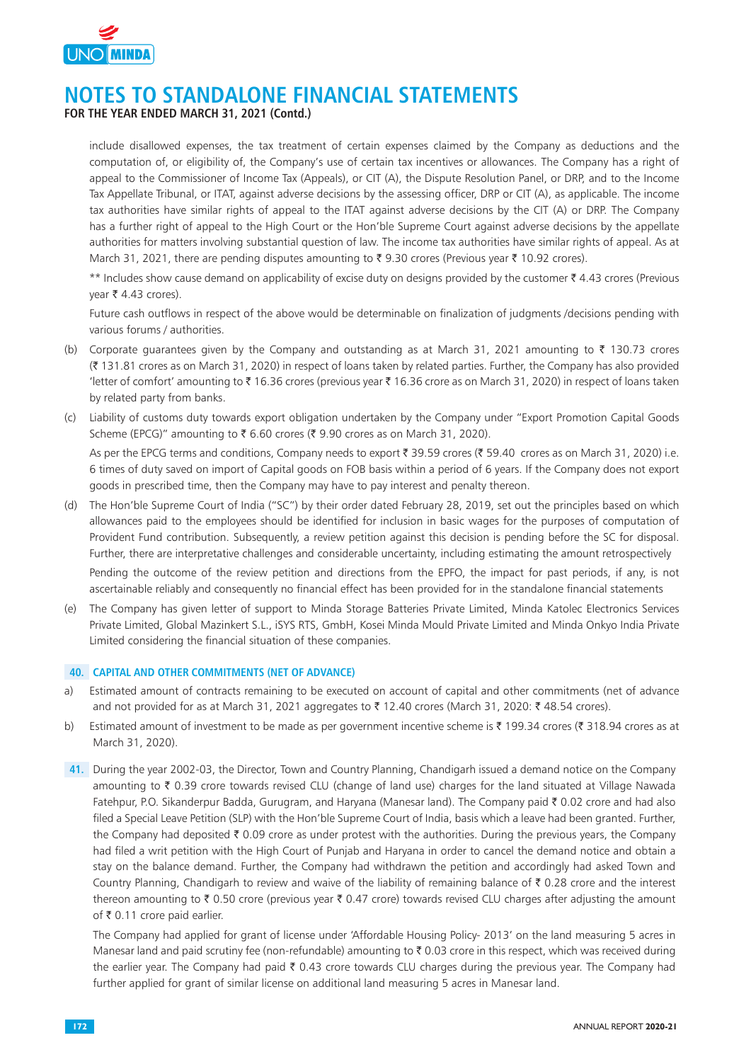# NOTES TO STANDALONE FINANCIAL STATEMENTS

**FOR THE YEAR ENDED MARCH 31, 2021 (Contd.)**

include disallowed expenses, the tax treatment of certain expenses claimed by the Company as deductions and the computation of, or eligibility of, the Company's use of certain tax incentives or allowances. The Company has a right of appeal to the Commissioner of Income Tax (Appeals), or CIT (A), the Dispute Resolution Panel, or DRP, and to the Income Tax Appellate Tribunal, or ITAT, against adverse decisions by the assessing officer, DRP or CIT (A), as applicable. The income tax authorities have similar rights of appeal to the ITAT against adverse decisions by the CIT (A) or DRP. The Company has a further right of appeal to the High Court or the Hon'ble Supreme Court against adverse decisions by the appellate authorities for matters involving substantial question of law. The income tax authorities have similar rights of appeal. As at March 31, 2021, there are pending disputes amounting to ₹ 9.30 crores (Previous year ₹ 10.92 crores).

** Includes show cause demand on applicability of excise duty on designs provided by the customer ₹ 4.43 crores (Previous year ₹ 4.43 crores).

Future cash outflows in respect of the above would be determinable on finalization of judgments /decisions pending with various forums / authorities.

(b) Corporate guarantees given by the Company and outstanding as at March 31, 2021 amounting to ₹ 130.73 crores (₹ 131.81 crores as on March 31, 2020) in respect of loans taken by related parties. Further, the Company has also provided 'letter of comfort' amounting to ₹ 16.36 crores (previous year ₹ 16.36 crore as on March 31, 2020) in respect of loans taken by related party from banks.

(c) Liability of customs duty towards export obligation undertaken by the Company under "Export Promotion Capital Goods Scheme (EPCG)" amounting to ₹ 6.60 crores (₹ 9.90 crores as on March 31, 2020).

As per the EPCG terms and conditions, Company needs to export ₹ 39.59 crores (₹ 59.40 crores as on March 31, 2020) i.e. 6 times of duty saved on import of Capital goods on FOB basis within a period of 6 years. If the Company does not export goods in prescribed time, then the Company may have to pay interest and penalty thereon.

(d) The Hon'ble Supreme Court of India ("SC") by their order dated February 28, 2019, set out the principles based on which allowances paid to the employees should be identified for inclusion in basic wages for the purposes of computation of Provident Fund contribution. Subsequently, a review petition against this decision is pending before the SC for disposal. Further, there are interpretative challenges and considerable uncertainty, including estimating the amount retrospectively

Pending the outcome of the review petition and directions from the EPFO, the impact for past periods, if any, is not ascertainable reliably and consequently no financial effect has been provided for in the standalone financial statements

(e) The Company has given letter of support to Minda Storage Batteries Private Limited, Minda Katolec Electronics Services Private Limited, Global Mazinkert S.L., iSYS RTS, GmbH, Kosei Minda Mould Private Limited and Minda Onkyo India Private Limited considering the financial situation of these companies.

## 40. CAPITAL AND OTHER COMMITMENTS (NET OF ADVANCE)

a) Estimated amount of contracts remaining to be executed on account of capital and other commitments (net of advance and not provided for as at March 31, 2021 aggregates to ₹ 12.40 crores (March 31, 2020: ₹ 48.54 crores).

b) Estimated amount of investment to be made as per government incentive scheme is ₹ 199.34 crores (₹ 318.94 crores as at March 31, 2020).

**41.** During the year 2002-03, the Director, Town and Country Planning, Chandigarh issued a demand notice on the Company amounting to ₹ 0.39 crore towards revised CLU (change of land use) charges for the land situated at Village Nawada Fatehpur, P.O. Sikanderpur Badda, Gurugram, and Haryana (Manesar land). The Company paid ₹ 0.02 crore and had also filed a Special Leave Petition (SLP) with the Hon'ble Supreme Court of India, basis which a leave had been granted. Further, the Company had deposited ₹ 0.09 crore as under protest with the authorities. During the previous years, the Company had filed a writ petition with the High Court of Punjab and Haryana in order to cancel the demand notice and obtain a stay on the balance demand. Further, the Company had withdrawn the petition and accordingly had asked Town and Country Planning, Chandigarh to review and waive of the liability of remaining balance of ₹ 0.28 crore and the interest thereon amounting to ₹ 0.50 crore (previous year ₹ 0.47 crore) towards revised CLU charges after adjusting the amount of ₹ 0.11 crore paid earlier.

The Company had applied for grant of license under 'Affordable Housing Policy- 2013' on the land measuring 5 acres in Manesar land and paid scrutiny fee (non-refundable) amounting to ₹ 0.03 crore in this respect, which was received during the earlier year. The Company had paid ₹ 0.43 crore towards CLU charges during the previous year. The Company had further applied for grant of similar license on additional land measuring 5 acres in Manesar land.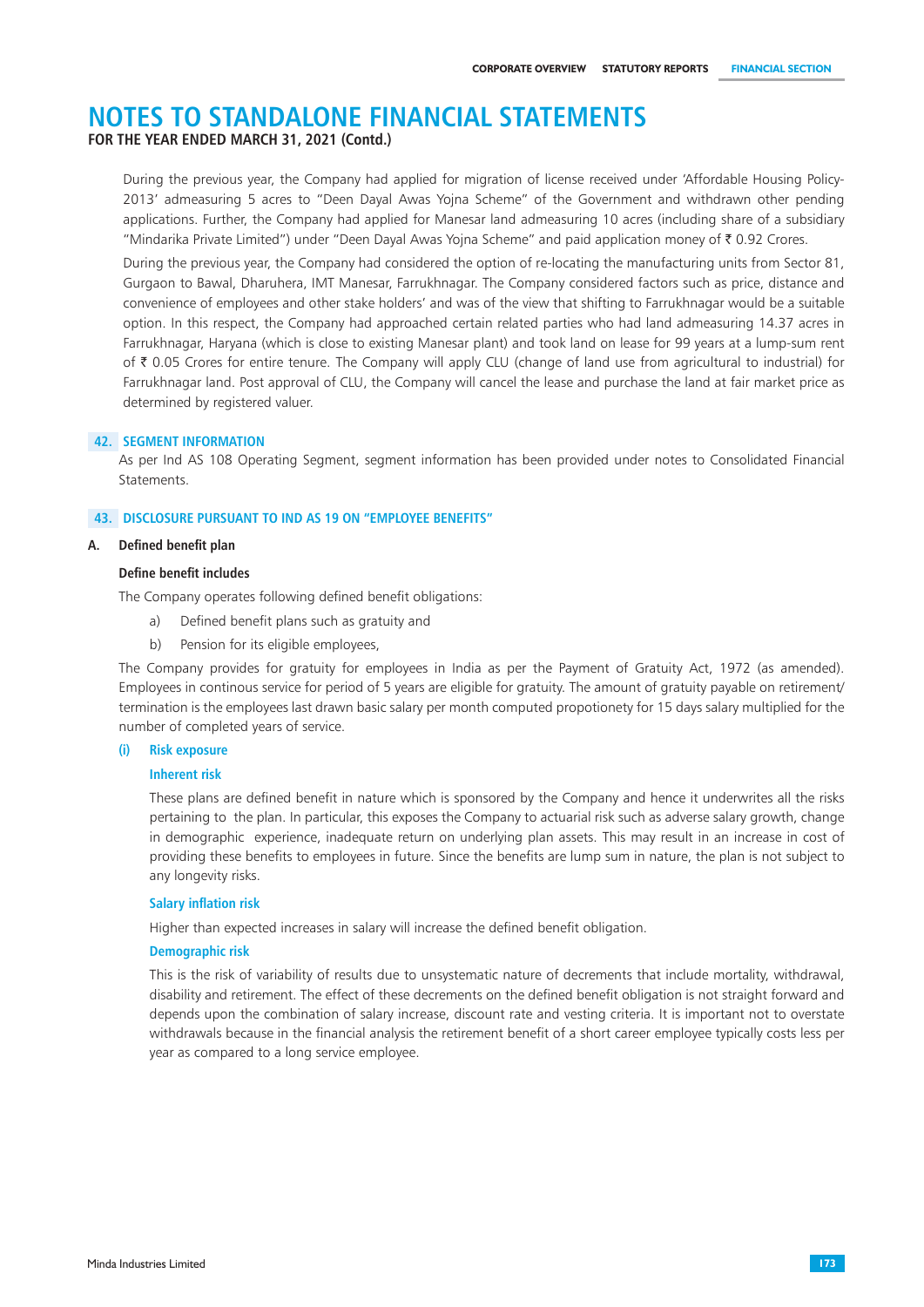# NOTES TO STANDALONE FINANCIAL STATEMENTS

**FOR THE YEAR ENDED MARCH 31, 2021 (Contd.)**

During the previous year, the Company had applied for migration of license received under 'Affordable Housing Policy-2013' admeasuring 5 acres to "Deen Dayal Awas Yojna Scheme" of the Government and withdrawn other pending applications. Further, the Company had applied for Manesar land admeasuring 10 acres (including share of a subsidiary "Mindarika Private Limited") under "Deen Dayal Awas Yojna Scheme" and paid application money of ₹ 0.92 Crores.

During the previous year, the Company had considered the option of re-locating the manufacturing units from Sector 81, Gurgaon to Bawal, Dharuhera, IMT Manesar, Farrukhnagar. The Company considered factors such as price, distance and convenience of employees and other stake holders' and was of the view that shifting to Farrukhnagar would be a suitable option. In this respect, the Company had approached certain related parties who had land admeasuring 14.37 acres in Farrukhnagar, Haryana (which is close to existing Manesar plant) and took land on lease for 99 years at a lump-sum rent of ₹ 0.05 Crores for entire tenure. The Company will apply CLU (change of land use from agricultural to industrial) for Farrukhnagar land. Post approval of CLU, the Company will cancel the lease and purchase the land at fair market price as determined by registered valuer.

## 42. SEGMENT INFORMATION

As per Ind AS 108 Operating Segment, segment information has been provided under notes to Consolidated Financial Statements.

## 43. DISCLOSURE PURSUANT TO IND AS 19 ON "EMPLOYEE BENEFITS"

**A. Defined benefit plan**

**Define benefit includes**

The Company operates following defined benefit obligations:

a) Defined benefit plans such as gratuity and

b) Pension for its eligible employees,

The Company provides for gratuity for employees in India as per the Payment of Gratuity Act, 1972 (as amended). Employees in continous service for period of 5 years are eligible for gratuity. The amount of gratuity payable on retirement/ termination is the employees last drawn basic salary per month computed propotionety for 15 days salary multiplied for the number of completed years of service.

### (i) Risk exposure

#### Inherent risk

These plans are defined benefit in nature which is sponsored by the Company and hence it underwrites all the risks pertaining to the plan. In particular, this exposes the Company to actuarial risk such as adverse salary growth, change in demographic experience, inadequate return on underlying plan assets. This may result in an increase in cost of providing these benefits to employees in future. Since the benefits are lump sum in nature, the plan is not subject to any longevity risks.

#### Salary inflation risk

Higher than expected increases in salary will increase the defined benefit obligation.

#### Demographic risk

This is the risk of variability of results due to unsystematic nature of decrements that include mortality, withdrawal, disability and retirement. The effect of these decrements on the defined benefit obligation is not straight forward and depends upon the combination of salary increase, discount rate and vesting criteria. It is important not to overstate withdrawals because in the financial analysis the retirement benefit of a short career employee typically costs less per year as compared to a long service employee.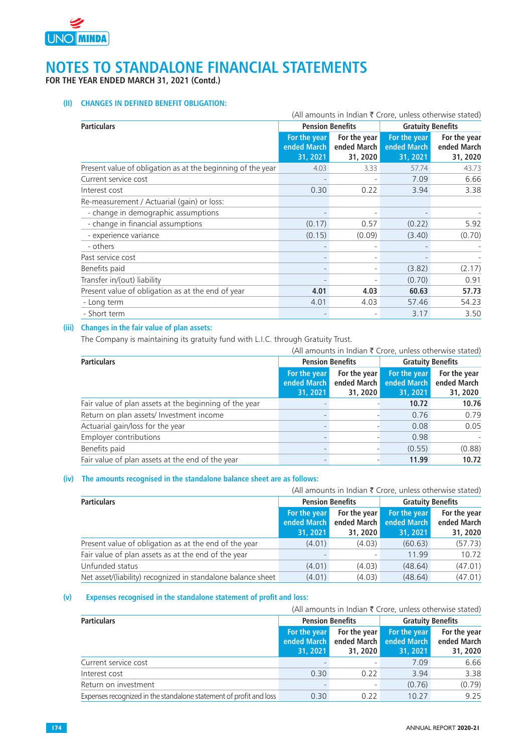# NOTES TO STANDALONE FINANCIAL STATEMENTS

**FOR THE YEAR ENDED MARCH 31, 2021 (Contd.)**

### (II) CHANGES IN DEFINED BENEFIT OBLIGATION:

(All amounts in Indian ₹ Crore, unless otherwise stated)

| Particulars | Pension Benefits | | Gratuity Benefits | |
|---|---|---|---|---|
| | For the year ended March 31, 2021 | For the year ended March 31, 2020 | For the year ended March 31, 2021 | For the year ended March 31, 2020 |
| Present value of obligation as at the beginning of the year | 4.03 | 3.33 | 57.74 | 43.73 |
| Current service cost | - | - | 7.09 | 6.66 |
| Interest cost | 0.30 | 0.22 | 3.94 | 3.38 |
| Re-measurement / Actuarial (gain) or loss: | | | | |
| - change in demographic assumptions | - | - | - | - |
| - change in financial assumptions | (0.17) | 0.57 | (0.22) | 5.92 |
| - experience variance | (0.15) | (0.09) | (3.40) | (0.70) |
| - others | - | - | - | - |
| Past service cost | - | - | - | - |
| Benefits paid | - | - | (3.82) | (2.17) |
| Transfer in/(out) liability | - | - | (0.70) | 0.91 |
| Present value of obligation as at the end of year | **4.01** | **4.03** | **60.63** | **57.73** |
| - Long term | 4.01 | 4.03 | 57.46 | 54.23 |
| - Short term | - | - | 3.17 | 3.50 |

### (iii) Changes in the fair value of plan assets:

The Company is maintaining its gratuity fund with L.I.C. through Gratuity Trust.

(All amounts in Indian ₹ Crore, unless otherwise stated)

| Particulars | Pension Benefits | | Gratuity Benefits | |
|---|---|---|---|---|
| | For the year ended March 31, 2021 | For the year ended March 31, 2020 | For the year ended March 31, 2021 | For the year ended March 31, 2020 |
| Fair value of plan assets at the beginning of the year | - | - | **10.72** | **10.76** |
| Return on plan assets/ Investment income | - | - | 0.76 | 0.79 |
| Actuarial gain/loss for the year | - | - | 0.08 | 0.05 |
| Employer contributions | - | - | 0.98 | - |
| Benefits paid | - | - | (0.55) | (0.88) |
| Fair value of plan assets at the end of the year | - | - | **11.99** | **10.72** |

### (iv) The amounts recognised in the standalone balance sheet are as follows:

(All amounts in Indian ₹ Crore, unless otherwise stated)

| Particulars | Pension Benefits | | Gratuity Benefits | |
|---|---|---|---|---|
| | For the year ended March 31, 2021 | For the year ended March 31, 2020 | For the year ended March 31, 2021 | For the year ended March 31, 2020 |
| Present value of obligation as at the end of the year | (4.01) | (4.03) | (60.63) | (57.73) |
| Fair value of plan assets as at the end of the year | - | - | 11.99 | 10.72 |
| Unfunded status | (4.01) | (4.03) | (48.64) | (47.01) |
| Net asset/(liability) recognized in standalone balance sheet | (4.01) | (4.03) | (48.64) | (47.01) |

### (v) Expenses recognised in the standalone statement of profit and loss:

(All amounts in Indian ₹ Crore, unless otherwise stated)

| Particulars | Pension Benefits | | Gratuity Benefits | |
|---|---|---|---|---|
| | For the year ended March 31, 2021 | For the year ended March 31, 2020 | For the year ended March 31, 2021 | For the year ended March 31, 2020 |
| Current service cost | - | - | 7.09 | 6.66 |
| Interest cost | 0.30 | 0.22 | 3.94 | 3.38 |
| Return on investment | - | - | (0.76) | (0.79) |
| Expenses recognized in the standalone statement of profit and loss | 0.30 | 0.22 | 10.27 | 9.25 |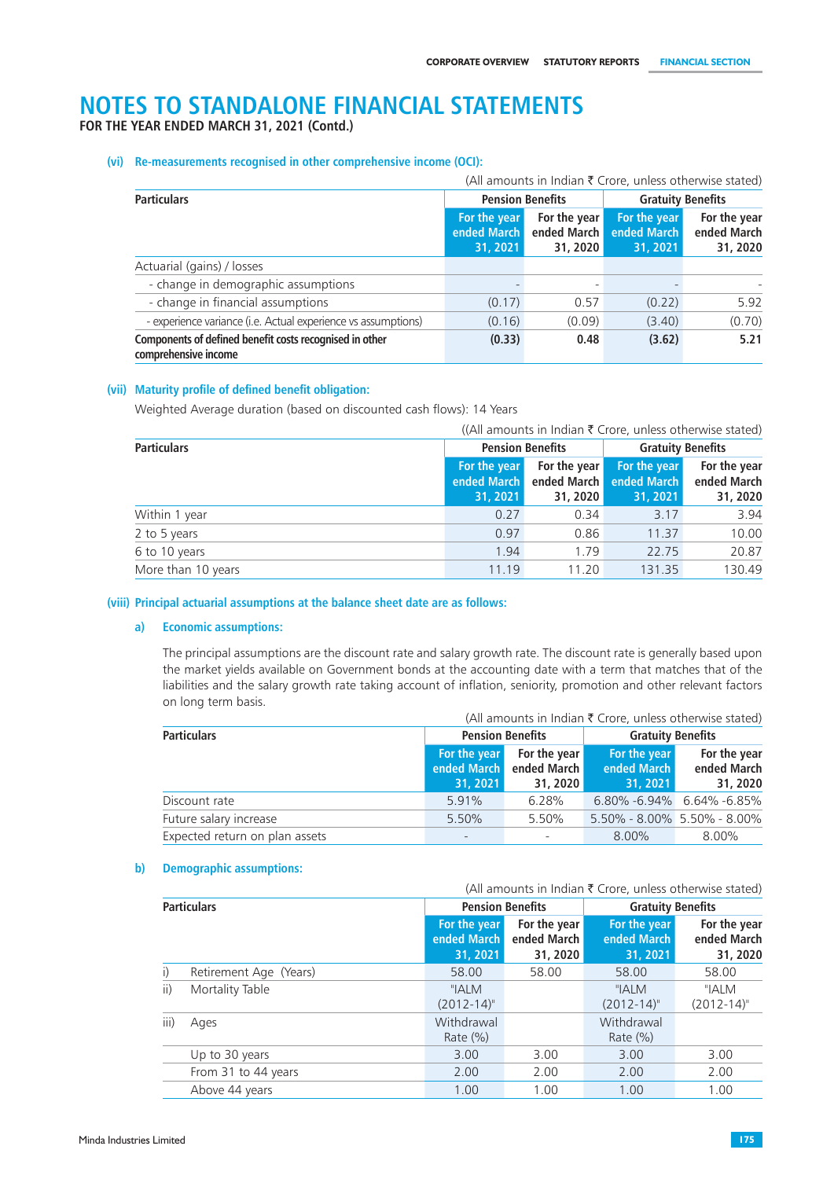# NOTES TO STANDALONE FINANCIAL STATEMENTS

**FOR THE YEAR ENDED MARCH 31, 2021 (Contd.)**

### (vi) Re-measurements recognised in other comprehensive income (OCI):

(All amounts in Indian ₹ Crore, unless otherwise stated)

| Particulars | Pension Benefits | | Gratuity Benefits | |
|---|---|---|---|---|
| | For the year ended March 31, 2021 | For the year ended March 31, 2020 | For the year ended March 31, 2021 | For the year ended March 31, 2020 |
| Actuarial (gains) / losses | | | | |
| - change in demographic assumptions | - | - | - | - |
| - change in financial assumptions | (0.17) | 0.57 | (0.22) | 5.92 |
| - experience variance (i.e. Actual experience vs assumptions) | (0.16) | (0.09) | (3.40) | (0.70) |
| **Components of defined benefit costs recognised in other comprehensive income** | **(0.33)** | **0.48** | **(3.62)** | **5.21** |

### (vii) Maturity profile of defined benefit obligation:

Weighted Average duration (based on discounted cash flows): 14 Years

((All amounts in Indian ₹ Crore, unless otherwise stated)

| Particulars | Pension Benefits | | Gratuity Benefits | |
|---|---|---|---|---|
| | For the year ended March 31, 2021 | For the year ended March 31, 2020 | For the year ended March 31, 2021 | For the year ended March 31, 2020 |
| Within 1 year | 0.27 | 0.34 | 3.17 | 3.94 |
| 2 to 5 years | 0.97 | 0.86 | 11.37 | 10.00 |
| 6 to 10 years | 1.94 | 1.79 | 22.75 | 20.87 |
| More than 10 years | 11.19 | 11.20 | 131.35 | 130.49 |

### (viii) Principal actuarial assumptions at the balance sheet date are as follows:

#### a) Economic assumptions:

The principal assumptions are the discount rate and salary growth rate. The discount rate is generally based upon the market yields available on Government bonds at the accounting date with a term that matches that of the liabilities and the salary growth rate taking account of inflation, seniority, promotion and other relevant factors on long term basis.

(All amounts in Indian ₹ Crore, unless otherwise stated)

| Particulars | Pension Benefits | | Gratuity Benefits | |
|---|---|---|---|---|
| | For the year ended March 31, 2021 | For the year ended March 31, 2020 | For the year ended March 31, 2021 | For the year ended March 31, 2020 |
| Discount rate | 5.91% | 6.28% | 6.80% -6.94% | 6.64% -6.85% |
| Future salary increase | 5.50% | 5.50% | 5.50% - 8.00% | 5.50% - 8.00% |
| Expected return on plan assets | - | - | 8.00% | 8.00% |

#### b) Demographic assumptions:

(All amounts in Indian ₹ Crore, unless otherwise stated)

| Particulars | | Pension Benefits | | Gratuity Benefits | |
|---|---|---|---|---|---|
| | | For the year ended March 31, 2021 | For the year ended March 31, 2020 | For the year ended March 31, 2021 | For the year ended March 31, 2020 |
| i) | Retirement Age (Years) | 58.00 | 58.00 | 58.00 | 58.00 |
| ii) | Mortality Table | "IALM (2012-14)" | | "IALM (2012-14)" | "IALM (2012-14)" |
| iii) | Ages | Withdrawal Rate (%) | | Withdrawal Rate (%) | |
| | Up to 30 years | 3.00 | 3.00 | 3.00 | 3.00 |
| | From 31 to 44 years | 2.00 | 2.00 | 2.00 | 2.00 |
| | Above 44 years | 1.00 | 1.00 | 1.00 | 1.00 |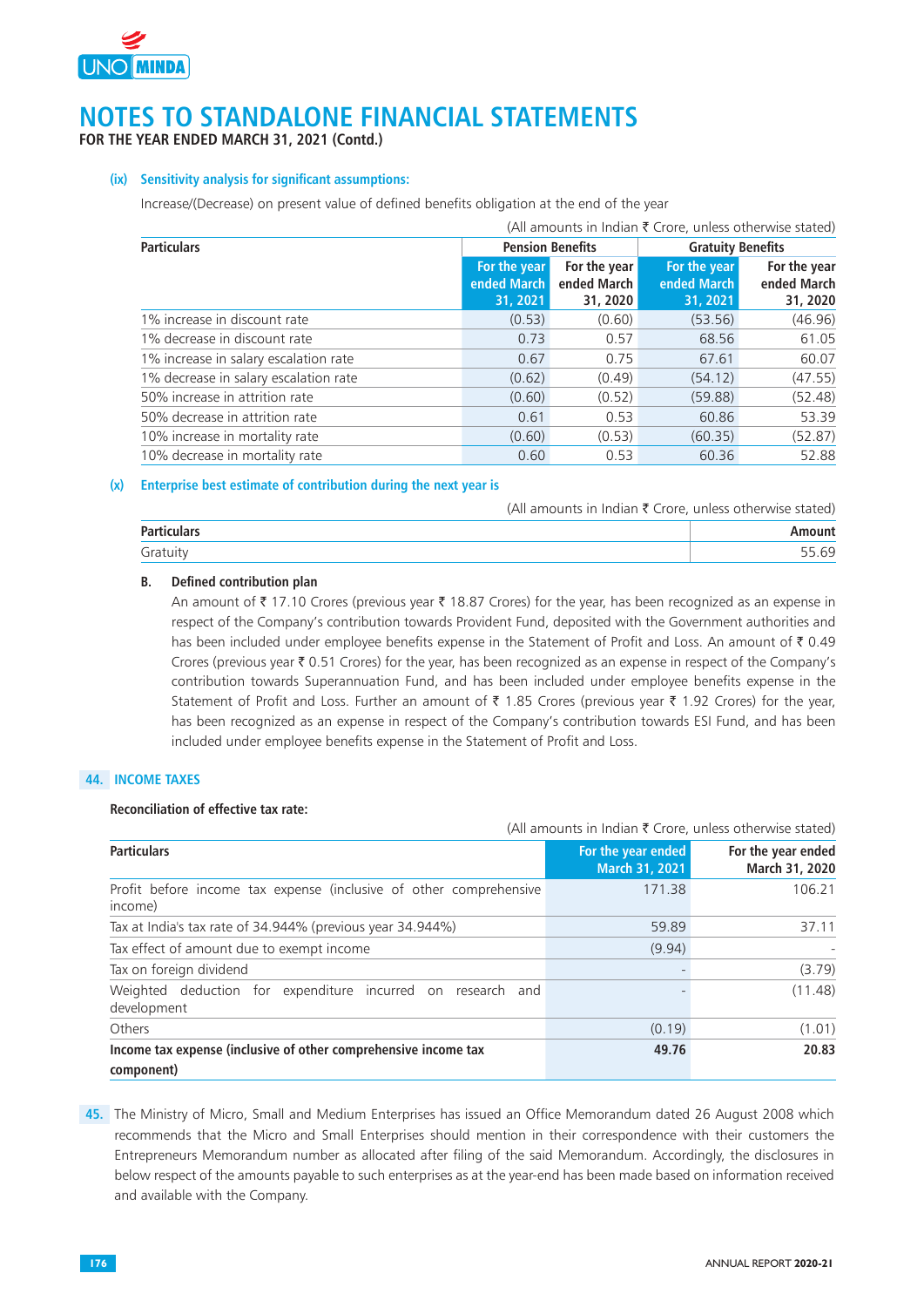# NOTES TO STANDALONE FINANCIAL STATEMENTS

**FOR THE YEAR ENDED MARCH 31, 2021 (Contd.)**

**(ix) Sensitivity analysis for significant assumptions:**

Increase/(Decrease) on present value of defined benefits obligation at the end of the year

(All amounts in Indian ₹ Crore, unless otherwise stated)

| Particulars | Pension Benefits | | Gratuity Benefits | |
|---|---|---|---|---|
| | For the year ended March 31, 2021 | For the year ended March 31, 2020 | For the year ended March 31, 2021 | For the year ended March 31, 2020 |
| 1% increase in discount rate | (0.53) | (0.60) | (53.56) | (46.96) |
| 1% decrease in discount rate | 0.73 | 0.57 | 68.56 | 61.05 |
| 1% increase in salary escalation rate | 0.67 | 0.75 | 67.61 | 60.07 |
| 1% decrease in salary escalation rate | (0.62) | (0.49) | (54.12) | (47.55) |
| 50% increase in attrition rate | (0.60) | (0.52) | (59.88) | (52.48) |
| 50% decrease in attrition rate | 0.61 | 0.53 | 60.86 | 53.39 |
| 10% increase in mortality rate | (0.60) | (0.53) | (60.35) | (52.87) |
| 10% decrease in mortality rate | 0.60 | 0.53 | 60.36 | 52.88 |

**(x) Enterprise best estimate of contribution during the next year is**

(All amounts in Indian ₹ Crore, unless otherwise stated)

| Particulars | Amount |
|---|---|
| Gratuity | 55.69 |

**B. Defined contribution plan**

An amount of ₹ 17.10 Crores (previous year ₹ 18.87 Crores) for the year, has been recognized as an expense in respect of the Company's contribution towards Provident Fund, deposited with the Government authorities and has been included under employee benefits expense in the Statement of Profit and Loss. An amount of ₹ 0.49 Crores (previous year ₹ 0.51 Crores) for the year, has been recognized as an expense in respect of the Company's contribution towards Superannuation Fund, and has been included under employee benefits expense in the Statement of Profit and Loss. Further an amount of ₹ 1.85 Crores (previous year ₹ 1.92 Crores) for the year, has been recognized as an expense in respect of the Company's contribution towards ESI Fund, and has been included under employee benefits expense in the Statement of Profit and Loss.

## 44. INCOME TAXES

**Reconciliation of effective tax rate:**

(All amounts in Indian ₹ Crore, unless otherwise stated)

| Particulars | For the year ended March 31, 2021 | For the year ended March 31, 2020 |
|---|---|---|
| Profit before income tax expense (inclusive of other comprehensive income) | 171.38 | 106.21 |
| Tax at India's tax rate of 34.944% (previous year 34.944%) | 59.89 | 37.11 |
| Tax effect of amount due to exempt income | (9.94) | - |
| Tax on foreign dividend | - | (3.79) |
| Weighted deduction for expenditure incurred on research and development | - | (11.48) |
| Others | (0.19) | (1.01) |
| **Income tax expense (inclusive of other comprehensive income tax component)** | **49.76** | **20.83** |

**45.** The Ministry of Micro, Small and Medium Enterprises has issued an Office Memorandum dated 26 August 2008 which recommends that the Micro and Small Enterprises should mention in their correspondence with their customers the Entrepreneurs Memorandum number as allocated after filing of the said Memorandum. Accordingly, the disclosures in below respect of the amounts payable to such enterprises as at the year-end has been made based on information received and available with the Company.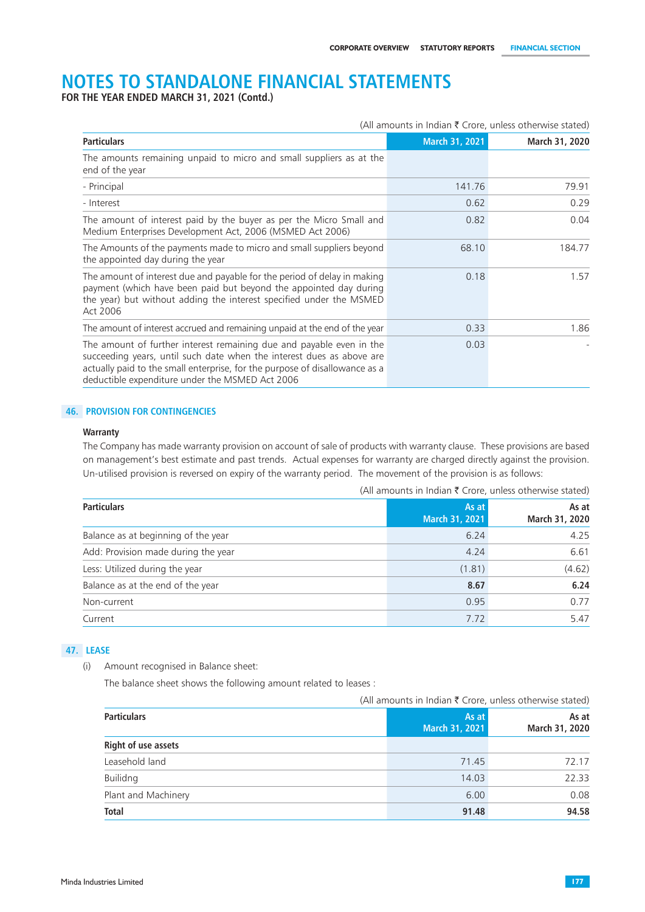# NOTES TO STANDALONE FINANCIAL STATEMENTS

**FOR THE YEAR ENDED MARCH 31, 2021 (Contd.)**

(All amounts in Indian ₹ Crore, unless otherwise stated)

| Particulars | March 31, 2021 | March 31, 2020 |
|---|---|---|
| The amounts remaining unpaid to micro and small suppliers as at the end of the year | | |
| - Principal | 141.76 | 79.91 |
| - Interest | 0.62 | 0.29 |
| The amount of interest paid by the buyer as per the Micro Small and Medium Enterprises Development Act, 2006 (MSMED Act 2006) | 0.82 | 0.04 |
| The Amounts of the payments made to micro and small suppliers beyond the appointed day during the year | 68.10 | 184.77 |
| The amount of interest due and payable for the period of delay in making payment (which have been paid but beyond the appointed day during the year) but without adding the interest specified under the MSMED Act 2006 | 0.18 | 1.57 |
| The amount of interest accrued and remaining unpaid at the end of the year | 0.33 | 1.86 |
| The amount of further interest remaining due and payable even in the succeeding years, until such date when the interest dues as above are actually paid to the small enterprise, for the purpose of disallowance as a deductible expenditure under the MSMED Act 2006 | 0.03 | - |

## 46. PROVISION FOR CONTINGENCIES

**Warranty**

The Company has made warranty provision on account of sale of products with warranty clause. These provisions are based on management's best estimate and past trends. Actual expenses for warranty are charged directly against the provision. Un-utilised provision is reversed on expiry of the warranty period. The movement of the provision is as follows:

(All amounts in Indian ₹ Crore, unless otherwise stated)

| Particulars | As at March 31, 2021 | As at March 31, 2020 |
|---|---|---|
| Balance as at beginning of the year | 6.24 | 4.25 |
| Add: Provision made during the year | 4.24 | 6.61 |
| Less: Utilized during the year | (1.81) | (4.62) |
| Balance as at the end of the year | **8.67** | **6.24** |
| Non-current | 0.95 | 0.77 |
| Current | 7.72 | 5.47 |

## 47. LEASE

(i) Amount recognised in Balance sheet:

The balance sheet shows the following amount related to leases :

(All amounts in Indian ₹ Crore, unless otherwise stated)

| Particulars | As at March 31, 2021 | As at March 31, 2020 |
|---|---|---|
| **Right of use assets** | | |
| Leasehold land | 71.45 | 72.17 |
| Builidng | 14.03 | 22.33 |
| Plant and Machinery | 6.00 | 0.08 |
| **Total** | **91.48** | **94.58** |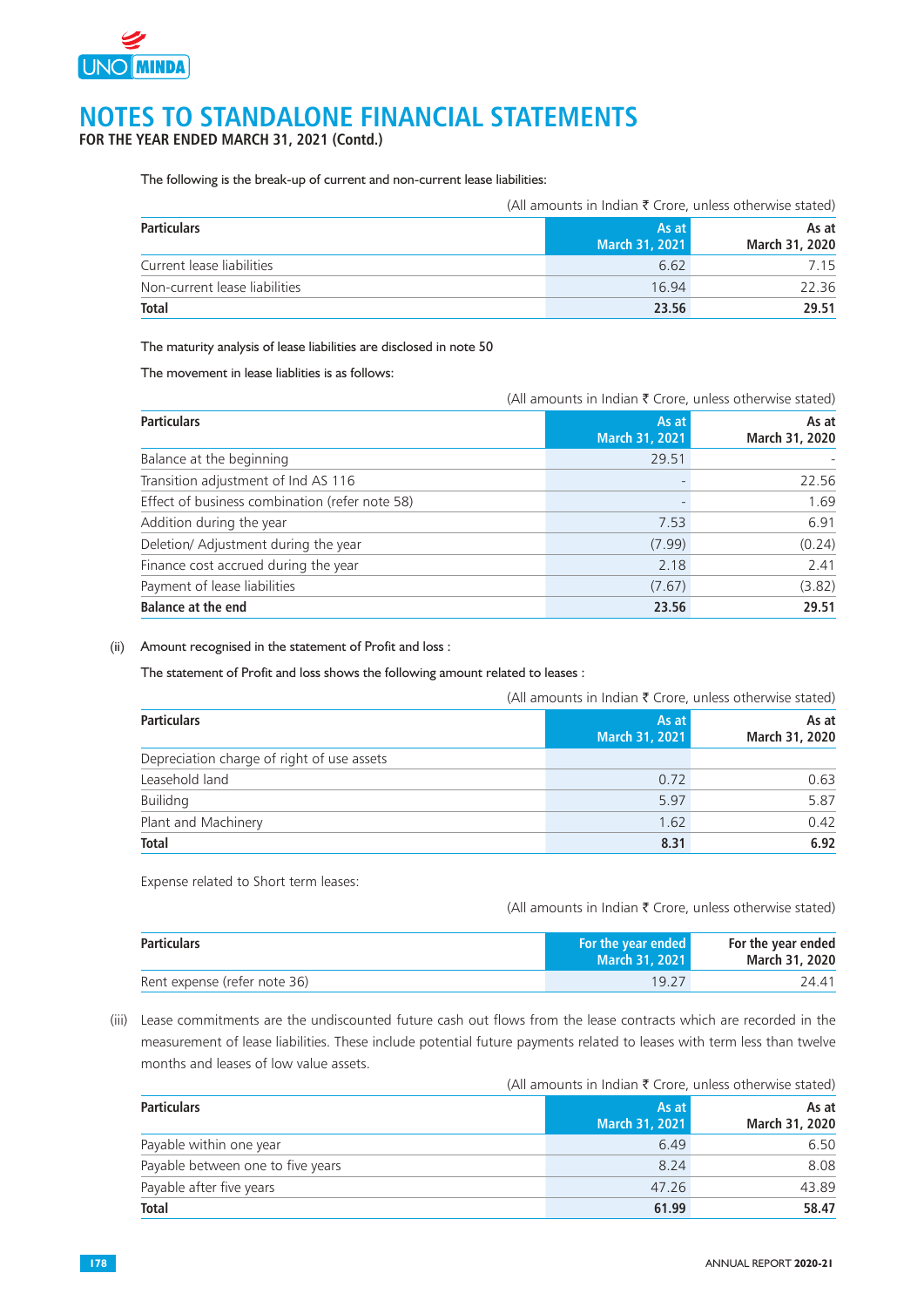# NOTES TO STANDALONE FINANCIAL STATEMENTS

**FOR THE YEAR ENDED MARCH 31, 2021 (Contd.)**

The following is the break-up of current and non-current lease liabilities:

(All amounts in Indian ₹ Crore, unless otherwise stated)

| Particulars | As at March 31, 2021 | As at March 31, 2020 |
|---|---|---|
| Current lease liabilities | 6.62 | 7.15 |
| Non-current lease liabilities | 16.94 | 22.36 |
| **Total** | **23.56** | **29.51** |

The maturity analysis of lease liabilities are disclosed in note 50

The movement in lease liablities is as follows:

(All amounts in Indian ₹ Crore, unless otherwise stated)

| Particulars | As at March 31, 2021 | As at March 31, 2020 |
|---|---|---|
| Balance at the beginning | 29.51 | - |
| Transition adjustment of Ind AS 116 | - | 22.56 |
| Effect of business combination (refer note 58) | - | 1.69 |
| Addition during the year | 7.53 | 6.91 |
| Deletion/ Adjustment during the year | (7.99) | (0.24) |
| Finance cost accrued during the year | 2.18 | 2.41 |
| Payment of lease liabilities | (7.67) | (3.82) |
| **Balance at the end** | **23.56** | **29.51** |

(ii) Amount recognised in the statement of Profit and loss :

The statement of Profit and loss shows the following amount related to leases :

(All amounts in Indian ₹ Crore, unless otherwise stated)

| Particulars | As at March 31, 2021 | As at March 31, 2020 |
|---|---|---|
| Depreciation charge of right of use assets | | |
| Leasehold land | 0.72 | 0.63 |
| Builidng | 5.97 | 5.87 |
| Plant and Machinery | 1.62 | 0.42 |
| **Total** | **8.31** | **6.92** |

Expense related to Short term leases:

(All amounts in Indian ₹ Crore, unless otherwise stated)

| Particulars | For the year ended March 31, 2021 | For the year ended March 31, 2020 |
|---|---|---|
| Rent expense (refer note 36) | 19.27 | 24.41 |

(iii) Lease commitments are the undiscounted future cash out flows from the lease contracts which are recorded in the measurement of lease liabilities. These include potential future payments related to leases with term less than twelve months and leases of low value assets.

(All amounts in Indian ₹ Crore, unless otherwise stated)

| Particulars | As at March 31, 2021 | As at March 31, 2020 |
|---|---|---|
| Payable within one year | 6.49 | 6.50 |
| Payable between one to five years | 8.24 | 8.08 |
| Payable after five years | 47.26 | 43.89 |
| **Total** | **61.99** | **58.47** |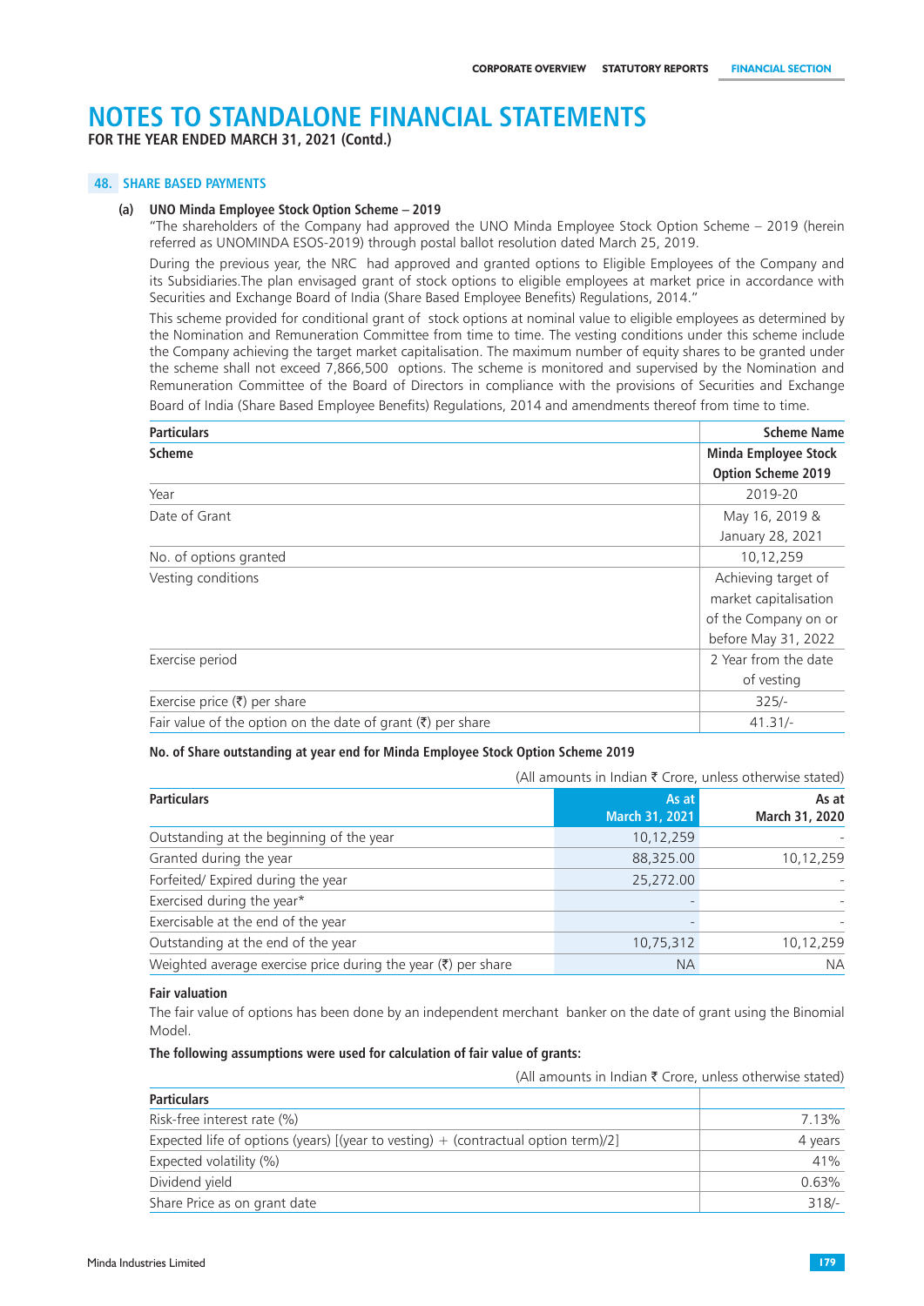# NOTES TO STANDALONE FINANCIAL STATEMENTS

**FOR THE YEAR ENDED MARCH 31, 2021 (Contd.)**

## 48. SHARE BASED PAYMENTS

### (a) UNO Minda Employee Stock Option Scheme – 2019

"The shareholders of the Company had approved the UNO Minda Employee Stock Option Scheme – 2019 (herein referred as UNOMINDA ESOS-2019) through postal ballot resolution dated March 25, 2019.

During the previous year, the NRC had approved and granted options to Eligible Employees of the Company and its Subsidiaries.The plan envisaged grant of stock options to eligible employees at market price in accordance with Securities and Exchange Board of India (Share Based Employee Benefits) Regulations, 2014."

This scheme provided for conditional grant of stock options at nominal value to eligible employees as determined by the Nomination and Remuneration Committee from time to time. The vesting conditions under this scheme include the Company achieving the target market capitalisation. The maximum number of equity shares to be granted under the scheme shall not exceed 7,866,500 options. The scheme is monitored and supervised by the Nomination and Remuneration Committee of the Board of Directors in compliance with the provisions of Securities and Exchange Board of India (Share Based Employee Benefits) Regulations, 2014 and amendments thereof from time to time.

| Particulars | Scheme Name |
|---|---|
| **Scheme** | **Minda Employee Stock Option Scheme 2019** |
| Year | 2019-20 |
| Date of Grant | May 16, 2019 & January 28, 2021 |
| No. of options granted | 10,12,259 |
| Vesting conditions | Achieving target of market capitalisation of the Company on or before May 31, 2022 |
| Exercise period | 2 Year from the date of vesting |
| Exercise price (₹) per share | 325/- |
| Fair value of the option on the date of grant (₹) per share | 41.31/- |

**No. of Share outstanding at year end for Minda Employee Stock Option Scheme 2019**

(All amounts in Indian ₹ Crore, unless otherwise stated)

| Particulars | As at March 31, 2021 | As at March 31, 2020 |
|---|---|---|
| Outstanding at the beginning of the year | 10,12,259 | - |
| Granted during the year | 88,325.00 | 10,12,259 |
| Forfeited/ Expired during the year | 25,272.00 | - |
| Exercised during the year* | - | - |
| Exercisable at the end of the year | - | - |
| Outstanding at the end of the year | 10,75,312 | 10,12,259 |
| Weighted average exercise price during the year (₹) per share | NA | NA |

**Fair valuation**

The fair value of options has been done by an independent merchant banker on the date of grant using the Binomial Model.

**The following assumptions were used for calculation of fair value of grants:**

(All amounts in Indian ₹ Crore, unless otherwise stated)

| Particulars | |
|---|---|
| Risk-free interest rate (%) | 7.13% |
| Expected life of options (years) [(year to vesting) + (contractual option term)/2] | 4 years |
| Expected volatility (%) | 41% |
| Dividend yield | 0.63% |
| Share Price as on grant date | 318/- |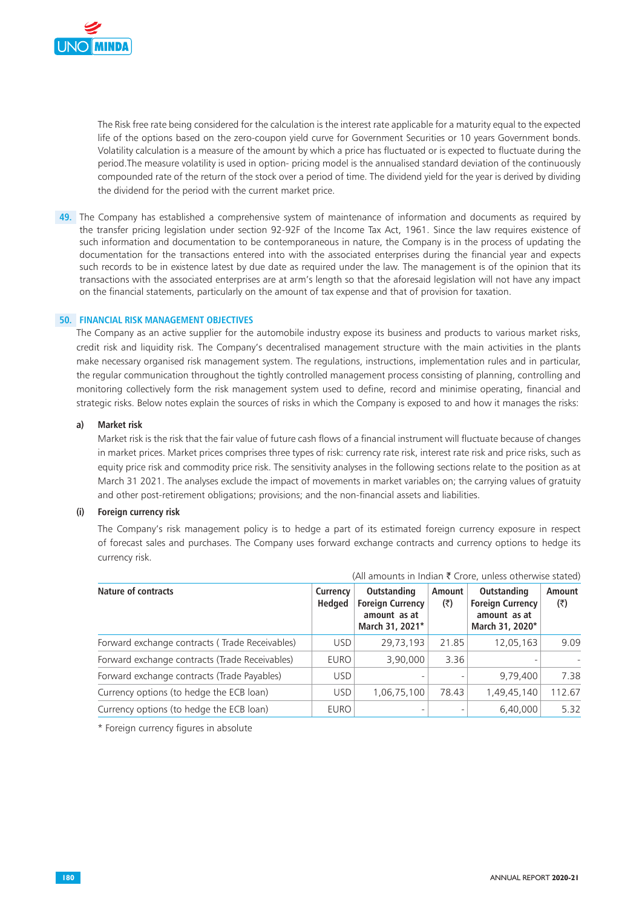The Risk free rate being considered for the calculation is the interest rate applicable for a maturity equal to the expected life of the options based on the zero-coupon yield curve for Government Securities or 10 years Government bonds. Volatility calculation is a measure of the amount by which a price has fluctuated or is expected to fluctuate during the period.The measure volatility is used in option- pricing model is the annualised standard deviation of the continuously compounded rate of the return of the stock over a period of time. The dividend yield for the year is derived by dividing the dividend for the period with the current market price.

**49.** The Company has established a comprehensive system of maintenance of information and documents as required by the transfer pricing legislation under section 92-92F of the Income Tax Act, 1961. Since the law requires existence of such information and documentation to be contemporaneous in nature, the Company is in the process of updating the documentation for the transactions entered into with the associated enterprises during the financial year and expects such records to be in existence latest by due date as required under the law. The management is of the opinion that its transactions with the associated enterprises are at arm's length so that the aforesaid legislation will not have any impact on the financial statements, particularly on the amount of tax expense and that of provision for taxation.

## 50. FINANCIAL RISK MANAGEMENT OBJECTIVES

The Company as an active supplier for the automobile industry expose its business and products to various market risks, credit risk and liquidity risk. The Company's decentralised management structure with the main activities in the plants make necessary organised risk management system. The regulations, instructions, implementation rules and in particular, the regular communication throughout the tightly controlled management process consisting of planning, controlling and monitoring collectively form the risk management system used to define, record and minimise operating, financial and strategic risks. Below notes explain the sources of risks in which the Company is exposed to and how it manages the risks:

### a) Market risk

Market risk is the risk that the fair value of future cash flows of a financial instrument will fluctuate because of changes in market prices. Market prices comprises three types of risk: currency rate risk, interest rate risk and price risks, such as equity price risk and commodity price risk. The sensitivity analyses in the following sections relate to the position as at March 31 2021. The analyses exclude the impact of movements in market variables on; the carrying values of gratuity and other post-retirement obligations; provisions; and the non-financial assets and liabilities.

### (i) Foreign currency risk

The Company's risk management policy is to hedge a part of its estimated foreign currency exposure in respect of forecast sales and purchases. The Company uses forward exchange contracts and currency options to hedge its currency risk.

(All amounts in Indian ₹ Crore, unless otherwise stated)

| Nature of contracts | Currency Hedged | Outstanding Foreign Currency amount as at March 31, 2021* | Amount (₹) | Outstanding Foreign Currency amount as at March 31, 2020* | Amount (₹) |
|---|---|---|---|---|---|
| Forward exchange contracts ( Trade Receivables) | USD | 29,73,193 | 21.85 | 12,05,163 | 9.09 |
| Forward exchange contracts (Trade Receivables) | EURO | 3,90,000 | 3.36 | - | - |
| Forward exchange contracts (Trade Payables) | USD | - | - | 9,79,400 | 7.38 |
| Currency options (to hedge the ECB loan) | USD | 1,06,75,100 | 78.43 | 1,49,45,140 | 112.67 |
| Currency options (to hedge the ECB loan) | EURO | - | - | 6,40,000 | 5.32 |

* Foreign currency figures in absolute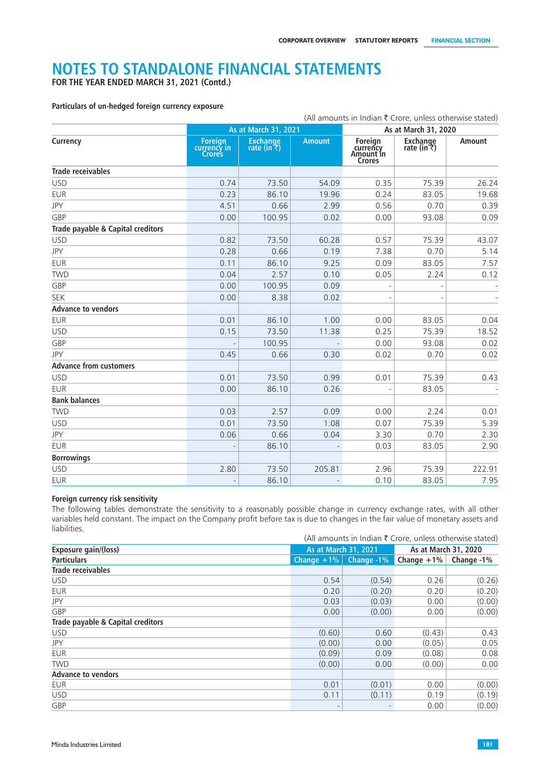# NOTES TO STANDALONE FINANCIAL STATEMENTS

**FOR THE YEAR ENDED MARCH 31, 2021 (Contd.)**

**Particulars of un-hedged foreign currency exposure**

(All amounts in Indian ₹ Crore, unless otherwise stated)

| Currency | As at March 31, 2021 | | | As at March 31, 2020 | | |
|---|---|---|---|---|---|---|
| | Foreign currency in Crores | Exchange rate (in ₹) | Amount | Foreign currency Amount in Crores | Exchange rate (in ₹) | Amount |
| **Trade receivables** | | | | | | |
| USD | 0.74 | 73.50 | 54.09 | 0.35 | 75.39 | 26.24 |
| EUR | 0.23 | 86.10 | 19.96 | 0.24 | 83.05 | 19.68 |
| JPY | 4.51 | 0.66 | 2.99 | 0.56 | 0.70 | 0.39 |
| GBP | 0.00 | 100.95 | 0.02 | 0.00 | 93.08 | 0.09 |
| **Trade payable & Capital creditors** | | | | | | |
| USD | 0.82 | 73.50 | 60.28 | 0.57 | 75.39 | 43.07 |
| JPY | 0.28 | 0.66 | 0.19 | 7.38 | 0.70 | 5.14 |
| EUR | 0.11 | 86.10 | 9.25 | 0.09 | 83.05 | 7.57 |
| TWD | 0.04 | 2.57 | 0.10 | 0.05 | 2.24 | 0.12 |
| GBP | 0.00 | 100.95 | 0.09 | - | - | - |
| SEK | 0.00 | 8.38 | 0.02 | - | - | - |
| **Advance to vendors** | | | | | | |
| EUR | 0.01 | 86.10 | 1.00 | 0.00 | 83.05 | 0.04 |
| USD | 0.15 | 73.50 | 11.38 | 0.25 | 75.39 | 18.52 |
| GBP | - | 100.95 | - | 0.00 | 93.08 | 0.02 |
| JPY | 0.45 | 0.66 | 0.30 | 0.02 | 0.70 | 0.02 |
| **Advance from customers** | | | | | | |
| USD | 0.01 | 73.50 | 0.99 | 0.01 | 75.39 | 0.43 |
| EUR | 0.00 | 86.10 | 0.26 | - | 83.05 | - |
| **Bank balances** | | | | | | |
| TWD | 0.03 | 2.57 | 0.09 | 0.00 | 2.24 | 0.01 |
| USD | 0.01 | 73.50 | 1.08 | 0.07 | 75.39 | 5.39 |
| JPY | 0.06 | 0.66 | 0.04 | 3.30 | 0.70 | 2.30 |
| EUR | - | 86.10 | - | 0.03 | 83.05 | 2.90 |
| **Borrowings** | | | | | | |
| USD | 2.80 | 73.50 | 205.81 | 2.96 | 75.39 | 222.91 |
| EUR | - | 86.10 | - | 0.10 | 83.05 | 7.95 |

**Foreign currency risk sensitivity**

The following tables demonstrate the sensitivity to a reasonably possible change in currency exchange rates, with all other variables held constant. The impact on the Company profit before tax is due to changes in the fair value of monetary assets and liabilities.

(All amounts in Indian ₹ Crore, unless otherwise stated)

| Exposure gain/(loss) | As at March 31, 2021 | | As at March 31, 2020 | |
|---|---|---|---|---|
| **Particulars** | Change +1% | Change -1% | Change +1% | Change -1% |
| **Trade receivables** | | | | |
| USD | 0.54 | (0.54) | 0.26 | (0.26) |
| EUR | 0.20 | (0.20) | 0.20 | (0.20) |
| JPY | 0.03 | (0.03) | 0.00 | (0.00) |
| GBP | 0.00 | (0.00) | 0.00 | (0.00) |
| **Trade payable & Capital creditors** | | | | |
| USD | (0.60) | 0.60 | (0.43) | 0.43 |
| JPY | (0.00) | 0.00 | (0.05) | 0.05 |
| EUR | (0.09) | 0.09 | (0.08) | 0.08 |
| TWD | (0.00) | 0.00 | (0.00) | 0.00 |
| **Advance to vendors** | | | | |
| EUR | 0.01 | (0.01) | 0.00 | (0.00) |
| USD | 0.11 | (0.11) | 0.19 | (0.19) |
| GBP | - | - | 0.00 | (0.00) |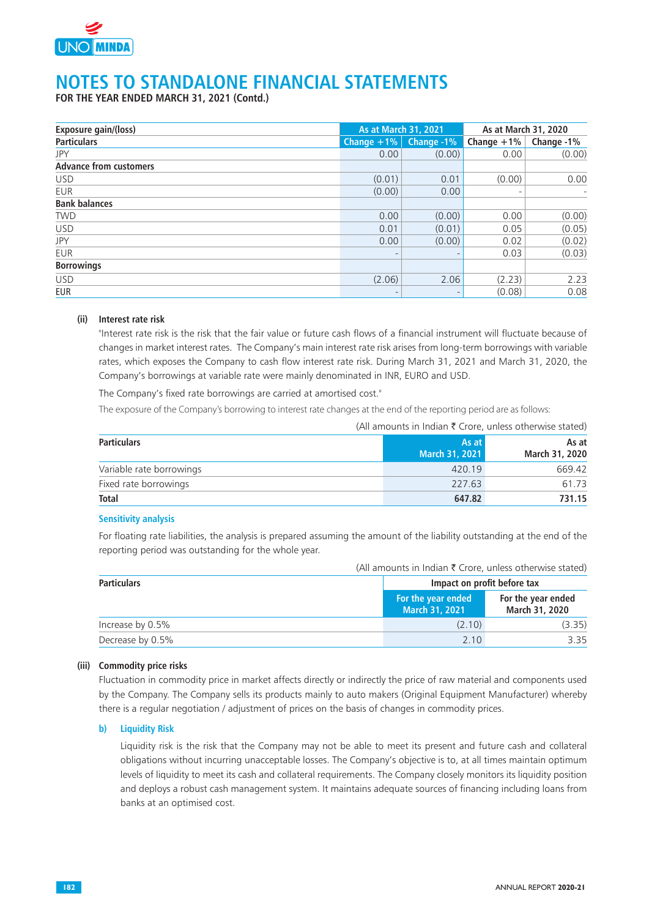# NOTES TO STANDALONE FINANCIAL STATEMENTS

**FOR THE YEAR ENDED MARCH 31, 2021 (Contd.)**

| Exposure gain/(loss) | As at March 31, 2021 | | As at March 31, 2020 | |
|---|---|---|---|---|
| **Particulars** | **Change +1%** | **Change -1%** | **Change +1%** | **Change -1%** |
| JPY | 0.00 | (0.00) | 0.00 | (0.00) |
| **Advance from customers** | | | | |
| USD | (0.01) | 0.01 | (0.00) | 0.00 |
| EUR | (0.00) | 0.00 | - | - |
| **Bank balances** | | | | |
| TWD | 0.00 | (0.00) | 0.00 | (0.00) |
| USD | 0.01 | (0.01) | 0.05 | (0.05) |
| JPY | 0.00 | (0.00) | 0.02 | (0.02) |
| EUR | - | - | 0.03 | (0.03) |
| **Borrowings** | | | | |
| USD | (2.06) | 2.06 | (2.23) | 2.23 |
| EUR | - | - | (0.08) | 0.08 |

**(ii) Interest rate risk**

"Interest rate risk is the risk that the fair value or future cash flows of a financial instrument will fluctuate because of changes in market interest rates. The Company's main interest rate risk arises from long-term borrowings with variable rates, which exposes the Company to cash flow interest rate risk. During March 31, 2021 and March 31, 2020, the Company's borrowings at variable rate were mainly denominated in INR, EURO and USD.

The Company's fixed rate borrowings are carried at amortised cost."

The exposure of the Company's borrowing to interest rate changes at the end of the reporting period are as follows:

(All amounts in Indian ₹ Crore, unless otherwise stated)

| Particulars | As at March 31, 2021 | As at March 31, 2020 |
|---|---|---|
| Variable rate borrowings | 420.19 | 669.42 |
| Fixed rate borrowings | 227.63 | 61.73 |
| **Total** | **647.82** | **731.15** |

**Sensitivity analysis**

For floating rate liabilities, the analysis is prepared assuming the amount of the liability outstanding at the end of the reporting period was outstanding for the whole year.

(All amounts in Indian ₹ Crore, unless otherwise stated)

| Particulars | Impact on profit before tax | |
|---|---|---|
| | For the year ended March 31, 2021 | For the year ended March 31, 2020 |
| Increase by 0.5% | (2.10) | (3.35) |
| Decrease by 0.5% | 2.10 | 3.35 |

**(iii) Commodity price risks**

Fluctuation in commodity price in market affects directly or indirectly the price of raw material and components used by the Company. The Company sells its products mainly to auto makers (Original Equipment Manufacturer) whereby there is a regular negotiation / adjustment of prices on the basis of changes in commodity prices.

**b) Liquidity Risk**

Liquidity risk is the risk that the Company may not be able to meet its present and future cash and collateral obligations without incurring unacceptable losses. The Company's objective is to, at all times maintain optimum levels of liquidity to meet its cash and collateral requirements. The Company closely monitors its liquidity position and deploys a robust cash management system. It maintains adequate sources of financing including loans from banks at an optimised cost.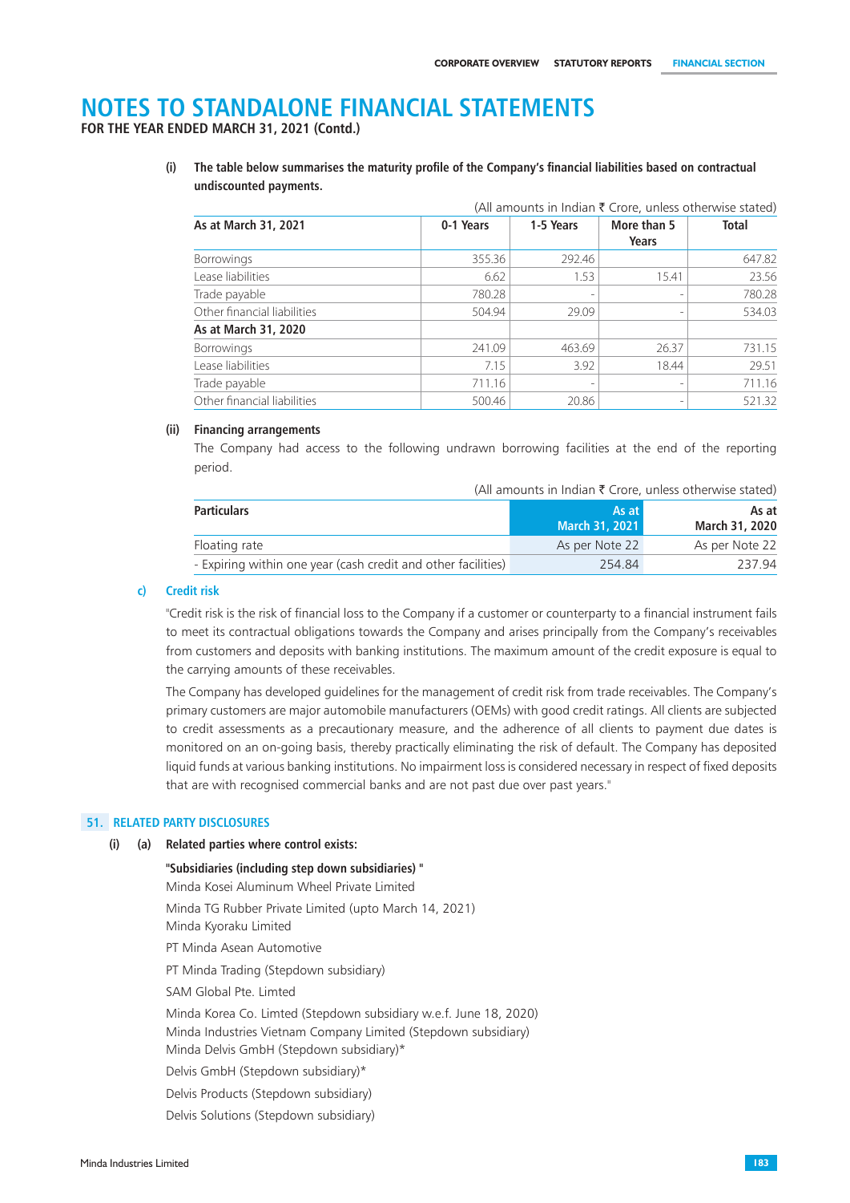# NOTES TO STANDALONE FINANCIAL STATEMENTS

**FOR THE YEAR ENDED MARCH 31, 2021 (Contd.)**

**(i) The table below summarises the maturity profile of the Company's financial liabilities based on contractual undiscounted payments.**

(All amounts in Indian ₹ Crore, unless otherwise stated)

| As at March 31, 2021 | 0-1 Years | 1-5 Years | More than 5 Years | Total |
|---|---|---|---|---|
| Borrowings | 355.36 | 292.46 | | 647.82 |
| Lease liabilities | 6.62 | 1.53 | 15.41 | 23.56 |
| Trade payable | 780.28 | - | - | 780.28 |
| Other financial liabilities | 504.94 | 29.09 | - | 534.03 |
| **As at March 31, 2020** | | | | |
| Borrowings | 241.09 | 463.69 | 26.37 | 731.15 |
| Lease liabilities | 7.15 | 3.92 | 18.44 | 29.51 |
| Trade payable | 711.16 | - | - | 711.16 |
| Other financial liabilities | 500.46 | 20.86 | - | 521.32 |

**(ii) Financing arrangements**

The Company had access to the following undrawn borrowing facilities at the end of the reporting period.

(All amounts in Indian ₹ Crore, unless otherwise stated)

| Particulars | As at March 31, 2021 | As at March 31, 2020 |
|---|---|---|
| Floating rate | As per Note 22 | As per Note 22 |
| - Expiring within one year (cash credit and other facilities) | 254.84 | 237.94 |

### c) Credit risk

"Credit risk is the risk of financial loss to the Company if a customer or counterparty to a financial instrument fails to meet its contractual obligations towards the Company and arises principally from the Company's receivables from customers and deposits with banking institutions. The maximum amount of the credit exposure is equal to the carrying amounts of these receivables.

The Company has developed guidelines for the management of credit risk from trade receivables. The Company's primary customers are major automobile manufacturers (OEMs) with good credit ratings. All clients are subjected to credit assessments as a precautionary measure, and the adherence of all clients to payment due dates is monitored on an on-going basis, thereby practically eliminating the risk of default. The Company has deposited liquid funds at various banking institutions. No impairment loss is considered necessary in respect of fixed deposits that are with recognised commercial banks and are not past due over past years."

## 51. RELATED PARTY DISCLOSURES

**(i) (a) Related parties where control exists:**

**"Subsidiaries (including step down subsidiaries) "**

Minda Kosei Aluminum Wheel Private Limited

Minda TG Rubber Private Limited (upto March 14, 2021)

Minda Kyoraku Limited

PT Minda Asean Automotive

PT Minda Trading (Stepdown subsidiary)

SAM Global Pte. Limted

Minda Korea Co. Limted (Stepdown subsidiary w.e.f. June 18, 2020)

Minda Industries Vietnam Company Limited (Stepdown subsidiary)

Minda Delvis GmbH (Stepdown subsidiary)*

Delvis GmbH (Stepdown subsidiary)*

Delvis Products (Stepdown subsidiary)

Delvis Solutions (Stepdown subsidiary)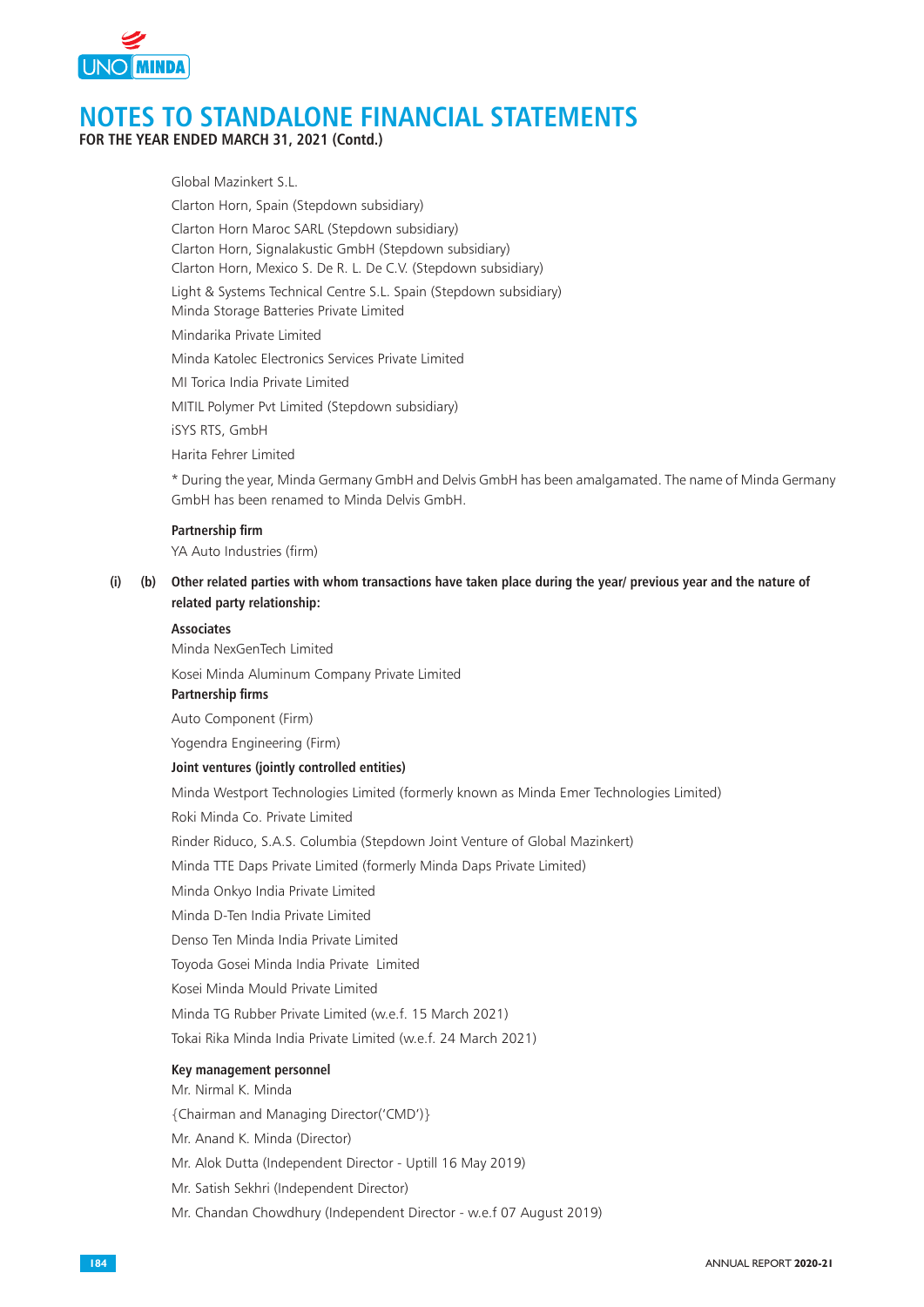Global Mazinkert S.L.

Clarton Horn, Spain (Stepdown subsidiary)

Clarton Horn Maroc SARL (Stepdown subsidiary)

Clarton Horn, Signalakustic GmbH (Stepdown subsidiary)

Clarton Horn, Mexico S. De R. L. De C.V. (Stepdown subsidiary)

Light & Systems Technical Centre S.L. Spain (Stepdown subsidiary)

Minda Storage Batteries Private Limited

Mindarika Private Limited

Minda Katolec Electronics Services Private Limited

MI Torica India Private Limited

MITIL Polymer Pvt Limited (Stepdown subsidiary)

iSYS RTS, GmbH

Harita Fehrer Limited

* During the year, Minda Germany GmbH and Delvis GmbH has been amalgamated. The name of Minda Germany GmbH has been renamed to Minda Delvis GmbH.

**Partnership firm**

YA Auto Industries (firm)

**(i) (b) Other related parties with whom transactions have taken place during the year/ previous year and the nature of related party relationship:**

**Associates**

Minda NexGenTech Limited

Kosei Minda Aluminum Company Private Limited

**Partnership firms**

Auto Component (Firm)

Yogendra Engineering (Firm)

**Joint ventures (jointly controlled entities)**

Minda Westport Technologies Limited (formerly known as Minda Emer Technologies Limited)

Roki Minda Co. Private Limited

Rinder Riduco, S.A.S. Columbia (Stepdown Joint Venture of Global Mazinkert)

Minda TTE Daps Private Limited (formerly Minda Daps Private Limited)

Minda Onkyo India Private Limited

Minda D-Ten India Private Limited

Denso Ten Minda India Private Limited

Toyoda Gosei Minda India Private Limited

Kosei Minda Mould Private Limited

Minda TG Rubber Private Limited (w.e.f. 15 March 2021)

Tokai Rika Minda India Private Limited (w.e.f. 24 March 2021)

**Key management personnel**

Mr. Nirmal K. Minda

{Chairman and Managing Director('CMD')}

Mr. Anand K. Minda (Director)

Mr. Alok Dutta (Independent Director - Uptill 16 May 2019)

Mr. Satish Sekhri (Independent Director)

Mr. Chandan Chowdhury (Independent Director - w.e.f 07 August 2019)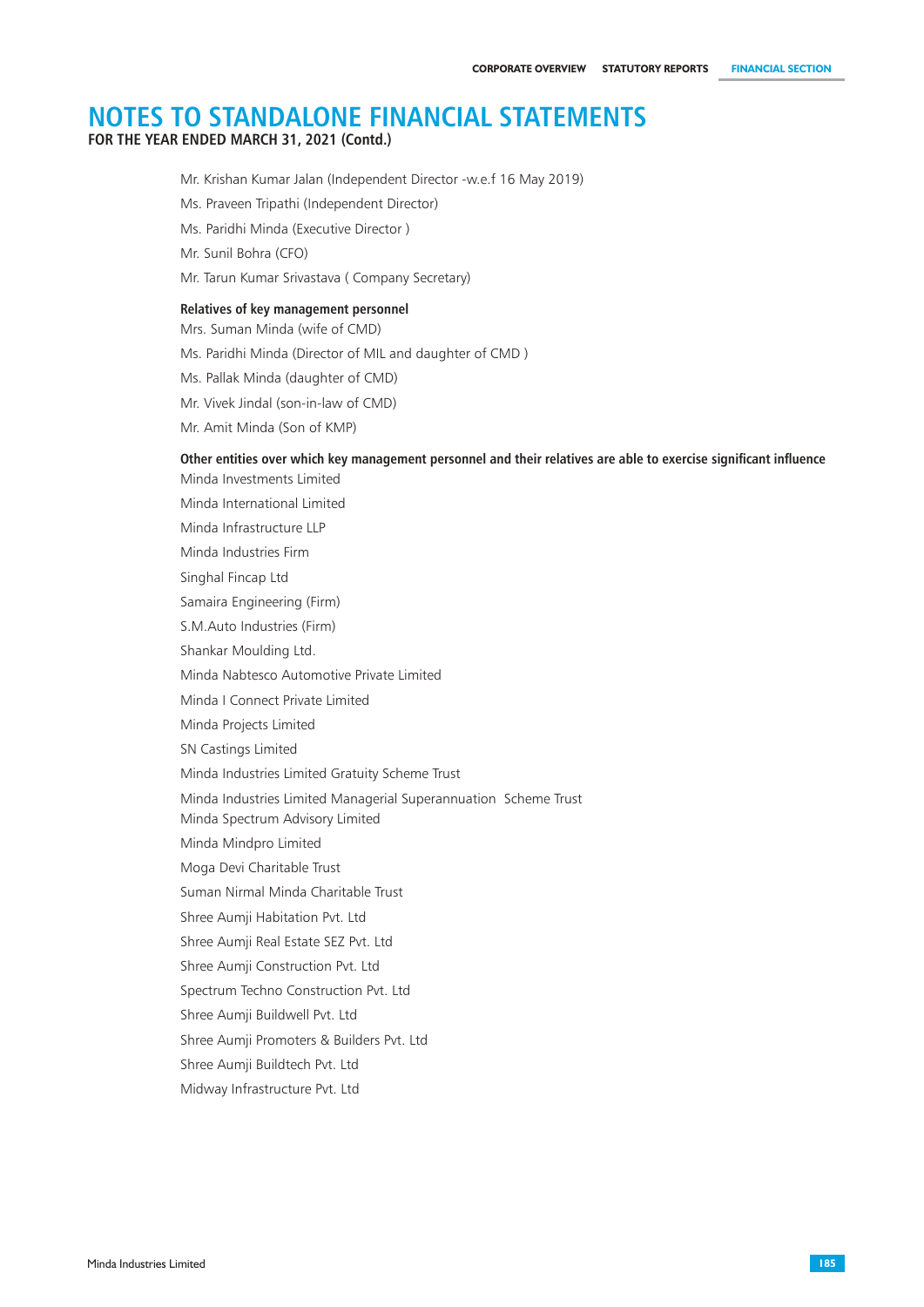# NOTES TO STANDALONE FINANCIAL STATEMENTS

**FOR THE YEAR ENDED MARCH 31, 2021 (Contd.)**

Mr. Krishan Kumar Jalan (Independent Director -w.e.f 16 May 2019)

Ms. Praveen Tripathi (Independent Director)

Ms. Paridhi Minda (Executive Director )

Mr. Sunil Bohra (CFO)

Mr. Tarun Kumar Srivastava ( Company Secretary)

**Relatives of key management personnel**

Mrs. Suman Minda (wife of CMD)

Ms. Paridhi Minda (Director of MIL and daughter of CMD )

Ms. Pallak Minda (daughter of CMD)

Mr. Vivek Jindal (son-in-law of CMD)

Mr. Amit Minda (Son of KMP)

**Other entities over which key management personnel and their relatives are able to exercise significant influence**

Minda Investments Limited

Minda International Limited

Minda Infrastructure LLP

Minda Industries Firm

Singhal Fincap Ltd

Samaira Engineering (Firm)

S.M.Auto Industries (Firm)

Shankar Moulding Ltd.

Minda Nabtesco Automotive Private Limited

Minda I Connect Private Limited

Minda Projects Limited

SN Castings Limited

Minda Industries Limited Gratuity Scheme Trust

Minda Industries Limited Managerial Superannuation Scheme Trust

Minda Spectrum Advisory Limited

Minda Mindpro Limited

Moga Devi Charitable Trust

Suman Nirmal Minda Charitable Trust

Shree Aumji Habitation Pvt. Ltd

Shree Aumji Real Estate SEZ Pvt. Ltd

Shree Aumji Construction Pvt. Ltd

Spectrum Techno Construction Pvt. Ltd

Shree Aumji Buildwell Pvt. Ltd

Shree Aumji Promoters & Builders Pvt. Ltd

Shree Aumji Buildtech Pvt. Ltd

Midway Infrastructure Pvt. Ltd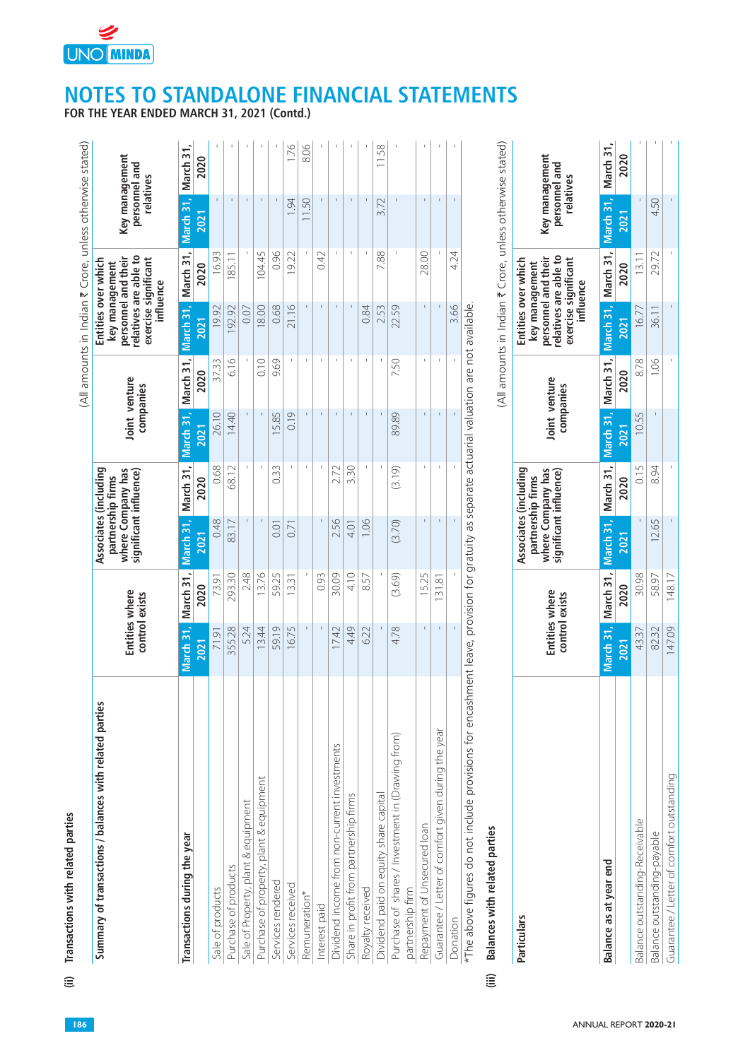# NOTES TO STANDALONE FINANCIAL STATEMENTS

**FOR THE YEAR ENDED MARCH 31, 2021 (Contd.)**

**(ii) Transactions with related parties**

(All amounts in Indian ₹ Crore, unless otherwise stated)

| Summary of transactions / balances with related parties | Entities where control exists | | Associates (including partnership firms where Company has significant influence) | | Joint venture companies | | Entities over which key management personnel and their relatives are able to exercise significant influence | | Key management personnel and relatives | |
|---|---|---|---|---|---|---|---|---|---|---|
| **Transactions during the year** | **March 31, 2021** | **March 31, 2020** | **March 31, 2021** | **March 31, 2020** | **March 31, 2021** | **March 31, 2020** | **March 31, 2021** | **March 31, 2020** | **March 31, 2021** | **March 31, 2020** |
| Sale of products | 71.91 | 73.91 | 0.48 | 0.68 | 26.10 | 37.33 | 19.92 | 16.93 | - | - |
| Purchase of products | 355.28 | 293.30 | 83.17 | 68.12 | 14.40 | 6.16 | 192.92 | 185.11 | - | - |
| Sale of Property, plant & equipment | 5.24 | 2.48 | - | - | - | - | 0.07 | - | - | - |
| Purchase of property, plant & equipment | 13.44 | 13.76 | - | - | - | 0.10 | 18.00 | 104.45 | - | - |
| Services rendered | 59.19 | 59.25 | 0.01 | 0.33 | 15.85 | 9.69 | 0.68 | 0.96 | - | - |
| Services received | 16.75 | 13.31 | 0.71 | - | 0.19 | - | 21.16 | 19.22 | 1.94 | 1.76 |
| Remuneration* | - | - | - | - | - | - | - | - | 11.50 | 8.06 |
| Interest paid | - | 0.93 | - | - | - | - | - | 0.42 | - | - |
| Dividend income from non-current investments | 17.42 | 30.09 | 2.56 | 2.72 | - | - | - | - | - | - |
| Share in profit from partnership firms | 4.49 | 4.10 | 4.01 | 3.30 | - | - | - | - | - | - |
| Royalty received | 6.22 | 8.57 | 1.06 | - | - | - | - | - | - | - |
| Dividend paid on equity share capital | - | - | - | - | - | - | 0.84 | - | - | - |
| Purchase of shares / Investment in (Drawing from) partnership firm | 4.78 | (3.69) | (3.70) | (3.19) | 89.89 | 7.50 | 2.53 | 7.88 | 3.72 | 11.58 |
| Repayment of Unsecured loan | - | 15.25 | - | - | - | - | 22.59 | - | - | - |
| Guarantee / Letter of comfort given during the year | - | 131.81 | - | - | - | - | - | 28.00 | - | - |
| Donation | - | - | - | - | - | - | 3.66 | 4.24 | - | - |

*The above figures do not include provisions for encashment leave, provision for gratuity as separate actuarial valuation are not available.

**(iii) Balances with related parties**

(All amounts in Indian ₹ Crore, unless otherwise stated)

| Particulars | Entities where control exists | | Associates (including partnership firms where Company has significant influence) | | Joint venture companies | | Entities over which key management personnel and their relatives are able to exercise significant influence | | Key management personnel and relatives | |
|---|---|---|---|---|---|---|---|---|---|---|
| **Balance as at year end** | **March 31, 2021** | **March 31, 2020** | **March 31, 2021** | **March 31, 2020** | **March 31, 2021** | **March 31, 2020** | **March 31, 2021** | **March 31, 2020** | **March 31, 2021** | **March 31, 2020** |
| Balance outstanding-Receivable | 43.37 | 30.98 | - | 0.15 | 10.55 | 8.78 | 16.77 | 13.11 | - | - |
| Balance outstanding-payable | 82.32 | 58.97 | 12.65 | 8.94 | - | 1.06 | 36.11 | 29.72 | 4.50 | - |
| Guarantee / Letter of comfort outstanding | 147.09 | 148.17 | - | - | - | - | - | - | - | - |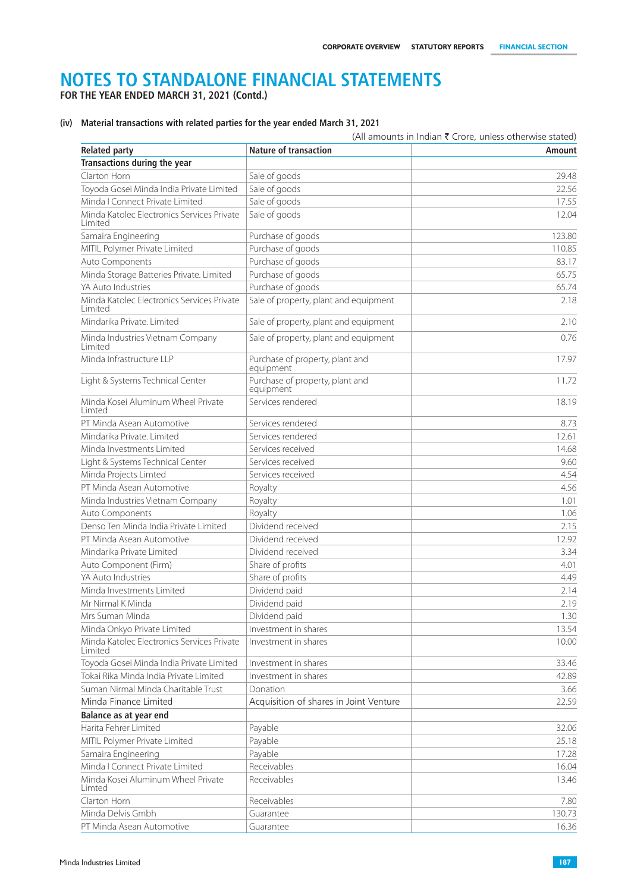# NOTES TO STANDALONE FINANCIAL STATEMENTS

**FOR THE YEAR ENDED MARCH 31, 2021 (Contd.)**

**(iv) Material transactions with related parties for the year ended March 31, 2021**

(All amounts in Indian ₹ Crore, unless otherwise stated)

| Related party | Nature of transaction | Amount |
|---|---|---|
| **Transactions during the year** | | |
| Clarton Horn | Sale of goods | 29.48 |
| Toyoda Gosei Minda India Private Limited | Sale of goods | 22.56 |
| Minda I Connect Private Limited | Sale of goods | 17.55 |
| Minda Katolec Electronics Services Private Limited | Sale of goods | 12.04 |
| Samaira Engineering | Purchase of goods | 123.80 |
| MITIL Polymer Private Limited | Purchase of goods | 110.85 |
| Auto Components | Purchase of goods | 83.17 |
| Minda Storage Batteries Private. Limited | Purchase of goods | 65.75 |
| YA Auto Industries | Purchase of goods | 65.74 |
| Minda Katolec Electronics Services Private Limited | Sale of property, plant and equipment | 2.18 |
| Mindarika Private. Limited | Sale of property, plant and equipment | 2.10 |
| Minda Industries Vietnam Company Limited | Sale of property, plant and equipment | 0.76 |
| Minda Infrastructure LLP | Purchase of property, plant and equipment | 17.97 |
| Light & Systems Technical Center | Purchase of property, plant and equipment | 11.72 |
| Minda Kosei Aluminum Wheel Private Limted | Services rendered | 18.19 |
| PT Minda Asean Automotive | Services rendered | 8.73 |
| Mindarika Private. Limited | Services rendered | 12.61 |
| Minda Investments Limited | Services received | 14.68 |
| Light & Systems Technical Center | Services received | 9.60 |
| Minda Projects Limted | Services received | 4.54 |
| PT Minda Asean Automotive | Royalty | 4.56 |
| Minda Industries Vietnam Company | Royalty | 1.01 |
| Auto Components | Royalty | 1.06 |
| Denso Ten Minda India Private Limited | Dividend received | 2.15 |
| PT Minda Asean Automotive | Dividend received | 12.92 |
| Mindarika Private Limited | Dividend received | 3.34 |
| Auto Component (Firm) | Share of profits | 4.01 |
| YA Auto Industries | Share of profits | 4.49 |
| Minda Investments Limited | Dividend paid | 2.14 |
| Mr Nirmal K Minda | Dividend paid | 2.19 |
| Mrs Suman Minda | Dividend paid | 1.30 |
| Minda Onkyo Private Limited | Investment in shares | 13.54 |
| Minda Katolec Electronics Services Private Limited | Investment in shares | 10.00 |
| Toyoda Gosei Minda India Private Limited | Investment in shares | 33.46 |
| Tokai Rika Minda India Private Limited | Investment in shares | 42.89 |
| Suman Nirmal Minda Charitable Trust | Donation | 3.66 |
| Minda Finance Limited | Acquisition of shares in Joint Venture | 22.59 |
| **Balance as at year end** | | |
| Harita Fehrer Limited | Payable | 32.06 |
| MITIL Polymer Private Limited | Payable | 25.18 |
| Samaira Engineering | Payable | 17.28 |
| Minda I Connect Private Limited | Receivables | 16.04 |
| Minda Kosei Aluminum Wheel Private Limted | Receivables | 13.46 |
| Clarton Horn | Receivables | 7.80 |
| Minda Delvis Gmbh | Guarantee | 130.73 |
| PT Minda Asean Automotive | Guarantee | 16.36 |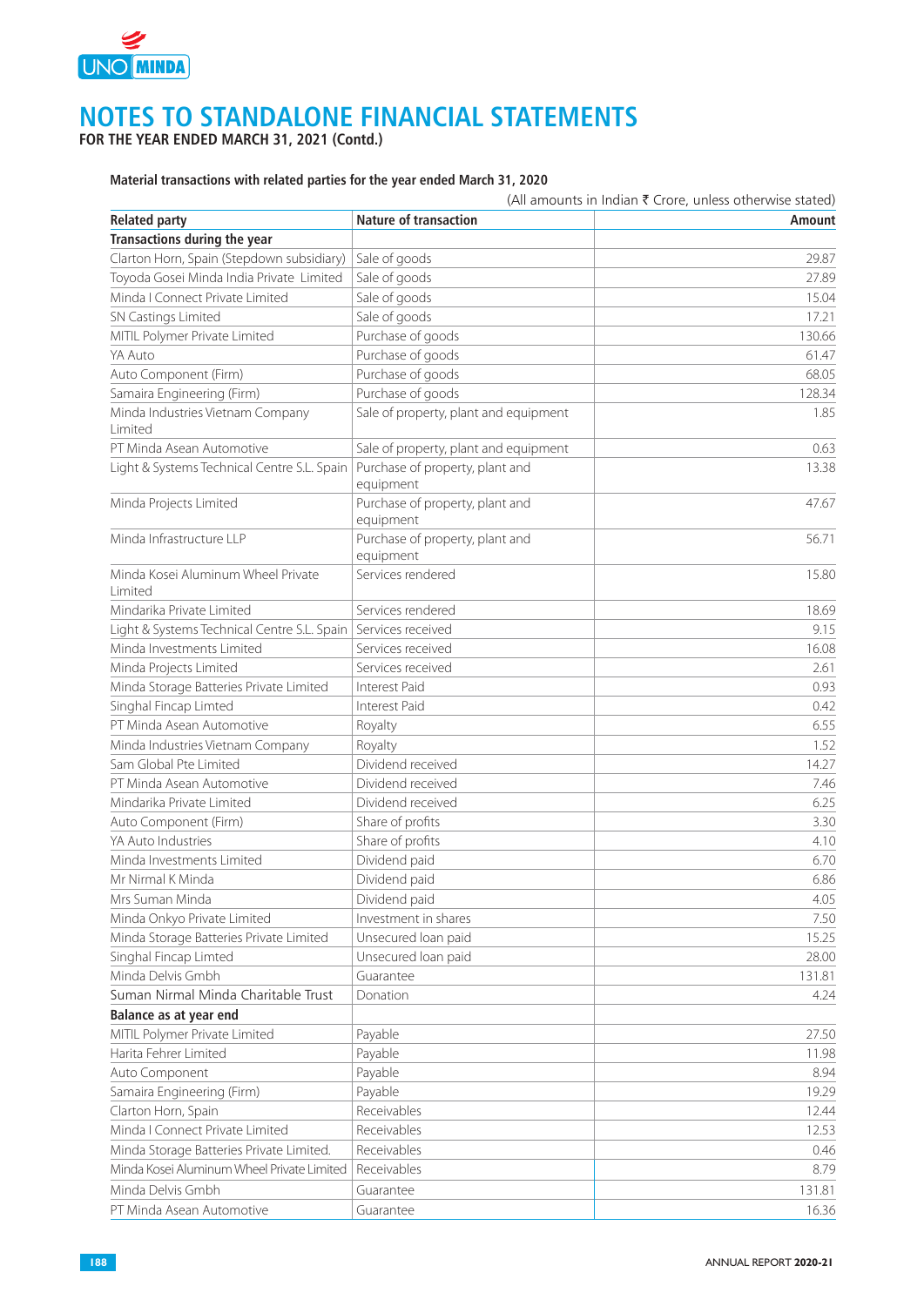# NOTES TO STANDALONE FINANCIAL STATEMENTS

**FOR THE YEAR ENDED MARCH 31, 2021 (Contd.)**

**Material transactions with related parties for the year ended March 31, 2020**

(All amounts in Indian ₹ Crore, unless otherwise stated)

| Related party | Nature of transaction | Amount |
|---|---|---|
| **Transactions during the year** | | |
| Clarton Horn, Spain (Stepdown subsidiary) | Sale of goods | 29.87 |
| Toyoda Gosei Minda India Private Limited | Sale of goods | 27.89 |
| Minda I Connect Private Limited | Sale of goods | 15.04 |
| SN Castings Limited | Sale of goods | 17.21 |
| MITIL Polymer Private Limited | Purchase of goods | 130.66 |
| YA Auto | Purchase of goods | 61.47 |
| Auto Component (Firm) | Purchase of goods | 68.05 |
| Samaira Engineering (Firm) | Purchase of goods | 128.34 |
| Minda Industries Vietnam Company Limited | Sale of property, plant and equipment | 1.85 |
| PT Minda Asean Automotive | Sale of property, plant and equipment | 0.63 |
| Light & Systems Technical Centre S.L. Spain | Purchase of property, plant and equipment | 13.38 |
| Minda Projects Limited | Purchase of property, plant and equipment | 47.67 |
| Minda Infrastructure LLP | Purchase of property, plant and equipment | 56.71 |
| Minda Kosei Aluminum Wheel Private Limited | Services rendered | 15.80 |
| Mindarika Private Limited | Services rendered | 18.69 |
| Light & Systems Technical Centre S.L. Spain | Services received | 9.15 |
| Minda Investments Limited | Services received | 16.08 |
| Minda Projects Limited | Services received | 2.61 |
| Minda Storage Batteries Private Limited | Interest Paid | 0.93 |
| Singhal Fincap Limted | Interest Paid | 0.42 |
| PT Minda Asean Automotive | Royalty | 6.55 |
| Minda Industries Vietnam Company | Royalty | 1.52 |
| Sam Global Pte Limited | Dividend received | 14.27 |
| PT Minda Asean Automotive | Dividend received | 7.46 |
| Mindarika Private Limited | Dividend received | 6.25 |
| Auto Component (Firm) | Share of profits | 3.30 |
| YA Auto Industries | Share of profits | 4.10 |
| Minda Investments Limited | Dividend paid | 6.70 |
| Mr Nirmal K Minda | Dividend paid | 6.86 |
| Mrs Suman Minda | Dividend paid | 4.05 |
| Minda Onkyo Private Limited | Investment in shares | 7.50 |
| Minda Storage Batteries Private Limited | Unsecured loan paid | 15.25 |
| Singhal Fincap Limted | Unsecured loan paid | 28.00 |
| Minda Delvis Gmbh | Guarantee | 131.81 |
| Suman Nirmal Minda Charitable Trust | Donation | 4.24 |
| **Balance as at year end** | | |
| MITIL Polymer Private Limited | Payable | 27.50 |
| Harita Fehrer Limited | Payable | 11.98 |
| Auto Component | Payable | 8.94 |
| Samaira Engineering (Firm) | Payable | 19.29 |
| Clarton Horn, Spain | Receivables | 12.44 |
| Minda I Connect Private Limited | Receivables | 12.53 |
| Minda Storage Batteries Private Limited. | Receivables | 0.46 |
| Minda Kosei Aluminum Wheel Private Limited | Receivables | 8.79 |
| Minda Delvis Gmbh | Guarantee | 131.81 |
| PT Minda Asean Automotive | Guarantee | 16.36 |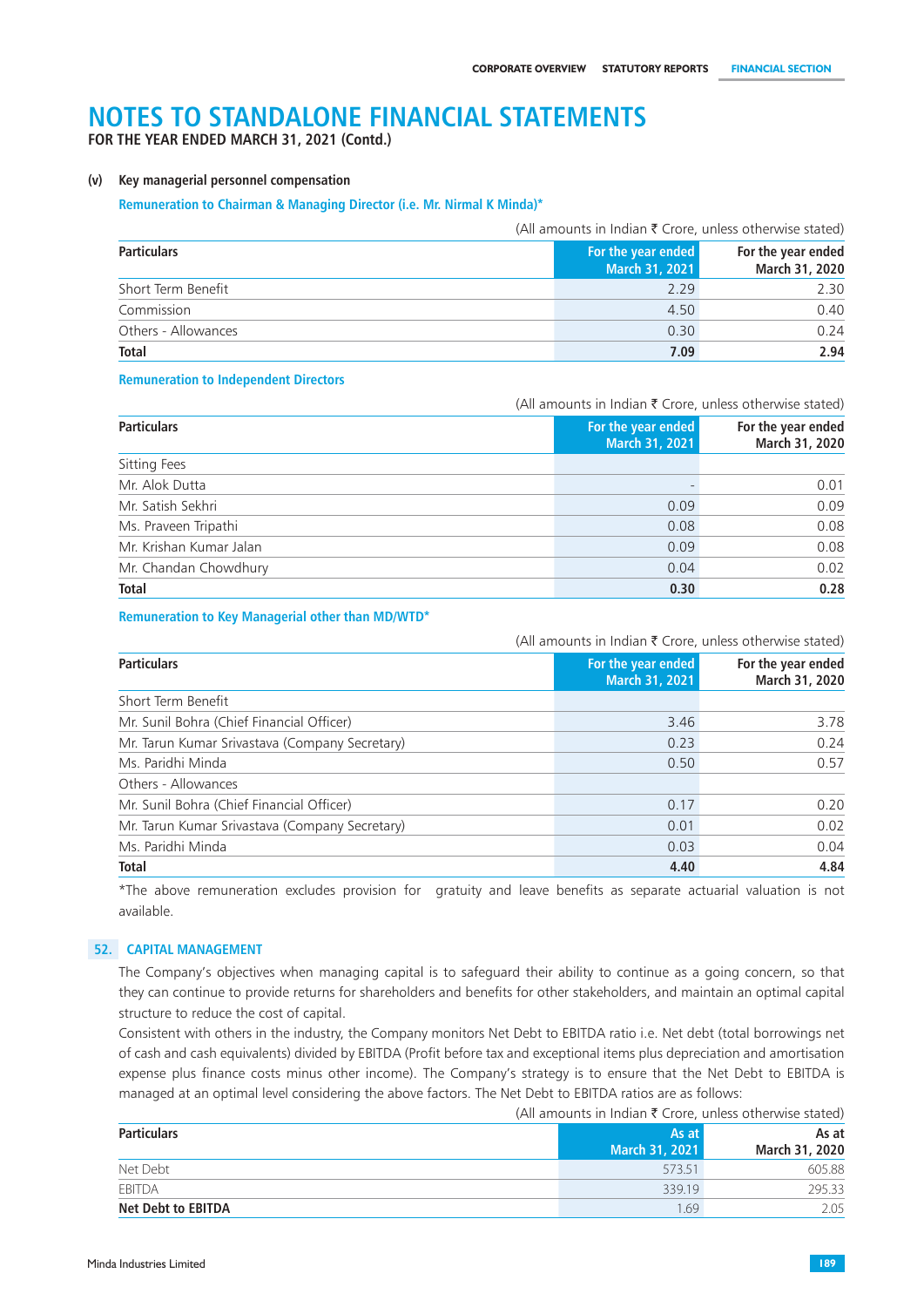# NOTES TO STANDALONE FINANCIAL STATEMENTS

**FOR THE YEAR ENDED MARCH 31, 2021 (Contd.)**

**(v) Key managerial personnel compensation**

**Remuneration to Chairman & Managing Director (i.e. Mr. Nirmal K Minda)***

(All amounts in Indian ₹ Crore, unless otherwise stated)

| Particulars | For the year ended March 31, 2021 | For the year ended March 31, 2020 |
|---|---|---|
| Short Term Benefit | 2.29 | 2.30 |
| Commission | 4.50 | 0.40 |
| Others - Allowances | 0.30 | 0.24 |
| **Total** | **7.09** | **2.94** |

**Remuneration to Independent Directors**

(All amounts in Indian ₹ Crore, unless otherwise stated)

| Particulars | For the year ended March 31, 2021 | For the year ended March 31, 2020 |
|---|---|---|
| Sitting Fees | | |
| Mr. Alok Dutta | - | 0.01 |
| Mr. Satish Sekhri | 0.09 | 0.09 |
| Ms. Praveen Tripathi | 0.08 | 0.08 |
| Mr. Krishan Kumar Jalan | 0.09 | 0.08 |
| Mr. Chandan Chowdhury | 0.04 | 0.02 |
| **Total** | **0.30** | **0.28** |

**Remuneration to Key Managerial other than MD/WTD***

(All amounts in Indian ₹ Crore, unless otherwise stated)

| Particulars | For the year ended March 31, 2021 | For the year ended March 31, 2020 |
|---|---|---|
| Short Term Benefit | | |
| Mr. Sunil Bohra (Chief Financial Officer) | 3.46 | 3.78 |
| Mr. Tarun Kumar Srivastava (Company Secretary) | 0.23 | 0.24 |
| Ms. Paridhi Minda | 0.50 | 0.57 |
| Others - Allowances | | |
| Mr. Sunil Bohra (Chief Financial Officer) | 0.17 | 0.20 |
| Mr. Tarun Kumar Srivastava (Company Secretary) | 0.01 | 0.02 |
| Ms. Paridhi Minda | 0.03 | 0.04 |
| **Total** | **4.40** | **4.84** |

*The above remuneration excludes provision for gratuity and leave benefits as separate actuarial valuation is not available.

## 52. CAPITAL MANAGEMENT

The Company's objectives when managing capital is to safeguard their ability to continue as a going concern, so that they can continue to provide returns for shareholders and benefits for other stakeholders, and maintain an optimal capital structure to reduce the cost of capital.

Consistent with others in the industry, the Company monitors Net Debt to EBITDA ratio i.e. Net debt (total borrowings net of cash and cash equivalents) divided by EBITDA (Profit before tax and exceptional items plus depreciation and amortisation expense plus finance costs minus other income). The Company's strategy is to ensure that the Net Debt to EBITDA is managed at an optimal level considering the above factors. The Net Debt to EBITDA ratios are as follows:

(All amounts in Indian ₹ Crore, unless otherwise stated)

| Particulars | As at March 31, 2021 | As at March 31, 2020 |
|---|---|---|
| Net Debt | 573.51 | 605.88 |
| EBITDA | 339.19 | 295.33 |
| **Net Debt to EBITDA** | 1.69 | 2.05 |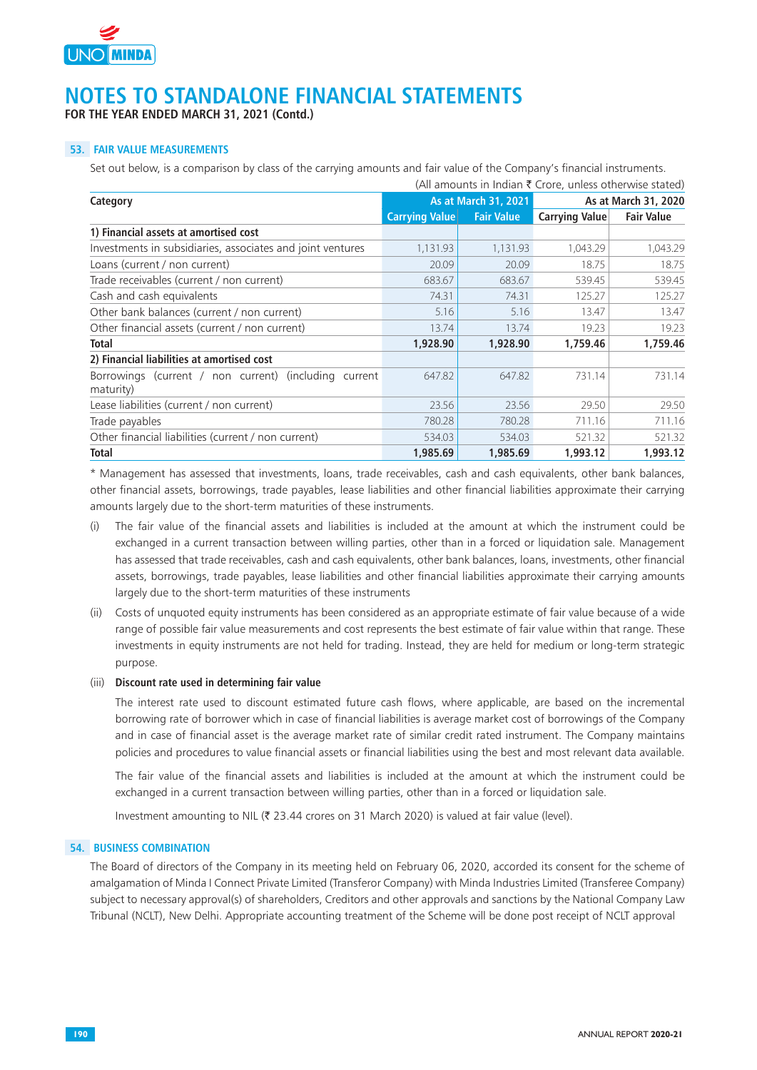# NOTES TO STANDALONE FINANCIAL STATEMENTS

**FOR THE YEAR ENDED MARCH 31, 2021 (Contd.)**

## 53. FAIR VALUE MEASUREMENTS

Set out below, is a comparison by class of the carrying amounts and fair value of the Company's financial instruments.

(All amounts in Indian ₹ Crore, unless otherwise stated)

| Category | As at March 31, 2021 | | As at March 31, 2020 | |
|---|---|---|---|---|
| | Carrying Value | Fair Value | Carrying Value | Fair Value |
| **1) Financial assets at amortised cost** | | | | |
| Investments in subsidiaries, associates and joint ventures | 1,131.93 | 1,131.93 | 1,043.29 | 1,043.29 |
| Loans (current / non current) | 20.09 | 20.09 | 18.75 | 18.75 |
| Trade receivables (current / non current) | 683.67 | 683.67 | 539.45 | 539.45 |
| Cash and cash equivalents | 74.31 | 74.31 | 125.27 | 125.27 |
| Other bank balances (current / non current) | 5.16 | 5.16 | 13.47 | 13.47 |
| Other financial assets (current / non current) | 13.74 | 13.74 | 19.23 | 19.23 |
| **Total** | **1,928.90** | **1,928.90** | **1,759.46** | **1,759.46** |
| **2) Financial liabilities at amortised cost** | | | | |
| Borrowings (current / non current) (including current maturity) | 647.82 | 647.82 | 731.14 | 731.14 |
| Lease liabilities (current / non current) | 23.56 | 23.56 | 29.50 | 29.50 |
| Trade payables | 780.28 | 780.28 | 711.16 | 711.16 |
| Other financial liabilities (current / non current) | 534.03 | 534.03 | 521.32 | 521.32 |
| **Total** | **1,985.69** | **1,985.69** | **1,993.12** | **1,993.12** |

* Management has assessed that investments, loans, trade receivables, cash and cash equivalents, other bank balances, other financial assets, borrowings, trade payables, lease liabilities and other financial liabilities approximate their carrying amounts largely due to the short-term maturities of these instruments.

(i) The fair value of the financial assets and liabilities is included at the amount at which the instrument could be exchanged in a current transaction between willing parties, other than in a forced or liquidation sale. Management has assessed that trade receivables, cash and cash equivalents, other bank balances, loans, investments, other financial assets, borrowings, trade payables, lease liabilities and other financial liabilities approximate their carrying amounts largely due to the short-term maturities of these instruments

(ii) Costs of unquoted equity instruments has been considered as an appropriate estimate of fair value because of a wide range of possible fair value measurements and cost represents the best estimate of fair value within that range. These investments in equity instruments are not held for trading. Instead, they are held for medium or long-term strategic purpose.

(iii) **Discount rate used in determining fair value**

The interest rate used to discount estimated future cash flows, where applicable, are based on the incremental borrowing rate of borrower which in case of financial liabilities is average market cost of borrowings of the Company and in case of financial asset is the average market rate of similar credit rated instrument. The Company maintains policies and procedures to value financial assets or financial liabilities using the best and most relevant data available.

The fair value of the financial assets and liabilities is included at the amount at which the instrument could be exchanged in a current transaction between willing parties, other than in a forced or liquidation sale.

Investment amounting to NIL (₹ 23.44 crores on 31 March 2020) is valued at fair value (level).

## 54. BUSINESS COMBINATION

The Board of directors of the Company in its meeting held on February 06, 2020, accorded its consent for the scheme of amalgamation of Minda I Connect Private Limited (Transferor Company) with Minda Industries Limited (Transferee Company) subject to necessary approval(s) of shareholders, Creditors and other approvals and sanctions by the National Company Law Tribunal (NCLT), New Delhi. Appropriate accounting treatment of the Scheme will be done post receipt of NCLT approval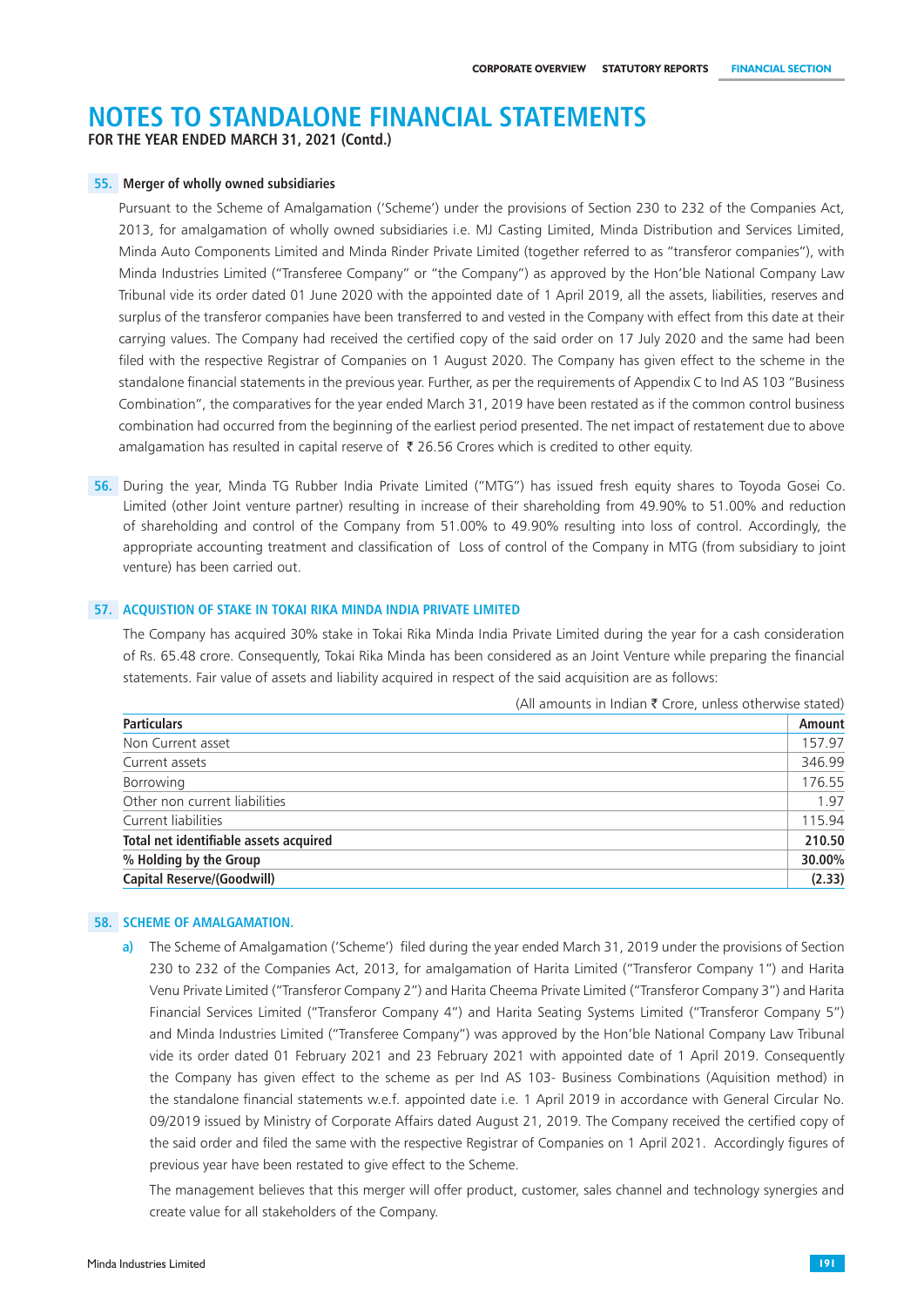# NOTES TO STANDALONE FINANCIAL STATEMENTS

**FOR THE YEAR ENDED MARCH 31, 2021 (Contd.)**

**55. Merger of wholly owned subsidiaries**

Pursuant to the Scheme of Amalgamation ('Scheme') under the provisions of Section 230 to 232 of the Companies Act, 2013, for amalgamation of wholly owned subsidiaries i.e. MJ Casting Limited, Minda Distribution and Services Limited, Minda Auto Components Limited and Minda Rinder Private Limited (together referred to as "transferor companies"), with Minda Industries Limited ("Transferee Company" or "the Company") as approved by the Hon'ble National Company Law Tribunal vide its order dated 01 June 2020 with the appointed date of 1 April 2019, all the assets, liabilities, reserves and surplus of the transferor companies have been transferred to and vested in the Company with effect from this date at their carrying values. The Company had received the certified copy of the said order on 17 July 2020 and the same had been filed with the respective Registrar of Companies on 1 August 2020. The Company has given effect to the scheme in the standalone financial statements in the previous year. Further, as per the requirements of Appendix C to Ind AS 103 "Business Combination", the comparatives for the year ended March 31, 2019 have been restated as if the common control business combination had occurred from the beginning of the earliest period presented. The net impact of restatement due to above amalgamation has resulted in capital reserve of ₹ 26.56 Crores which is credited to other equity.

**56.** During the year, Minda TG Rubber India Private Limited ("MTG") has issued fresh equity shares to Toyoda Gosei Co. Limited (other Joint venture partner) resulting in increase of their shareholding from 49.90% to 51.00% and reduction of shareholding and control of the Company from 51.00% to 49.90% resulting into loss of control. Accordingly, the appropriate accounting treatment and classification of Loss of control of the Company in MTG (from subsidiary to joint venture) has been carried out.

**57. ACQUISTION OF STAKE IN TOKAI RIKA MINDA INDIA PRIVATE LIMITED**

The Company has acquired 30% stake in Tokai Rika Minda India Private Limited during the year for a cash consideration of Rs. 65.48 crore. Consequently, Tokai Rika Minda has been considered as an Joint Venture while preparing the financial statements. Fair value of assets and liability acquired in respect of the said acquisition are as follows:

(All amounts in Indian ₹ Crore, unless otherwise stated)

| Particulars | Amount |
|---|---|
| Non Current asset | 157.97 |
| Current assets | 346.99 |
| Borrowing | 176.55 |
| Other non current liabilities | 1.97 |
| Current liabilities | 115.94 |
| **Total net identifiable assets acquired** | **210.50** |
| **% Holding by the Group** | **30.00%** |
| **Capital Reserve/(Goodwill)** | **(2.33)** |

**58. SCHEME OF AMALGAMATION.**

a) The Scheme of Amalgamation ('Scheme') filed during the year ended March 31, 2019 under the provisions of Section 230 to 232 of the Companies Act, 2013, for amalgamation of Harita Limited ("Transferor Company 1") and Harita Venu Private Limited ("Transferor Company 2") and Harita Cheema Private Limited ("Transferor Company 3") and Harita Financial Services Limited ("Transferor Company 4") and Harita Seating Systems Limited ("Transferor Company 5") and Minda Industries Limited ("Transferee Company") was approved by the Hon'ble National Company Law Tribunal vide its order dated 01 February 2021 and 23 February 2021 with appointed date of 1 April 2019. Consequently the Company has given effect to the scheme as per Ind AS 103- Business Combinations (Aquisition method) in the standalone financial statements w.e.f. appointed date i.e. 1 April 2019 in accordance with General Circular No. 09/2019 issued by Ministry of Corporate Affairs dated August 21, 2019. The Company received the certified copy of the said order and filed the same with the respective Registrar of Companies on 1 April 2021. Accordingly figures of previous year have been restated to give effect to the Scheme.

The management believes that this merger will offer product, customer, sales channel and technology synergies and create value for all stakeholders of the Company.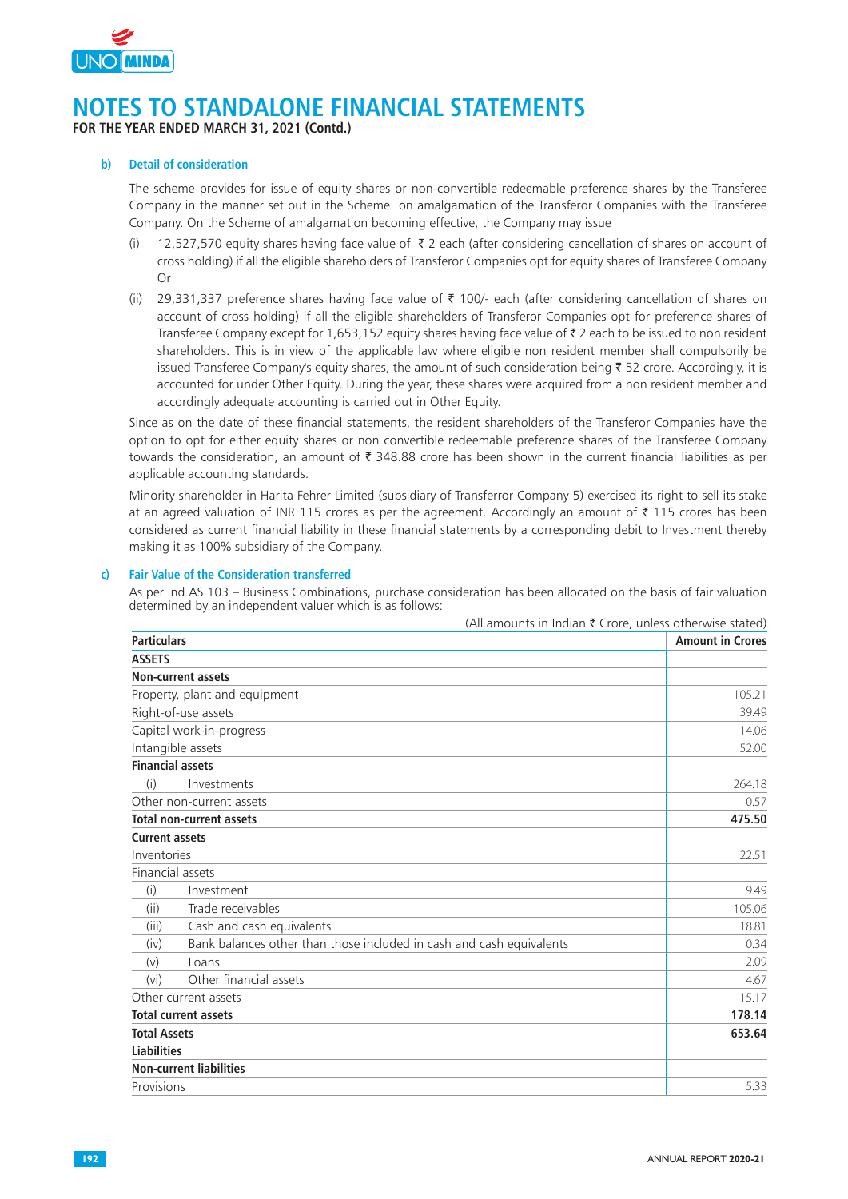# NOTES TO STANDALONE FINANCIAL STATEMENTS

**FOR THE YEAR ENDED MARCH 31, 2021 (Contd.)**

**b) Detail of consideration**

The scheme provides for issue of equity shares or non-convertible redeemable preference shares by the Transferee Company in the manner set out in the Scheme on amalgamation of the Transferor Companies with the Transferee Company. On the Scheme of amalgamation becoming effective, the Company may issue

(i) 12,527,570 equity shares having face value of ₹ 2 each (after considering cancellation of shares on account of cross holding) if all the eligible shareholders of Transferor Companies opt for equity shares of Transferee Company Or

(ii) 29,331,337 preference shares having face value of ₹ 100/- each (after considering cancellation of shares on account of cross holding) if all the eligible shareholders of Transferor Companies opt for preference shares of Transferee Company except for 1,653,152 equity shares having face value of ₹ 2 each to be issued to non resident shareholders. This is in view of the applicable law where eligible non resident member shall compulsorily be issued Transferee Company's equity shares, the amount of such consideration being ₹ 52 crore. Accordingly, it is accounted for under Other Equity. During the year, these shares were acquired from a non resident member and accordingly adequate accounting is carried out in Other Equity.

Since as on the date of these financial statements, the resident shareholders of the Transferor Companies have the option to opt for either equity shares or non convertible redeemable preference shares of the Transferee Company towards the consideration, an amount of ₹ 348.88 crore has been shown in the current financial liabilities as per applicable accounting standards.

Minority shareholder in Harita Fehrer Limited (subsidiary of Transferror Company 5) exercised its right to sell its stake at an agreed valuation of INR 115 crores as per the agreement. Accordingly an amount of ₹ 115 crores has been considered as current financial liability in these financial statements by a corresponding debit to Investment thereby making it as 100% subsidiary of the Company.

**c) Fair Value of the Consideration transferred**

As per Ind AS 103 – Business Combinations, purchase consideration has been allocated on the basis of fair valuation determined by an independent valuer which is as follows:

(All amounts in Indian ₹ Crore, unless otherwise stated)

| Particulars | Amount in Crores |
|---|---|
| **ASSETS** | |
| **Non-current assets** | |
| Property, plant and equipment | 105.21 |
| Right-of-use assets | 39.49 |
| Capital work-in-progress | 14.06 |
| Intangible assets | 52.00 |
| **Financial assets** | |
| (i) Investments | 264.18 |
| Other non-current assets | 0.57 |
| **Total non-current assets** | **475.50** |
| **Current assets** | |
| Inventories | 22.51 |
| Financial assets | |
| (i) Investment | 9.49 |
| (ii) Trade receivables | 105.06 |
| (iii) Cash and cash equivalents | 18.81 |
| (iv) Bank balances other than those included in cash and cash equivalents | 0.34 |
| (v) Loans | 2.09 |
| (vi) Other financial assets | 4.67 |
| Other current assets | 15.17 |
| **Total current assets** | **178.14** |
| **Total Assets** | **653.64** |
| **Liabilities** | |
| **Non-current liabilities** | |
| Provisions | 5.33 |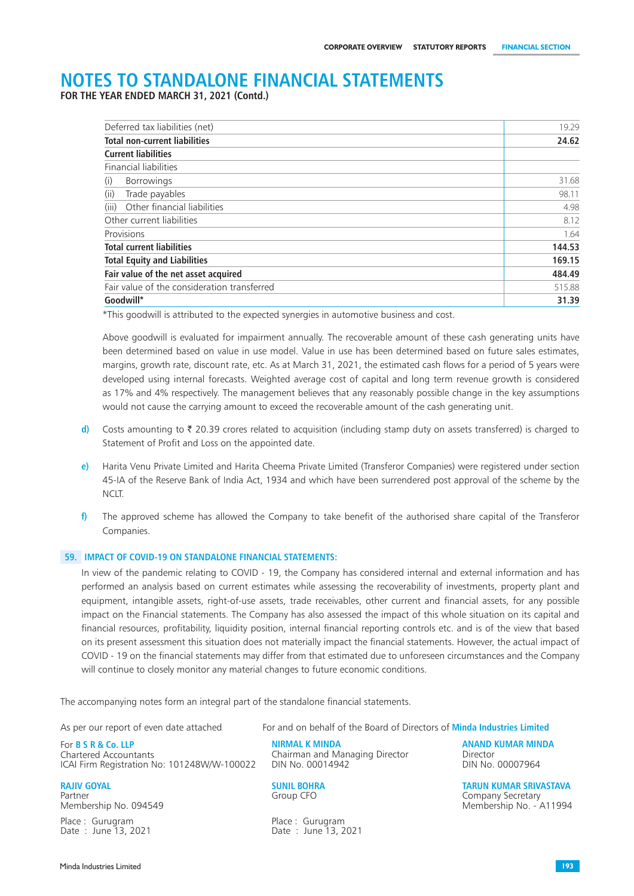# NOTES TO STANDALONE FINANCIAL STATEMENTS

**FOR THE YEAR ENDED MARCH 31, 2021 (Contd.)**

| | |
|---|---|
| Deferred tax liabilities (net) | 19.29 |
| **Total non-current liabilities** | **24.62** |
| **Current liabilities** | |
| Financial liabilities | |
| (i) Borrowings | 31.68 |
| (ii) Trade payables | 98.11 |
| (iii) Other financial liabilities | 4.98 |
| Other current liabilities | 8.12 |
| Provisions | 1.64 |
| **Total current liabilities** | **144.53** |
| **Total Equity and Liabilities** | **169.15** |
| **Fair value of the net asset acquired** | **484.49** |
| Fair value of the consideration transferred | 515.88 |
| **Goodwill*** | **31.39** |

*This goodwill is attributed to the expected synergies in automotive business and cost.

Above goodwill is evaluated for impairment annually. The recoverable amount of these cash generating units have been determined based on value in use model. Value in use has been determined based on future sales estimates, margins, growth rate, discount rate, etc. As at March 31, 2021, the estimated cash flows for a period of 5 years were developed using internal forecasts. Weighted average cost of capital and long term revenue growth is considered as 17% and 4% respectively. The management believes that any reasonably possible change in the key assumptions would not cause the carrying amount to exceed the recoverable amount of the cash generating unit.

d) Costs amounting to ₹ 20.39 crores related to acquisition (including stamp duty on assets transferred) is charged to Statement of Profit and Loss on the appointed date.

e) Harita Venu Private Limited and Harita Cheema Private Limited (Transferor Companies) were registered under section 45-IA of the Reserve Bank of India Act, 1934 and which have been surrendered post approval of the scheme by the NCLT.

f) The approved scheme has allowed the Company to take benefit of the authorised share capital of the Transferor Companies.

## 59. IMPACT OF COVID-19 ON STANDALONE FINANCIAL STATEMENTS:

In view of the pandemic relating to COVID - 19, the Company has considered internal and external information and has performed an analysis based on current estimates while assessing the recoverability of investments, property plant and equipment, intangible assets, right-of-use assets, trade receivables, other current and financial assets, for any possible impact on the Financial statements. The Company has also assessed the impact of this whole situation on its capital and financial resources, profitability, liquidity position, internal financial reporting controls etc. and is of the view that based on its present assessment this situation does not materially impact the financial statements. However, the actual impact of COVID - 19 on the financial statements may differ from that estimated due to unforeseen circumstances and the Company will continue to closely monitor any material changes to future economic conditions.

The accompanying notes form an integral part of the standalone financial statements.

As per our report of even date attached

For **B S R & Co. LLP**
Chartered Accountants
ICAI Firm Registration No: 101248W/W-100022

**RAJIV GOYAL**
Partner
Membership No. 094549

Place : Gurugram
Date : June 13, 2021

For and on behalf of the Board of Directors of **Minda Industries Limited**

**NIRMAL K MINDA**
Chairman and Managing Director
DIN No. 00014942

**ANAND KUMAR MINDA**
Director
DIN No. 00007964

**SUNIL BOHRA**
Group CFO

**TARUN KUMAR SRIVASTAVA**
Company Secretary
Membership No. - A11994

Place : Gurugram
Date : June 13, 2021